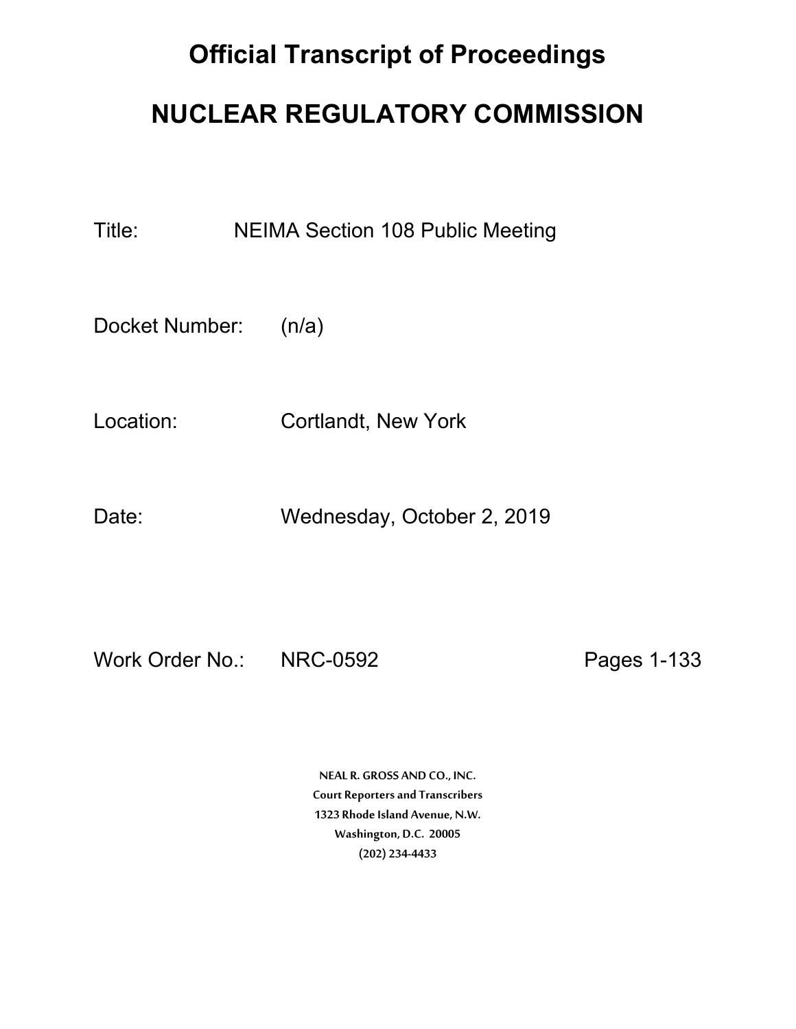# Official Transcript of Proceedings

# NUCLEAR REGULATORY COMMISSION

Title: NEIMA Section 108 Public Meeting

Docket Number: (n/a)

Location: Cortlandt, New York

Date: Wednesday, October 2, 2019

Work Order No.: NRC-0592 Pages 1-133

NEAL R. GROSS AND CO., INC.
Court Reporters and Transcribers
1323 Rhode Island Avenue, N.W.
Washington, D.C. 20005
(202) 234-4433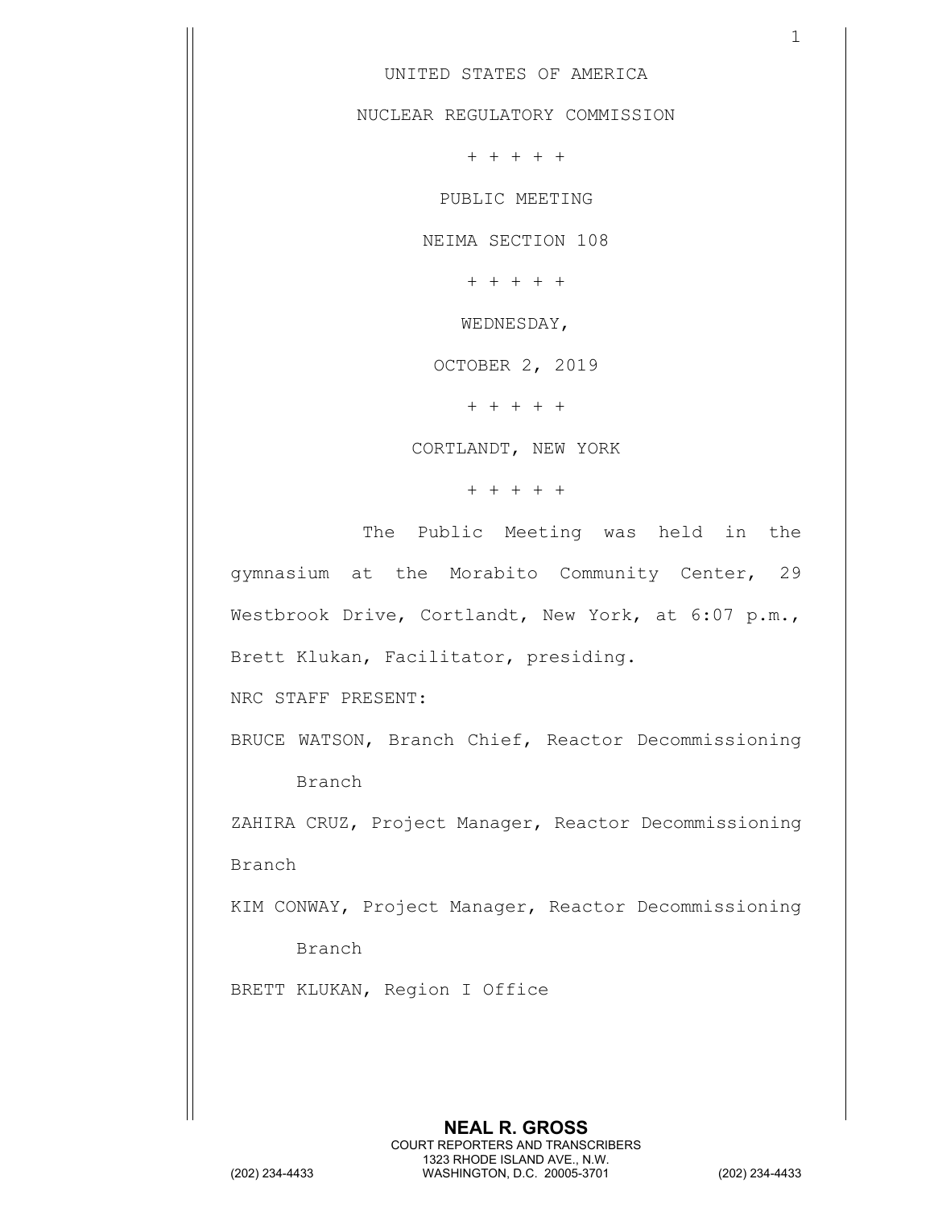UNITED STATES OF AMERICA

NUCLEAR REGULATORY COMMISSION

+ + + + +

PUBLIC MEETING

NEIMA SECTION 108

+ + + + +

WEDNESDAY,

OCTOBER 2, 2019

+ + + + +

CORTLANDT, NEW YORK

+ + + + +

The Public Meeting was held in the gymnasium at the Morabito Community Center, 29 Westbrook Drive, Cortlandt, New York, at 6:07 p.m., Brett Klukan, Facilitator, presiding.

NRC STAFF PRESENT:

BRUCE WATSON, Branch Chief, Reactor Decommissioning Branch

ZAHIRA CRUZ, Project Manager, Reactor Decommissioning Branch

KIM CONWAY, Project Manager, Reactor Decommissioning Branch

BRETT KLUKAN, Region I Office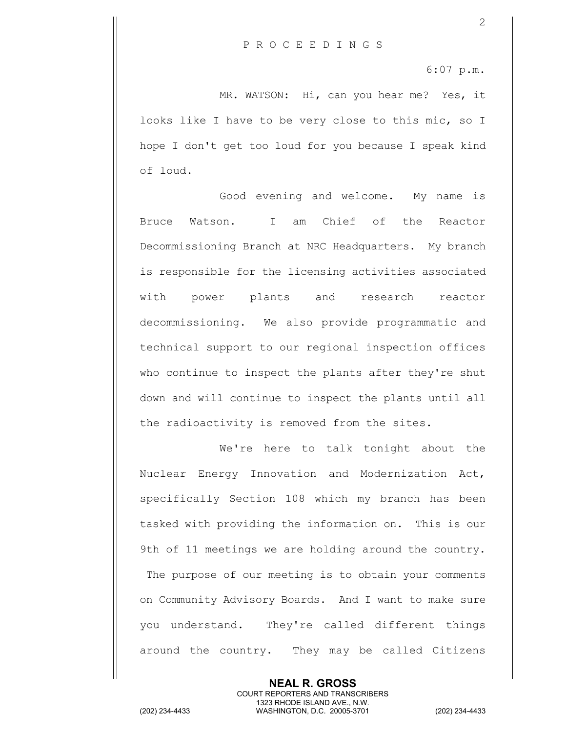P R O C E E D I N G S

6:07 p.m.

MR. WATSON: Hi, can you hear me? Yes, it looks like I have to be very close to this mic, so I hope I don't get too loud for you because I speak kind of loud.

Good evening and welcome. My name is Bruce Watson. I am Chief of the Reactor Decommissioning Branch at NRC Headquarters. My branch is responsible for the licensing activities associated with power plants and research reactor decommissioning. We also provide programmatic and technical support to our regional inspection offices who continue to inspect the plants after they're shut down and will continue to inspect the plants until all the radioactivity is removed from the sites.

We're here to talk tonight about the Nuclear Energy Innovation and Modernization Act, specifically Section 108 which my branch has been tasked with providing the information on. This is our 9th of 11 meetings we are holding around the country. The purpose of our meeting is to obtain your comments on Community Advisory Boards. And I want to make sure you understand. They're called different things around the country. They may be called Citizens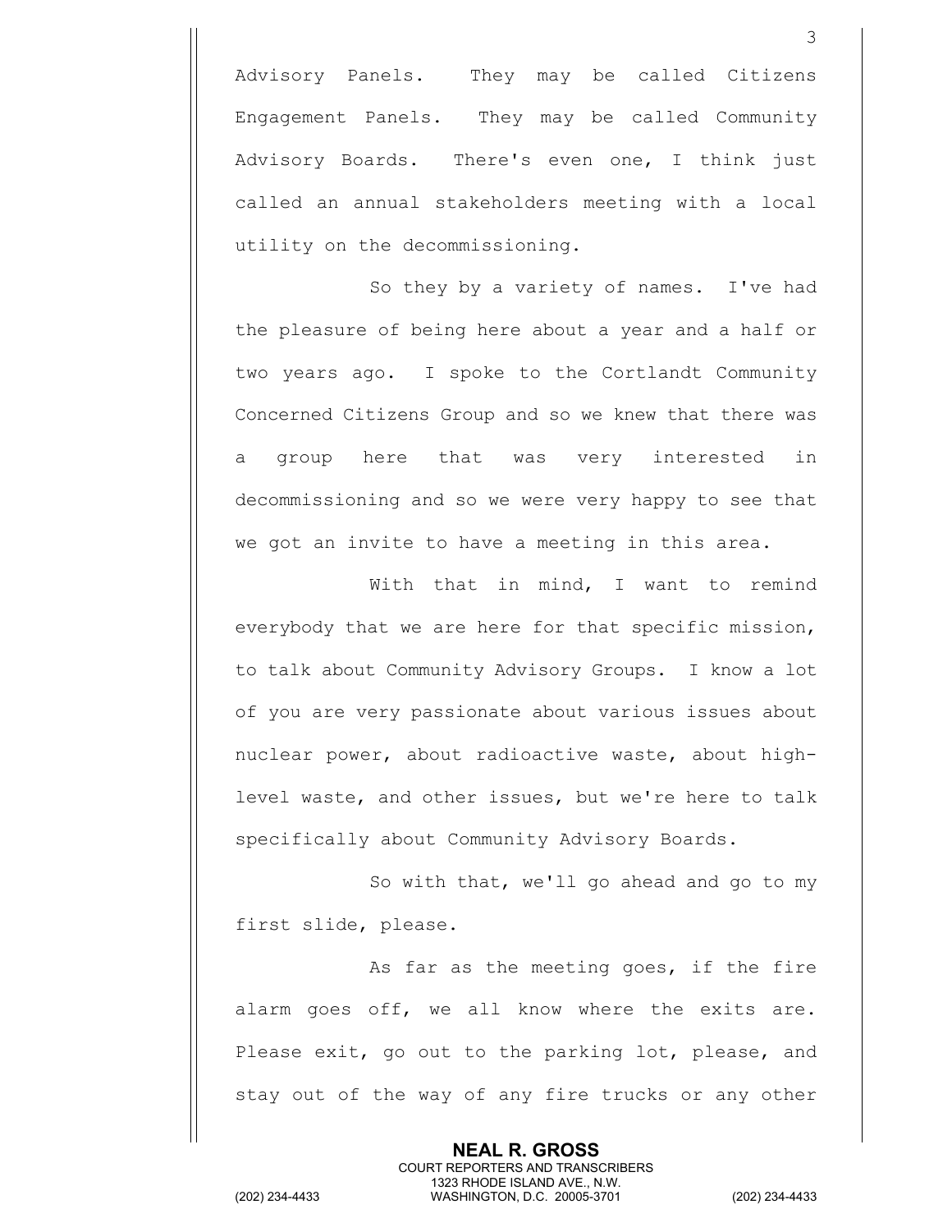Advisory Panels. They may be called Citizens Engagement Panels. They may be called Community Advisory Boards. There's even one, I think just called an annual stakeholders meeting with a local utility on the decommissioning.

So they by a variety of names. I've had the pleasure of being here about a year and a half or two years ago. I spoke to the Cortlandt Community Concerned Citizens Group and so we knew that there was a group here that was very interested in decommissioning and so we were very happy to see that we got an invite to have a meeting in this area.

With that in mind, I want to remind everybody that we are here for that specific mission, to talk about Community Advisory Groups. I know a lot of you are very passionate about various issues about nuclear power, about radioactive waste, about high-level waste, and other issues, but we're here to talk specifically about Community Advisory Boards.

So with that, we'll go ahead and go to my first slide, please.

As far as the meeting goes, if the fire alarm goes off, we all know where the exits are. Please exit, go out to the parking lot, please, and stay out of the way of any fire trucks or any other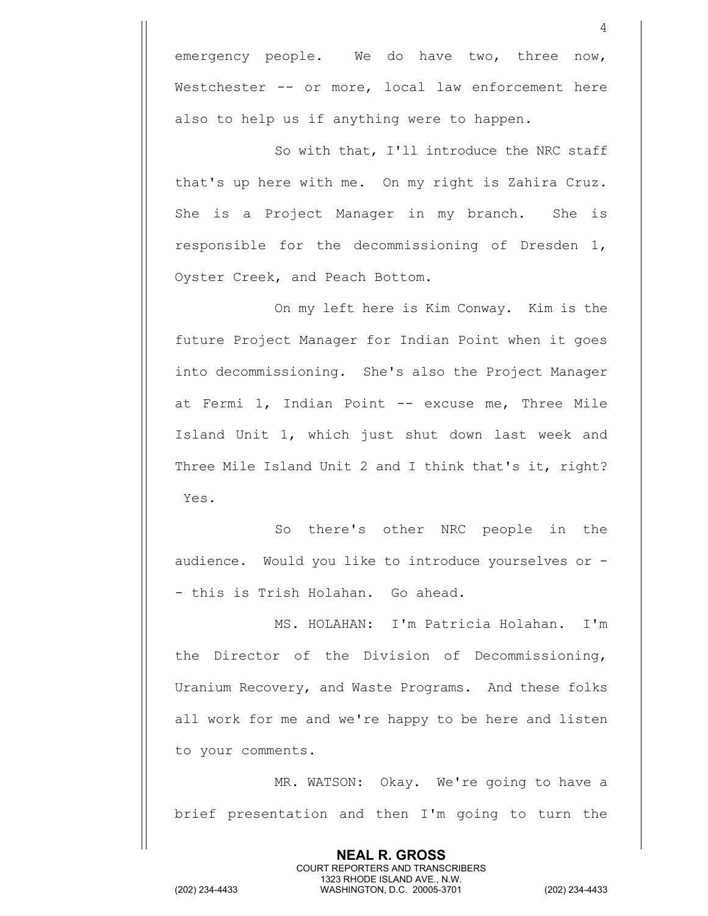emergency people. We do have two, three now, Westchester -- or more, local law enforcement here also to help us if anything were to happen.

So with that, I'll introduce the NRC staff that's up here with me. On my right is Zahira Cruz. She is a Project Manager in my branch. She is responsible for the decommissioning of Dresden 1, Oyster Creek, and Peach Bottom.

On my left here is Kim Conway. Kim is the future Project Manager for Indian Point when it goes into decommissioning. She's also the Project Manager at Fermi 1, Indian Point -- excuse me, Three Mile Island Unit 1, which just shut down last week and Three Mile Island Unit 2 and I think that's it, right? Yes.

So there's other NRC people in the audience. Would you like to introduce yourselves or -- this is Trish Holahan. Go ahead.

MS. HOLAHAN: I'm Patricia Holahan. I'm the Director of the Division of Decommissioning, Uranium Recovery, and Waste Programs. And these folks all work for me and we're happy to be here and listen to your comments.

MR. WATSON: Okay. We're going to have a brief presentation and then I'm going to turn the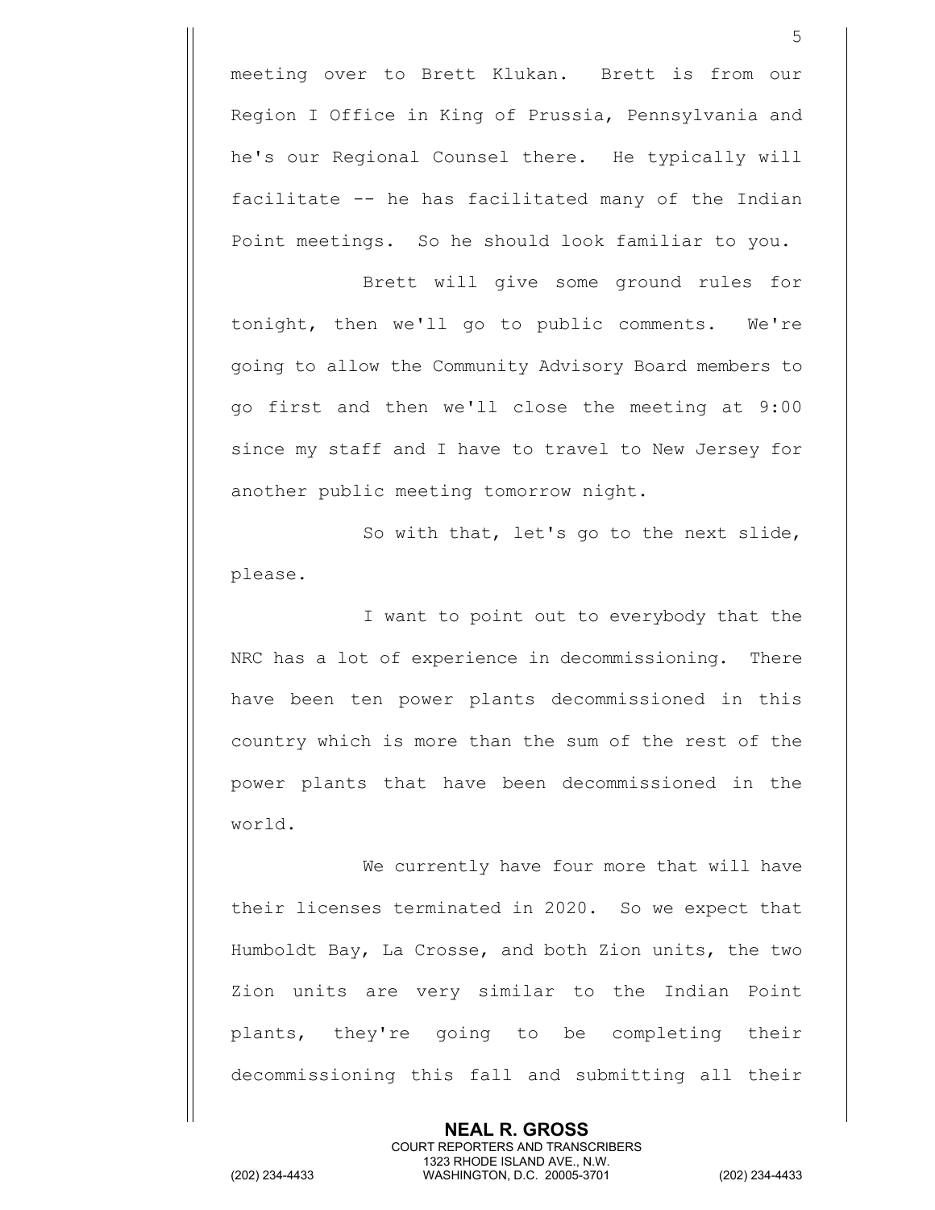meeting over to Brett Klukan. Brett is from our Region I Office in King of Prussia, Pennsylvania and he's our Regional Counsel there. He typically will facilitate -- he has facilitated many of the Indian Point meetings. So he should look familiar to you.

Brett will give some ground rules for tonight, then we'll go to public comments. We're going to allow the Community Advisory Board members to go first and then we'll close the meeting at 9:00 since my staff and I have to travel to New Jersey for another public meeting tomorrow night.

So with that, let's go to the next slide, please.

I want to point out to everybody that the NRC has a lot of experience in decommissioning. There have been ten power plants decommissioned in this country which is more than the sum of the rest of the power plants that have been decommissioned in the world.

We currently have four more that will have their licenses terminated in 2020. So we expect that Humboldt Bay, La Crosse, and both Zion units, the two Zion units are very similar to the Indian Point plants, they're going to be completing their decommissioning this fall and submitting all their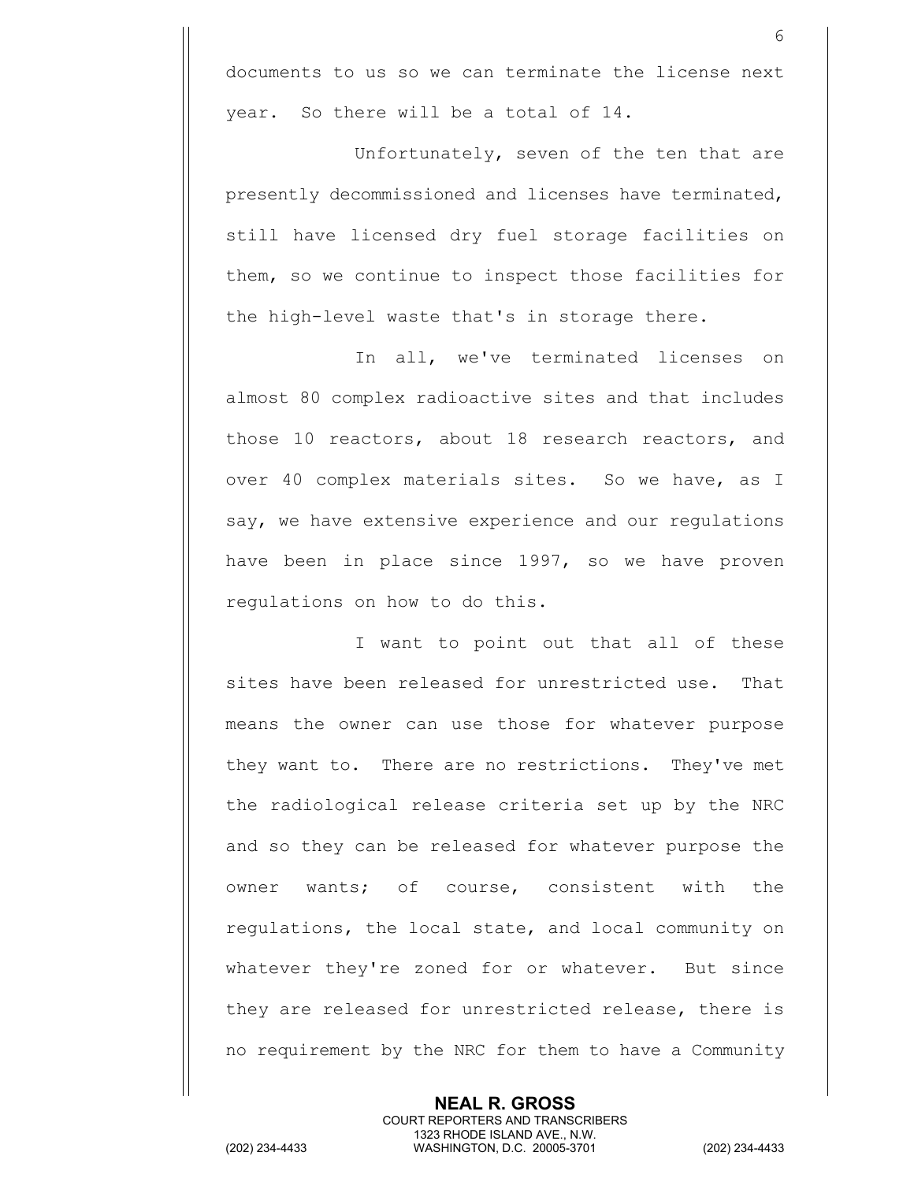documents to us so we can terminate the license next year. So there will be a total of 14.

Unfortunately, seven of the ten that are presently decommissioned and licenses have terminated, still have licensed dry fuel storage facilities on them, so we continue to inspect those facilities for the high-level waste that's in storage there.

In all, we've terminated licenses on almost 80 complex radioactive sites and that includes those 10 reactors, about 18 research reactors, and over 40 complex materials sites. So we have, as I say, we have extensive experience and our regulations have been in place since 1997, so we have proven regulations on how to do this.

I want to point out that all of these sites have been released for unrestricted use. That means the owner can use those for whatever purpose they want to. There are no restrictions. They've met the radiological release criteria set up by the NRC and so they can be released for whatever purpose the owner wants; of course, consistent with the regulations, the local state, and local community on whatever they're zoned for or whatever. But since they are released for unrestricted release, there is no requirement by the NRC for them to have a Community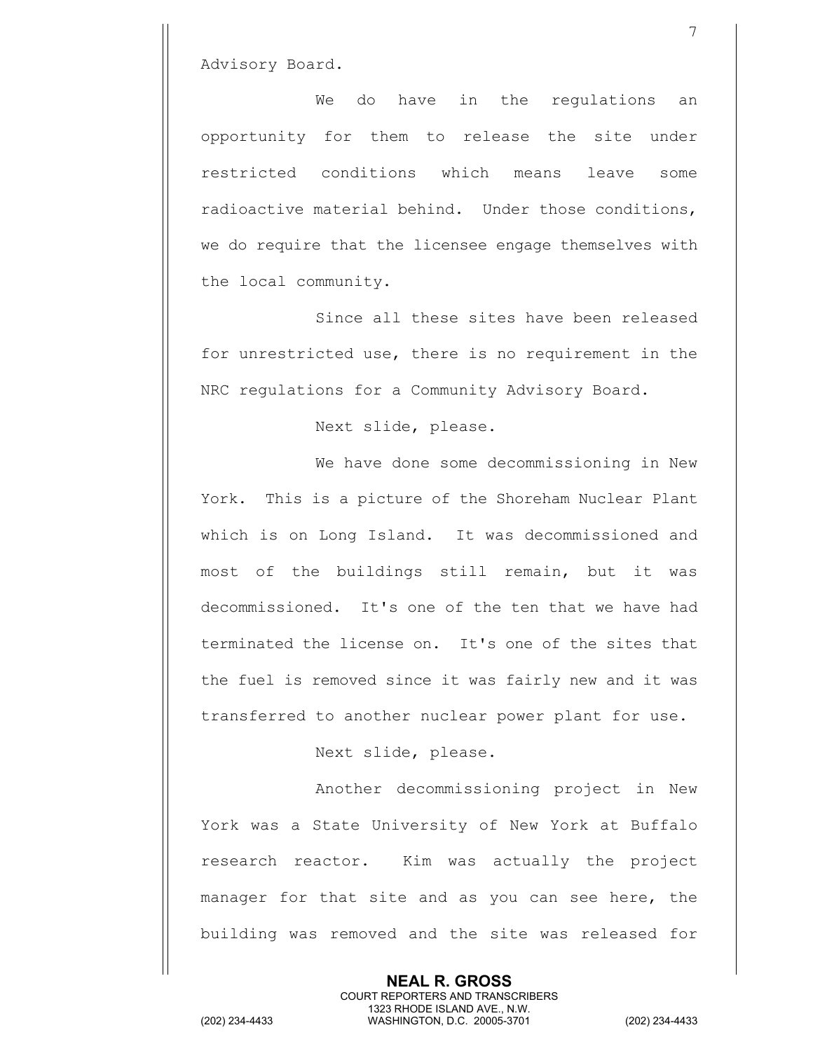Advisory Board.

We do have in the regulations an opportunity for them to release the site under restricted conditions which means leave some radioactive material behind. Under those conditions, we do require that the licensee engage themselves with the local community.

Since all these sites have been released for unrestricted use, there is no requirement in the NRC regulations for a Community Advisory Board.

Next slide, please.

We have done some decommissioning in New York. This is a picture of the Shoreham Nuclear Plant which is on Long Island. It was decommissioned and most of the buildings still remain, but it was decommissioned. It's one of the ten that we have had terminated the license on. It's one of the sites that the fuel is removed since it was fairly new and it was transferred to another nuclear power plant for use.

Next slide, please.

Another decommissioning project in New York was a State University of New York at Buffalo research reactor. Kim was actually the project manager for that site and as you can see here, the building was removed and the site was released for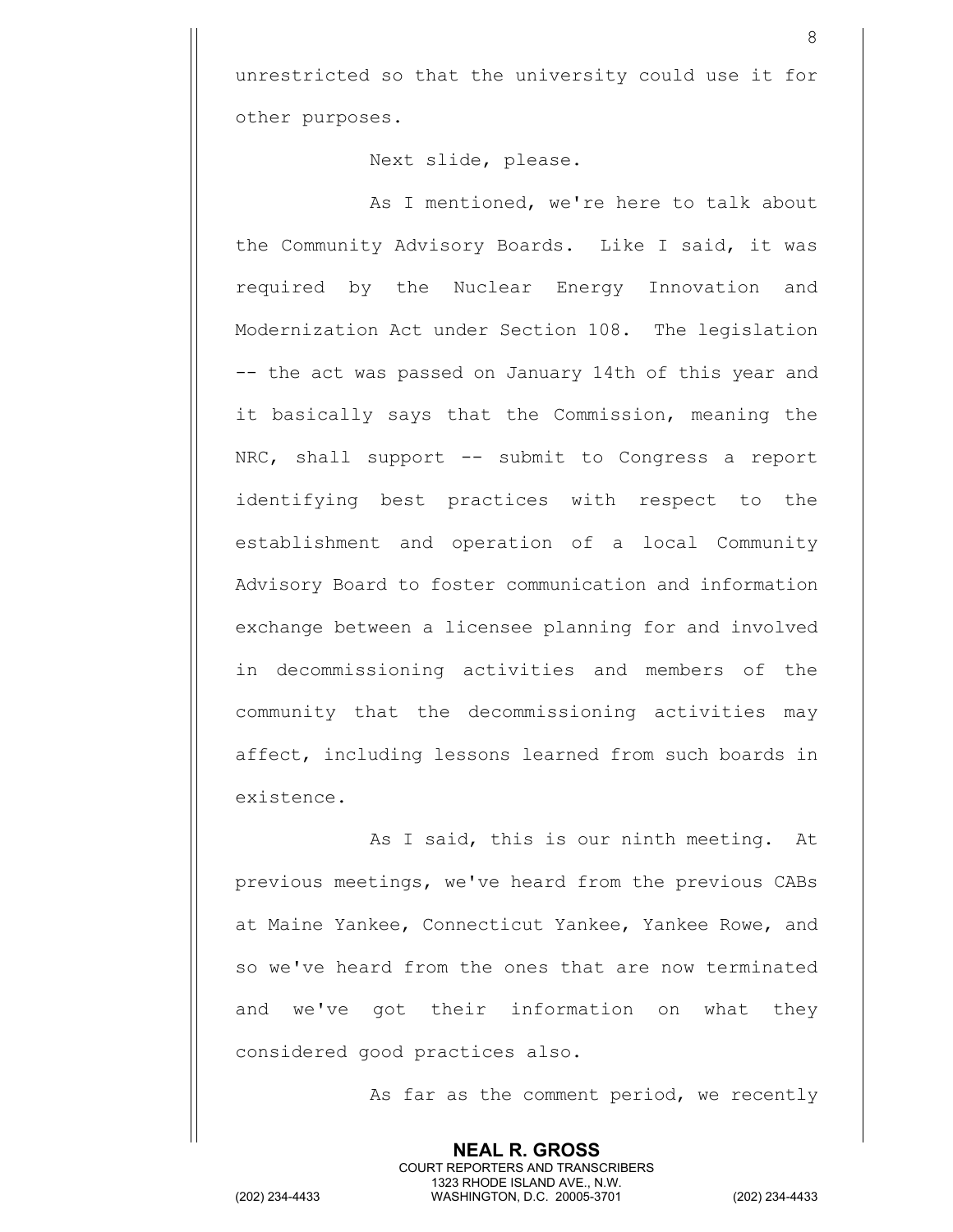unrestricted so that the university could use it for other purposes.

Next slide, please.

As I mentioned, we're here to talk about the Community Advisory Boards. Like I said, it was required by the Nuclear Energy Innovation and Modernization Act under Section 108. The legislation -- the act was passed on January 14th of this year and it basically says that the Commission, meaning the NRC, shall support -- submit to Congress a report identifying best practices with respect to the establishment and operation of a local Community Advisory Board to foster communication and information exchange between a licensee planning for and involved in decommissioning activities and members of the community that the decommissioning activities may affect, including lessons learned from such boards in existence.

As I said, this is our ninth meeting. At previous meetings, we've heard from the previous CABs at Maine Yankee, Connecticut Yankee, Yankee Rowe, and so we've heard from the ones that are now terminated and we've got their information on what they considered good practices also.

As far as the comment period, we recently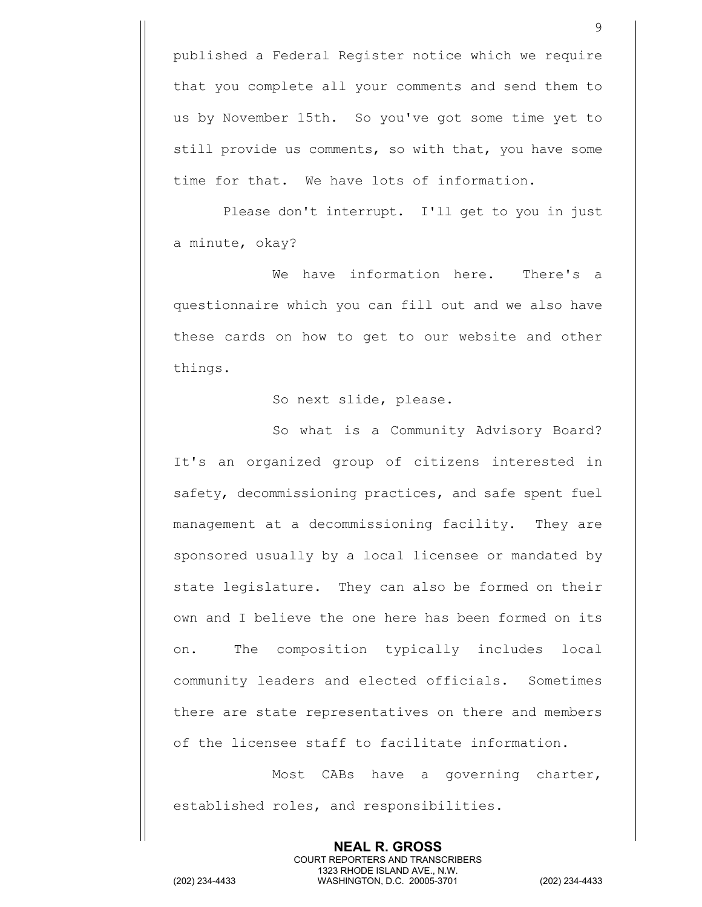published a Federal Register notice which we require that you complete all your comments and send them to us by November 15th. So you've got some time yet to still provide us comments, so with that, you have some time for that. We have lots of information.

Please don't interrupt. I'll get to you in just a minute, okay?

We have information here. There's a questionnaire which you can fill out and we also have these cards on how to get to our website and other things.

So next slide, please.

So what is a Community Advisory Board? It's an organized group of citizens interested in safety, decommissioning practices, and safe spent fuel management at a decommissioning facility. They are sponsored usually by a local licensee or mandated by state legislature. They can also be formed on their own and I believe the one here has been formed on its on. The composition typically includes local community leaders and elected officials. Sometimes there are state representatives on there and members of the licensee staff to facilitate information.

Most CABs have a governing charter, established roles, and responsibilities.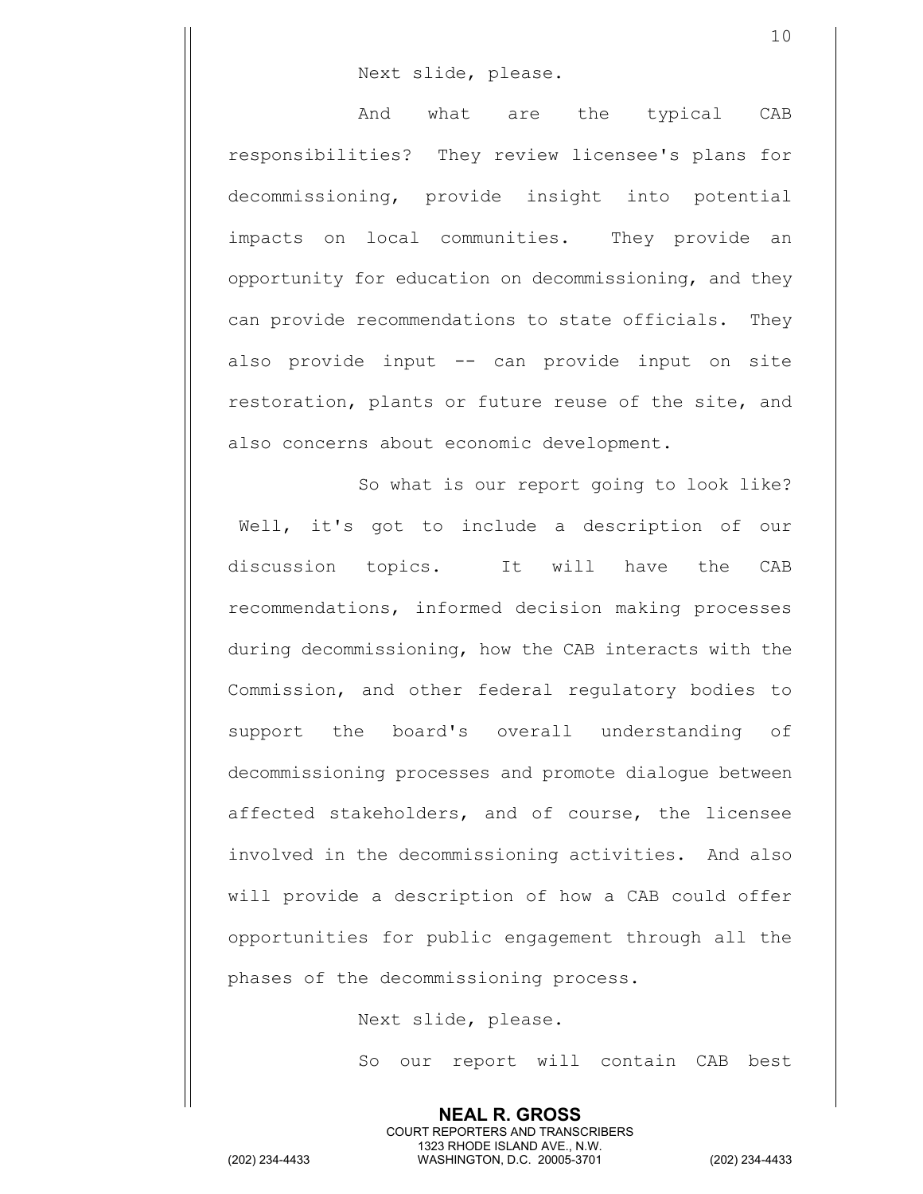Next slide, please.

And what are the typical CAB responsibilities? They review licensee's plans for decommissioning, provide insight into potential impacts on local communities. They provide an opportunity for education on decommissioning, and they can provide recommendations to state officials. They also provide input -- can provide input on site restoration, plants or future reuse of the site, and also concerns about economic development.

So what is our report going to look like? Well, it's got to include a description of our discussion topics. It will have the CAB recommendations, informed decision making processes during decommissioning, how the CAB interacts with the Commission, and other federal regulatory bodies to support the board's overall understanding of decommissioning processes and promote dialogue between affected stakeholders, and of course, the licensee involved in the decommissioning activities. And also will provide a description of how a CAB could offer opportunities for public engagement through all the phases of the decommissioning process.

Next slide, please.

So our report will contain CAB best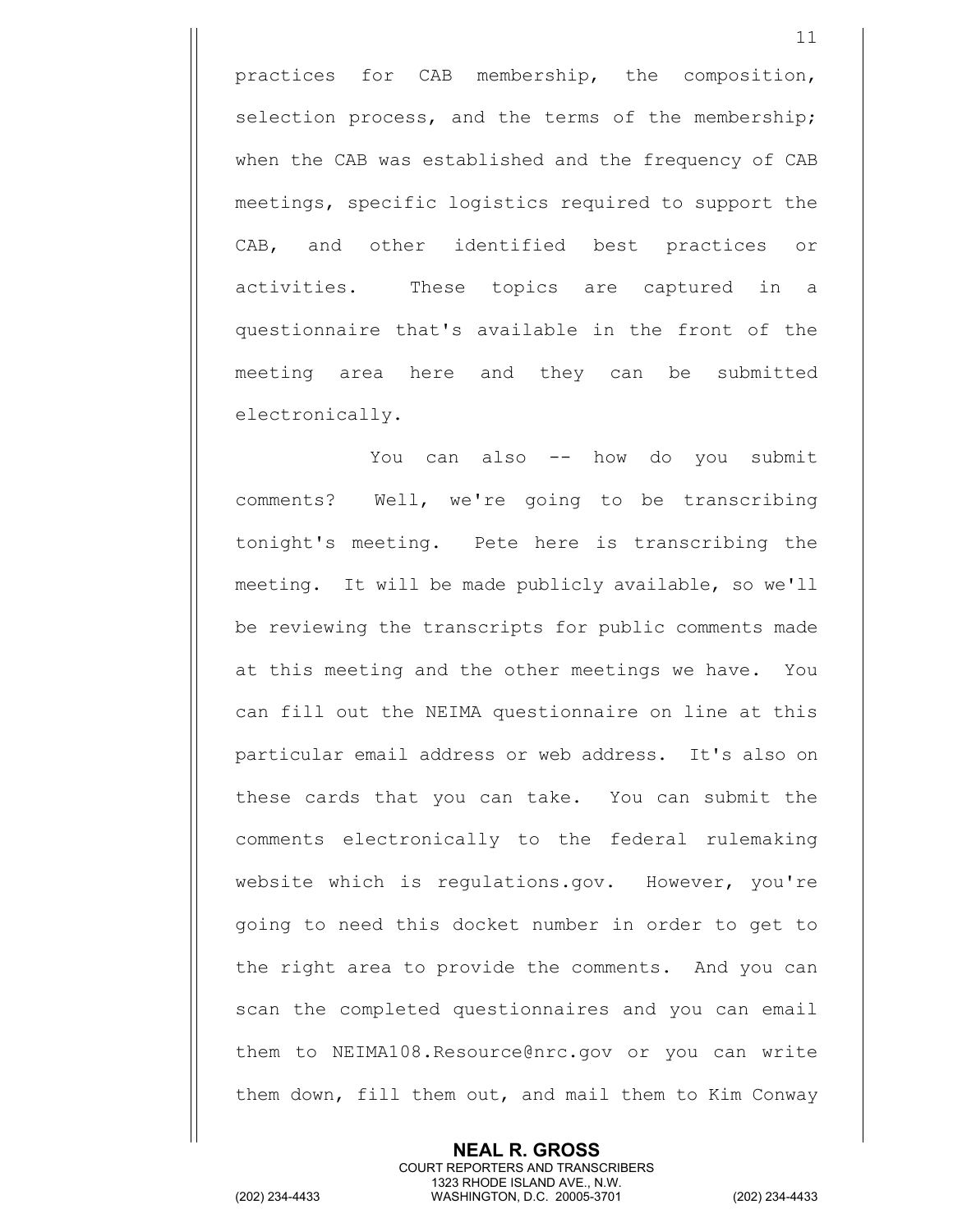practices for CAB membership, the composition, selection process, and the terms of the membership; when the CAB was established and the frequency of CAB meetings, specific logistics required to support the CAB, and other identified best practices or activities. These topics are captured in a questionnaire that's available in the front of the meeting area here and they can be submitted electronically.

You can also -- how do you submit comments? Well, we're going to be transcribing tonight's meeting. Pete here is transcribing the meeting. It will be made publicly available, so we'll be reviewing the transcripts for public comments made at this meeting and the other meetings we have. You can fill out the NEIMA questionnaire on line at this particular email address or web address. It's also on these cards that you can take. You can submit the comments electronically to the federal rulemaking website which is regulations.gov. However, you're going to need this docket number in order to get to the right area to provide the comments. And you can scan the completed questionnaires and you can email them to NEIMA108.Resource@nrc.gov or you can write them down, fill them out, and mail them to Kim Conway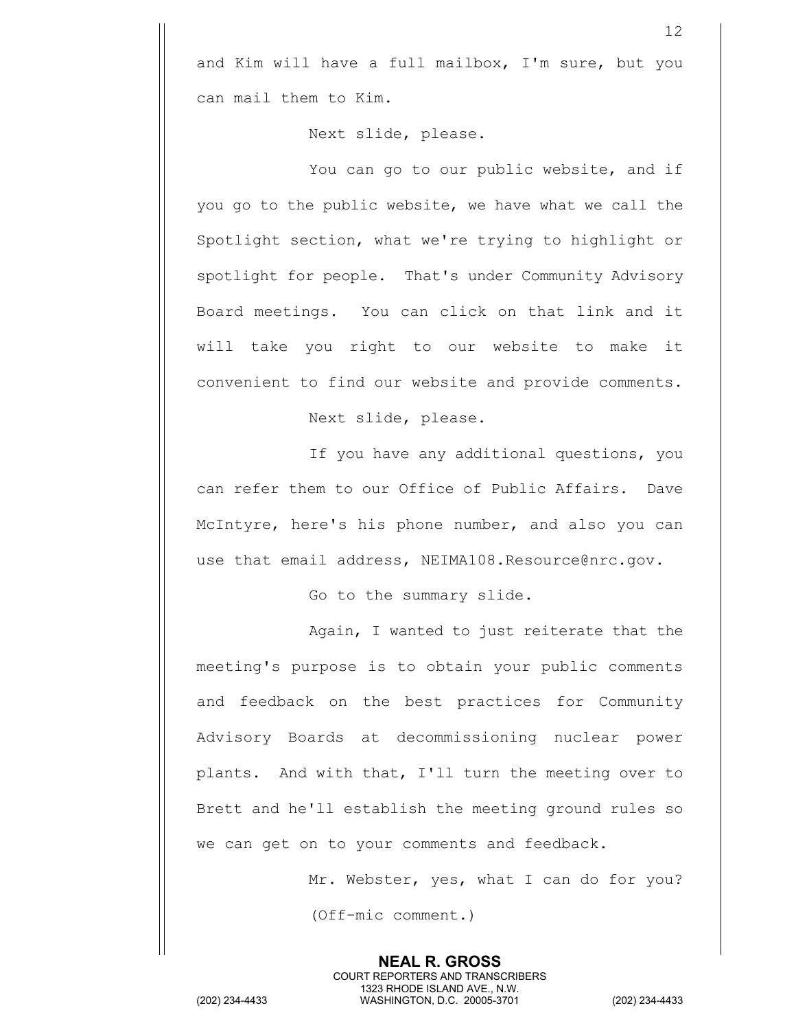and Kim will have a full mailbox, I'm sure, but you can mail them to Kim.

Next slide, please.

You can go to our public website, and if you go to the public website, we have what we call the Spotlight section, what we're trying to highlight or spotlight for people. That's under Community Advisory Board meetings. You can click on that link and it will take you right to our website to make it convenient to find our website and provide comments.

Next slide, please.

If you have any additional questions, you can refer them to our Office of Public Affairs. Dave McIntyre, here's his phone number, and also you can use that email address, NEIMA108.Resource@nrc.gov.

Go to the summary slide.

Again, I wanted to just reiterate that the meeting's purpose is to obtain your public comments and feedback on the best practices for Community Advisory Boards at decommissioning nuclear power plants. And with that, I'll turn the meeting over to Brett and he'll establish the meeting ground rules so we can get on to your comments and feedback.

Mr. Webster, yes, what I can do for you?

(Off-mic comment.)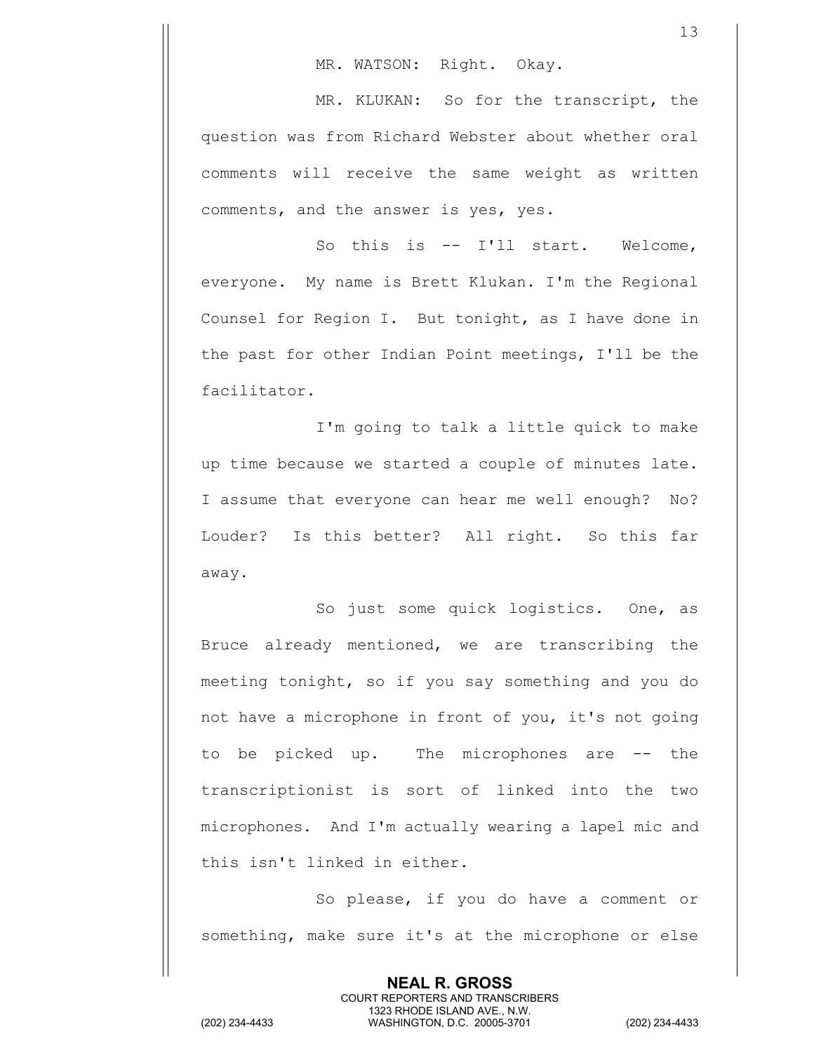MR. WATSON: Right. Okay.

MR. KLUKAN: So for the transcript, the question was from Richard Webster about whether oral comments will receive the same weight as written comments, and the answer is yes, yes.

So this is -- I'll start. Welcome, everyone. My name is Brett Klukan. I'm the Regional Counsel for Region I. But tonight, as I have done in the past for other Indian Point meetings, I'll be the facilitator.

I'm going to talk a little quick to make up time because we started a couple of minutes late. I assume that everyone can hear me well enough? No? Louder? Is this better? All right. So this far away.

So just some quick logistics. One, as Bruce already mentioned, we are transcribing the meeting tonight, so if you say something and you do not have a microphone in front of you, it's not going to be picked up. The microphones are -- the transcriptionist is sort of linked into the two microphones. And I'm actually wearing a lapel mic and this isn't linked in either.

So please, if you do have a comment or something, make sure it's at the microphone or else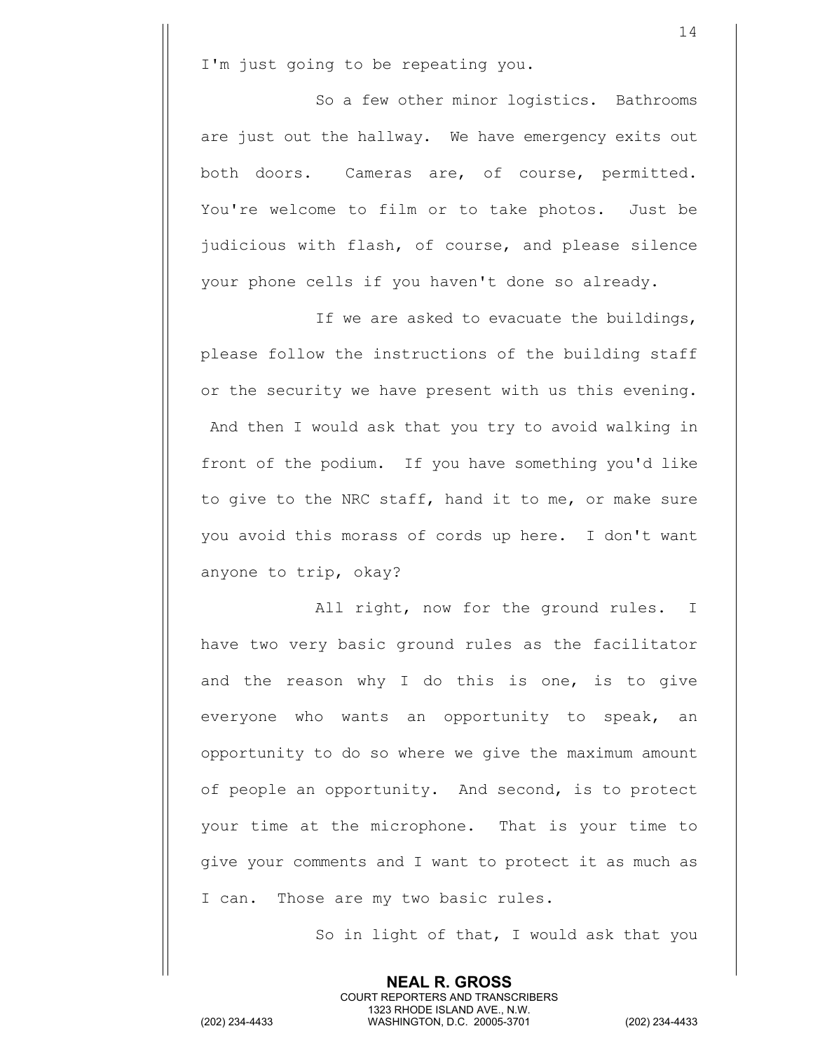I'm just going to be repeating you.

So a few other minor logistics. Bathrooms are just out the hallway. We have emergency exits out both doors. Cameras are, of course, permitted. You're welcome to film or to take photos. Just be judicious with flash, of course, and please silence your phone cells if you haven't done so already.

If we are asked to evacuate the buildings, please follow the instructions of the building staff or the security we have present with us this evening. And then I would ask that you try to avoid walking in front of the podium. If you have something you'd like to give to the NRC staff, hand it to me, or make sure you avoid this morass of cords up here. I don't want anyone to trip, okay?

All right, now for the ground rules. I have two very basic ground rules as the facilitator and the reason why I do this is one, is to give everyone who wants an opportunity to speak, an opportunity to do so where we give the maximum amount of people an opportunity. And second, is to protect your time at the microphone. That is your time to give your comments and I want to protect it as much as I can. Those are my two basic rules.

So in light of that, I would ask that you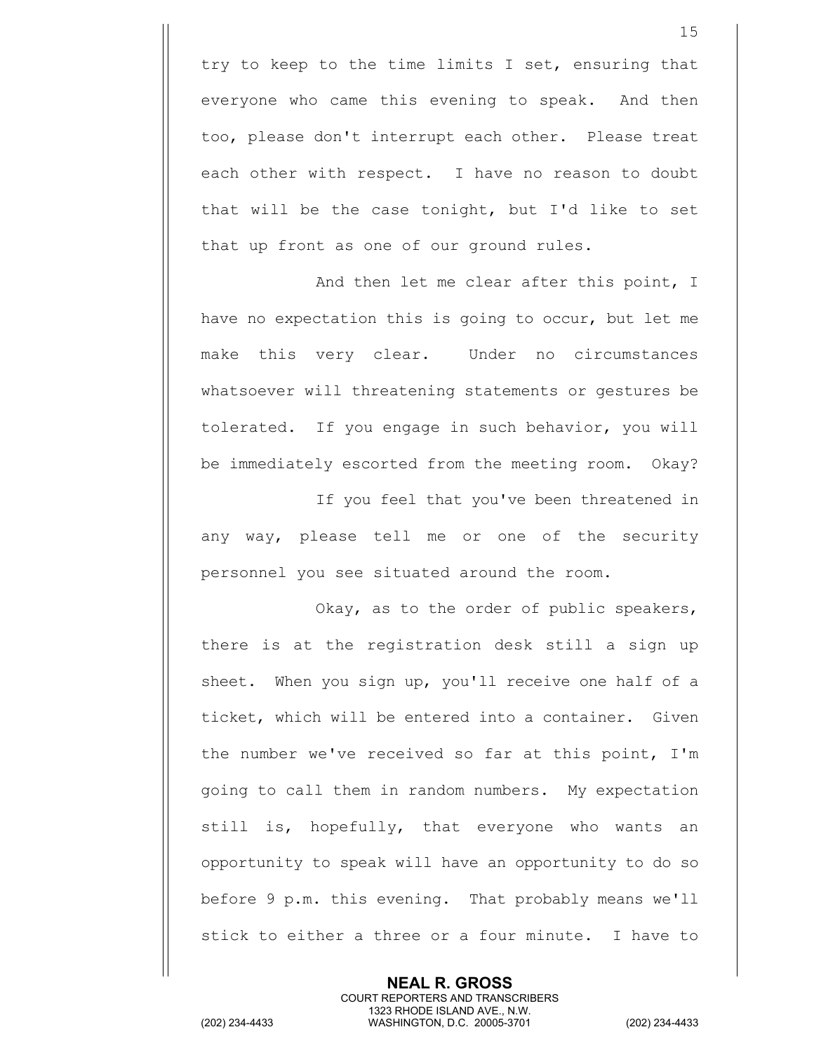try to keep to the time limits I set, ensuring that everyone who came this evening to speak. And then too, please don't interrupt each other. Please treat each other with respect. I have no reason to doubt that will be the case tonight, but I'd like to set that up front as one of our ground rules.

And then let me clear after this point, I have no expectation this is going to occur, but let me make this very clear. Under no circumstances whatsoever will threatening statements or gestures be tolerated. If you engage in such behavior, you will be immediately escorted from the meeting room. Okay?

If you feel that you've been threatened in any way, please tell me or one of the security personnel you see situated around the room.

Okay, as to the order of public speakers, there is at the registration desk still a sign up sheet. When you sign up, you'll receive one half of a ticket, which will be entered into a container. Given the number we've received so far at this point, I'm going to call them in random numbers. My expectation still is, hopefully, that everyone who wants an opportunity to speak will have an opportunity to do so before 9 p.m. this evening. That probably means we'll stick to either a three or a four minute. I have to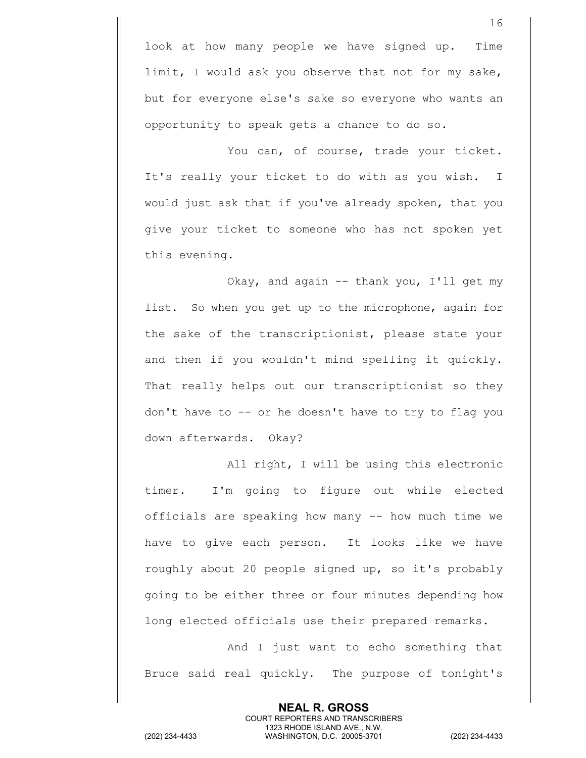look at how many people we have signed up. Time limit, I would ask you observe that not for my sake, but for everyone else's sake so everyone who wants an opportunity to speak gets a chance to do so.

You can, of course, trade your ticket. It's really your ticket to do with as you wish. I would just ask that if you've already spoken, that you give your ticket to someone who has not spoken yet this evening.

Okay, and again -- thank you, I'll get my list. So when you get up to the microphone, again for the sake of the transcriptionist, please state your and then if you wouldn't mind spelling it quickly. That really helps out our transcriptionist so they don't have to -- or he doesn't have to try to flag you down afterwards. Okay?

All right, I will be using this electronic timer. I'm going to figure out while elected officials are speaking how many -- how much time we have to give each person. It looks like we have roughly about 20 people signed up, so it's probably going to be either three or four minutes depending how long elected officials use their prepared remarks.

And I just want to echo something that Bruce said real quickly. The purpose of tonight's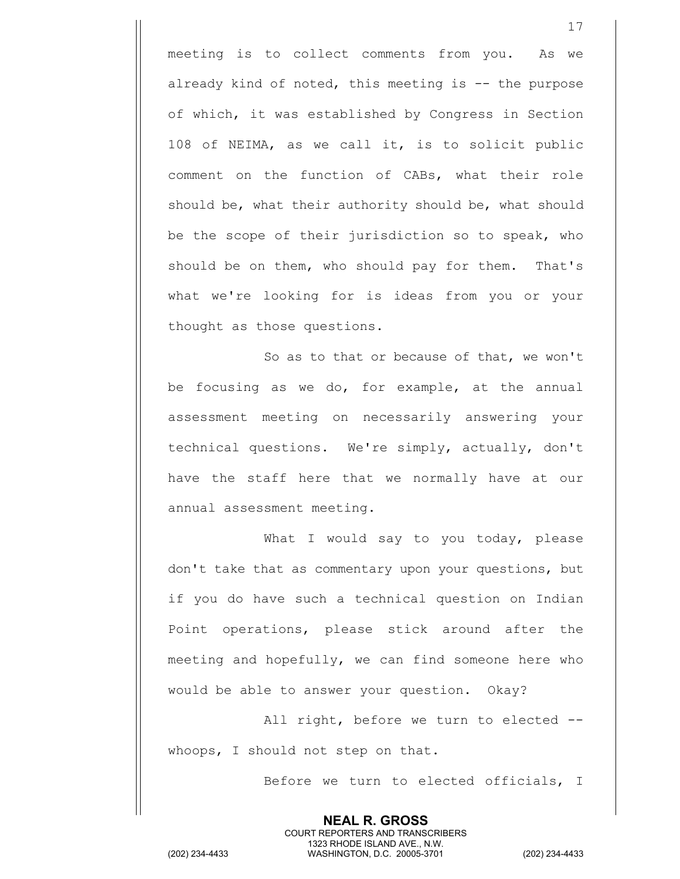meeting is to collect comments from you. As we already kind of noted, this meeting is -- the purpose of which, it was established by Congress in Section 108 of NEIMA, as we call it, is to solicit public comment on the function of CABs, what their role should be, what their authority should be, what should be the scope of their jurisdiction so to speak, who should be on them, who should pay for them. That's what we're looking for is ideas from you or your thought as those questions.

So as to that or because of that, we won't be focusing as we do, for example, at the annual assessment meeting on necessarily answering your technical questions. We're simply, actually, don't have the staff here that we normally have at our annual assessment meeting.

What I would say to you today, please don't take that as commentary upon your questions, but if you do have such a technical question on Indian Point operations, please stick around after the meeting and hopefully, we can find someone here who would be able to answer your question. Okay?

All right, before we turn to elected -- whoops, I should not step on that.

Before we turn to elected officials, I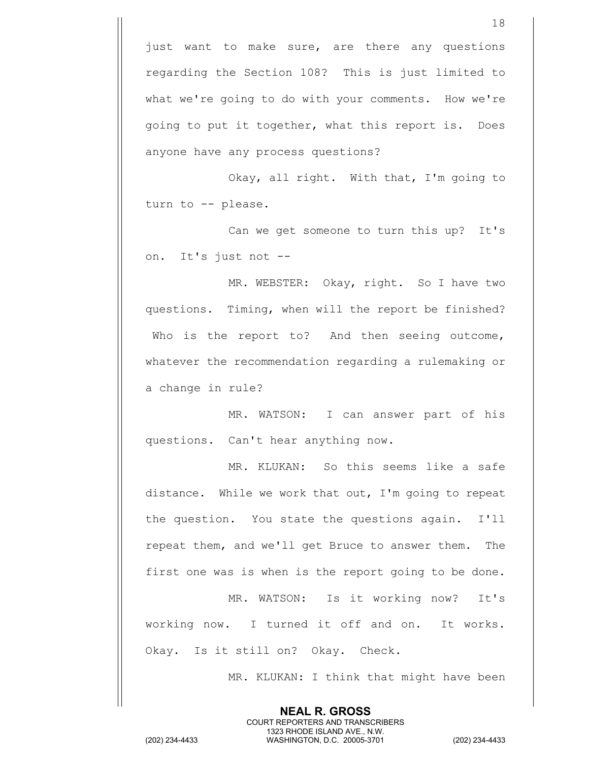just want to make sure, are there any questions regarding the Section 108? This is just limited to what we're going to do with your comments. How we're going to put it together, what this report is. Does anyone have any process questions?

Okay, all right. With that, I'm going to turn to -- please.

Can we get someone to turn this up? It's on. It's just not --

MR. WEBSTER: Okay, right. So I have two questions. Timing, when will the report be finished? Who is the report to? And then seeing outcome, whatever the recommendation regarding a rulemaking or a change in rule?

MR. WATSON: I can answer part of his questions. Can't hear anything now.

MR. KLUKAN: So this seems like a safe distance. While we work that out, I'm going to repeat the question. You state the questions again. I'll repeat them, and we'll get Bruce to answer them. The first one was is when is the report going to be done.

MR. WATSON: Is it working now? It's working now. I turned it off and on. It works. Okay. Is it still on? Okay. Check.

MR. KLUKAN: I think that might have been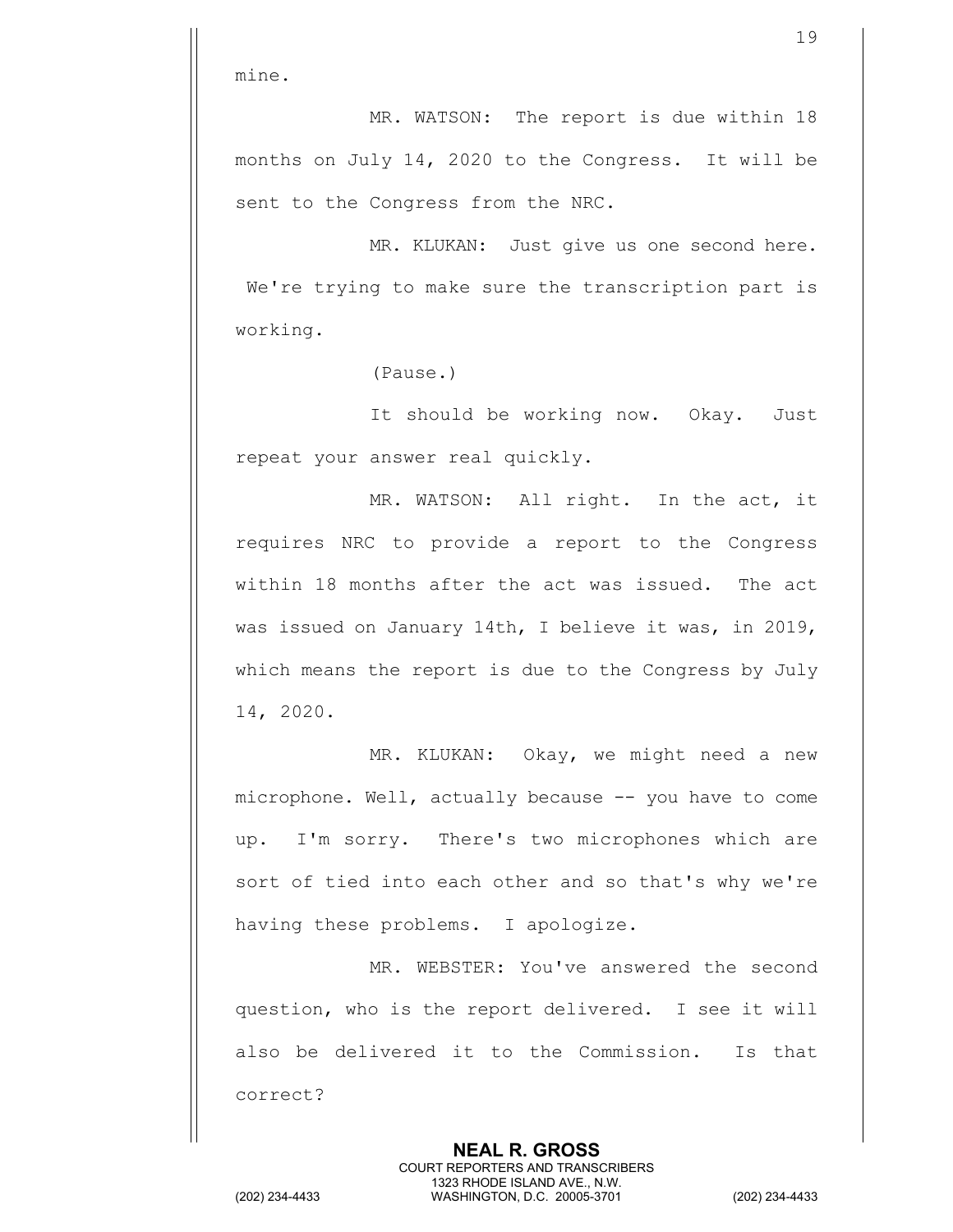mine.

MR. WATSON: The report is due within 18 months on July 14, 2020 to the Congress. It will be sent to the Congress from the NRC.

MR. KLUKAN: Just give us one second here. We're trying to make sure the transcription part is working.

(Pause.)

It should be working now. Okay. Just repeat your answer real quickly.

MR. WATSON: All right. In the act, it requires NRC to provide a report to the Congress within 18 months after the act was issued. The act was issued on January 14th, I believe it was, in 2019, which means the report is due to the Congress by July 14, 2020.

MR. KLUKAN: Okay, we might need a new microphone. Well, actually because -- you have to come up. I'm sorry. There's two microphones which are sort of tied into each other and so that's why we're having these problems. I apologize.

MR. WEBSTER: You've answered the second question, who is the report delivered. I see it will also be delivered it to the Commission. Is that correct?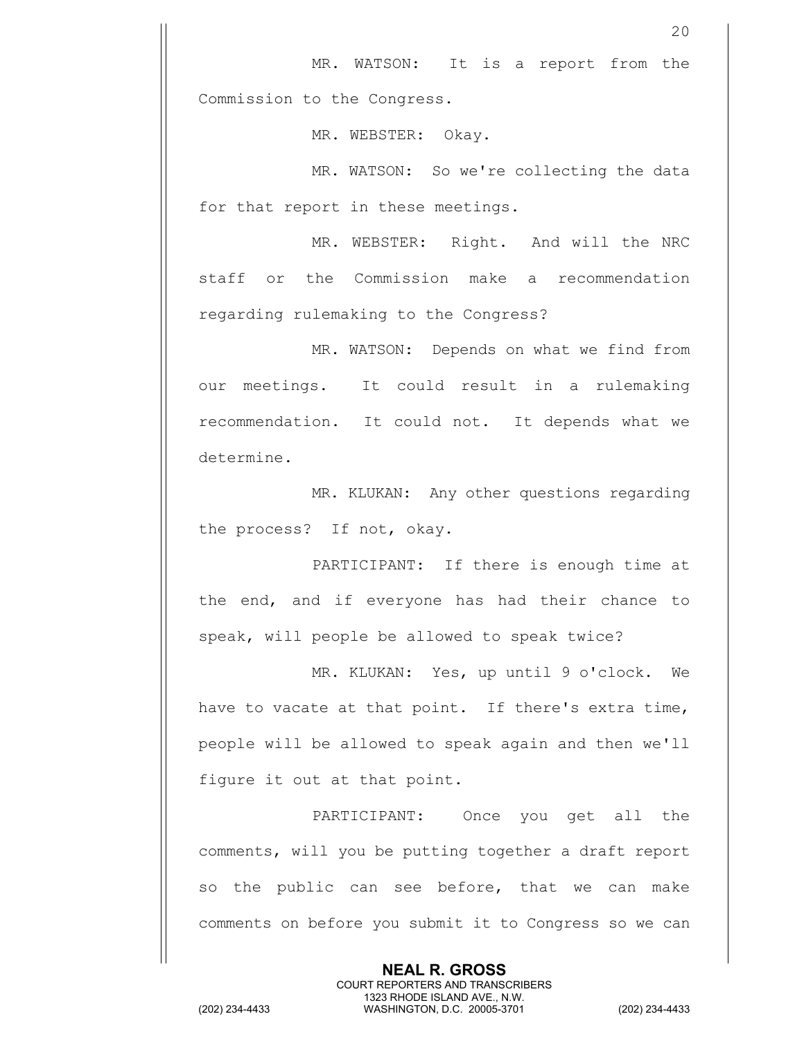MR. WATSON: It is a report from the Commission to the Congress.

MR. WEBSTER: Okay.

MR. WATSON: So we're collecting the data for that report in these meetings.

MR. WEBSTER: Right. And will the NRC staff or the Commission make a recommendation regarding rulemaking to the Congress?

MR. WATSON: Depends on what we find from our meetings. It could result in a rulemaking recommendation. It could not. It depends what we determine.

MR. KLUKAN: Any other questions regarding the process? If not, okay.

PARTICIPANT: If there is enough time at the end, and if everyone has had their chance to speak, will people be allowed to speak twice?

MR. KLUKAN: Yes, up until 9 o'clock. We have to vacate at that point. If there's extra time, people will be allowed to speak again and then we'll figure it out at that point.

PARTICIPANT: Once you get all the comments, will you be putting together a draft report so the public can see before, that we can make comments on before you submit it to Congress so we can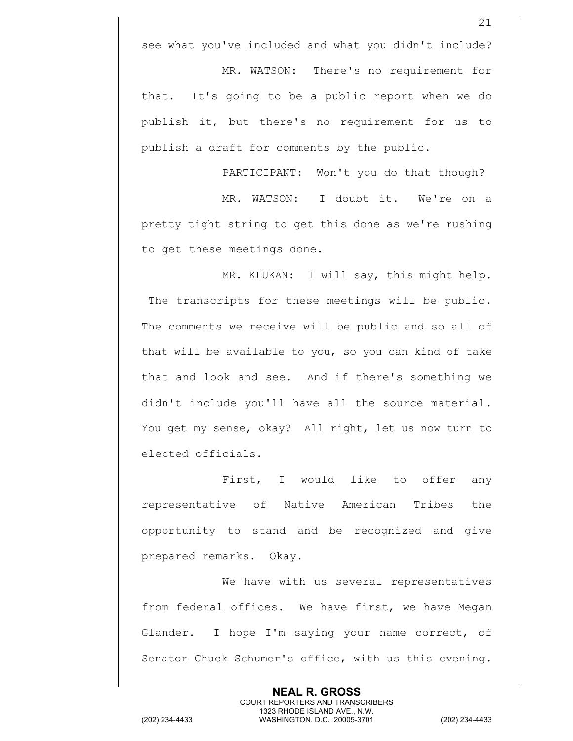see what you've included and what you didn't include?

MR. WATSON: There's no requirement for that. It's going to be a public report when we do publish it, but there's no requirement for us to publish a draft for comments by the public.

PARTICIPANT: Won't you do that though?

MR. WATSON: I doubt it. We're on a pretty tight string to get this done as we're rushing to get these meetings done.

MR. KLUKAN: I will say, this might help. The transcripts for these meetings will be public. The comments we receive will be public and so all of that will be available to you, so you can kind of take that and look and see. And if there's something we didn't include you'll have all the source material. You get my sense, okay? All right, let us now turn to elected officials.

First, I would like to offer any representative of Native American Tribes the opportunity to stand and be recognized and give prepared remarks. Okay.

We have with us several representatives from federal offices. We have first, we have Megan Glander. I hope I'm saying your name correct, of Senator Chuck Schumer's office, with us this evening.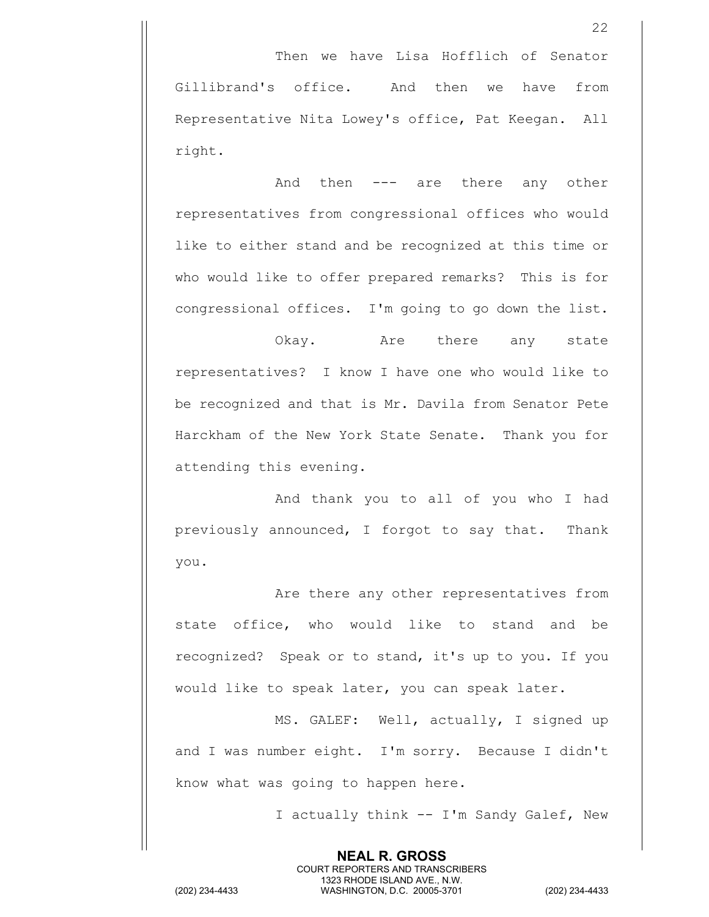Then we have Lisa Hofflich of Senator Gillibrand's office. And then we have from Representative Nita Lowey's office, Pat Keegan. All right.

And then --- are there any other representatives from congressional offices who would like to either stand and be recognized at this time or who would like to offer prepared remarks? This is for congressional offices. I'm going to go down the list.

Okay. Are there any state representatives? I know I have one who would like to be recognized and that is Mr. Davila from Senator Pete Harckham of the New York State Senate. Thank you for attending this evening.

And thank you to all of you who I had previously announced, I forgot to say that. Thank you.

Are there any other representatives from state office, who would like to stand and be recognized? Speak or to stand, it's up to you. If you would like to speak later, you can speak later.

MS. GALEF: Well, actually, I signed up and I was number eight. I'm sorry. Because I didn't know what was going to happen here.

I actually think -- I'm Sandy Galef, New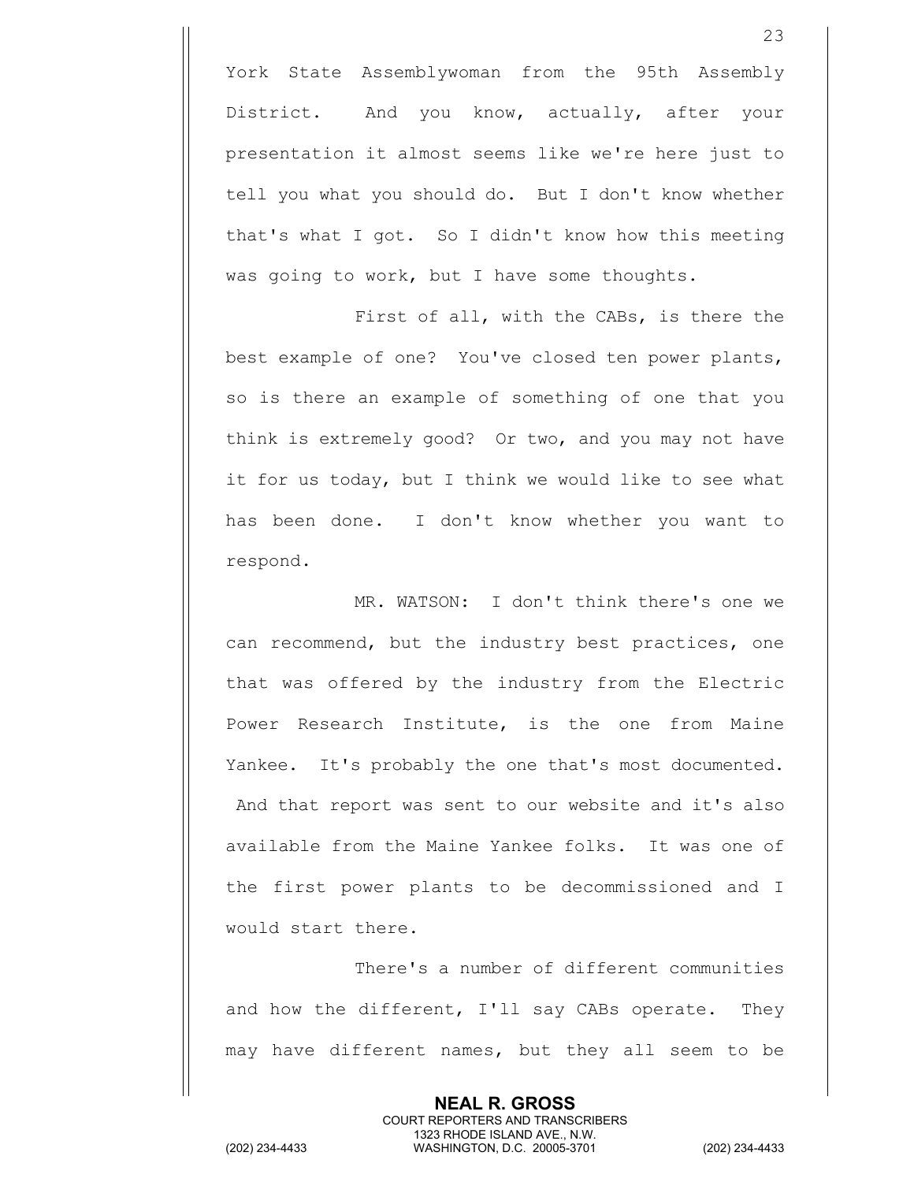York State Assemblywoman from the 95th Assembly District. And you know, actually, after your presentation it almost seems like we're here just to tell you what you should do. But I don't know whether that's what I got. So I didn't know how this meeting was going to work, but I have some thoughts.

First of all, with the CABs, is there the best example of one? You've closed ten power plants, so is there an example of something of one that you think is extremely good? Or two, and you may not have it for us today, but I think we would like to see what has been done. I don't know whether you want to respond.

MR. WATSON: I don't think there's one we can recommend, but the industry best practices, one that was offered by the industry from the Electric Power Research Institute, is the one from Maine Yankee. It's probably the one that's most documented. And that report was sent to our website and it's also available from the Maine Yankee folks. It was one of the first power plants to be decommissioned and I would start there.

There's a number of different communities and how the different, I'll say CABs operate. They may have different names, but they all seem to be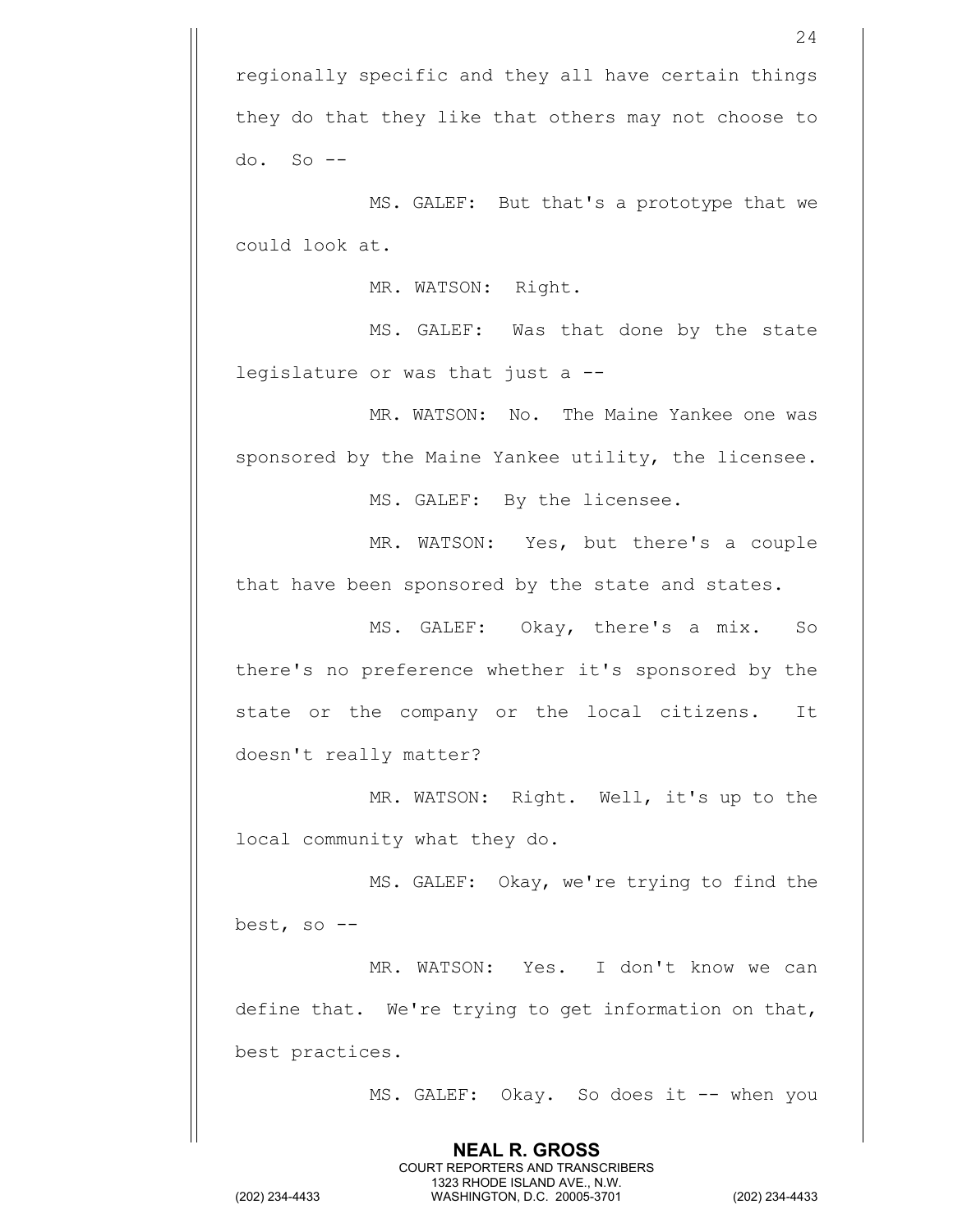regionally specific and they all have certain things they do that they like that others may not choose to do. So --

MS. GALEF: But that's a prototype that we could look at.

MR. WATSON: Right.

MS. GALEF: Was that done by the state legislature or was that just a --

MR. WATSON: No. The Maine Yankee one was sponsored by the Maine Yankee utility, the licensee.

MS. GALEF: By the licensee.

MR. WATSON: Yes, but there's a couple that have been sponsored by the state and states.

MS. GALEF: Okay, there's a mix. So there's no preference whether it's sponsored by the state or the company or the local citizens. It doesn't really matter?

MR. WATSON: Right. Well, it's up to the local community what they do.

MS. GALEF: Okay, we're trying to find the best, so --

MR. WATSON: Yes. I don't know we can define that. We're trying to get information on that, best practices.

MS. GALEF: Okay. So does it -- when you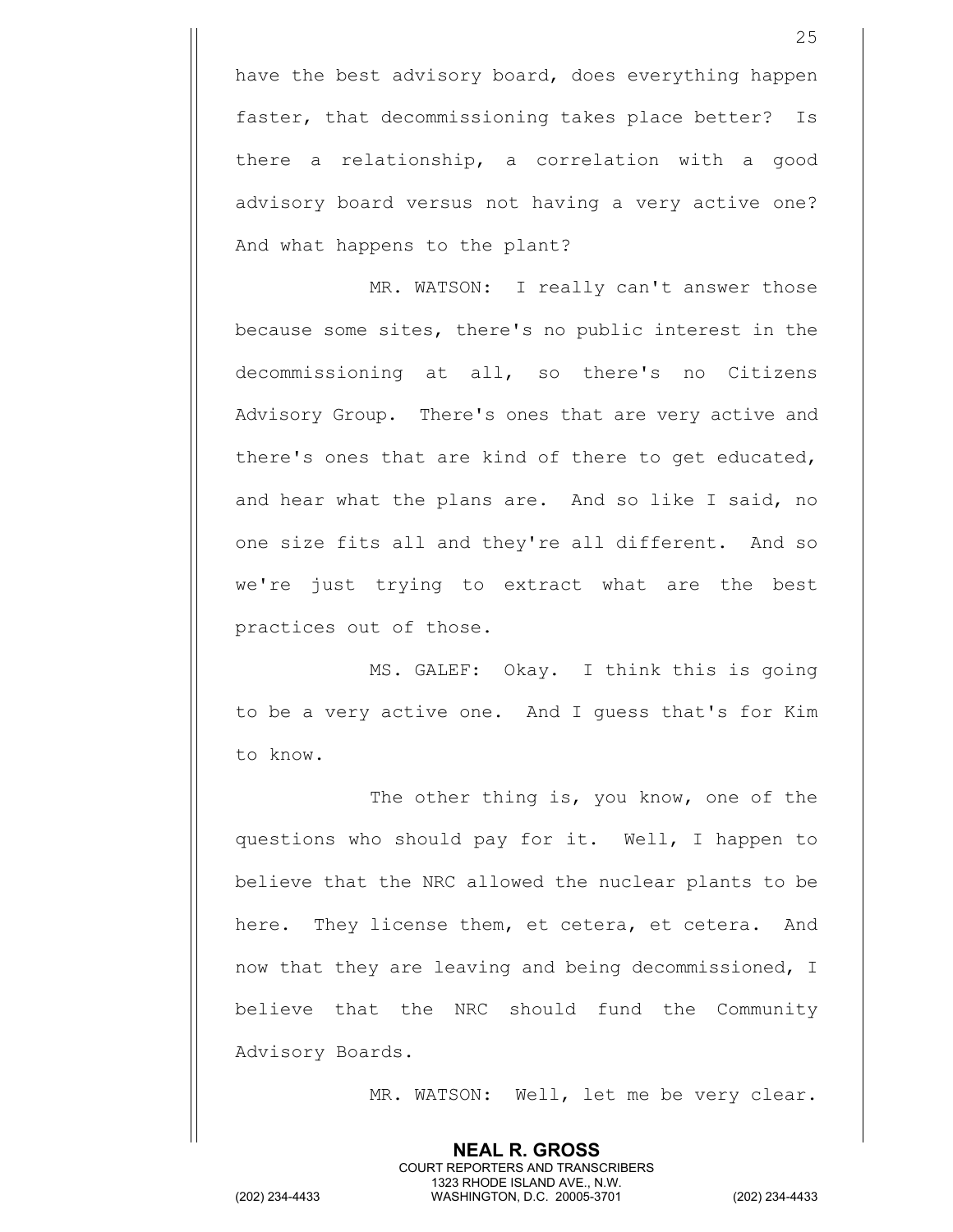have the best advisory board, does everything happen faster, that decommissioning takes place better? Is there a relationship, a correlation with a good advisory board versus not having a very active one? And what happens to the plant?

MR. WATSON: I really can't answer those because some sites, there's no public interest in the decommissioning at all, so there's no Citizens Advisory Group. There's ones that are very active and there's ones that are kind of there to get educated, and hear what the plans are. And so like I said, no one size fits all and they're all different. And so we're just trying to extract what are the best practices out of those.

MS. GALEF: Okay. I think this is going to be a very active one. And I guess that's for Kim to know.

The other thing is, you know, one of the questions who should pay for it. Well, I happen to believe that the NRC allowed the nuclear plants to be here. They license them, et cetera, et cetera. And now that they are leaving and being decommissioned, I believe that the NRC should fund the Community Advisory Boards.

MR. WATSON: Well, let me be very clear.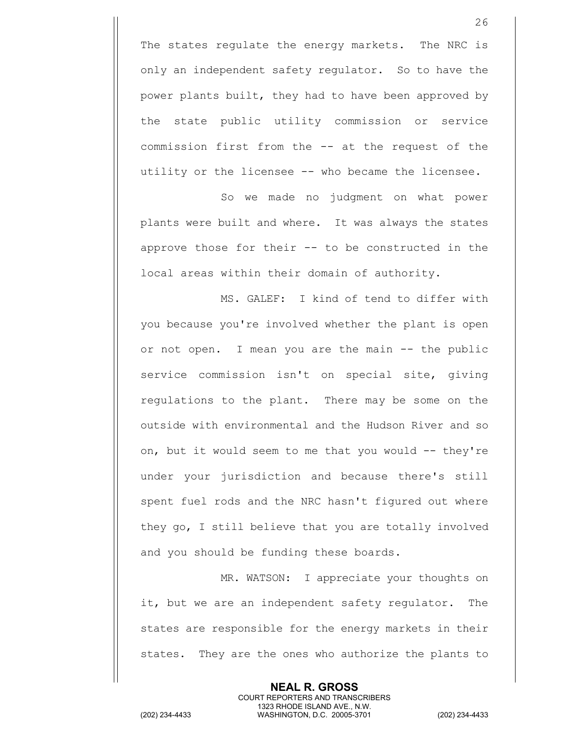The states regulate the energy markets. The NRC is only an independent safety regulator. So to have the power plants built, they had to have been approved by the state public utility commission or service commission first from the -- at the request of the utility or the licensee -- who became the licensee.

So we made no judgment on what power plants were built and where. It was always the states approve those for their -- to be constructed in the local areas within their domain of authority.

MS. GALEF: I kind of tend to differ with you because you're involved whether the plant is open or not open. I mean you are the main -- the public service commission isn't on special site, giving regulations to the plant. There may be some on the outside with environmental and the Hudson River and so on, but it would seem to me that you would -- they're under your jurisdiction and because there's still spent fuel rods and the NRC hasn't figured out where they go, I still believe that you are totally involved and you should be funding these boards.

MR. WATSON: I appreciate your thoughts on it, but we are an independent safety regulator. The states are responsible for the energy markets in their states. They are the ones who authorize the plants to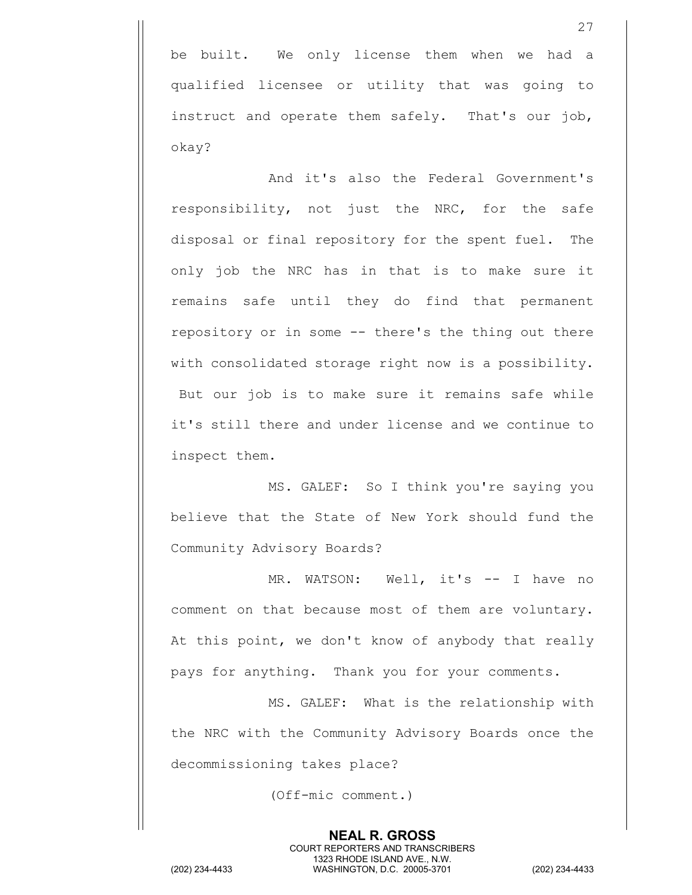be built. We only license them when we had a qualified licensee or utility that was going to instruct and operate them safely. That's our job, okay?

And it's also the Federal Government's responsibility, not just the NRC, for the safe disposal or final repository for the spent fuel. The only job the NRC has in that is to make sure it remains safe until they do find that permanent repository or in some -- there's the thing out there with consolidated storage right now is a possibility. But our job is to make sure it remains safe while it's still there and under license and we continue to inspect them.

MS. GALEF: So I think you're saying you believe that the State of New York should fund the Community Advisory Boards?

MR. WATSON: Well, it's -- I have no comment on that because most of them are voluntary. At this point, we don't know of anybody that really pays for anything. Thank you for your comments.

MS. GALEF: What is the relationship with the NRC with the Community Advisory Boards once the decommissioning takes place?

(Off-mic comment.)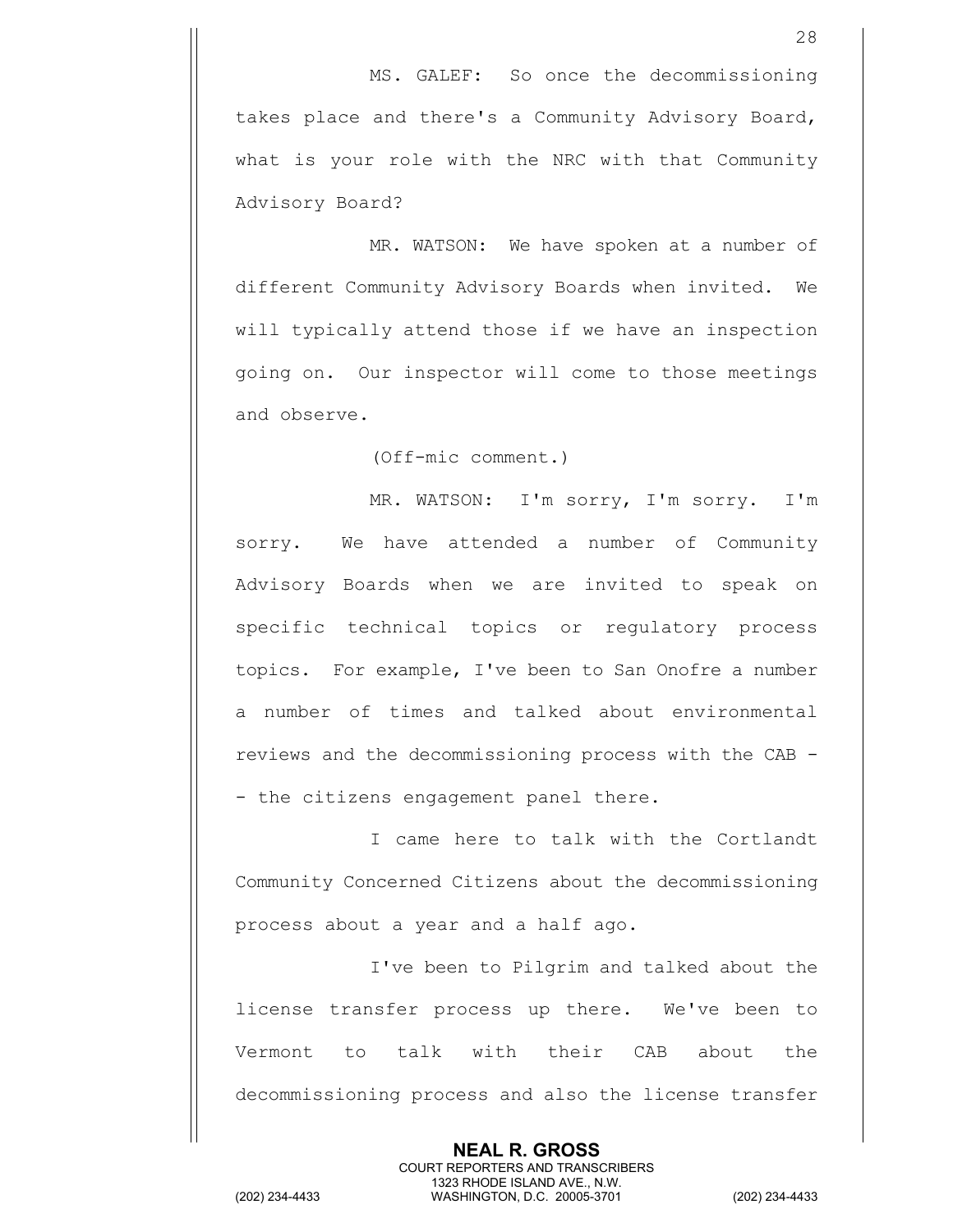MS. GALEF: So once the decommissioning takes place and there's a Community Advisory Board, what is your role with the NRC with that Community Advisory Board?

MR. WATSON: We have spoken at a number of different Community Advisory Boards when invited. We will typically attend those if we have an inspection going on. Our inspector will come to those meetings and observe.

(Off-mic comment.)

MR. WATSON: I'm sorry, I'm sorry. I'm sorry. We have attended a number of Community Advisory Boards when we are invited to speak on specific technical topics or regulatory process topics. For example, I've been to San Onofre a number a number of times and talked about environmental reviews and the decommissioning process with the CAB -- the citizens engagement panel there.

I came here to talk with the Cortlandt Community Concerned Citizens about the decommissioning process about a year and a half ago.

I've been to Pilgrim and talked about the license transfer process up there. We've been to Vermont to talk with their CAB about the decommissioning process and also the license transfer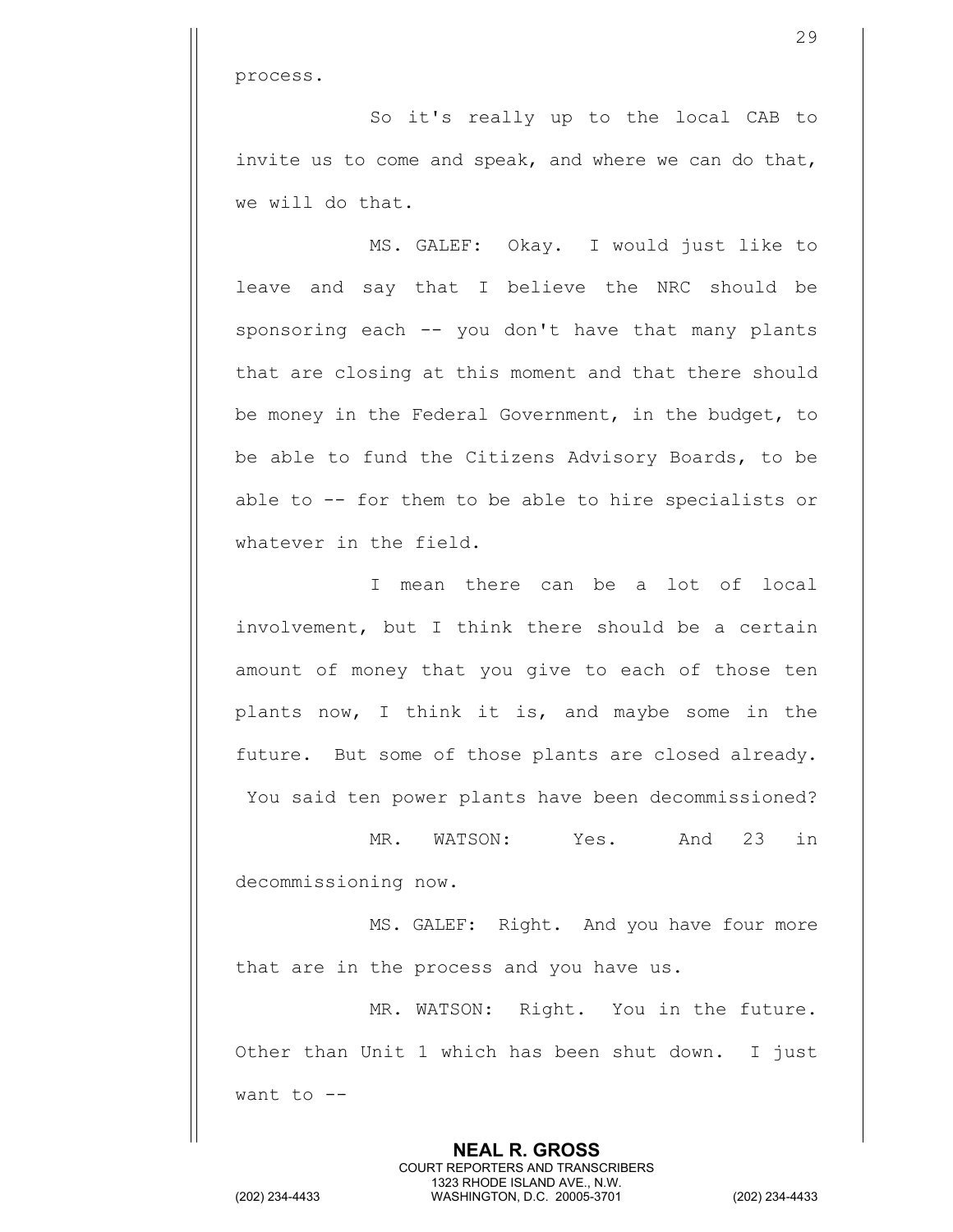process.

So it's really up to the local CAB to invite us to come and speak, and where we can do that, we will do that.

MS. GALEF: Okay. I would just like to leave and say that I believe the NRC should be sponsoring each -- you don't have that many plants that are closing at this moment and that there should be money in the Federal Government, in the budget, to be able to fund the Citizens Advisory Boards, to be able to -- for them to be able to hire specialists or whatever in the field.

I mean there can be a lot of local involvement, but I think there should be a certain amount of money that you give to each of those ten plants now, I think it is, and maybe some in the future. But some of those plants are closed already. You said ten power plants have been decommissioned?

MR. WATSON: Yes. And 23 in decommissioning now.

MS. GALEF: Right. And you have four more that are in the process and you have us.

MR. WATSON: Right. You in the future. Other than Unit 1 which has been shut down. I just want to --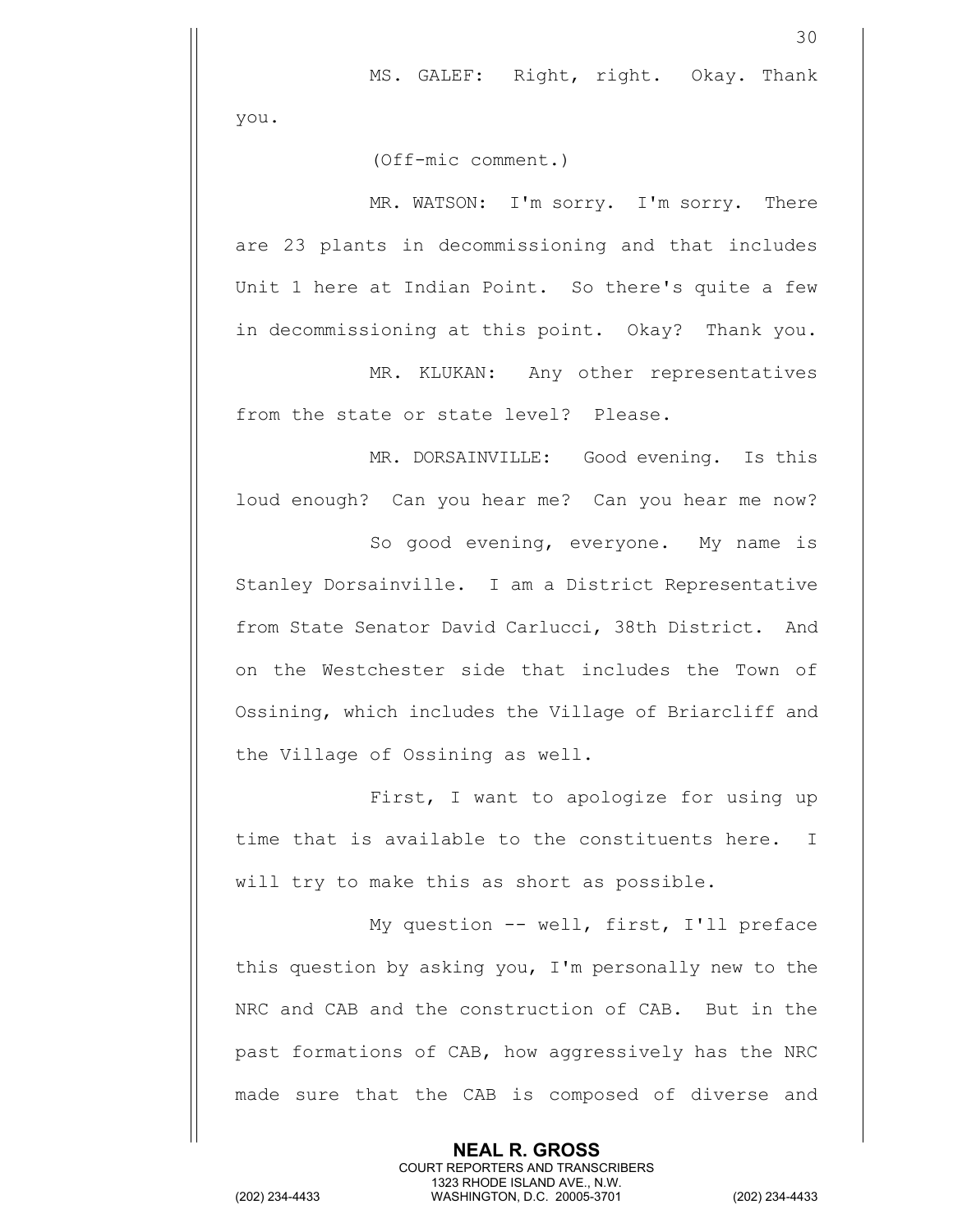MS. GALEF: Right, right. Okay. Thank you.

(Off-mic comment.)

MR. WATSON: I'm sorry. I'm sorry. There are 23 plants in decommissioning and that includes Unit 1 here at Indian Point. So there's quite a few in decommissioning at this point. Okay? Thank you.

MR. KLUKAN: Any other representatives from the state or state level? Please.

MR. DORSAINVILLE: Good evening. Is this loud enough? Can you hear me? Can you hear me now?

So good evening, everyone. My name is Stanley Dorsainville. I am a District Representative from State Senator David Carlucci, 38th District. And on the Westchester side that includes the Town of Ossining, which includes the Village of Briarcliff and the Village of Ossining as well.

First, I want to apologize for using up time that is available to the constituents here. I will try to make this as short as possible.

My question -- well, first, I'll preface this question by asking you, I'm personally new to the NRC and CAB and the construction of CAB. But in the past formations of CAB, how aggressively has the NRC made sure that the CAB is composed of diverse and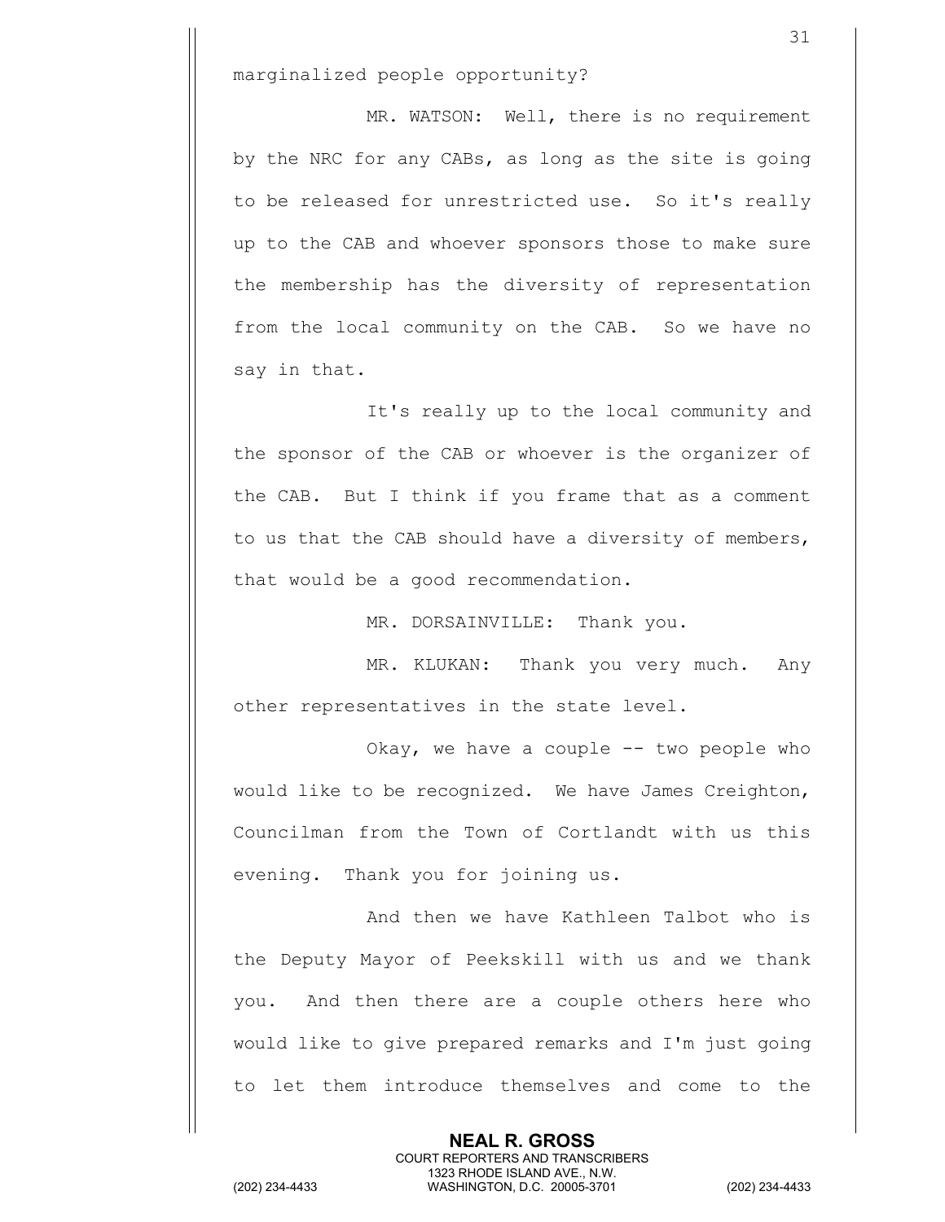marginalized people opportunity?

MR. WATSON: Well, there is no requirement by the NRC for any CABs, as long as the site is going to be released for unrestricted use. So it's really up to the CAB and whoever sponsors those to make sure the membership has the diversity of representation from the local community on the CAB. So we have no say in that.

It's really up to the local community and the sponsor of the CAB or whoever is the organizer of the CAB. But I think if you frame that as a comment to us that the CAB should have a diversity of members, that would be a good recommendation.

MR. DORSAINVILLE: Thank you.

MR. KLUKAN: Thank you very much. Any other representatives in the state level.

Okay, we have a couple -- two people who would like to be recognized. We have James Creighton, Councilman from the Town of Cortlandt with us this evening. Thank you for joining us.

And then we have Kathleen Talbot who is the Deputy Mayor of Peekskill with us and we thank you. And then there are a couple others here who would like to give prepared remarks and I'm just going to let them introduce themselves and come to the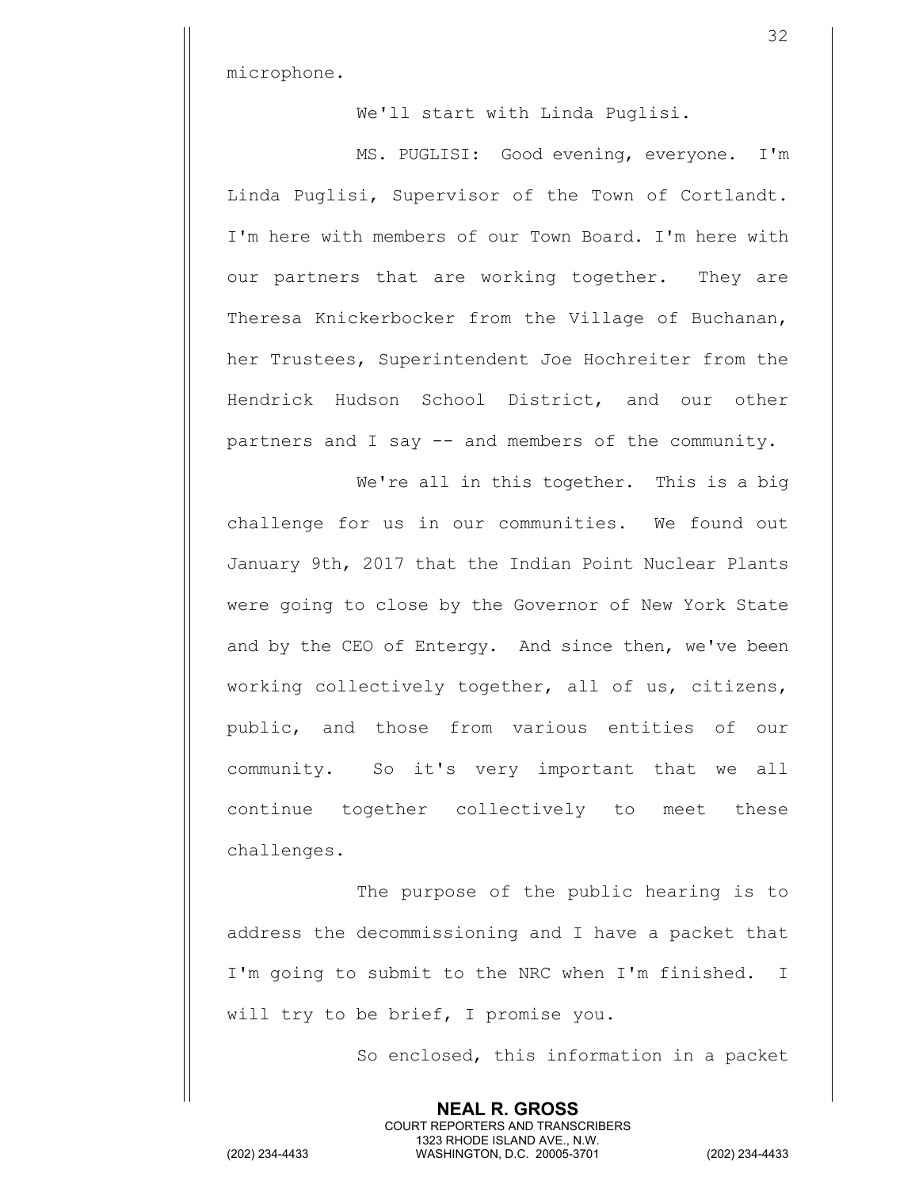microphone.

We'll start with Linda Puglisi.

MS. PUGLISI: Good evening, everyone. I'm Linda Puglisi, Supervisor of the Town of Cortlandt. I'm here with members of our Town Board. I'm here with our partners that are working together. They are Theresa Knickerbocker from the Village of Buchanan, her Trustees, Superintendent Joe Hochreiter from the Hendrick Hudson School District, and our other partners and I say -- and members of the community.

We're all in this together. This is a big challenge for us in our communities. We found out January 9th, 2017 that the Indian Point Nuclear Plants were going to close by the Governor of New York State and by the CEO of Entergy. And since then, we've been working collectively together, all of us, citizens, public, and those from various entities of our community. So it's very important that we all continue together collectively to meet these challenges.

The purpose of the public hearing is to address the decommissioning and I have a packet that I'm going to submit to the NRC when I'm finished. I will try to be brief, I promise you.

So enclosed, this information in a packet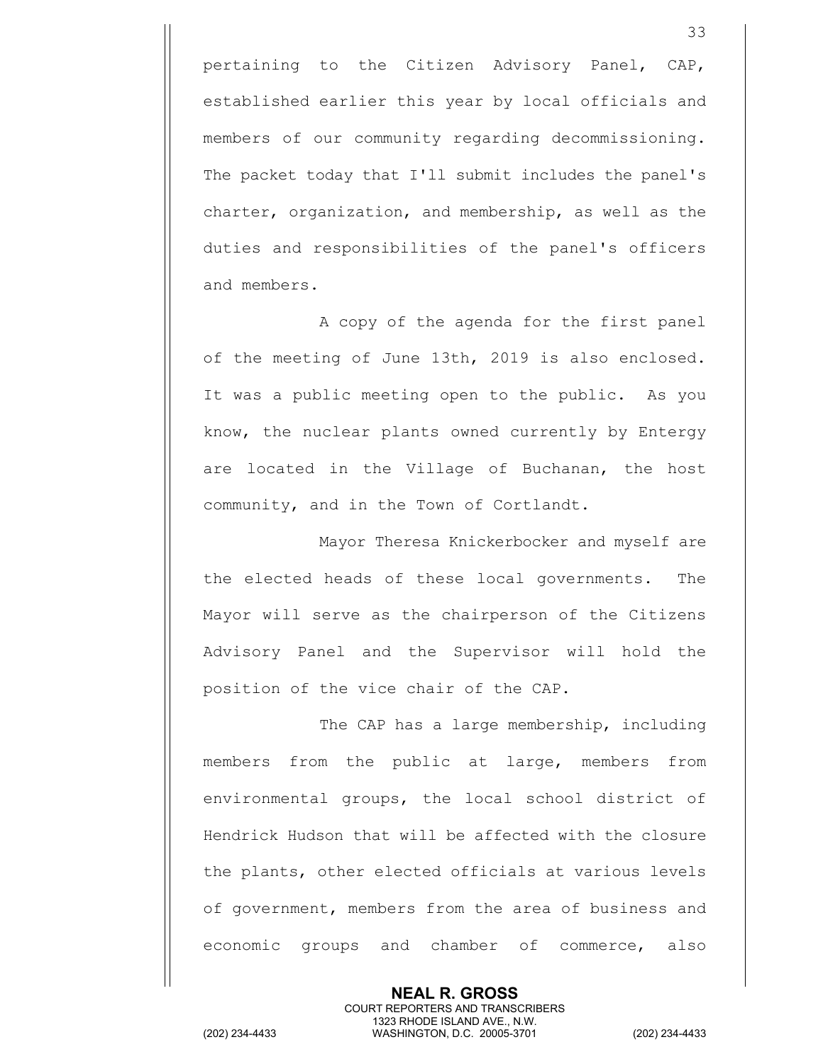pertaining to the Citizen Advisory Panel, CAP, established earlier this year by local officials and members of our community regarding decommissioning. The packet today that I'll submit includes the panel's charter, organization, and membership, as well as the duties and responsibilities of the panel's officers and members.

A copy of the agenda for the first panel of the meeting of June 13th, 2019 is also enclosed. It was a public meeting open to the public. As you know, the nuclear plants owned currently by Entergy are located in the Village of Buchanan, the host community, and in the Town of Cortlandt.

Mayor Theresa Knickerbocker and myself are the elected heads of these local governments. The Mayor will serve as the chairperson of the Citizens Advisory Panel and the Supervisor will hold the position of the vice chair of the CAP.

The CAP has a large membership, including members from the public at large, members from environmental groups, the local school district of Hendrick Hudson that will be affected with the closure the plants, other elected officials at various levels of government, members from the area of business and economic groups and chamber of commerce, also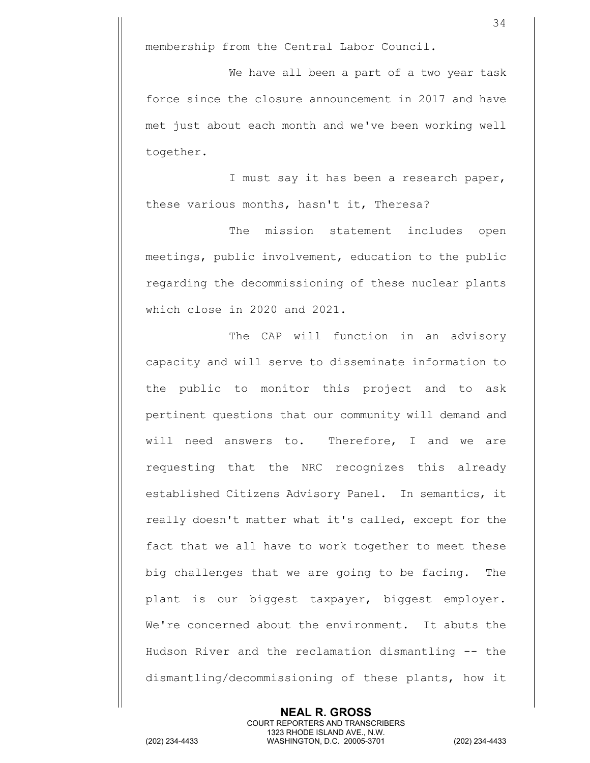membership from the Central Labor Council.

We have all been a part of a two year task force since the closure announcement in 2017 and have met just about each month and we've been working well together.

I must say it has been a research paper, these various months, hasn't it, Theresa?

The mission statement includes open meetings, public involvement, education to the public regarding the decommissioning of these nuclear plants which close in 2020 and 2021.

The CAP will function in an advisory capacity and will serve to disseminate information to the public to monitor this project and to ask pertinent questions that our community will demand and will need answers to. Therefore, I and we are requesting that the NRC recognizes this already established Citizens Advisory Panel. In semantics, it really doesn't matter what it's called, except for the fact that we all have to work together to meet these big challenges that we are going to be facing. The plant is our biggest taxpayer, biggest employer. We're concerned about the environment. It abuts the Hudson River and the reclamation dismantling -- the dismantling/decommissioning of these plants, how it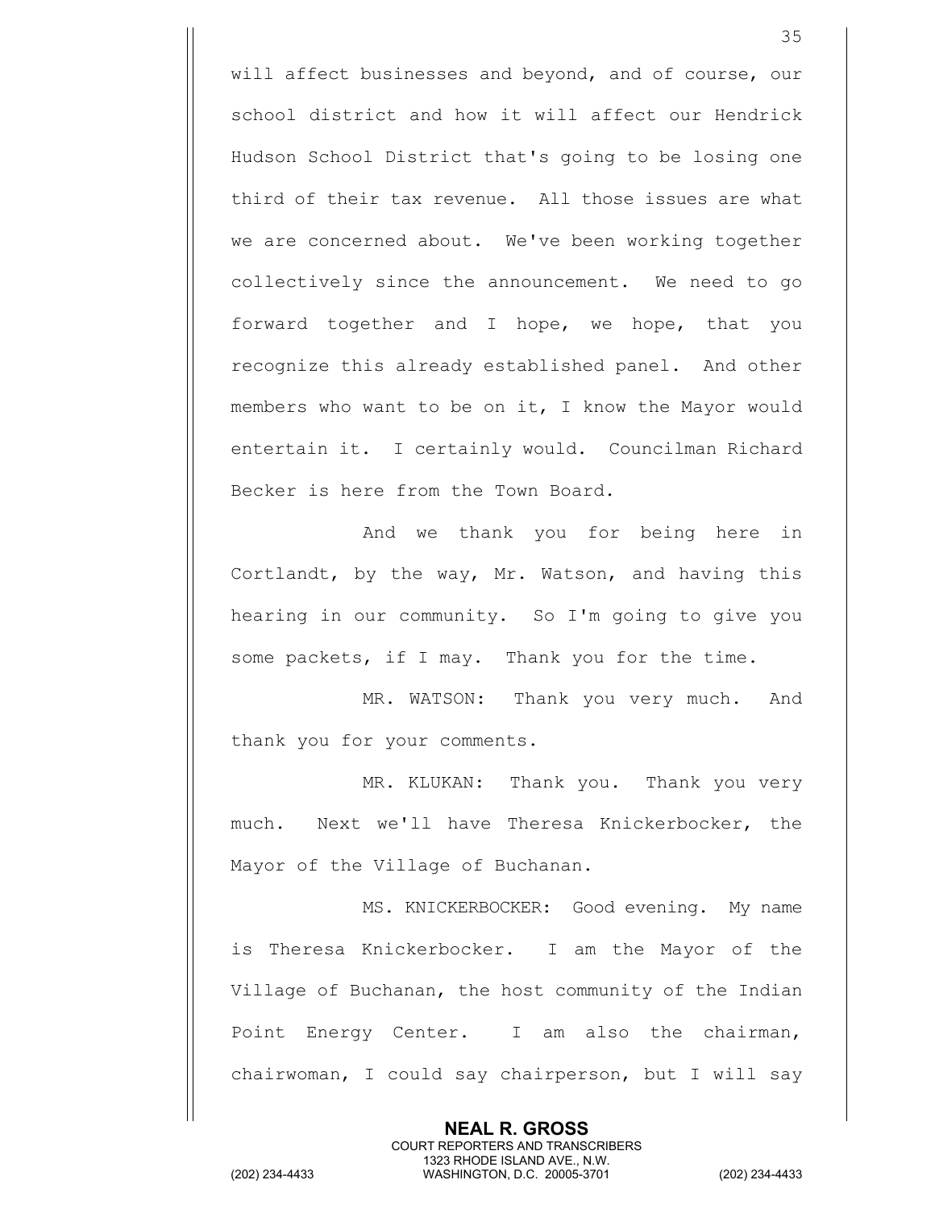will affect businesses and beyond, and of course, our school district and how it will affect our Hendrick Hudson School District that's going to be losing one third of their tax revenue. All those issues are what we are concerned about. We've been working together collectively since the announcement. We need to go forward together and I hope, we hope, that you recognize this already established panel. And other members who want to be on it, I know the Mayor would entertain it. I certainly would. Councilman Richard Becker is here from the Town Board.

And we thank you for being here in Cortlandt, by the way, Mr. Watson, and having this hearing in our community. So I'm going to give you some packets, if I may. Thank you for the time.

MR. WATSON: Thank you very much. And thank you for your comments.

MR. KLUKAN: Thank you. Thank you very much. Next we'll have Theresa Knickerbocker, the Mayor of the Village of Buchanan.

MS. KNICKERBOCKER: Good evening. My name is Theresa Knickerbocker. I am the Mayor of the Village of Buchanan, the host community of the Indian Point Energy Center. I am also the chairman, chairwoman, I could say chairperson, but I will say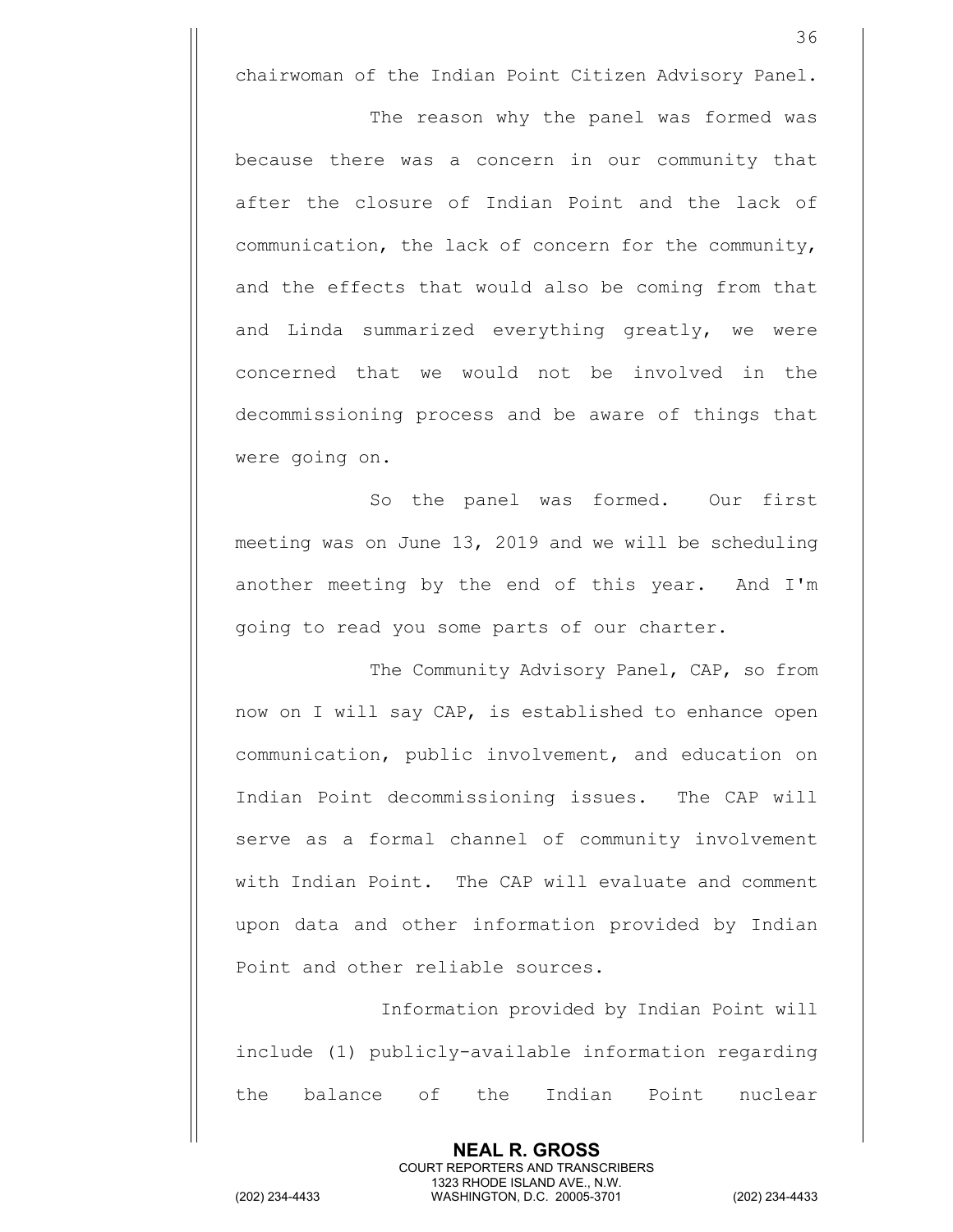chairwoman of the Indian Point Citizen Advisory Panel.

The reason why the panel was formed was because there was a concern in our community that after the closure of Indian Point and the lack of communication, the lack of concern for the community, and the effects that would also be coming from that and Linda summarized everything greatly, we were concerned that we would not be involved in the decommissioning process and be aware of things that were going on.

So the panel was formed. Our first meeting was on June 13, 2019 and we will be scheduling another meeting by the end of this year. And I'm going to read you some parts of our charter.

The Community Advisory Panel, CAP, so from now on I will say CAP, is established to enhance open communication, public involvement, and education on Indian Point decommissioning issues. The CAP will serve as a formal channel of community involvement with Indian Point. The CAP will evaluate and comment upon data and other information provided by Indian Point and other reliable sources.

Information provided by Indian Point will include (1) publicly-available information regarding the balance of the Indian Point nuclear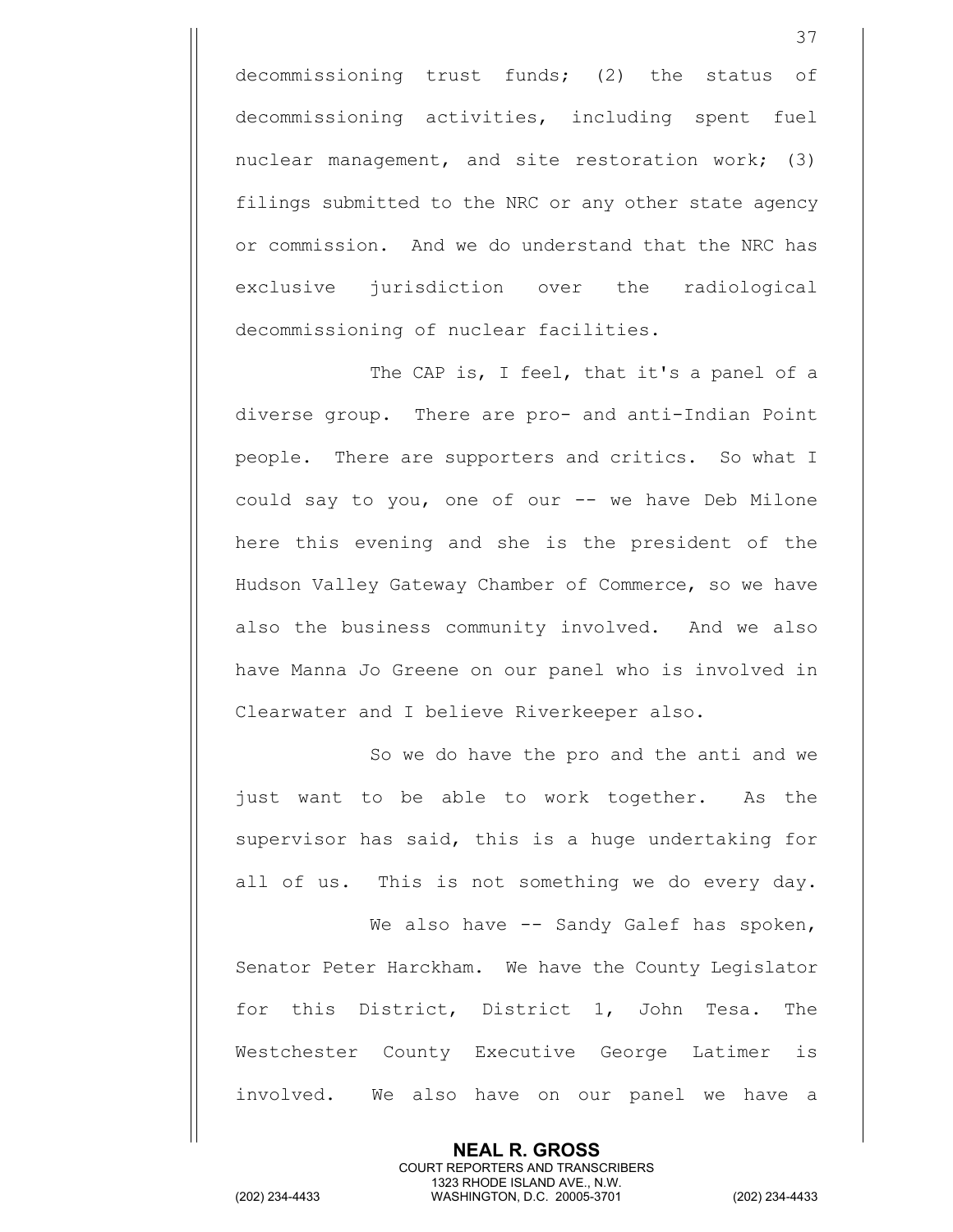decommissioning trust funds; (2) the status of decommissioning activities, including spent fuel nuclear management, and site restoration work; (3) filings submitted to the NRC or any other state agency or commission. And we do understand that the NRC has exclusive jurisdiction over the radiological decommissioning of nuclear facilities.

The CAP is, I feel, that it's a panel of a diverse group. There are pro- and anti-Indian Point people. There are supporters and critics. So what I could say to you, one of our -- we have Deb Milone here this evening and she is the president of the Hudson Valley Gateway Chamber of Commerce, so we have also the business community involved. And we also have Manna Jo Greene on our panel who is involved in Clearwater and I believe Riverkeeper also.

So we do have the pro and the anti and we just want to be able to work together. As the supervisor has said, this is a huge undertaking for all of us. This is not something we do every day.

We also have -- Sandy Galef has spoken, Senator Peter Harckham. We have the County Legislator for this District, District 1, John Tesa. The Westchester County Executive George Latimer is involved. We also have on our panel we have a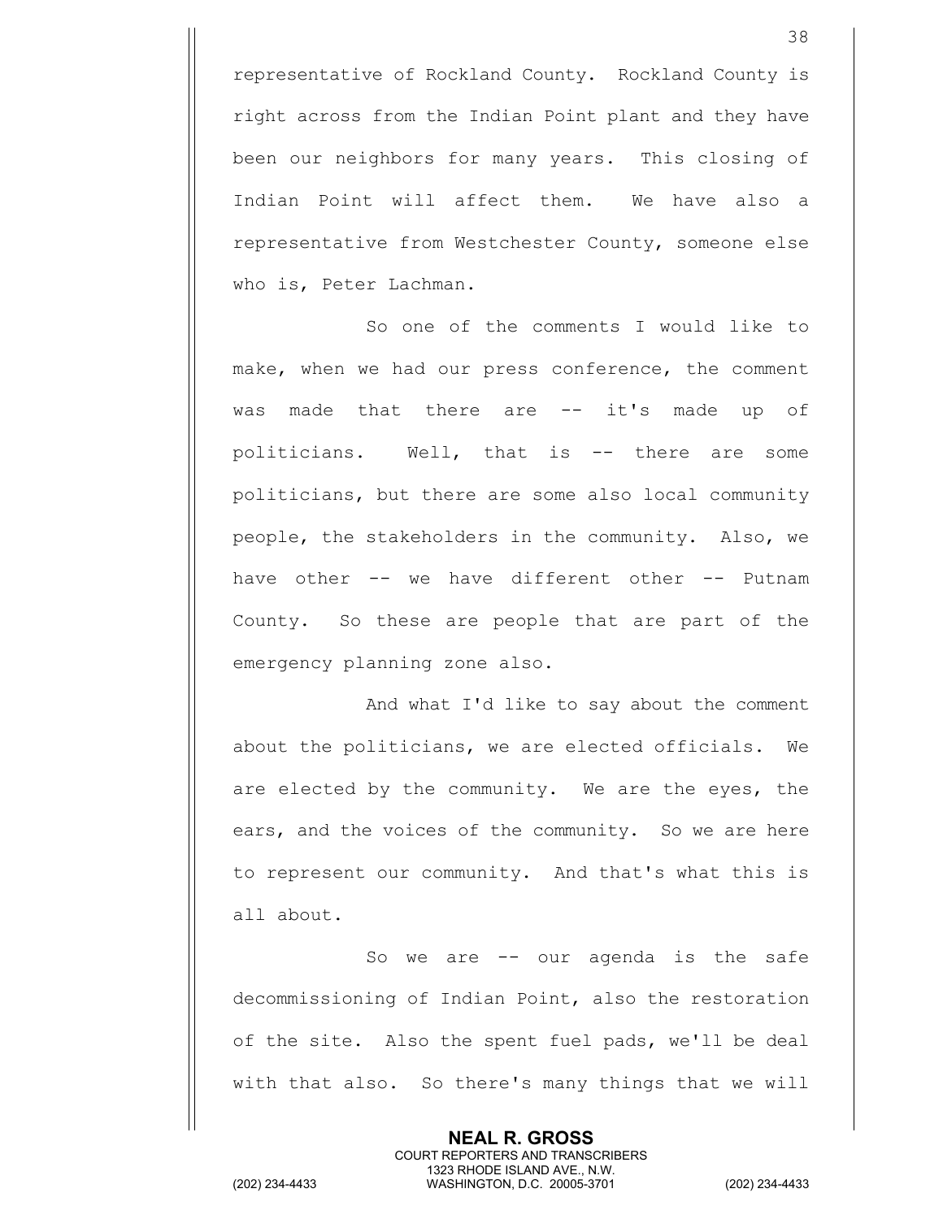representative of Rockland County. Rockland County is right across from the Indian Point plant and they have been our neighbors for many years. This closing of Indian Point will affect them. We have also a representative from Westchester County, someone else who is, Peter Lachman.

So one of the comments I would like to make, when we had our press conference, the comment was made that there are -- it's made up of politicians. Well, that is -- there are some politicians, but there are some also local community people, the stakeholders in the community. Also, we have other -- we have different other -- Putnam County. So these are people that are part of the emergency planning zone also.

And what I'd like to say about the comment about the politicians, we are elected officials. We are elected by the community. We are the eyes, the ears, and the voices of the community. So we are here to represent our community. And that's what this is all about.

So we are -- our agenda is the safe decommissioning of Indian Point, also the restoration of the site. Also the spent fuel pads, we'll be deal with that also. So there's many things that we will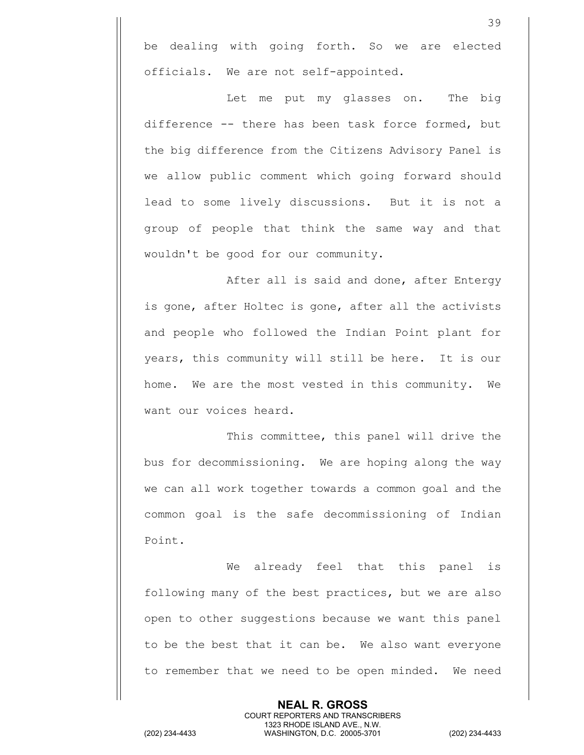be dealing with going forth. So we are elected officials. We are not self-appointed.

Let me put my glasses on. The big difference -- there has been task force formed, but the big difference from the Citizens Advisory Panel is we allow public comment which going forward should lead to some lively discussions. But it is not a group of people that think the same way and that wouldn't be good for our community.

After all is said and done, after Entergy is gone, after Holtec is gone, after all the activists and people who followed the Indian Point plant for years, this community will still be here. It is our home. We are the most vested in this community. We want our voices heard.

This committee, this panel will drive the bus for decommissioning. We are hoping along the way we can all work together towards a common goal and the common goal is the safe decommissioning of Indian Point.

We already feel that this panel is following many of the best practices, but we are also open to other suggestions because we want this panel to be the best that it can be. We also want everyone to remember that we need to be open minded. We need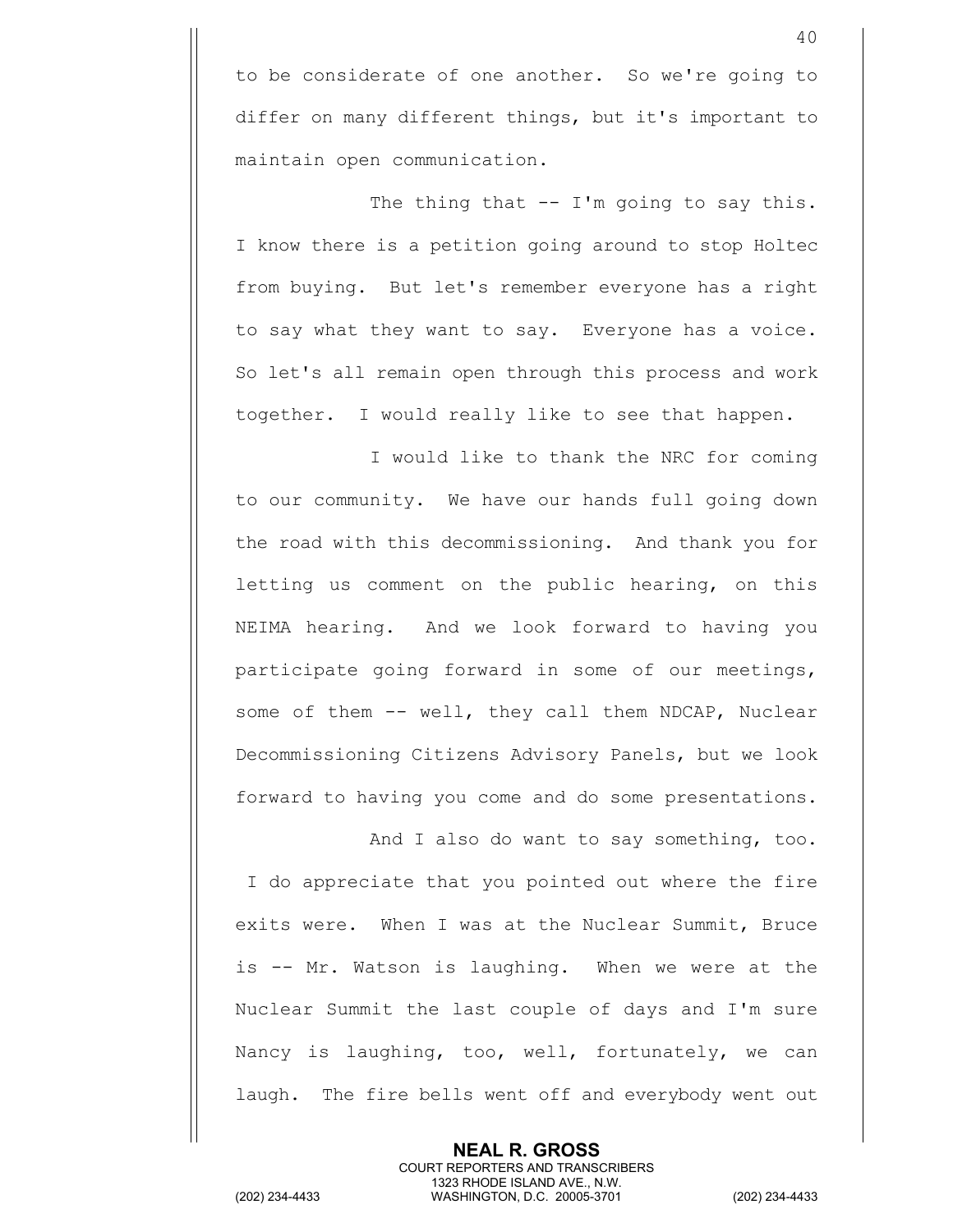to be considerate of one another. So we're going to differ on many different things, but it's important to maintain open communication.

The thing that -- I'm going to say this. I know there is a petition going around to stop Holtec from buying. But let's remember everyone has a right to say what they want to say. Everyone has a voice. So let's all remain open through this process and work together. I would really like to see that happen.

I would like to thank the NRC for coming to our community. We have our hands full going down the road with this decommissioning. And thank you for letting us comment on the public hearing, on this NEIMA hearing. And we look forward to having you participate going forward in some of our meetings, some of them -- well, they call them NDCAP, Nuclear Decommissioning Citizens Advisory Panels, but we look forward to having you come and do some presentations.

And I also do want to say something, too. I do appreciate that you pointed out where the fire exits were. When I was at the Nuclear Summit, Bruce is -- Mr. Watson is laughing. When we were at the Nuclear Summit the last couple of days and I'm sure Nancy is laughing, too, well, fortunately, we can laugh. The fire bells went off and everybody went out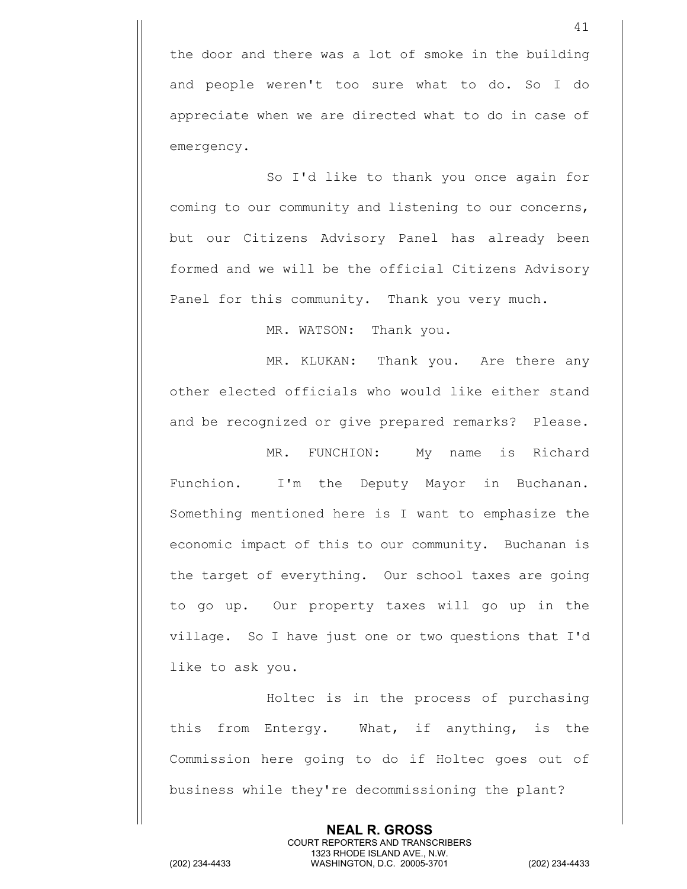the door and there was a lot of smoke in the building and people weren't too sure what to do. So I do appreciate when we are directed what to do in case of emergency.

So I'd like to thank you once again for coming to our community and listening to our concerns, but our Citizens Advisory Panel has already been formed and we will be the official Citizens Advisory Panel for this community. Thank you very much.

MR. WATSON: Thank you.

MR. KLUKAN: Thank you. Are there any other elected officials who would like either stand and be recognized or give prepared remarks? Please.

MR. FUNCHION: My name is Richard Funchion. I'm the Deputy Mayor in Buchanan. Something mentioned here is I want to emphasize the economic impact of this to our community. Buchanan is the target of everything. Our school taxes are going to go up. Our property taxes will go up in the village. So I have just one or two questions that I'd like to ask you.

Holtec is in the process of purchasing this from Entergy. What, if anything, is the Commission here going to do if Holtec goes out of business while they're decommissioning the plant?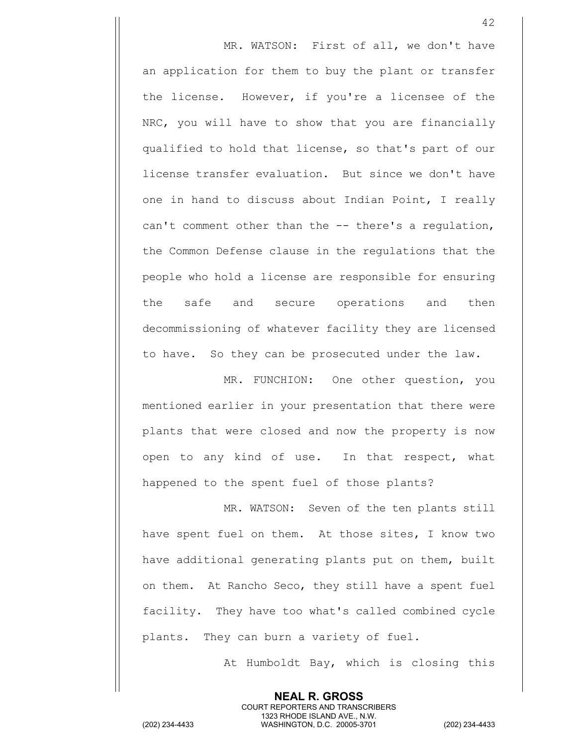MR. WATSON: First of all, we don't have an application for them to buy the plant or transfer the license. However, if you're a licensee of the NRC, you will have to show that you are financially qualified to hold that license, so that's part of our license transfer evaluation. But since we don't have one in hand to discuss about Indian Point, I really can't comment other than the -- there's a regulation, the Common Defense clause in the regulations that the people who hold a license are responsible for ensuring the safe and secure operations and then decommissioning of whatever facility they are licensed to have. So they can be prosecuted under the law.

MR. FUNCHION: One other question, you mentioned earlier in your presentation that there were plants that were closed and now the property is now open to any kind of use. In that respect, what happened to the spent fuel of those plants?

MR. WATSON: Seven of the ten plants still have spent fuel on them. At those sites, I know two have additional generating plants put on them, built on them. At Rancho Seco, they still have a spent fuel facility. They have too what's called combined cycle plants. They can burn a variety of fuel.

At Humboldt Bay, which is closing this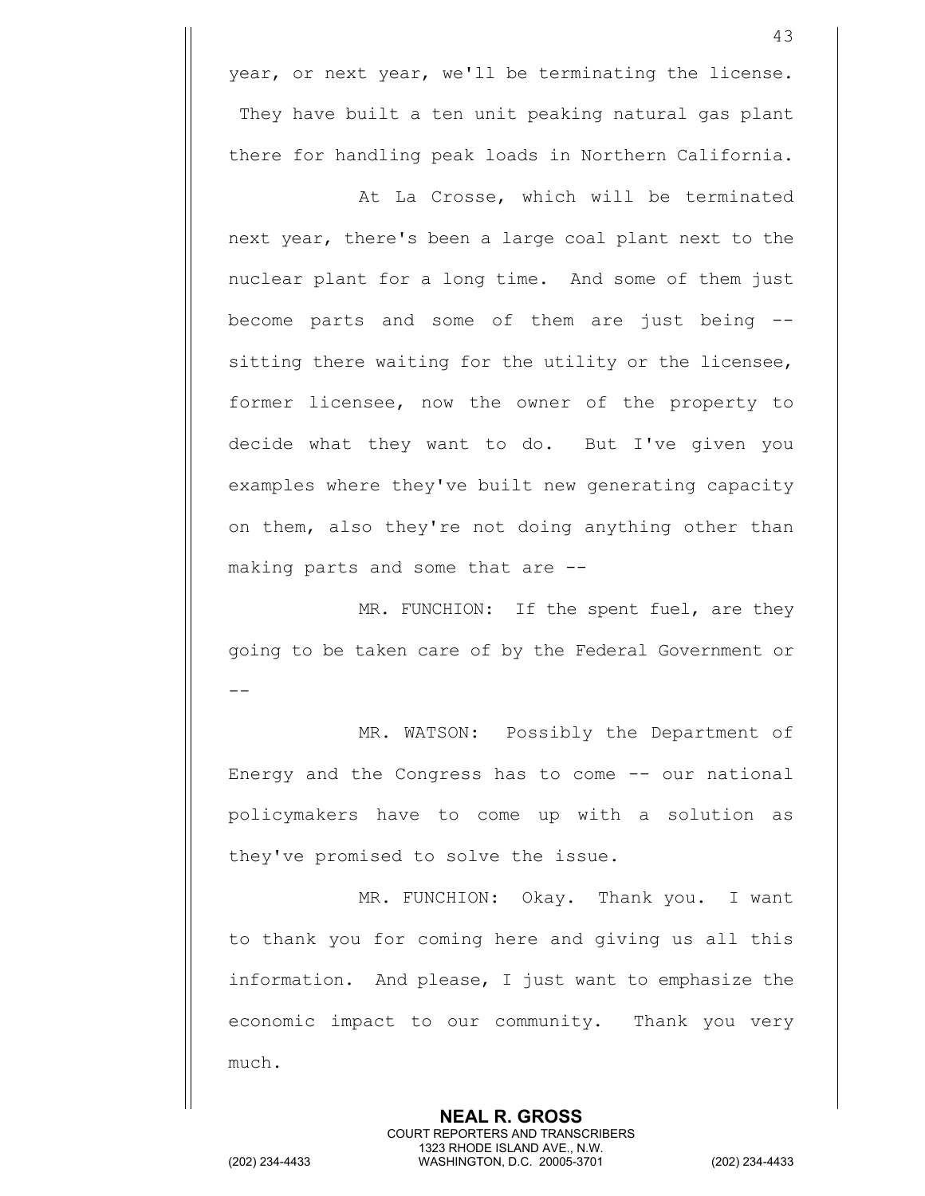year, or next year, we'll be terminating the license. They have built a ten unit peaking natural gas plant there for handling peak loads in Northern California.

At La Crosse, which will be terminated next year, there's been a large coal plant next to the nuclear plant for a long time. And some of them just become parts and some of them are just being -- sitting there waiting for the utility or the licensee, former licensee, now the owner of the property to decide what they want to do. But I've given you examples where they've built new generating capacity on them, also they're not doing anything other than making parts and some that are --

MR. FUNCHION: If the spent fuel, are they going to be taken care of by the Federal Government or --

MR. WATSON: Possibly the Department of Energy and the Congress has to come -- our national policymakers have to come up with a solution as they've promised to solve the issue.

MR. FUNCHION: Okay. Thank you. I want to thank you for coming here and giving us all this information. And please, I just want to emphasize the economic impact to our community. Thank you very much.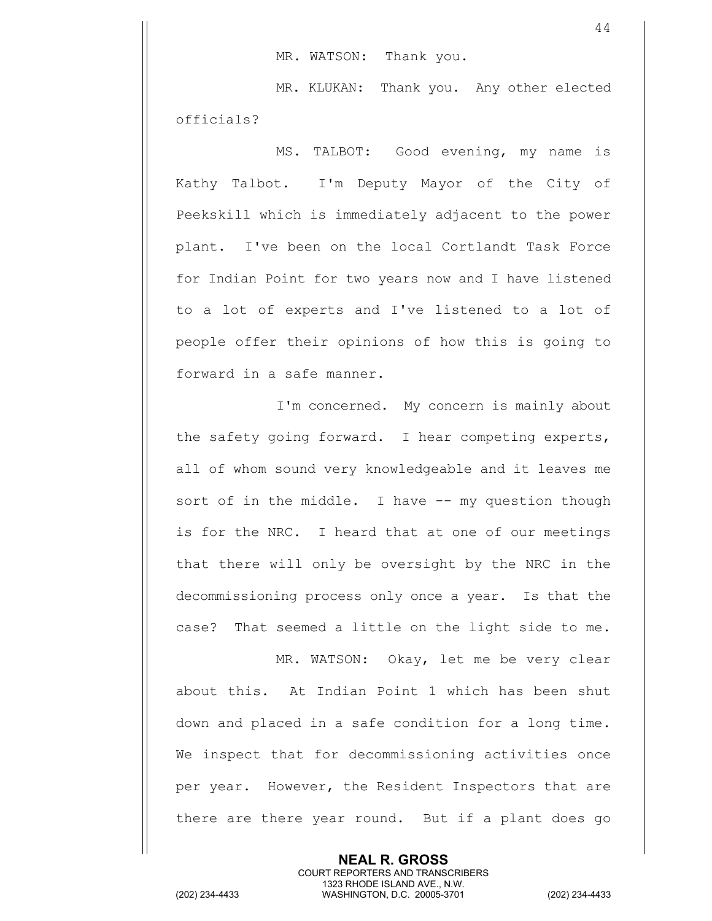MR. WATSON: Thank you.

MR. KLUKAN: Thank you. Any other elected officials?

MS. TALBOT: Good evening, my name is Kathy Talbot. I'm Deputy Mayor of the City of Peekskill which is immediately adjacent to the power plant. I've been on the local Cortlandt Task Force for Indian Point for two years now and I have listened to a lot of experts and I've listened to a lot of people offer their opinions of how this is going to forward in a safe manner.

I'm concerned. My concern is mainly about the safety going forward. I hear competing experts, all of whom sound very knowledgeable and it leaves me sort of in the middle. I have -- my question though is for the NRC. I heard that at one of our meetings that there will only be oversight by the NRC in the decommissioning process only once a year. Is that the case? That seemed a little on the light side to me.

MR. WATSON: Okay, let me be very clear about this. At Indian Point 1 which has been shut down and placed in a safe condition for a long time. We inspect that for decommissioning activities once per year. However, the Resident Inspectors that are there are there year round. But if a plant does go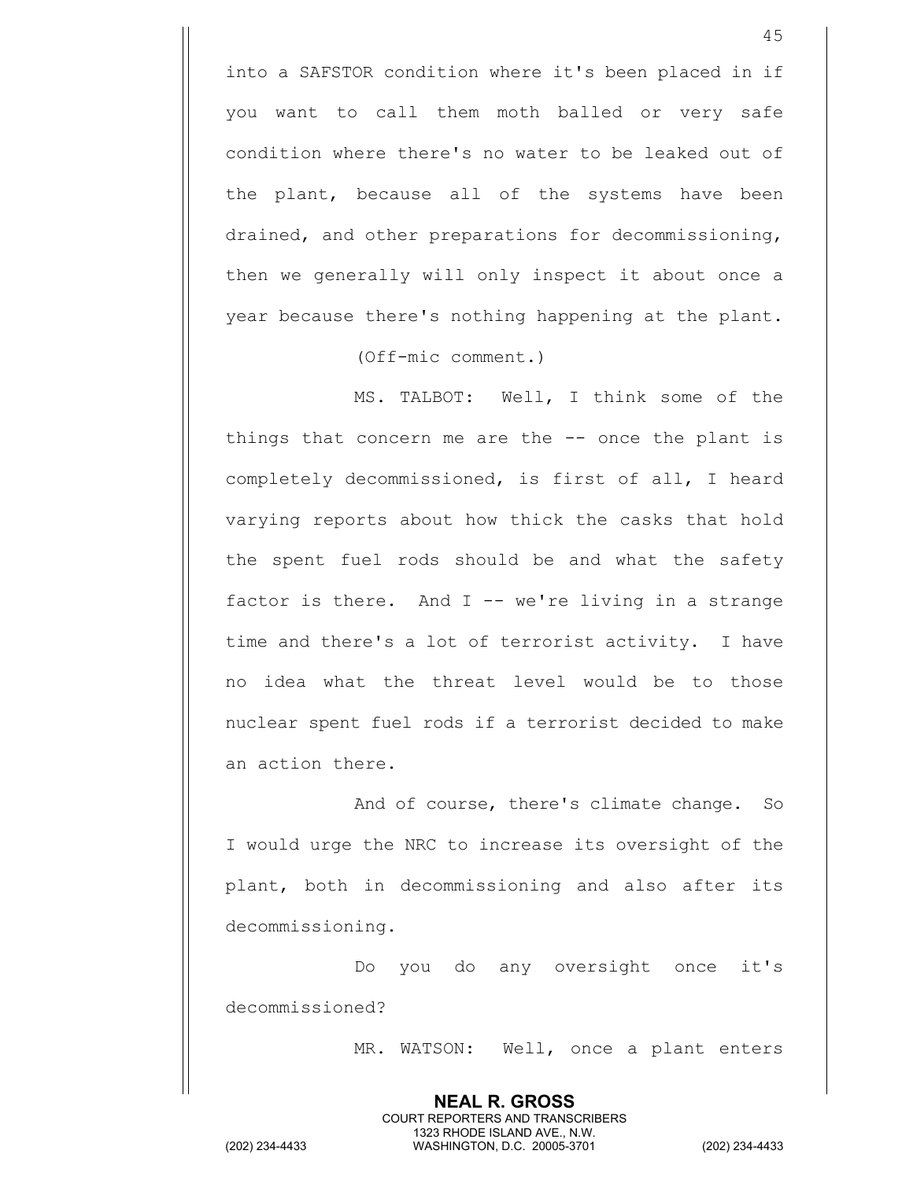into a SAFSTOR condition where it's been placed in if you want to call them moth balled or very safe condition where there's no water to be leaked out of the plant, because all of the systems have been drained, and other preparations for decommissioning, then we generally will only inspect it about once a year because there's nothing happening at the plant.

(Off-mic comment.)

MS. TALBOT: Well, I think some of the things that concern me are the -- once the plant is completely decommissioned, is first of all, I heard varying reports about how thick the casks that hold the spent fuel rods should be and what the safety factor is there. And I -- we're living in a strange time and there's a lot of terrorist activity. I have no idea what the threat level would be to those nuclear spent fuel rods if a terrorist decided to make an action there.

And of course, there's climate change. So I would urge the NRC to increase its oversight of the plant, both in decommissioning and also after its decommissioning.

Do you do any oversight once it's decommissioned?

MR. WATSON: Well, once a plant enters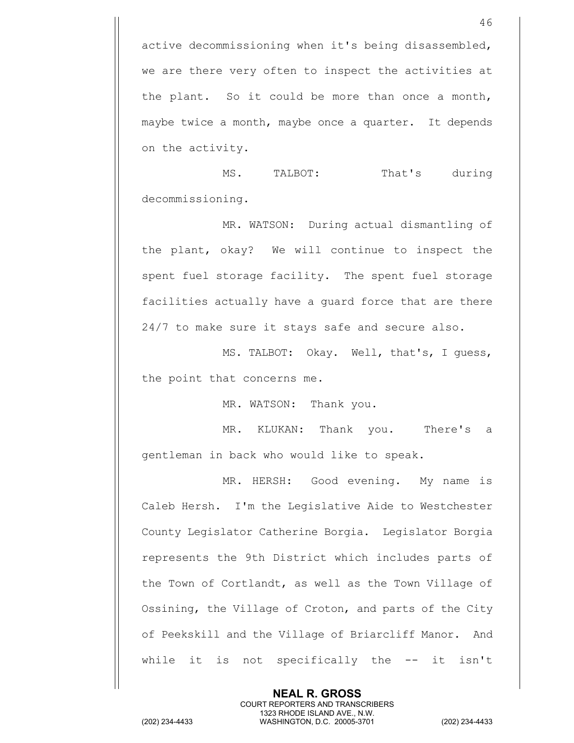active decommissioning when it's being disassembled, we are there very often to inspect the activities at the plant. So it could be more than once a month, maybe twice a month, maybe once a quarter. It depends on the activity.

MS. TALBOT: That's during decommissioning.

MR. WATSON: During actual dismantling of the plant, okay? We will continue to inspect the spent fuel storage facility. The spent fuel storage facilities actually have a guard force that are there 24/7 to make sure it stays safe and secure also.

MS. TALBOT: Okay. Well, that's, I guess, the point that concerns me.

MR. WATSON: Thank you.

MR. KLUKAN: Thank you. There's a gentleman in back who would like to speak.

MR. HERSH: Good evening. My name is Caleb Hersh. I'm the Legislative Aide to Westchester County Legislator Catherine Borgia. Legislator Borgia represents the 9th District which includes parts of the Town of Cortlandt, as well as the Town Village of Ossining, the Village of Croton, and parts of the City of Peekskill and the Village of Briarcliff Manor. And while it is not specifically the -- it isn't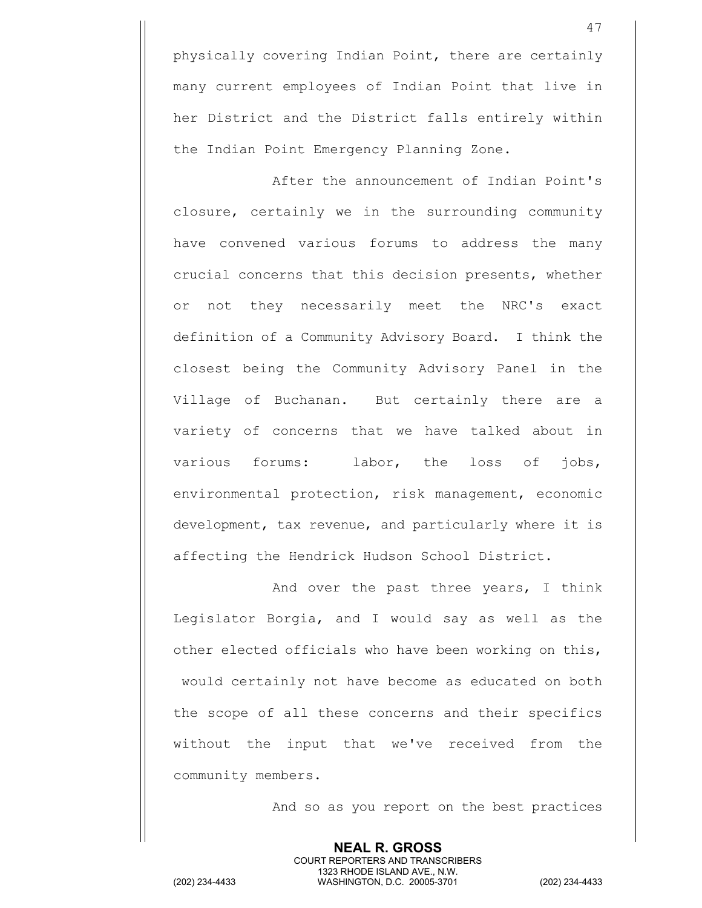physically covering Indian Point, there are certainly many current employees of Indian Point that live in her District and the District falls entirely within the Indian Point Emergency Planning Zone.

After the announcement of Indian Point's closure, certainly we in the surrounding community have convened various forums to address the many crucial concerns that this decision presents, whether or not they necessarily meet the NRC's exact definition of a Community Advisory Board. I think the closest being the Community Advisory Panel in the Village of Buchanan. But certainly there are a variety of concerns that we have talked about in various forums: labor, the loss of jobs, environmental protection, risk management, economic development, tax revenue, and particularly where it is affecting the Hendrick Hudson School District.

And over the past three years, I think Legislator Borgia, and I would say as well as the other elected officials who have been working on this, would certainly not have become as educated on both the scope of all these concerns and their specifics without the input that we've received from the community members.

And so as you report on the best practices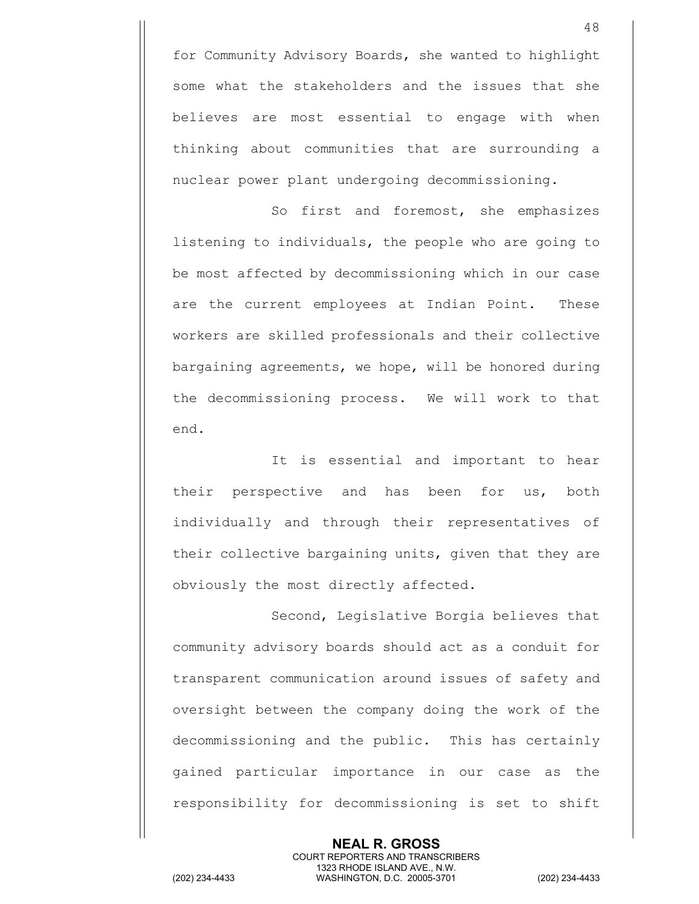for Community Advisory Boards, she wanted to highlight some what the stakeholders and the issues that she believes are most essential to engage with when thinking about communities that are surrounding a nuclear power plant undergoing decommissioning.

So first and foremost, she emphasizes listening to individuals, the people who are going to be most affected by decommissioning which in our case are the current employees at Indian Point. These workers are skilled professionals and their collective bargaining agreements, we hope, will be honored during the decommissioning process. We will work to that end.

It is essential and important to hear their perspective and has been for us, both individually and through their representatives of their collective bargaining units, given that they are obviously the most directly affected.

Second, Legislative Borgia believes that community advisory boards should act as a conduit for transparent communication around issues of safety and oversight between the company doing the work of the decommissioning and the public. This has certainly gained particular importance in our case as the responsibility for decommissioning is set to shift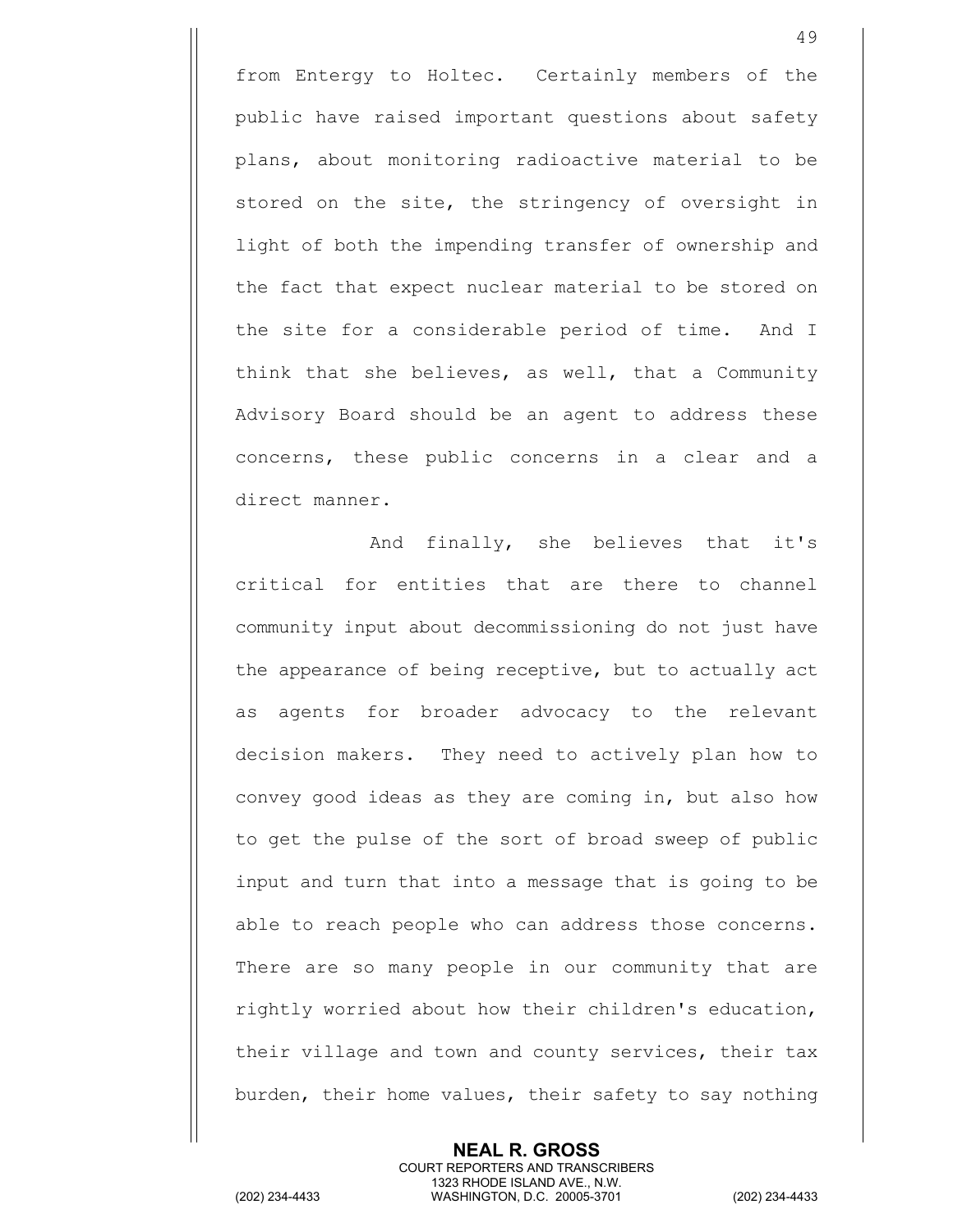from Entergy to Holtec. Certainly members of the public have raised important questions about safety plans, about monitoring radioactive material to be stored on the site, the stringency of oversight in light of both the impending transfer of ownership and the fact that expect nuclear material to be stored on the site for a considerable period of time. And I think that she believes, as well, that a Community Advisory Board should be an agent to address these concerns, these public concerns in a clear and a direct manner.

And finally, she believes that it's critical for entities that are there to channel community input about decommissioning do not just have the appearance of being receptive, but to actually act as agents for broader advocacy to the relevant decision makers. They need to actively plan how to convey good ideas as they are coming in, but also how to get the pulse of the sort of broad sweep of public input and turn that into a message that is going to be able to reach people who can address those concerns. There are so many people in our community that are rightly worried about how their children's education, their village and town and county services, their tax burden, their home values, their safety to say nothing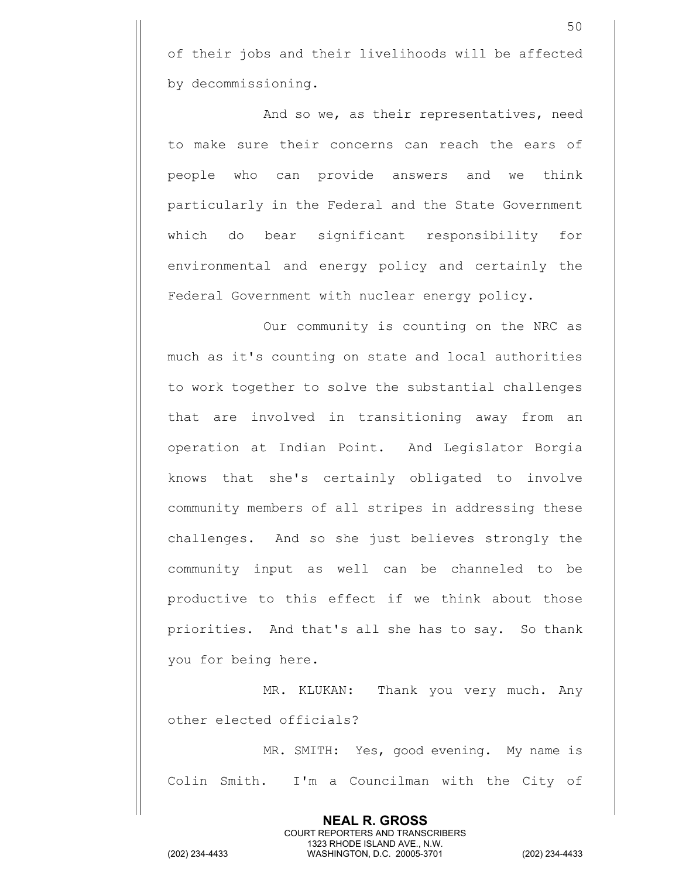of their jobs and their livelihoods will be affected by decommissioning.

And so we, as their representatives, need to make sure their concerns can reach the ears of people who can provide answers and we think particularly in the Federal and the State Government which do bear significant responsibility for environmental and energy policy and certainly the Federal Government with nuclear energy policy.

Our community is counting on the NRC as much as it's counting on state and local authorities to work together to solve the substantial challenges that are involved in transitioning away from an operation at Indian Point. And Legislator Borgia knows that she's certainly obligated to involve community members of all stripes in addressing these challenges. And so she just believes strongly the community input as well can be channeled to be productive to this effect if we think about those priorities. And that's all she has to say. So thank you for being here.

MR. KLUKAN: Thank you very much. Any other elected officials?

MR. SMITH: Yes, good evening. My name is Colin Smith. I'm a Councilman with the City of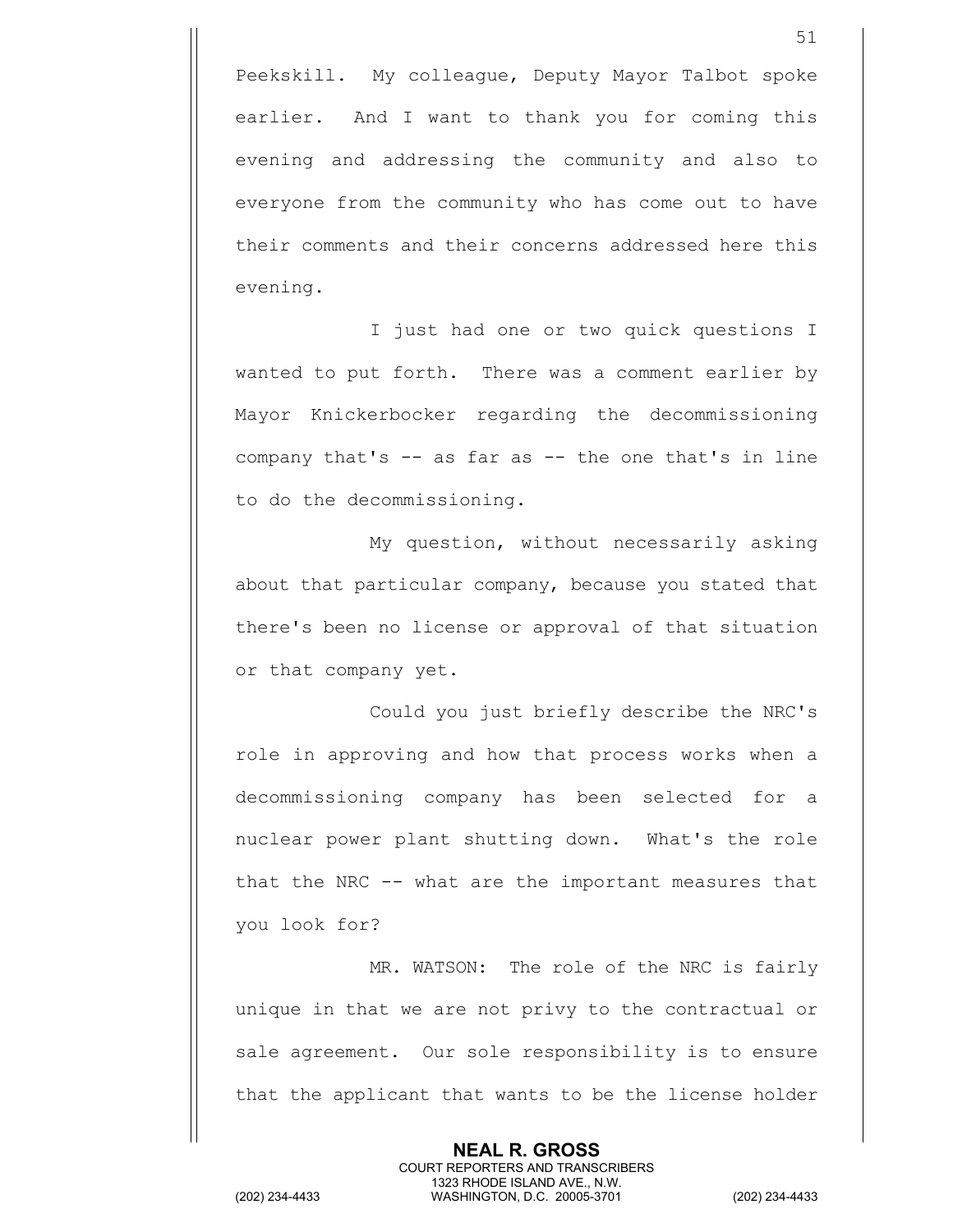Peekskill. My colleague, Deputy Mayor Talbot spoke earlier. And I want to thank you for coming this evening and addressing the community and also to everyone from the community who has come out to have their comments and their concerns addressed here this evening.

I just had one or two quick questions I wanted to put forth. There was a comment earlier by Mayor Knickerbocker regarding the decommissioning company that's -- as far as -- the one that's in line to do the decommissioning.

My question, without necessarily asking about that particular company, because you stated that there's been no license or approval of that situation or that company yet.

Could you just briefly describe the NRC's role in approving and how that process works when a decommissioning company has been selected for a nuclear power plant shutting down. What's the role that the NRC -- what are the important measures that you look for?

MR. WATSON: The role of the NRC is fairly unique in that we are not privy to the contractual or sale agreement. Our sole responsibility is to ensure that the applicant that wants to be the license holder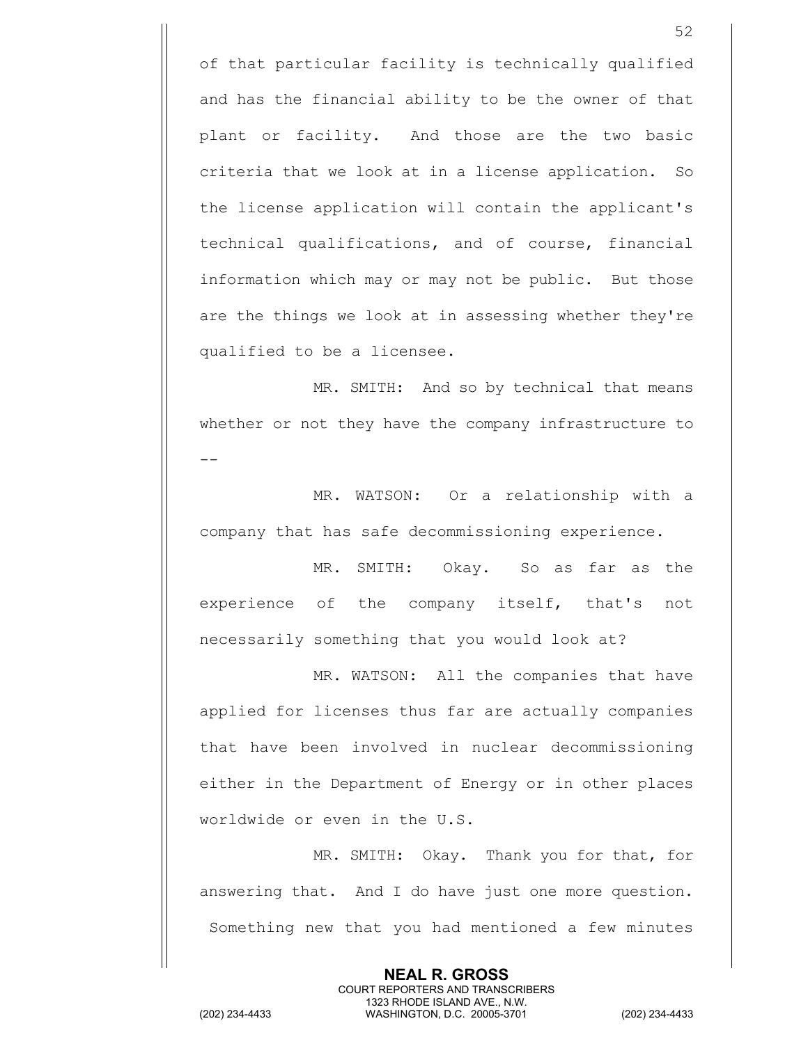of that particular facility is technically qualified and has the financial ability to be the owner of that plant or facility. And those are the two basic criteria that we look at in a license application. So the license application will contain the applicant's technical qualifications, and of course, financial information which may or may not be public. But those are the things we look at in assessing whether they're qualified to be a licensee.

MR. SMITH: And so by technical that means whether or not they have the company infrastructure to --

MR. WATSON: Or a relationship with a company that has safe decommissioning experience.

MR. SMITH: Okay. So as far as the experience of the company itself, that's not necessarily something that you would look at?

MR. WATSON: All the companies that have applied for licenses thus far are actually companies that have been involved in nuclear decommissioning either in the Department of Energy or in other places worldwide or even in the U.S.

MR. SMITH: Okay. Thank you for that, for answering that. And I do have just one more question. Something new that you had mentioned a few minutes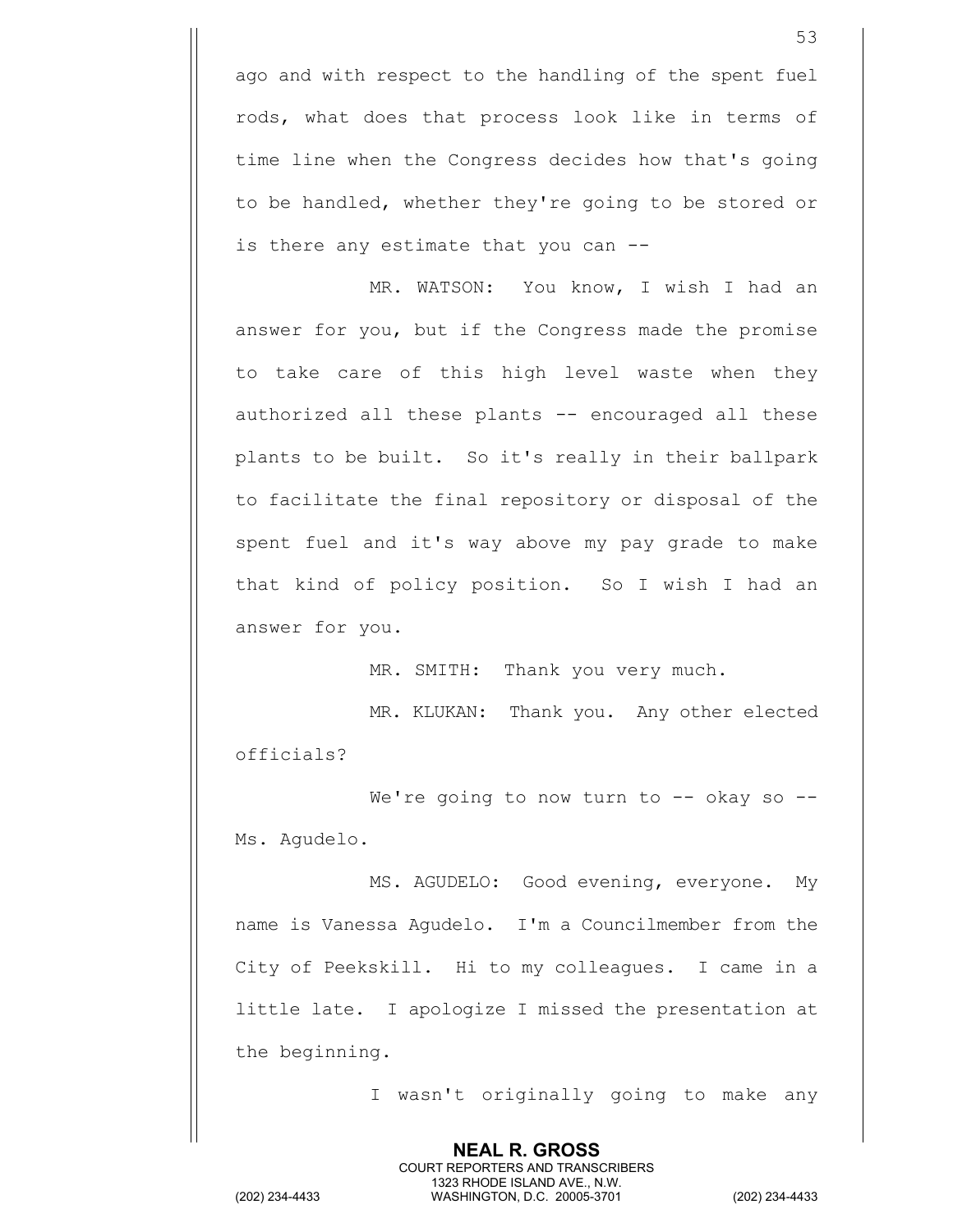ago and with respect to the handling of the spent fuel rods, what does that process look like in terms of time line when the Congress decides how that's going to be handled, whether they're going to be stored or is there any estimate that you can --

MR. WATSON: You know, I wish I had an answer for you, but if the Congress made the promise to take care of this high level waste when they authorized all these plants -- encouraged all these plants to be built. So it's really in their ballpark to facilitate the final repository or disposal of the spent fuel and it's way above my pay grade to make that kind of policy position. So I wish I had an answer for you.

MR. SMITH: Thank you very much.

MR. KLUKAN: Thank you. Any other elected officials?

We're going to now turn to -- okay so -- Ms. Agudelo.

MS. AGUDELO: Good evening, everyone. My name is Vanessa Agudelo. I'm a Councilmember from the City of Peekskill. Hi to my colleagues. I came in a little late. I apologize I missed the presentation at the beginning.

I wasn't originally going to make any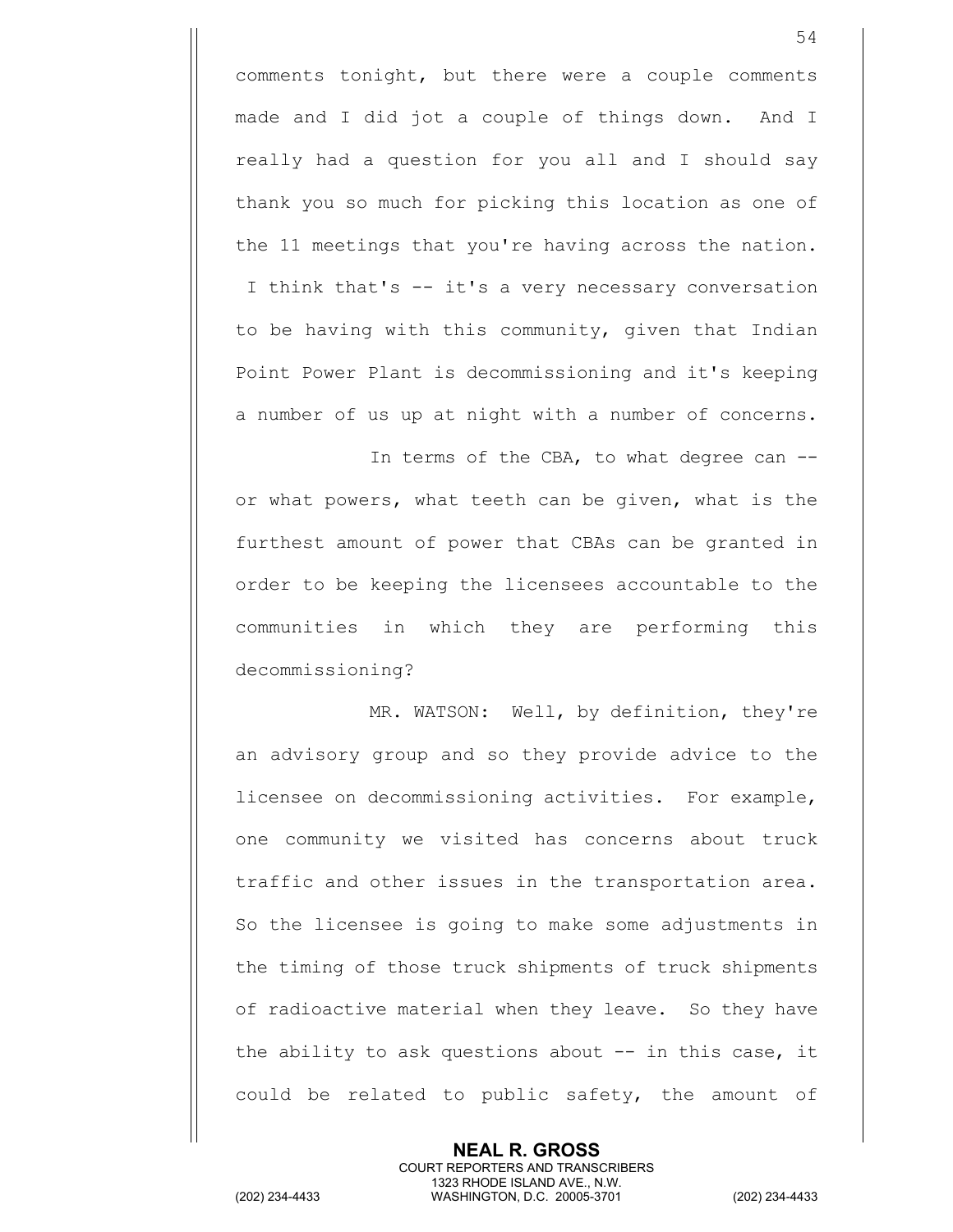comments tonight, but there were a couple comments made and I did jot a couple of things down. And I really had a question for you all and I should say thank you so much for picking this location as one of the 11 meetings that you're having across the nation. I think that's -- it's a very necessary conversation to be having with this community, given that Indian Point Power Plant is decommissioning and it's keeping a number of us up at night with a number of concerns.

In terms of the CBA, to what degree can -- or what powers, what teeth can be given, what is the furthest amount of power that CBAs can be granted in order to be keeping the licensees accountable to the communities in which they are performing this decommissioning?

MR. WATSON: Well, by definition, they're an advisory group and so they provide advice to the licensee on decommissioning activities. For example, one community we visited has concerns about truck traffic and other issues in the transportation area. So the licensee is going to make some adjustments in the timing of those truck shipments of truck shipments of radioactive material when they leave. So they have the ability to ask questions about -- in this case, it could be related to public safety, the amount of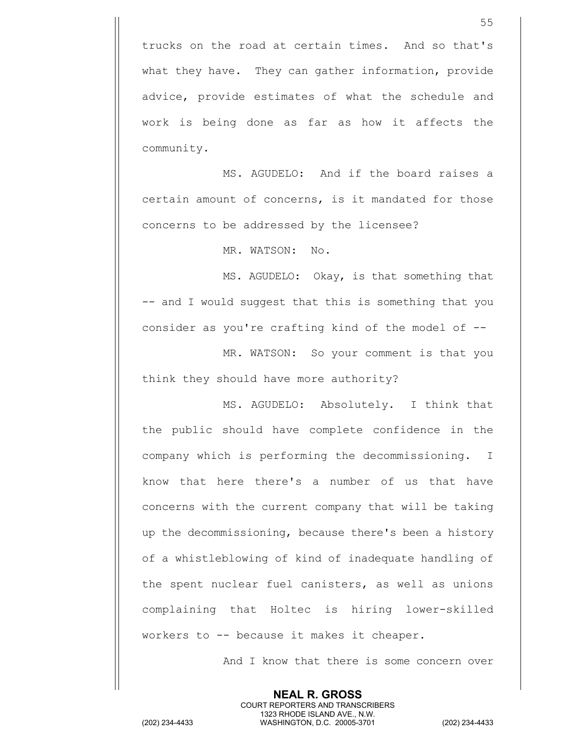trucks on the road at certain times. And so that's what they have. They can gather information, provide advice, provide estimates of what the schedule and work is being done as far as how it affects the community.

MS. AGUDELO: And if the board raises a certain amount of concerns, is it mandated for those concerns to be addressed by the licensee?

MR. WATSON: No.

MS. AGUDELO: Okay, is that something that -- and I would suggest that this is something that you consider as you're crafting kind of the model of --

MR. WATSON: So your comment is that you think they should have more authority?

MS. AGUDELO: Absolutely. I think that the public should have complete confidence in the company which is performing the decommissioning. I know that here there's a number of us that have concerns with the current company that will be taking up the decommissioning, because there's been a history of a whistleblowing of kind of inadequate handling of the spent nuclear fuel canisters, as well as unions complaining that Holtec is hiring lower-skilled workers to -- because it makes it cheaper.

And I know that there is some concern over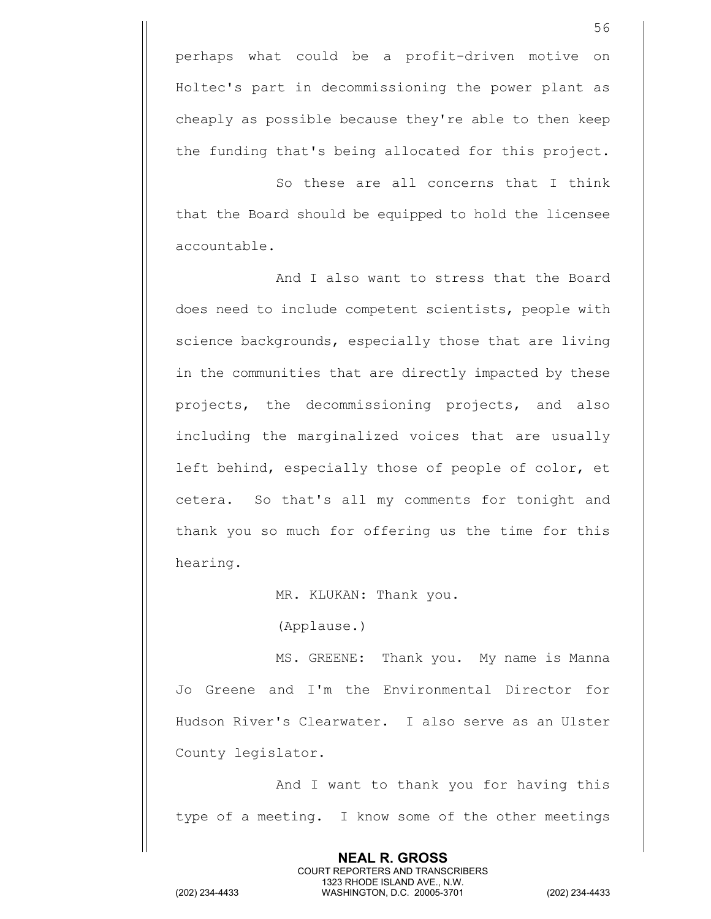perhaps what could be a profit-driven motive on Holtec's part in decommissioning the power plant as cheaply as possible because they're able to then keep the funding that's being allocated for this project.

So these are all concerns that I think that the Board should be equipped to hold the licensee accountable.

And I also want to stress that the Board does need to include competent scientists, people with science backgrounds, especially those that are living in the communities that are directly impacted by these projects, the decommissioning projects, and also including the marginalized voices that are usually left behind, especially those of people of color, et cetera. So that's all my comments for tonight and thank you so much for offering us the time for this hearing.

MR. KLUKAN: Thank you.

(Applause.)

MS. GREENE: Thank you. My name is Manna Jo Greene and I'm the Environmental Director for Hudson River's Clearwater. I also serve as an Ulster County legislator.

And I want to thank you for having this type of a meeting. I know some of the other meetings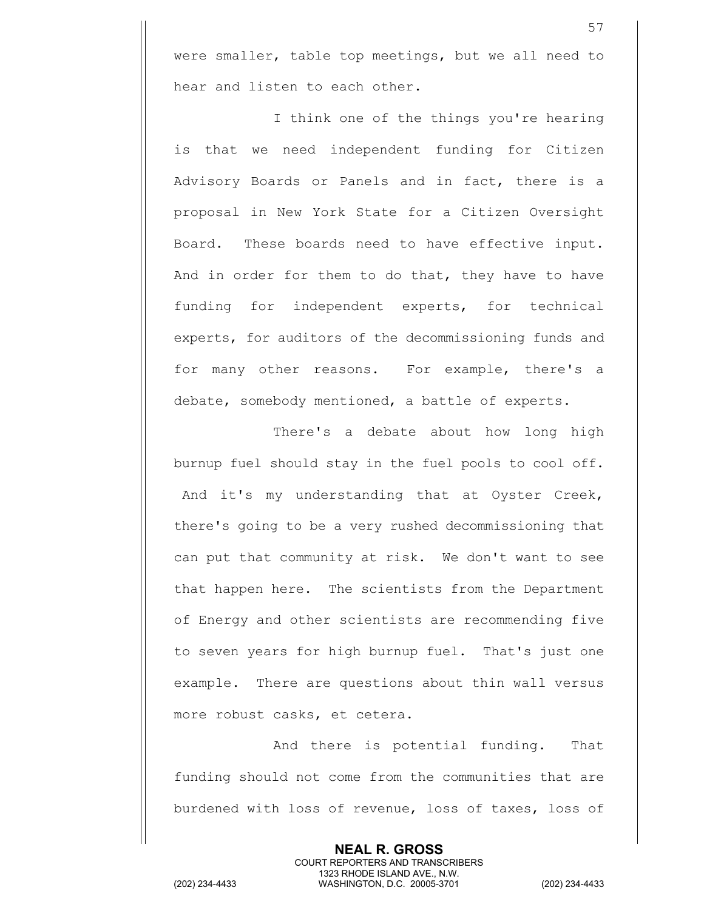were smaller, table top meetings, but we all need to hear and listen to each other.

I think one of the things you're hearing is that we need independent funding for Citizen Advisory Boards or Panels and in fact, there is a proposal in New York State for a Citizen Oversight Board. These boards need to have effective input. And in order for them to do that, they have to have funding for independent experts, for technical experts, for auditors of the decommissioning funds and for many other reasons. For example, there's a debate, somebody mentioned, a battle of experts.

There's a debate about how long high burnup fuel should stay in the fuel pools to cool off. And it's my understanding that at Oyster Creek, there's going to be a very rushed decommissioning that can put that community at risk. We don't want to see that happen here. The scientists from the Department of Energy and other scientists are recommending five to seven years for high burnup fuel. That's just one example. There are questions about thin wall versus more robust casks, et cetera.

And there is potential funding. That funding should not come from the communities that are burdened with loss of revenue, loss of taxes, loss of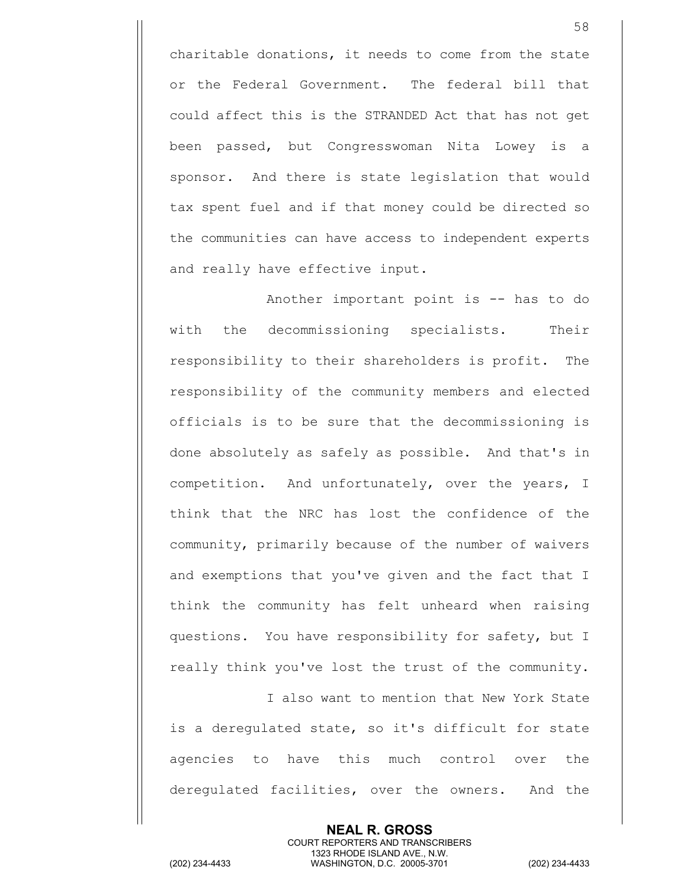charitable donations, it needs to come from the state or the Federal Government. The federal bill that could affect this is the STRANDED Act that has not get been passed, but Congresswoman Nita Lowey is a sponsor. And there is state legislation that would tax spent fuel and if that money could be directed so the communities can have access to independent experts and really have effective input.

Another important point is -- has to do with the decommissioning specialists. Their responsibility to their shareholders is profit. The responsibility of the community members and elected officials is to be sure that the decommissioning is done absolutely as safely as possible. And that's in competition. And unfortunately, over the years, I think that the NRC has lost the confidence of the community, primarily because of the number of waivers and exemptions that you've given and the fact that I think the community has felt unheard when raising questions. You have responsibility for safety, but I really think you've lost the trust of the community.

I also want to mention that New York State is a deregulated state, so it's difficult for state agencies to have this much control over the deregulated facilities, over the owners. And the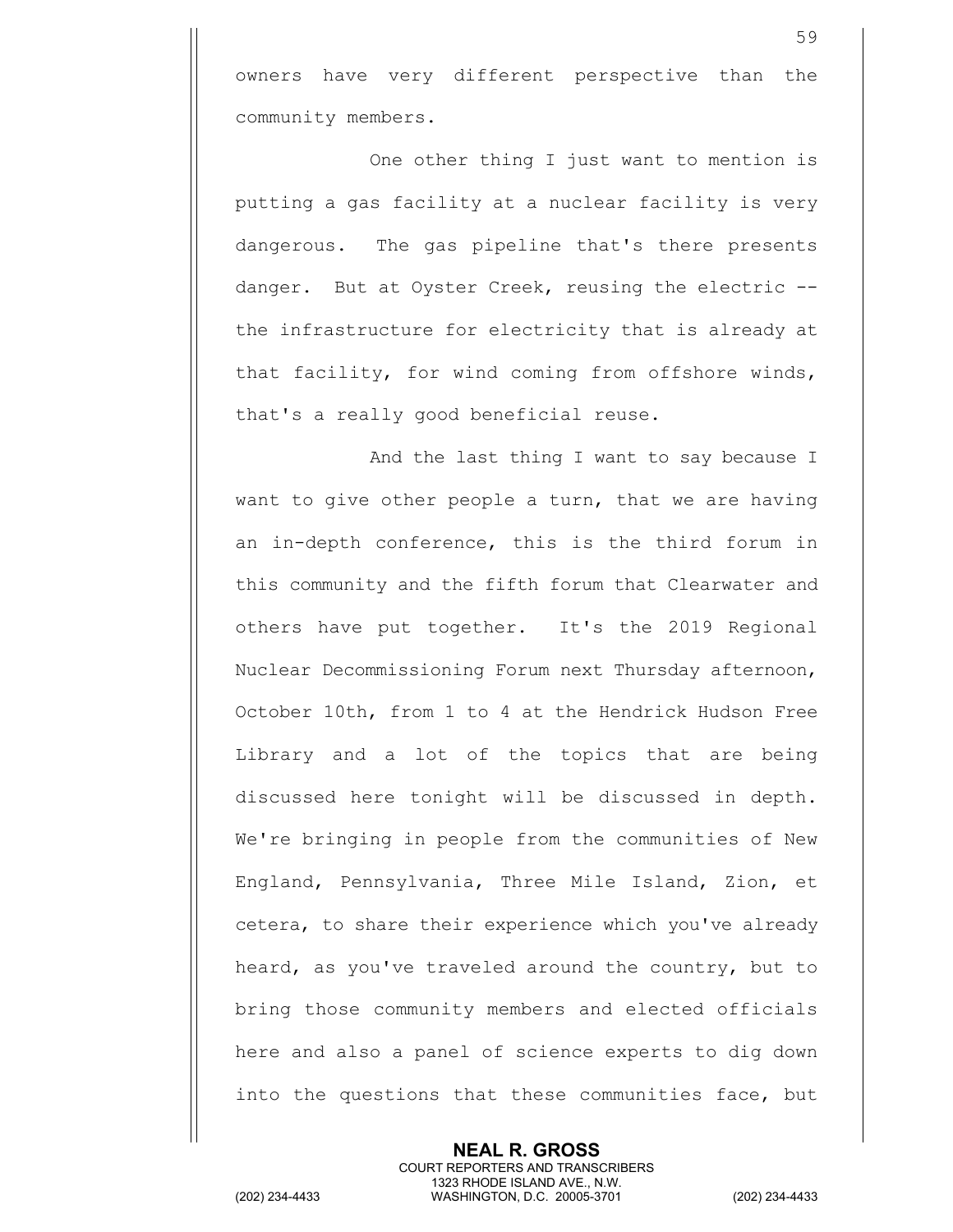owners have very different perspective than the community members.

One other thing I just want to mention is putting a gas facility at a nuclear facility is very dangerous. The gas pipeline that's there presents danger. But at Oyster Creek, reusing the electric -- the infrastructure for electricity that is already at that facility, for wind coming from offshore winds, that's a really good beneficial reuse.

And the last thing I want to say because I want to give other people a turn, that we are having an in-depth conference, this is the third forum in this community and the fifth forum that Clearwater and others have put together. It's the 2019 Regional Nuclear Decommissioning Forum next Thursday afternoon, October 10th, from 1 to 4 at the Hendrick Hudson Free Library and a lot of the topics that are being discussed here tonight will be discussed in depth. We're bringing in people from the communities of New England, Pennsylvania, Three Mile Island, Zion, et cetera, to share their experience which you've already heard, as you've traveled around the country, but to bring those community members and elected officials here and also a panel of science experts to dig down into the questions that these communities face, but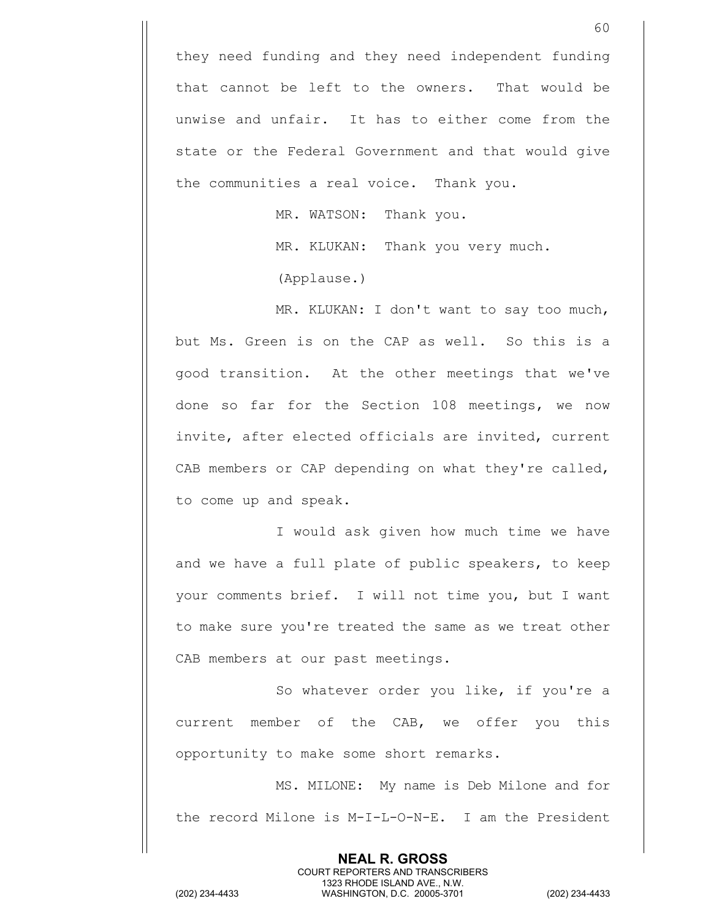they need funding and they need independent funding that cannot be left to the owners. That would be unwise and unfair. It has to either come from the state or the Federal Government and that would give the communities a real voice. Thank you.

MR. WATSON: Thank you.

MR. KLUKAN: Thank you very much.

(Applause.)

MR. KLUKAN: I don't want to say too much, but Ms. Green is on the CAP as well. So this is a good transition. At the other meetings that we've done so far for the Section 108 meetings, we now invite, after elected officials are invited, current CAB members or CAP depending on what they're called, to come up and speak.

I would ask given how much time we have and we have a full plate of public speakers, to keep your comments brief. I will not time you, but I want to make sure you're treated the same as we treat other CAB members at our past meetings.

So whatever order you like, if you're a current member of the CAB, we offer you this opportunity to make some short remarks.

MS. MILONE: My name is Deb Milone and for the record Milone is M-I-L-O-N-E. I am the President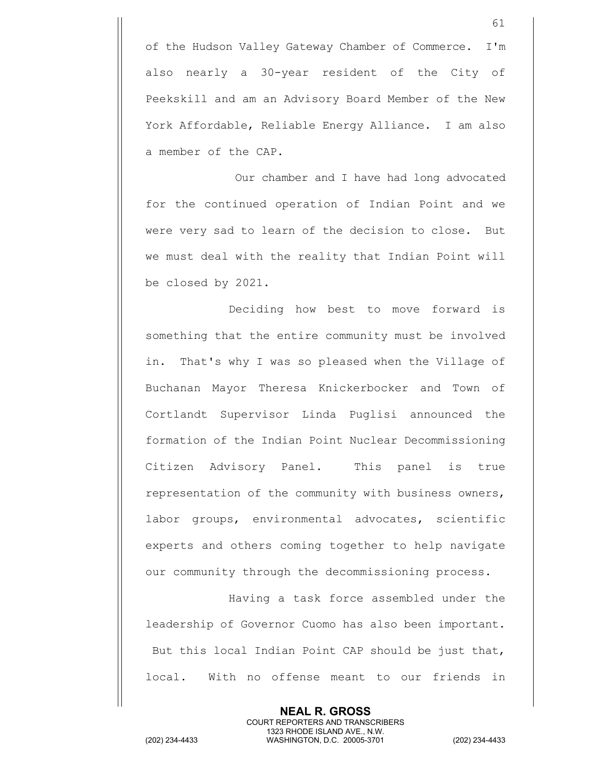of the Hudson Valley Gateway Chamber of Commerce. I'm also nearly a 30-year resident of the City of Peekskill and am an Advisory Board Member of the New York Affordable, Reliable Energy Alliance. I am also a member of the CAP.

Our chamber and I have had long advocated for the continued operation of Indian Point and we were very sad to learn of the decision to close. But we must deal with the reality that Indian Point will be closed by 2021.

Deciding how best to move forward is something that the entire community must be involved in. That's why I was so pleased when the Village of Buchanan Mayor Theresa Knickerbocker and Town of Cortlandt Supervisor Linda Puglisi announced the formation of the Indian Point Nuclear Decommissioning Citizen Advisory Panel. This panel is true representation of the community with business owners, labor groups, environmental advocates, scientific experts and others coming together to help navigate our community through the decommissioning process.

Having a task force assembled under the leadership of Governor Cuomo has also been important. But this local Indian Point CAP should be just that, local. With no offense meant to our friends in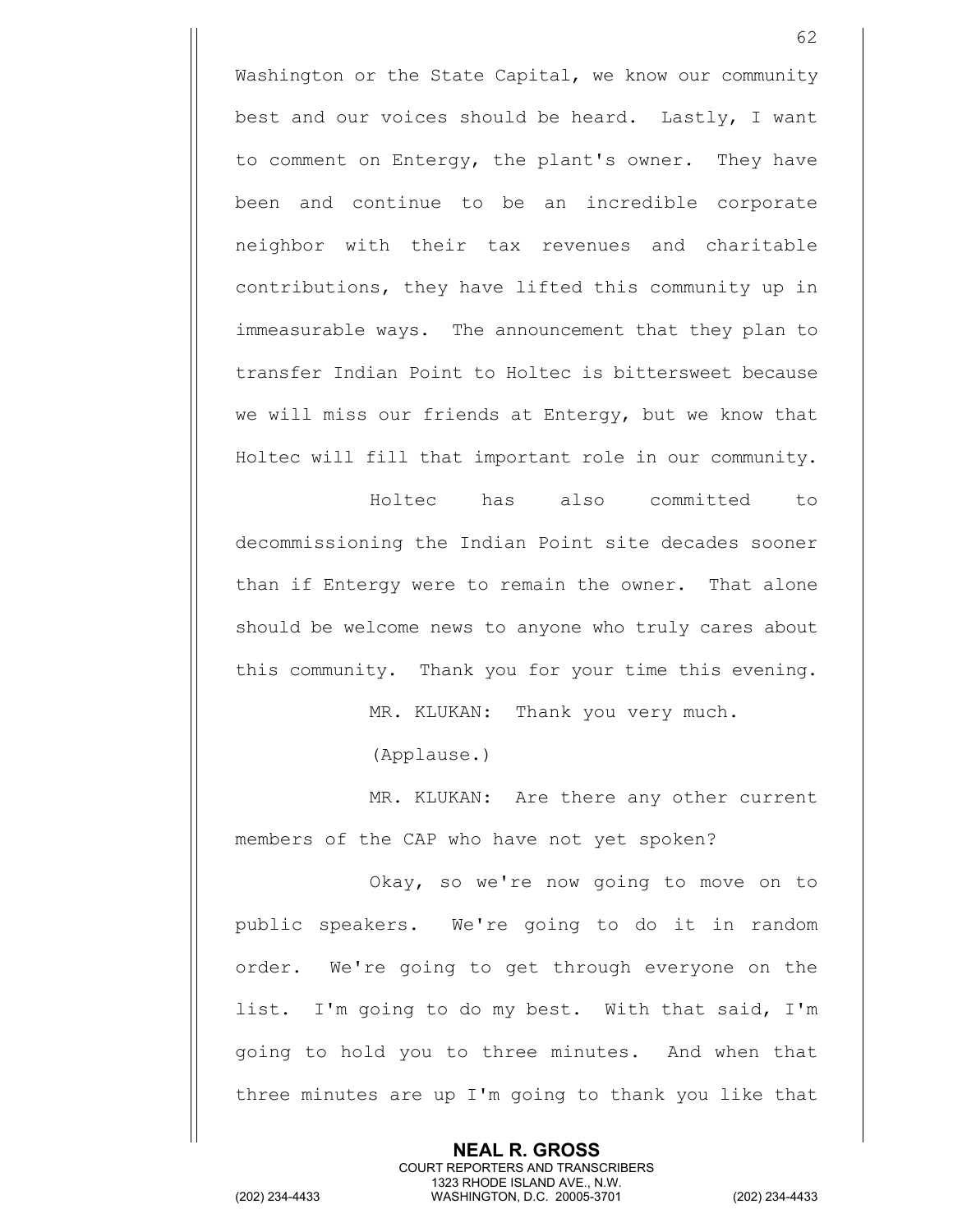Washington or the State Capital, we know our community best and our voices should be heard. Lastly, I want to comment on Entergy, the plant's owner. They have been and continue to be an incredible corporate neighbor with their tax revenues and charitable contributions, they have lifted this community up in immeasurable ways. The announcement that they plan to transfer Indian Point to Holtec is bittersweet because we will miss our friends at Entergy, but we know that Holtec will fill that important role in our community.

Holtec has also committed to decommissioning the Indian Point site decades sooner than if Entergy were to remain the owner. That alone should be welcome news to anyone who truly cares about this community. Thank you for your time this evening.

MR. KLUKAN: Thank you very much.

(Applause.)

MR. KLUKAN: Are there any other current members of the CAP who have not yet spoken?

Okay, so we're now going to move on to public speakers. We're going to do it in random order. We're going to get through everyone on the list. I'm going to do my best. With that said, I'm going to hold you to three minutes. And when that three minutes are up I'm going to thank you like that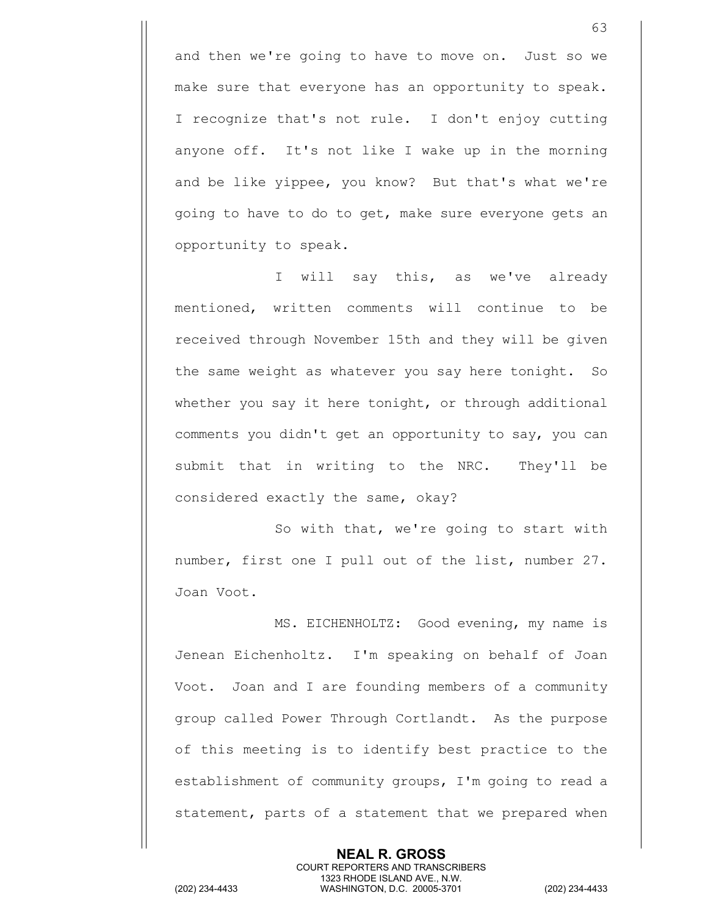and then we're going to have to move on. Just so we make sure that everyone has an opportunity to speak. I recognize that's not rule. I don't enjoy cutting anyone off. It's not like I wake up in the morning and be like yippee, you know? But that's what we're going to have to do to get, make sure everyone gets an opportunity to speak.

I will say this, as we've already mentioned, written comments will continue to be received through November 15th and they will be given the same weight as whatever you say here tonight. So whether you say it here tonight, or through additional comments you didn't get an opportunity to say, you can submit that in writing to the NRC. They'll be considered exactly the same, okay?

So with that, we're going to start with number, first one I pull out of the list, number 27. Joan Voot.

MS. EICHENHOLTZ: Good evening, my name is Jenean Eichenholtz. I'm speaking on behalf of Joan Voot. Joan and I are founding members of a community group called Power Through Cortlandt. As the purpose of this meeting is to identify best practice to the establishment of community groups, I'm going to read a statement, parts of a statement that we prepared when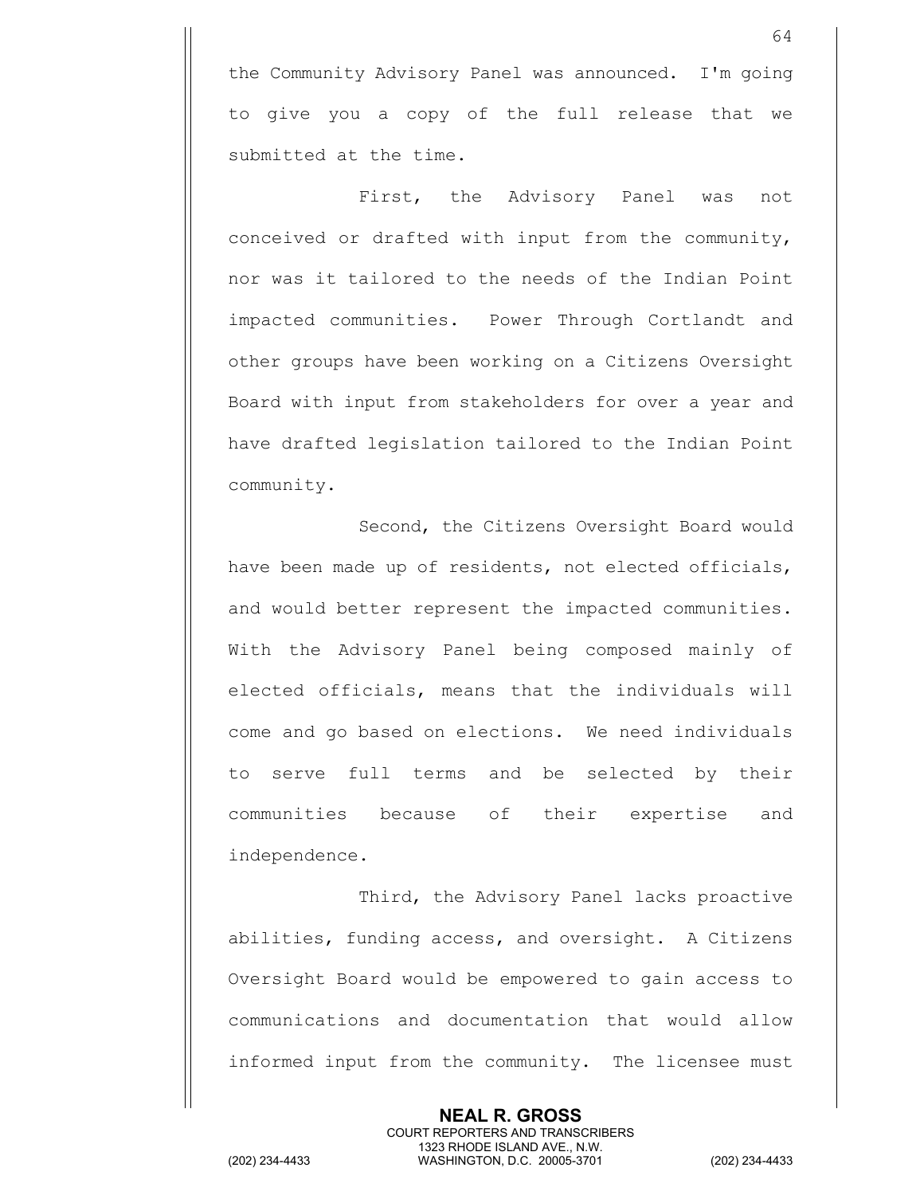the Community Advisory Panel was announced. I'm going to give you a copy of the full release that we submitted at the time.

First, the Advisory Panel was not conceived or drafted with input from the community, nor was it tailored to the needs of the Indian Point impacted communities. Power Through Cortlandt and other groups have been working on a Citizens Oversight Board with input from stakeholders for over a year and have drafted legislation tailored to the Indian Point community.

Second, the Citizens Oversight Board would have been made up of residents, not elected officials, and would better represent the impacted communities. With the Advisory Panel being composed mainly of elected officials, means that the individuals will come and go based on elections. We need individuals to serve full terms and be selected by their communities because of their expertise and independence.

Third, the Advisory Panel lacks proactive abilities, funding access, and oversight. A Citizens Oversight Board would be empowered to gain access to communications and documentation that would allow informed input from the community. The licensee must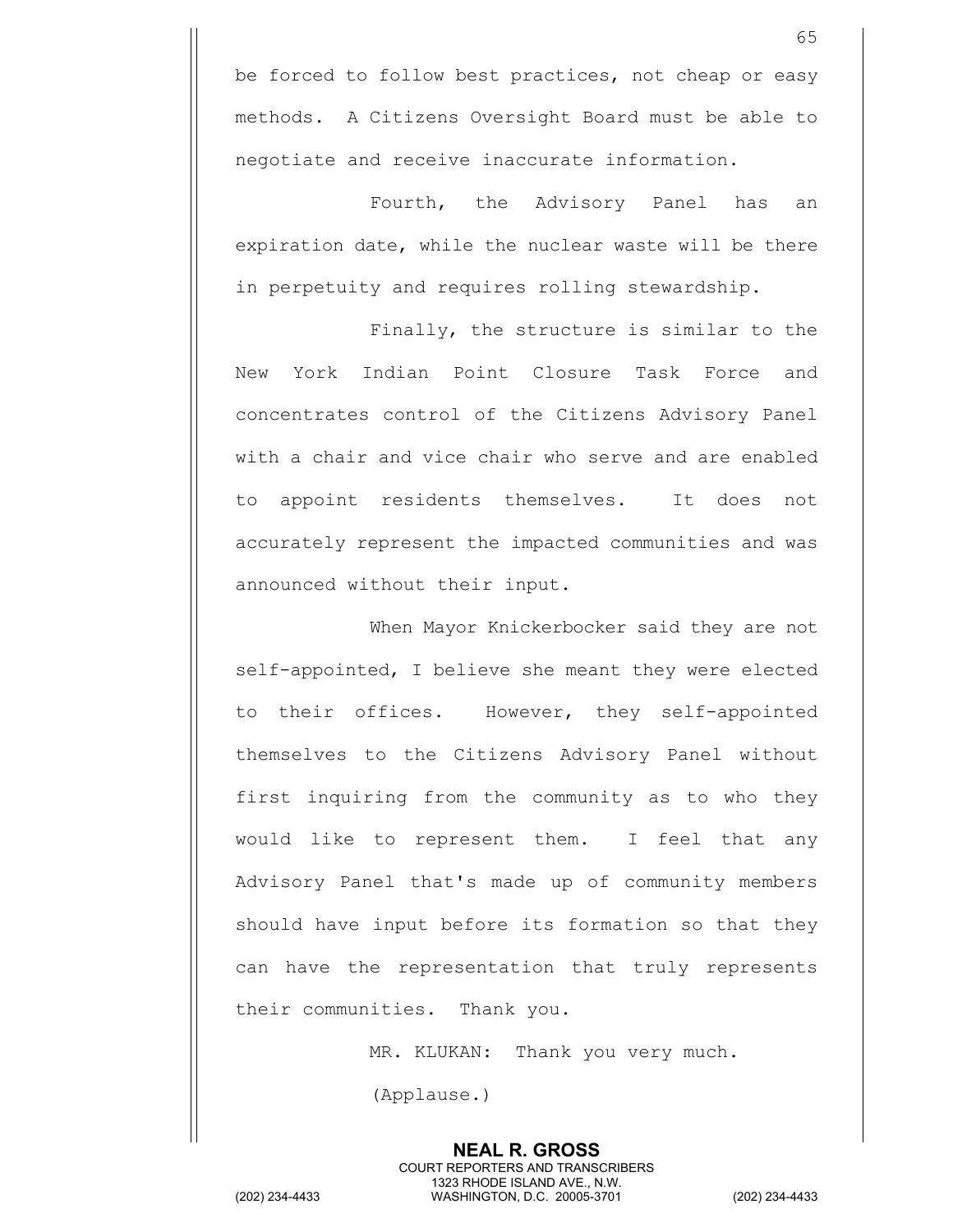be forced to follow best practices, not cheap or easy methods. A Citizens Oversight Board must be able to negotiate and receive inaccurate information.

Fourth, the Advisory Panel has an expiration date, while the nuclear waste will be there in perpetuity and requires rolling stewardship.

Finally, the structure is similar to the New York Indian Point Closure Task Force and concentrates control of the Citizens Advisory Panel with a chair and vice chair who serve and are enabled to appoint residents themselves. It does not accurately represent the impacted communities and was announced without their input.

When Mayor Knickerbocker said they are not self-appointed, I believe she meant they were elected to their offices. However, they self-appointed themselves to the Citizens Advisory Panel without first inquiring from the community as to who they would like to represent them. I feel that any Advisory Panel that's made up of community members should have input before its formation so that they can have the representation that truly represents their communities. Thank you.

MR. KLUKAN: Thank you very much.

(Applause.)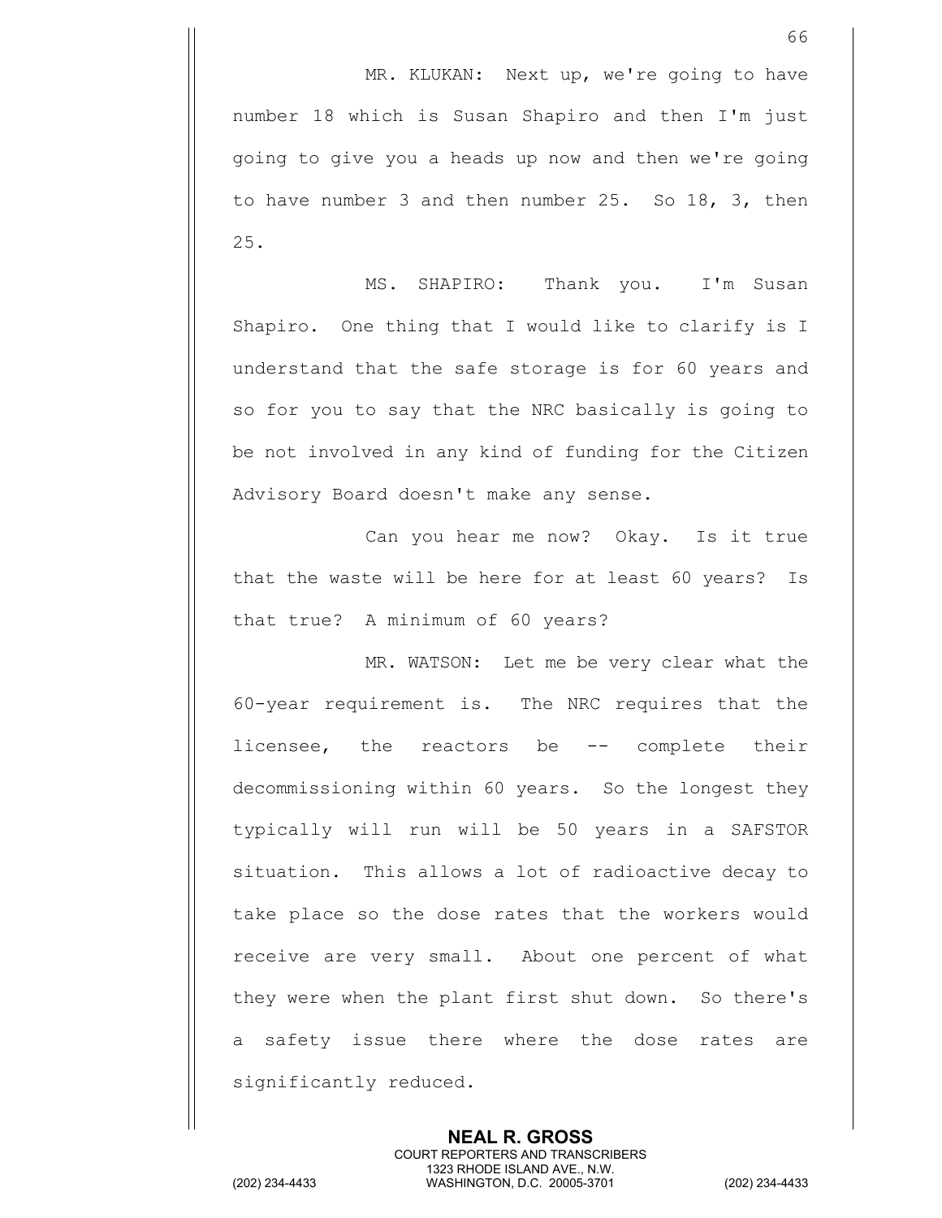MR. KLUKAN: Next up, we're going to have number 18 which is Susan Shapiro and then I'm just going to give you a heads up now and then we're going to have number 3 and then number 25. So 18, 3, then 25.

MS. SHAPIRO: Thank you. I'm Susan Shapiro. One thing that I would like to clarify is I understand that the safe storage is for 60 years and so for you to say that the NRC basically is going to be not involved in any kind of funding for the Citizen Advisory Board doesn't make any sense.

Can you hear me now? Okay. Is it true that the waste will be here for at least 60 years? Is that true? A minimum of 60 years?

MR. WATSON: Let me be very clear what the 60-year requirement is. The NRC requires that the licensee, the reactors be -- complete their decommissioning within 60 years. So the longest they typically will run will be 50 years in a SAFSTOR situation. This allows a lot of radioactive decay to take place so the dose rates that the workers would receive are very small. About one percent of what they were when the plant first shut down. So there's a safety issue there where the dose rates are significantly reduced.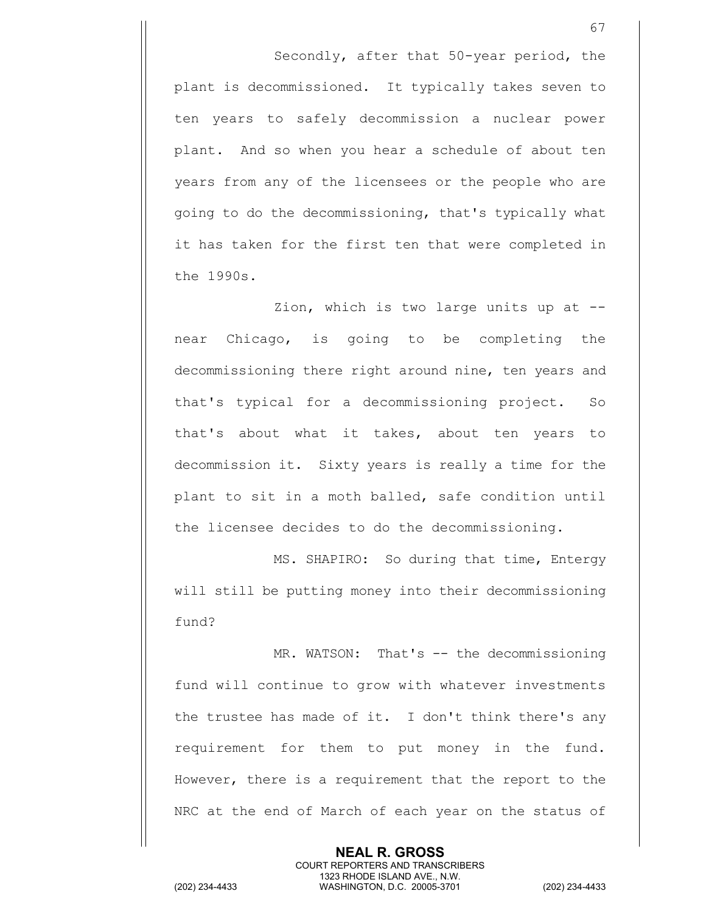Secondly, after that 50-year period, the plant is decommissioned. It typically takes seven to ten years to safely decommission a nuclear power plant. And so when you hear a schedule of about ten years from any of the licensees or the people who are going to do the decommissioning, that's typically what it has taken for the first ten that were completed in the 1990s.

Zion, which is two large units up at -- near Chicago, is going to be completing the decommissioning there right around nine, ten years and that's typical for a decommissioning project. So that's about what it takes, about ten years to decommission it. Sixty years is really a time for the plant to sit in a moth balled, safe condition until the licensee decides to do the decommissioning.

MS. SHAPIRO: So during that time, Entergy will still be putting money into their decommissioning fund?

MR. WATSON: That's -- the decommissioning fund will continue to grow with whatever investments the trustee has made of it. I don't think there's any requirement for them to put money in the fund. However, there is a requirement that the report to the NRC at the end of March of each year on the status of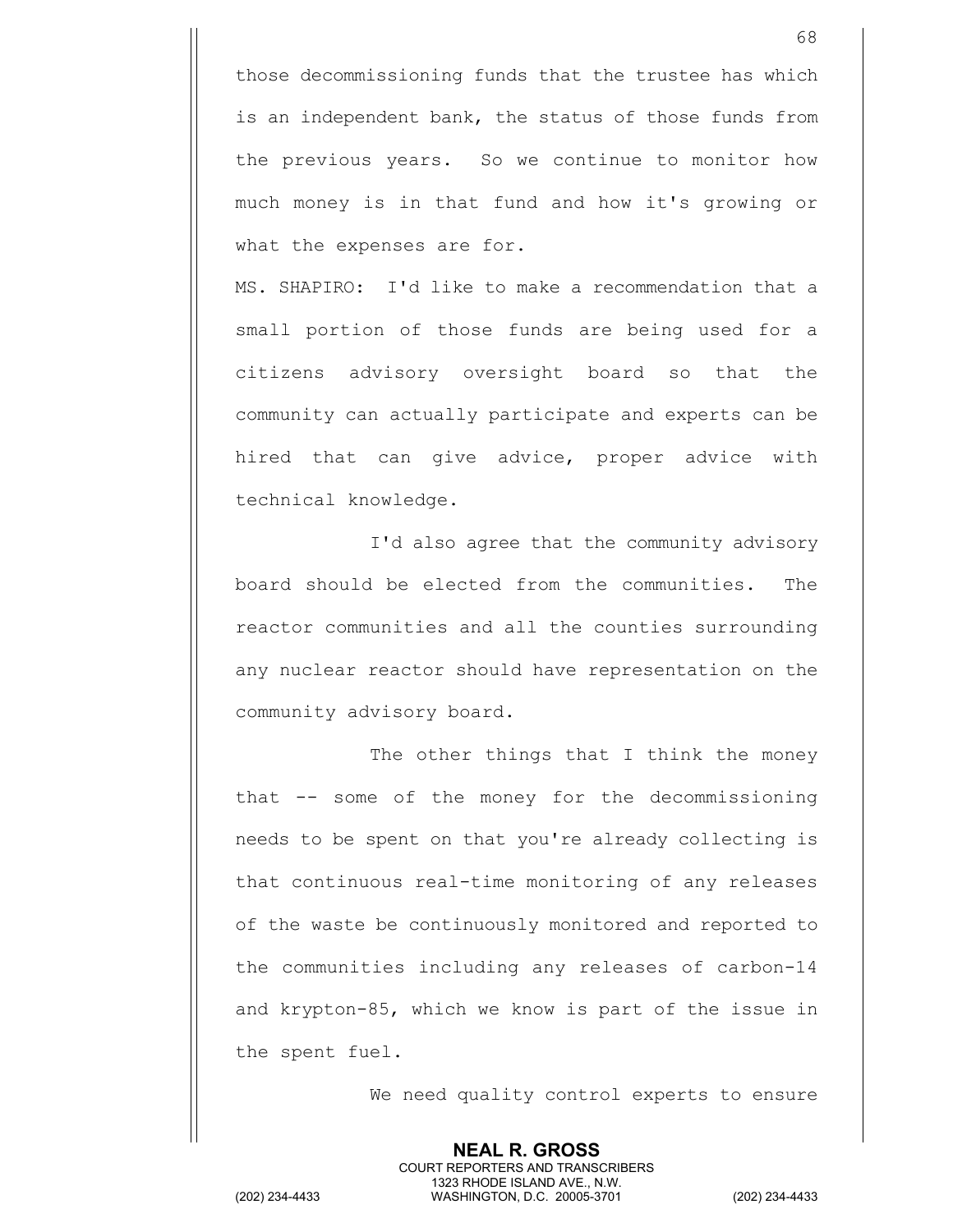those decommissioning funds that the trustee has which is an independent bank, the status of those funds from the previous years. So we continue to monitor how much money is in that fund and how it's growing or what the expenses are for.

MS. SHAPIRO: I'd like to make a recommendation that a small portion of those funds are being used for a citizens advisory oversight board so that the community can actually participate and experts can be hired that can give advice, proper advice with technical knowledge.

I'd also agree that the community advisory board should be elected from the communities. The reactor communities and all the counties surrounding any nuclear reactor should have representation on the community advisory board.

The other things that I think the money that -- some of the money for the decommissioning needs to be spent on that you're already collecting is that continuous real-time monitoring of any releases of the waste be continuously monitored and reported to the communities including any releases of carbon-14 and krypton-85, which we know is part of the issue in the spent fuel.

We need quality control experts to ensure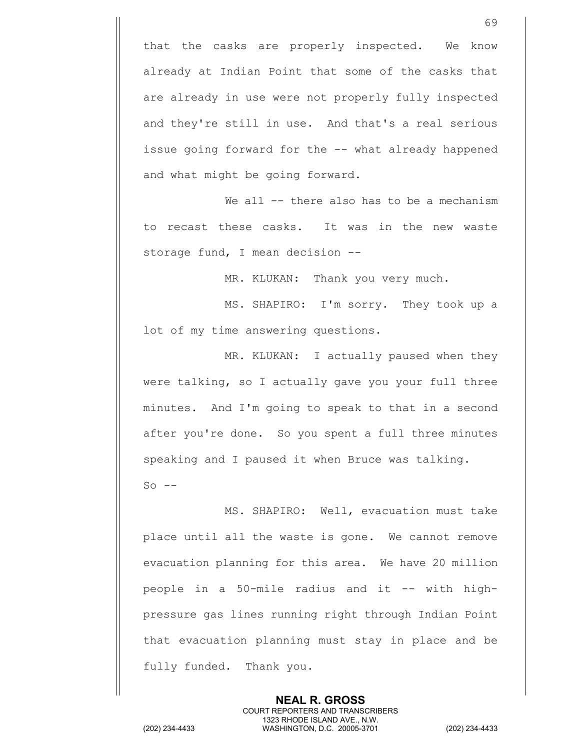that the casks are properly inspected. We know already at Indian Point that some of the casks that are already in use were not properly fully inspected and they're still in use. And that's a real serious issue going forward for the -- what already happened and what might be going forward.

We all -- there also has to be a mechanism to recast these casks. It was in the new waste storage fund, I mean decision --

MR. KLUKAN: Thank you very much.

MS. SHAPIRO: I'm sorry. They took up a lot of my time answering questions.

MR. KLUKAN: I actually paused when they were talking, so I actually gave you your full three minutes. And I'm going to speak to that in a second after you're done. So you spent a full three minutes speaking and I paused it when Bruce was talking. So --

MS. SHAPIRO: Well, evacuation must take place until all the waste is gone. We cannot remove evacuation planning for this area. We have 20 million people in a 50-mile radius and it -- with high-pressure gas lines running right through Indian Point that evacuation planning must stay in place and be fully funded. Thank you.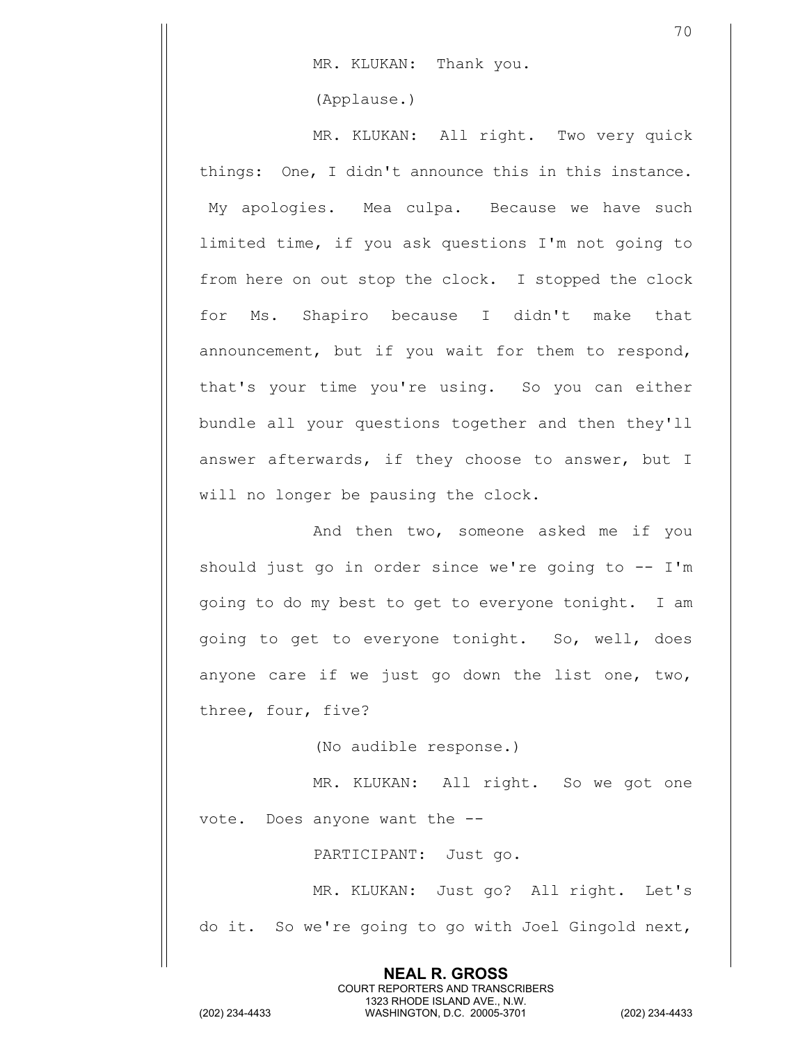MR. KLUKAN: Thank you.

(Applause.)

MR. KLUKAN: All right. Two very quick things: One, I didn't announce this in this instance. My apologies. Mea culpa. Because we have such limited time, if you ask questions I'm not going to from here on out stop the clock. I stopped the clock for Ms. Shapiro because I didn't make that announcement, but if you wait for them to respond, that's your time you're using. So you can either bundle all your questions together and then they'll answer afterwards, if they choose to answer, but I will no longer be pausing the clock.

And then two, someone asked me if you should just go in order since we're going to -- I'm going to do my best to get to everyone tonight. I am going to get to everyone tonight. So, well, does anyone care if we just go down the list one, two, three, four, five?

(No audible response.)

MR. KLUKAN: All right. So we got one vote. Does anyone want the --

PARTICIPANT: Just go.

MR. KLUKAN: Just go? All right. Let's do it. So we're going to go with Joel Gingold next,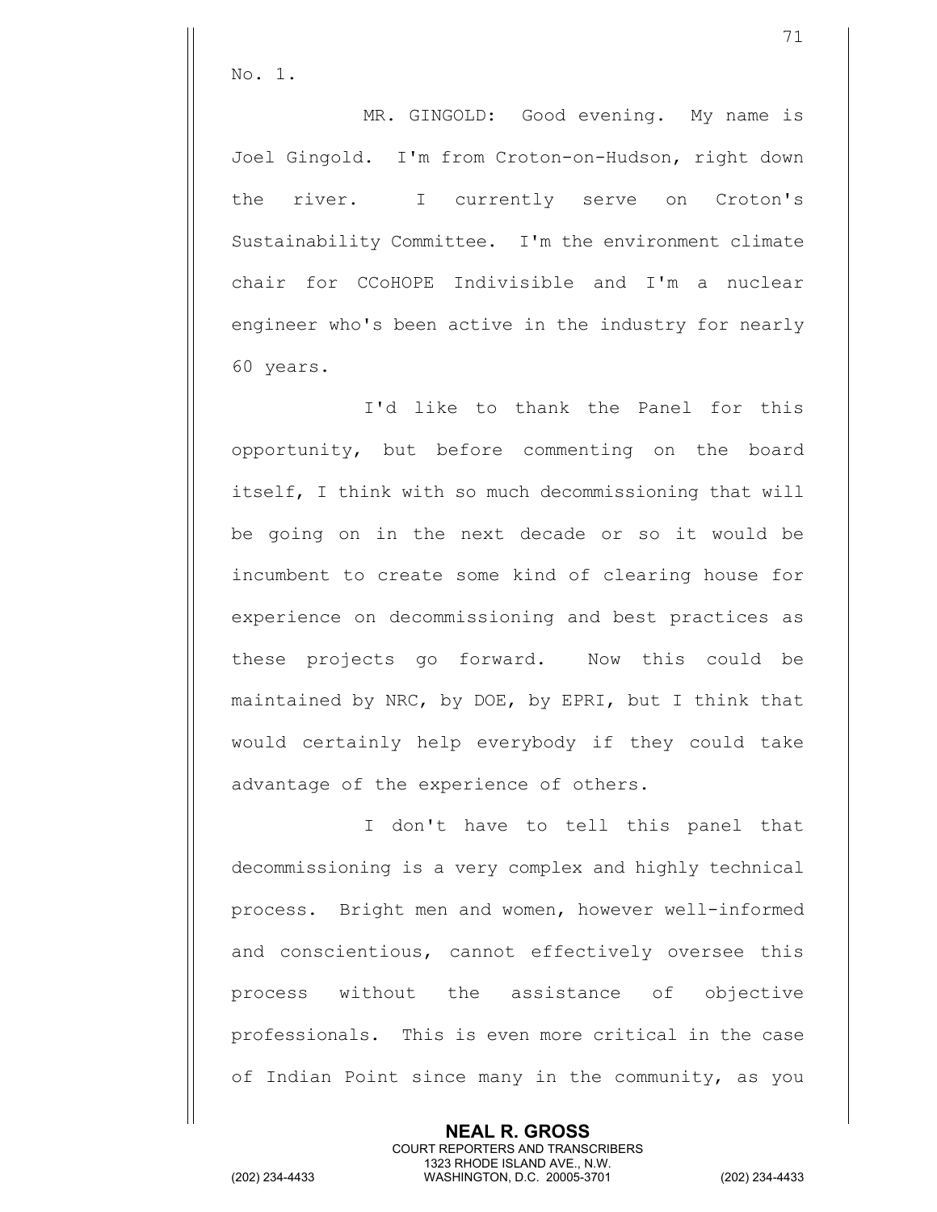No. 1.

MR. GINGOLD: Good evening. My name is Joel Gingold. I'm from Croton-on-Hudson, right down the river. I currently serve on Croton's Sustainability Committee. I'm the environment climate chair for CCoHOPE Indivisible and I'm a nuclear engineer who's been active in the industry for nearly 60 years.

I'd like to thank the Panel for this opportunity, but before commenting on the board itself, I think with so much decommissioning that will be going on in the next decade or so it would be incumbent to create some kind of clearing house for experience on decommissioning and best practices as these projects go forward. Now this could be maintained by NRC, by DOE, by EPRI, but I think that would certainly help everybody if they could take advantage of the experience of others.

I don't have to tell this panel that decommissioning is a very complex and highly technical process. Bright men and women, however well-informed and conscientious, cannot effectively oversee this process without the assistance of objective professionals. This is even more critical in the case of Indian Point since many in the community, as you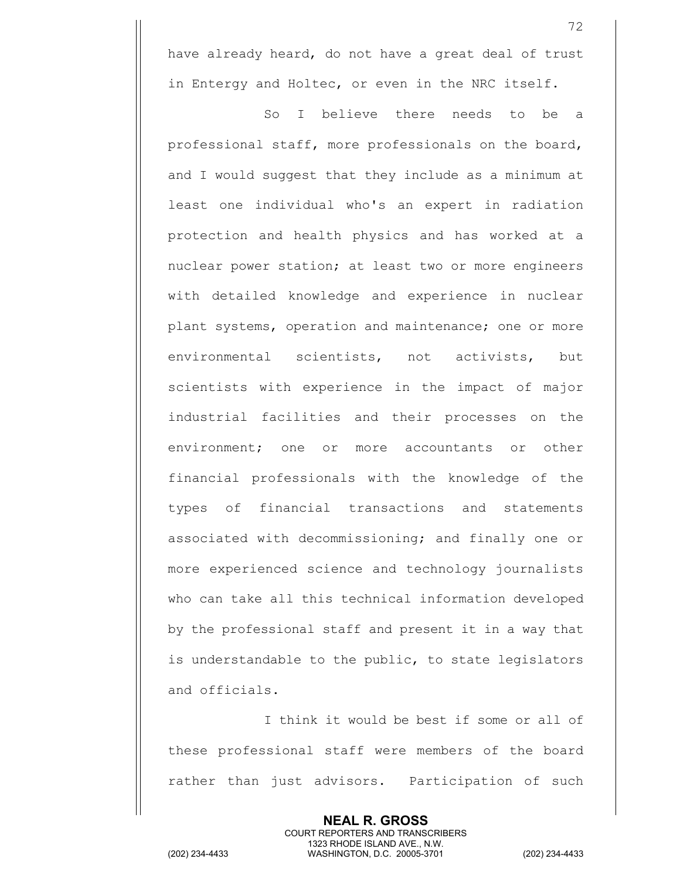have already heard, do not have a great deal of trust in Entergy and Holtec, or even in the NRC itself.

So I believe there needs to be a professional staff, more professionals on the board, and I would suggest that they include as a minimum at least one individual who's an expert in radiation protection and health physics and has worked at a nuclear power station; at least two or more engineers with detailed knowledge and experience in nuclear plant systems, operation and maintenance; one or more environmental scientists, not activists, but scientists with experience in the impact of major industrial facilities and their processes on the environment; one or more accountants or other financial professionals with the knowledge of the types of financial transactions and statements associated with decommissioning; and finally one or more experienced science and technology journalists who can take all this technical information developed by the professional staff and present it in a way that is understandable to the public, to state legislators and officials.

I think it would be best if some or all of these professional staff were members of the board rather than just advisors. Participation of such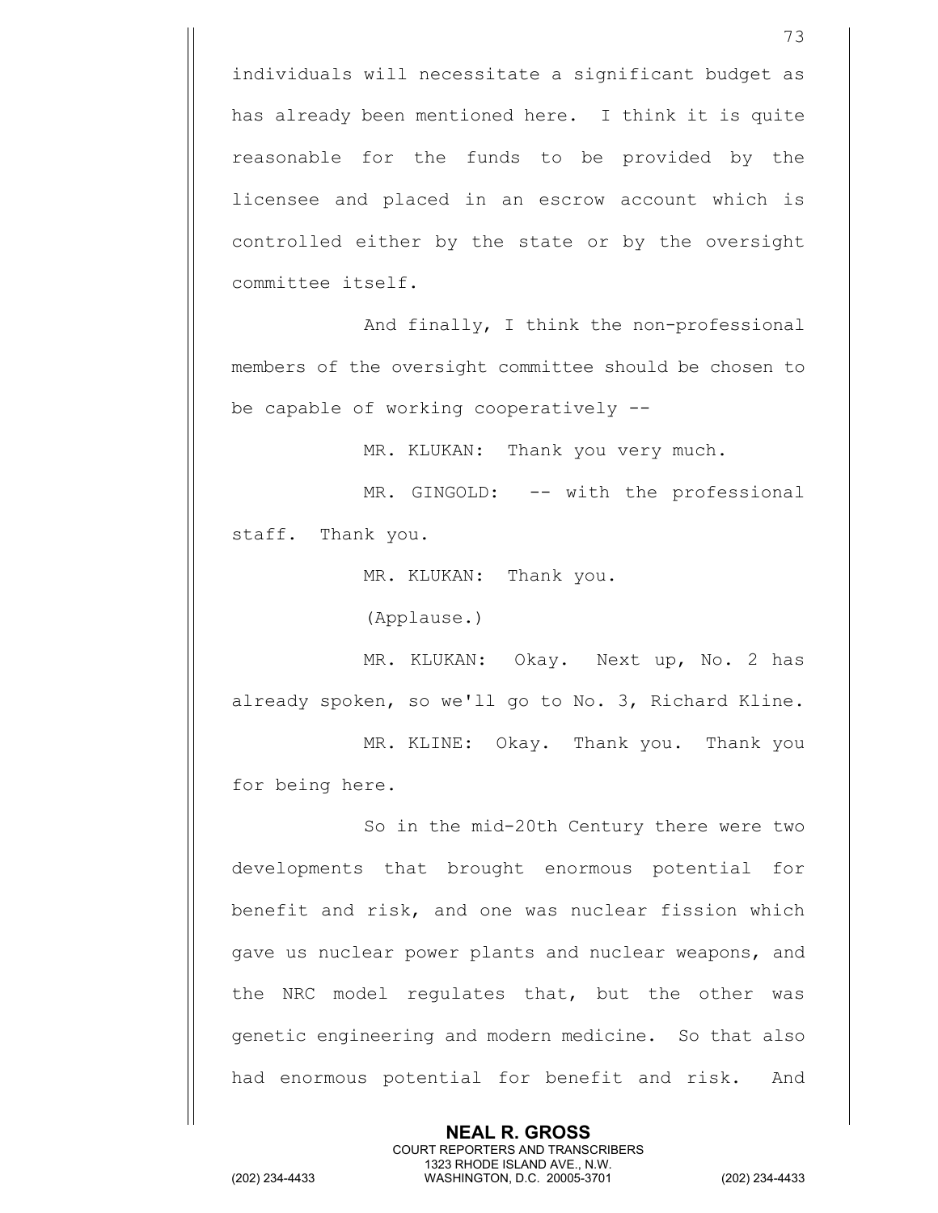individuals will necessitate a significant budget as has already been mentioned here. I think it is quite reasonable for the funds to be provided by the licensee and placed in an escrow account which is controlled either by the state or by the oversight committee itself.

And finally, I think the non-professional members of the oversight committee should be chosen to be capable of working cooperatively --

MR. KLUKAN: Thank you very much.

MR. GINGOLD: -- with the professional staff. Thank you.

MR. KLUKAN: Thank you.

(Applause.)

MR. KLUKAN: Okay. Next up, No. 2 has already spoken, so we'll go to No. 3, Richard Kline.

MR. KLINE: Okay. Thank you. Thank you for being here.

So in the mid-20th Century there were two developments that brought enormous potential for benefit and risk, and one was nuclear fission which gave us nuclear power plants and nuclear weapons, and the NRC model regulates that, but the other was genetic engineering and modern medicine. So that also had enormous potential for benefit and risk. And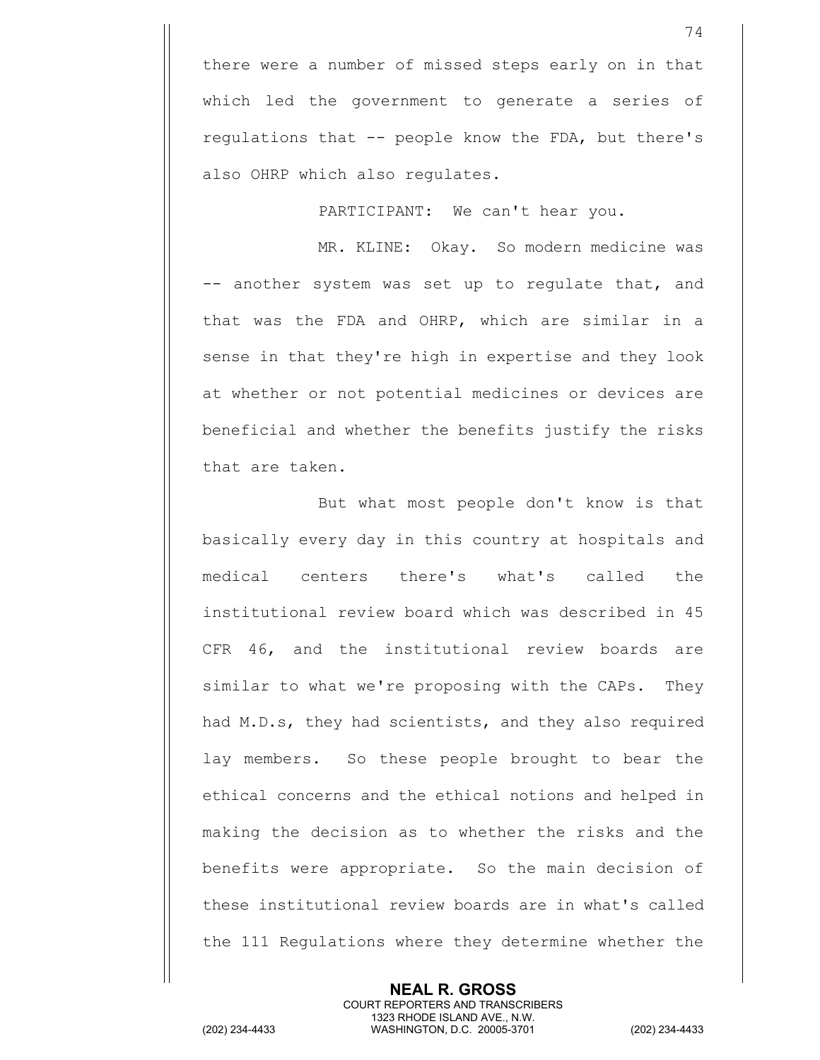there were a number of missed steps early on in that which led the government to generate a series of regulations that -- people know the FDA, but there's also OHRP which also regulates.

PARTICIPANT: We can't hear you.

MR. KLINE: Okay. So modern medicine was -- another system was set up to regulate that, and that was the FDA and OHRP, which are similar in a sense in that they're high in expertise and they look at whether or not potential medicines or devices are beneficial and whether the benefits justify the risks that are taken.

But what most people don't know is that basically every day in this country at hospitals and medical centers there's what's called the institutional review board which was described in 45 CFR 46, and the institutional review boards are similar to what we're proposing with the CAPs. They had M.D.s, they had scientists, and they also required lay members. So these people brought to bear the ethical concerns and the ethical notions and helped in making the decision as to whether the risks and the benefits were appropriate. So the main decision of these institutional review boards are in what's called the 111 Regulations where they determine whether the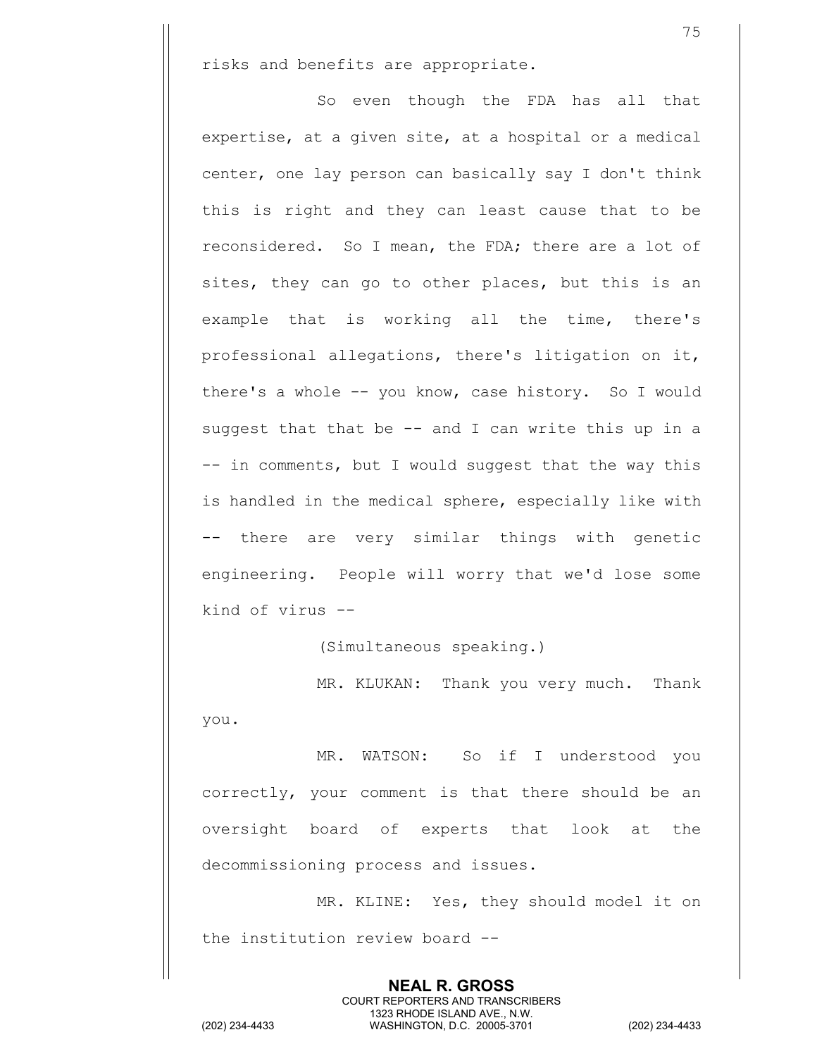risks and benefits are appropriate.

So even though the FDA has all that expertise, at a given site, at a hospital or a medical center, one lay person can basically say I don't think this is right and they can least cause that to be reconsidered. So I mean, the FDA; there are a lot of sites, they can go to other places, but this is an example that is working all the time, there's professional allegations, there's litigation on it, there's a whole -- you know, case history. So I would suggest that that be -- and I can write this up in a -- in comments, but I would suggest that the way this is handled in the medical sphere, especially like with -- there are very similar things with genetic engineering. People will worry that we'd lose some kind of virus --

(Simultaneous speaking.)

MR. KLUKAN: Thank you very much. Thank you.

MR. WATSON: So if I understood you correctly, your comment is that there should be an oversight board of experts that look at the decommissioning process and issues.

MR. KLINE: Yes, they should model it on the institution review board --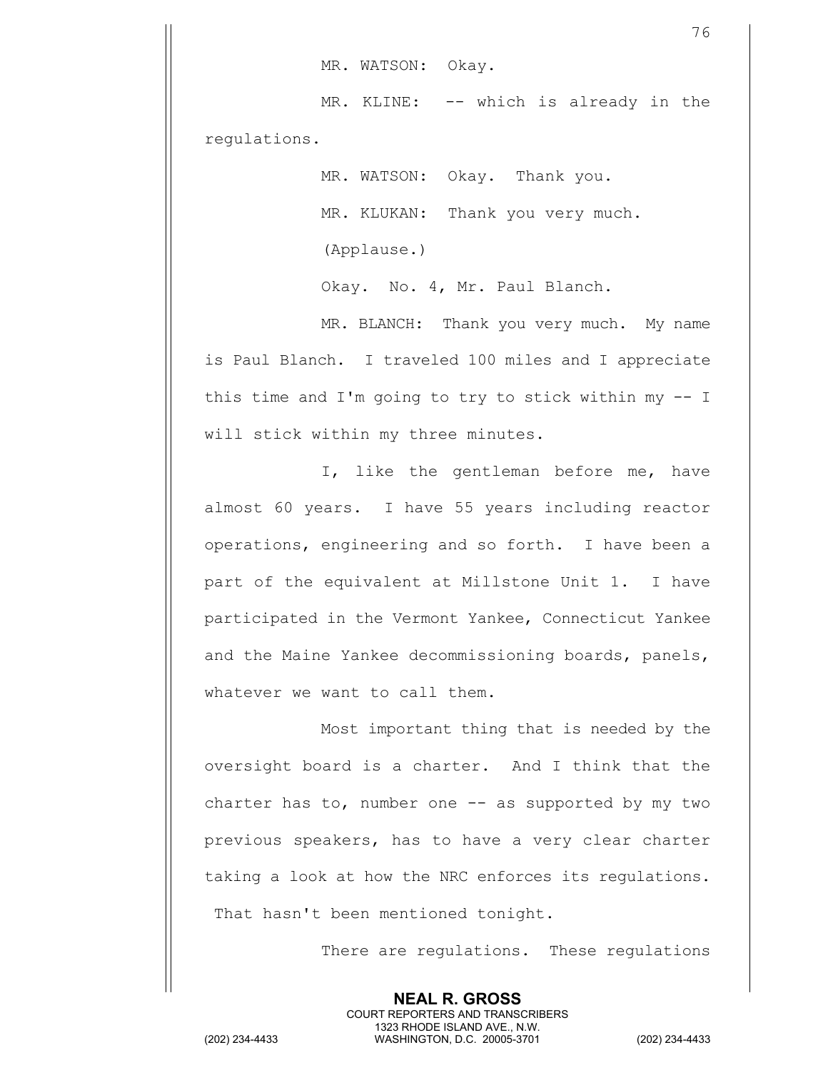MR. WATSON: Okay.

MR. KLINE: -- which is already in the regulations.

MR. WATSON: Okay. Thank you.

MR. KLUKAN: Thank you very much.

(Applause.)

Okay. No. 4, Mr. Paul Blanch.

MR. BLANCH: Thank you very much. My name is Paul Blanch. I traveled 100 miles and I appreciate this time and I'm going to try to stick within my -- I will stick within my three minutes.

I, like the gentleman before me, have almost 60 years. I have 55 years including reactor operations, engineering and so forth. I have been a part of the equivalent at Millstone Unit 1. I have participated in the Vermont Yankee, Connecticut Yankee and the Maine Yankee decommissioning boards, panels, whatever we want to call them.

Most important thing that is needed by the oversight board is a charter. And I think that the charter has to, number one -- as supported by my two previous speakers, has to have a very clear charter taking a look at how the NRC enforces its regulations. That hasn't been mentioned tonight.

There are regulations. These regulations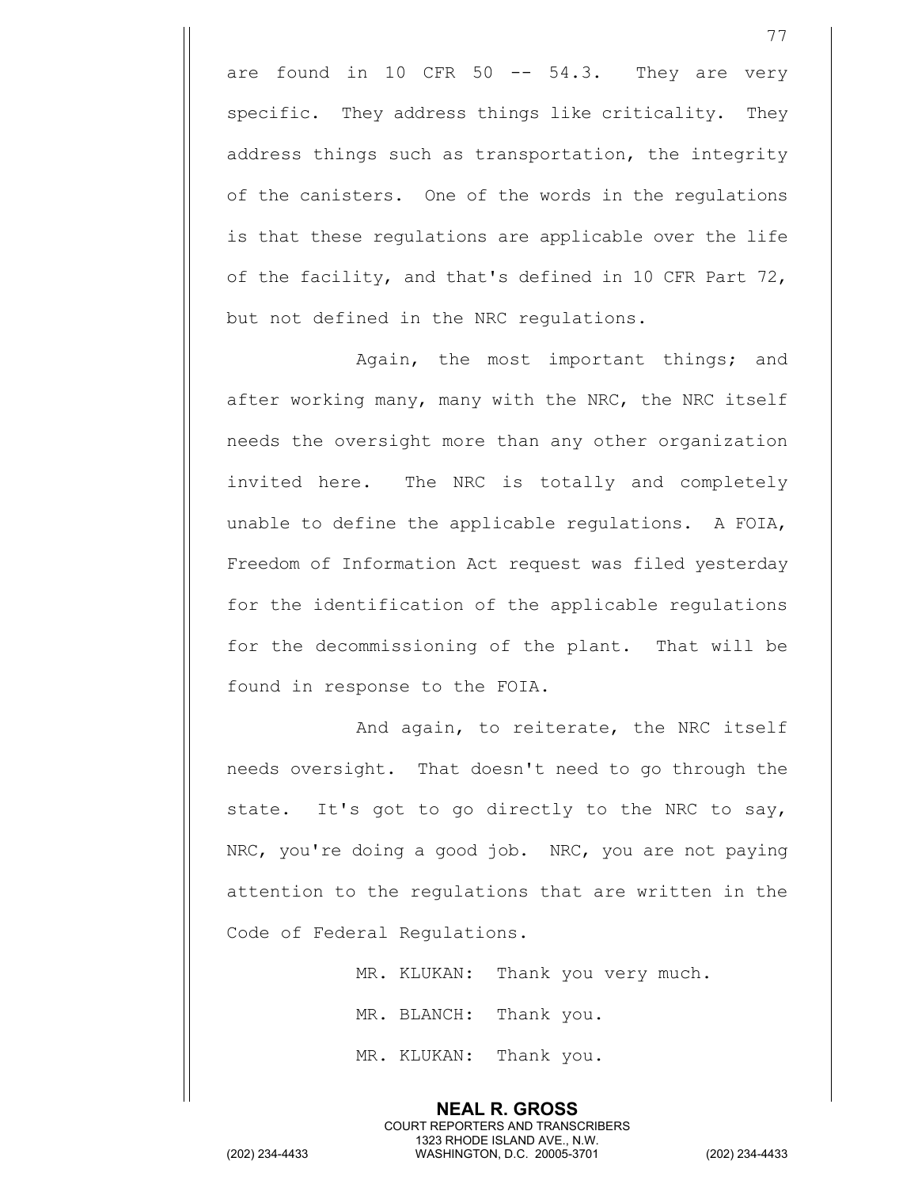are found in 10 CFR 50 -- 54.3. They are very specific. They address things like criticality. They address things such as transportation, the integrity of the canisters. One of the words in the regulations is that these regulations are applicable over the life of the facility, and that's defined in 10 CFR Part 72, but not defined in the NRC regulations.

Again, the most important things; and after working many, many with the NRC, the NRC itself needs the oversight more than any other organization invited here. The NRC is totally and completely unable to define the applicable regulations. A FOIA, Freedom of Information Act request was filed yesterday for the identification of the applicable regulations for the decommissioning of the plant. That will be found in response to the FOIA.

And again, to reiterate, the NRC itself needs oversight. That doesn't need to go through the state. It's got to go directly to the NRC to say, NRC, you're doing a good job. NRC, you are not paying attention to the regulations that are written in the Code of Federal Regulations.

MR. KLUKAN: Thank you very much.

MR. BLANCH: Thank you.

MR. KLUKAN: Thank you.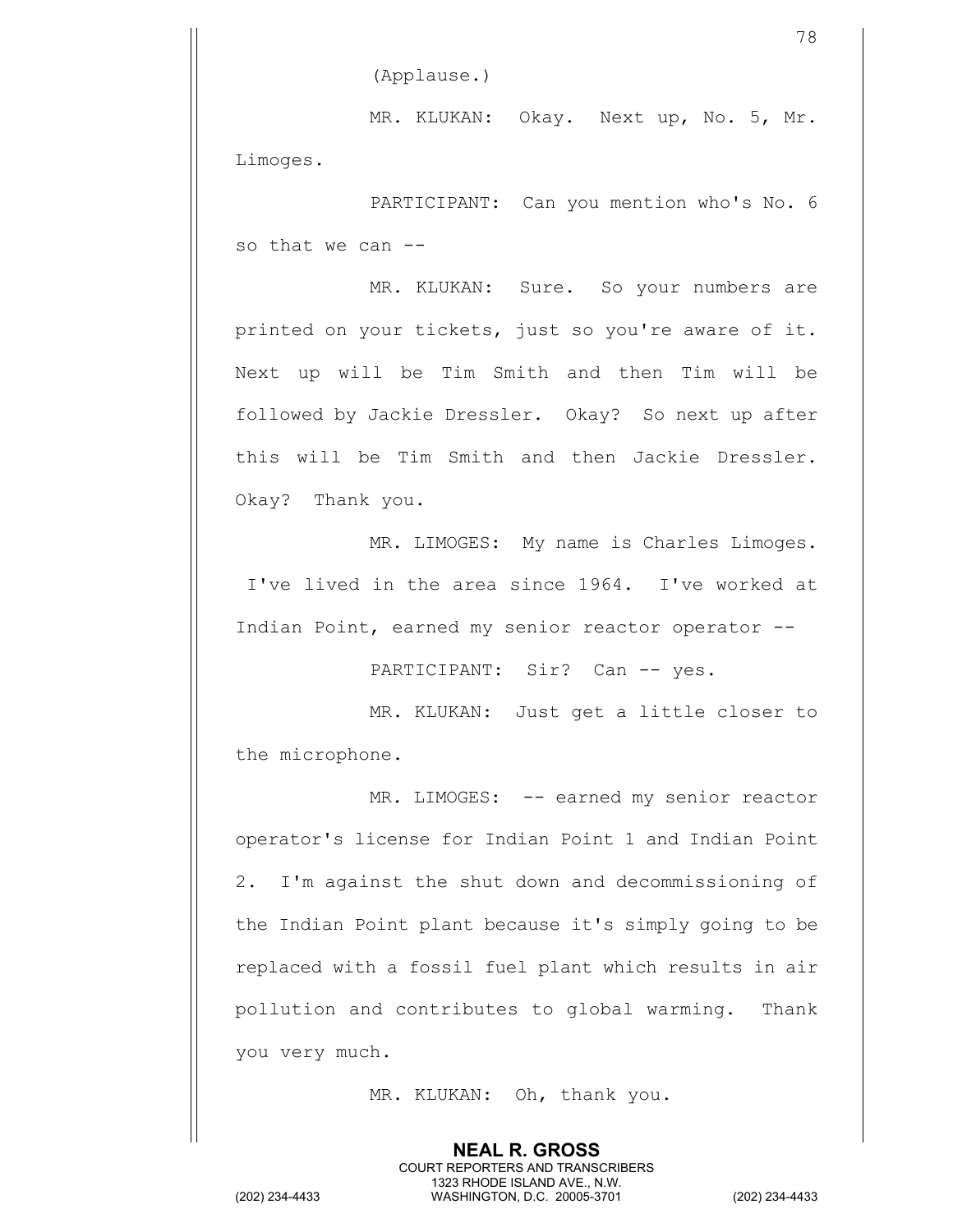(Applause.)

MR. KLUKAN: Okay. Next up, No. 5, Mr. Limoges.

PARTICIPANT: Can you mention who's No. 6 so that we can --

MR. KLUKAN: Sure. So your numbers are printed on your tickets, just so you're aware of it. Next up will be Tim Smith and then Tim will be followed by Jackie Dressler. Okay? So next up after this will be Tim Smith and then Jackie Dressler. Okay? Thank you.

MR. LIMOGES: My name is Charles Limoges. I've lived in the area since 1964. I've worked at Indian Point, earned my senior reactor operator --

PARTICIPANT: Sir? Can -- yes.

MR. KLUKAN: Just get a little closer to the microphone.

MR. LIMOGES: -- earned my senior reactor operator's license for Indian Point 1 and Indian Point 2. I'm against the shut down and decommissioning of the Indian Point plant because it's simply going to be replaced with a fossil fuel plant which results in air pollution and contributes to global warming. Thank you very much.

MR. KLUKAN: Oh, thank you.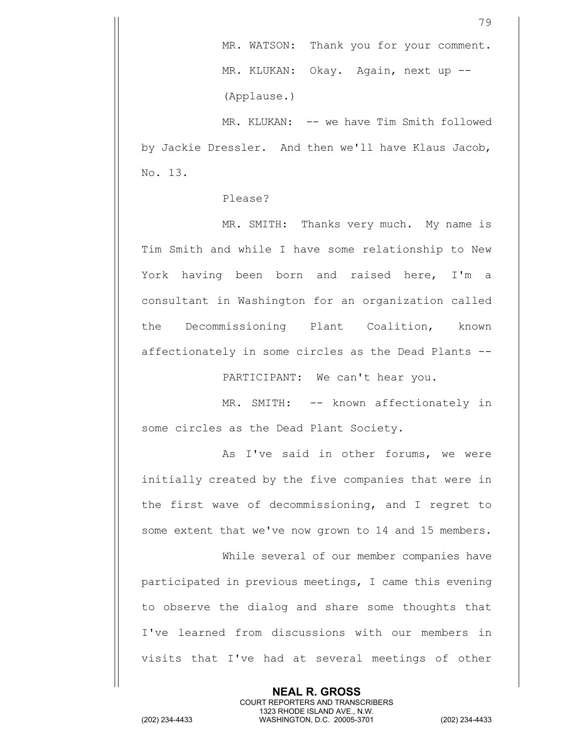MR. WATSON: Thank you for your comment.

MR. KLUKAN: Okay. Again, next up --

(Applause.)

MR. KLUKAN: -- we have Tim Smith followed by Jackie Dressler. And then we'll have Klaus Jacob, No. 13.

Please?

MR. SMITH: Thanks very much. My name is Tim Smith and while I have some relationship to New York having been born and raised here, I'm a consultant in Washington for an organization called the Decommissioning Plant Coalition, known affectionately in some circles as the Dead Plants --

PARTICIPANT: We can't hear you.

MR. SMITH: -- known affectionately in some circles as the Dead Plant Society.

As I've said in other forums, we were initially created by the five companies that were in the first wave of decommissioning, and I regret to some extent that we've now grown to 14 and 15 members.

While several of our member companies have participated in previous meetings, I came this evening to observe the dialog and share some thoughts that I've learned from discussions with our members in visits that I've had at several meetings of other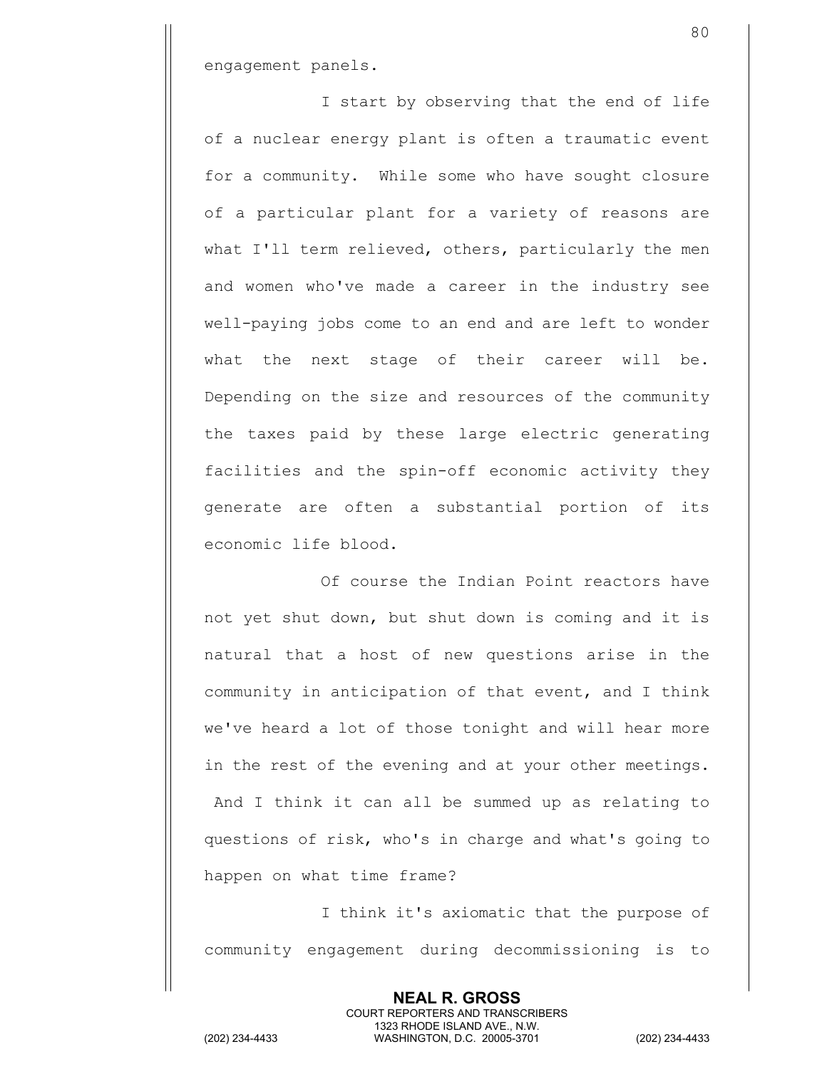engagement panels.

I start by observing that the end of life of a nuclear energy plant is often a traumatic event for a community. While some who have sought closure of a particular plant for a variety of reasons are what I'll term relieved, others, particularly the men and women who've made a career in the industry see well-paying jobs come to an end and are left to wonder what the next stage of their career will be. Depending on the size and resources of the community the taxes paid by these large electric generating facilities and the spin-off economic activity they generate are often a substantial portion of its economic life blood.

Of course the Indian Point reactors have not yet shut down, but shut down is coming and it is natural that a host of new questions arise in the community in anticipation of that event, and I think we've heard a lot of those tonight and will hear more in the rest of the evening and at your other meetings. And I think it can all be summed up as relating to questions of risk, who's in charge and what's going to happen on what time frame?

I think it's axiomatic that the purpose of community engagement during decommissioning is to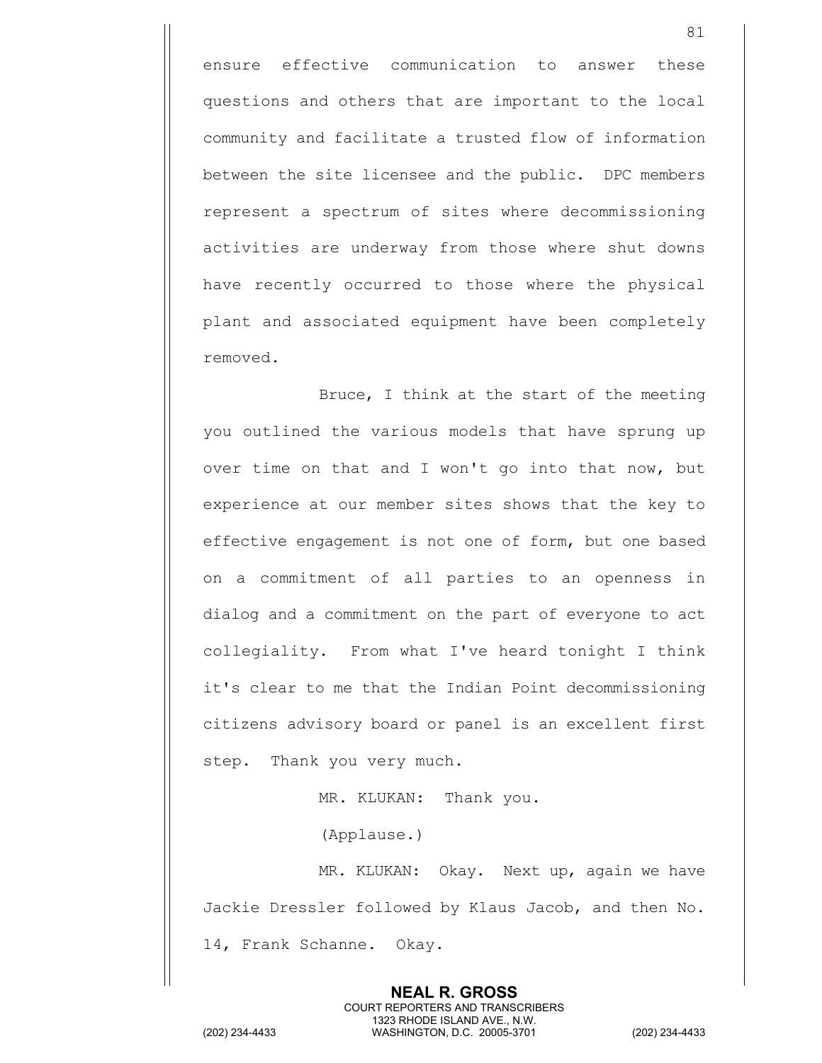ensure effective communication to answer these questions and others that are important to the local community and facilitate a trusted flow of information between the site licensee and the public. DPC members represent a spectrum of sites where decommissioning activities are underway from those where shut downs have recently occurred to those where the physical plant and associated equipment have been completely removed.

Bruce, I think at the start of the meeting you outlined the various models that have sprung up over time on that and I won't go into that now, but experience at our member sites shows that the key to effective engagement is not one of form, but one based on a commitment of all parties to an openness in dialog and a commitment on the part of everyone to act collegiality. From what I've heard tonight I think it's clear to me that the Indian Point decommissioning citizens advisory board or panel is an excellent first step. Thank you very much.

MR. KLUKAN: Thank you.

(Applause.)

MR. KLUKAN: Okay. Next up, again we have Jackie Dressler followed by Klaus Jacob, and then No. 14, Frank Schanne. Okay.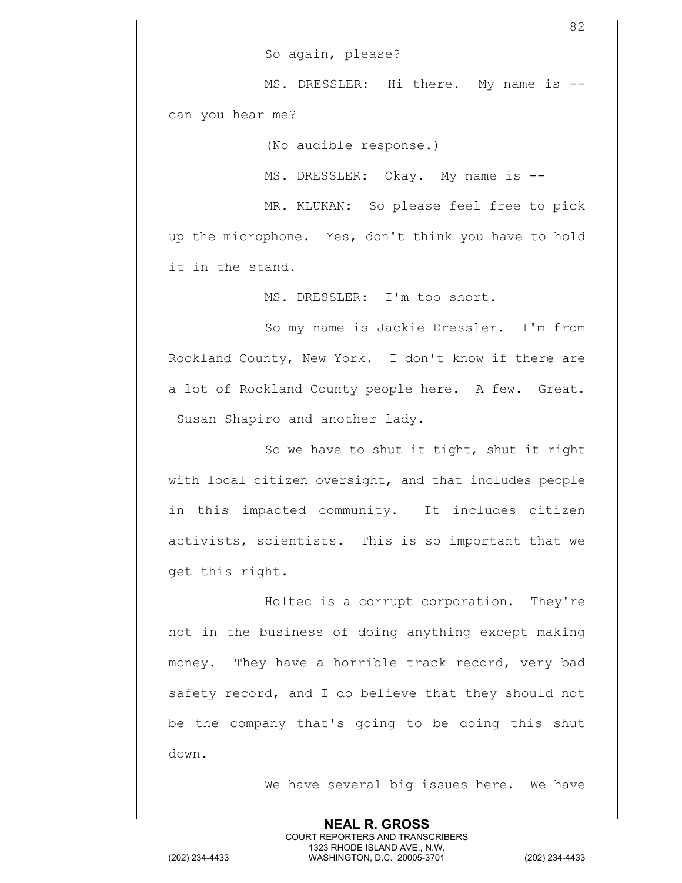So again, please?

MS. DRESSLER: Hi there. My name is -- can you hear me?

(No audible response.)

MS. DRESSLER: Okay. My name is --

MR. KLUKAN: So please feel free to pick up the microphone. Yes, don't think you have to hold it in the stand.

MS. DRESSLER: I'm too short.

So my name is Jackie Dressler. I'm from Rockland County, New York. I don't know if there are a lot of Rockland County people here. A few. Great. Susan Shapiro and another lady.

So we have to shut it tight, shut it right with local citizen oversight, and that includes people in this impacted community. It includes citizen activists, scientists. This is so important that we get this right.

Holtec is a corrupt corporation. They're not in the business of doing anything except making money. They have a horrible track record, very bad safety record, and I do believe that they should not be the company that's going to be doing this shut down.

We have several big issues here. We have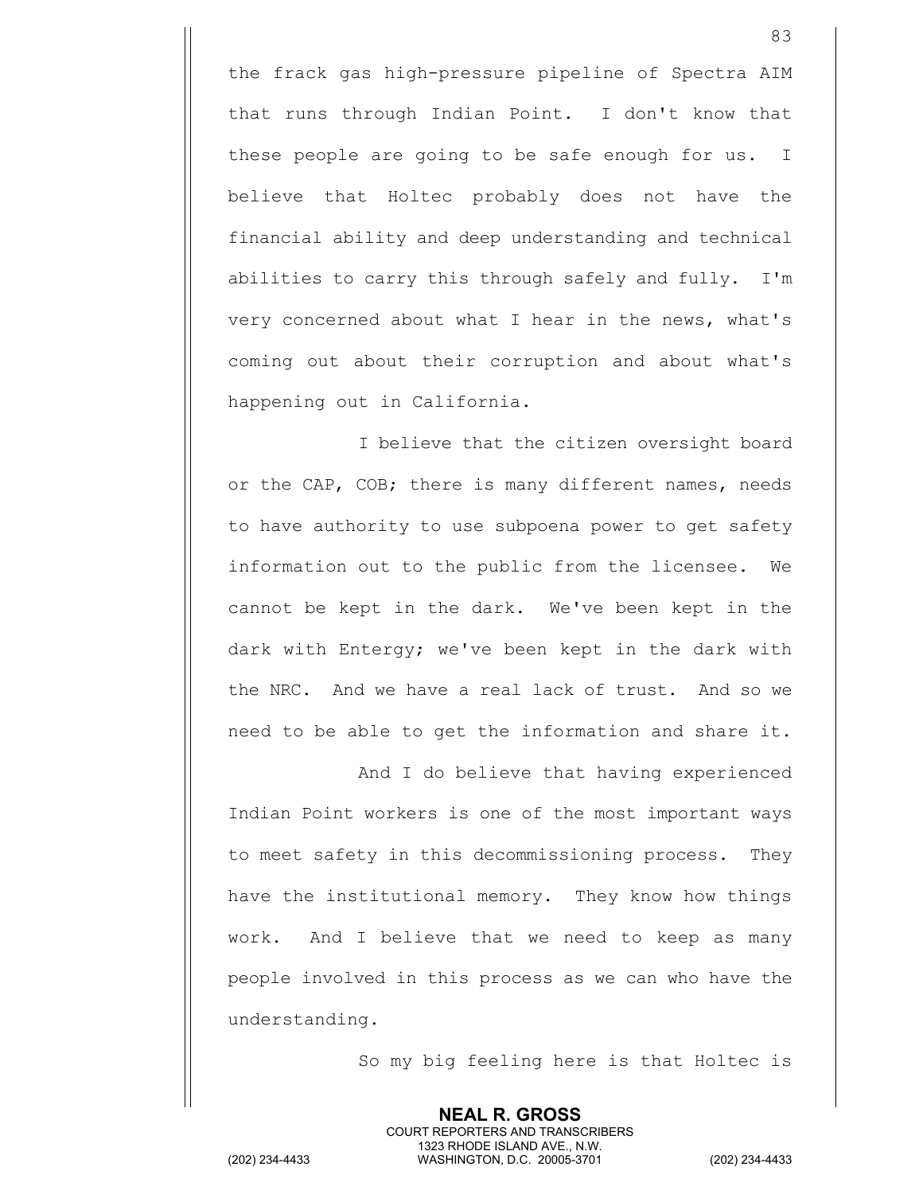the frack gas high-pressure pipeline of Spectra AIM that runs through Indian Point. I don't know that these people are going to be safe enough for us. I believe that Holtec probably does not have the financial ability and deep understanding and technical abilities to carry this through safely and fully. I'm very concerned about what I hear in the news, what's coming out about their corruption and about what's happening out in California.

I believe that the citizen oversight board or the CAP, COB; there is many different names, needs to have authority to use subpoena power to get safety information out to the public from the licensee. We cannot be kept in the dark. We've been kept in the dark with Entergy; we've been kept in the dark with the NRC. And we have a real lack of trust. And so we need to be able to get the information and share it.

And I do believe that having experienced Indian Point workers is one of the most important ways to meet safety in this decommissioning process. They have the institutional memory. They know how things work. And I believe that we need to keep as many people involved in this process as we can who have the understanding.

So my big feeling here is that Holtec is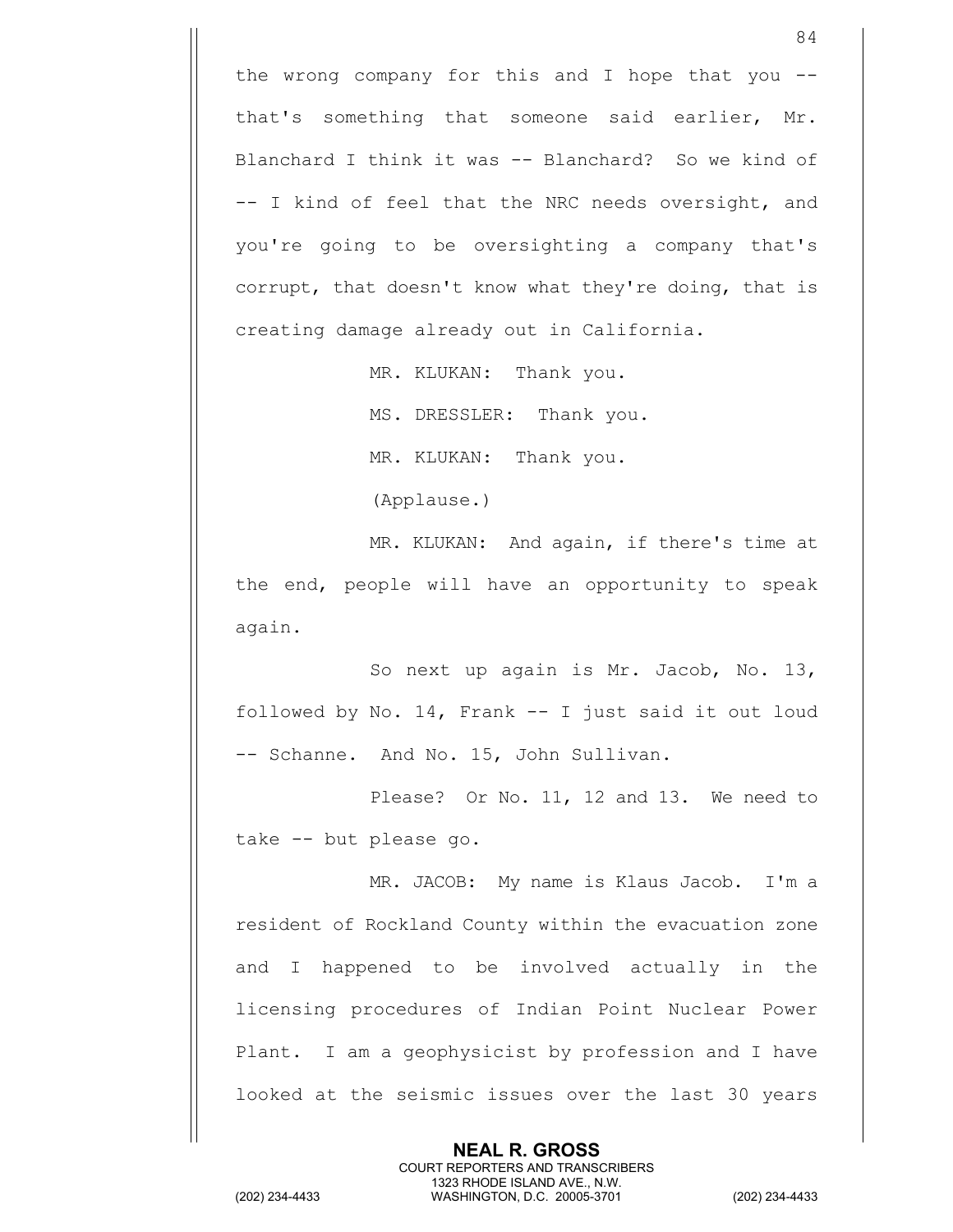the wrong company for this and I hope that you -- that's something that someone said earlier, Mr. Blanchard I think it was -- Blanchard? So we kind of -- I kind of feel that the NRC needs oversight, and you're going to be oversighting a company that's corrupt, that doesn't know what they're doing, that is creating damage already out in California.

MR. KLUKAN: Thank you.

MS. DRESSLER: Thank you.

MR. KLUKAN: Thank you.

(Applause.)

MR. KLUKAN: And again, if there's time at the end, people will have an opportunity to speak again.

So next up again is Mr. Jacob, No. 13, followed by No. 14, Frank -- I just said it out loud -- Schanne. And No. 15, John Sullivan.

Please? Or No. 11, 12 and 13. We need to take -- but please go.

MR. JACOB: My name is Klaus Jacob. I'm a resident of Rockland County within the evacuation zone and I happened to be involved actually in the licensing procedures of Indian Point Nuclear Power Plant. I am a geophysicist by profession and I have looked at the seismic issues over the last 30 years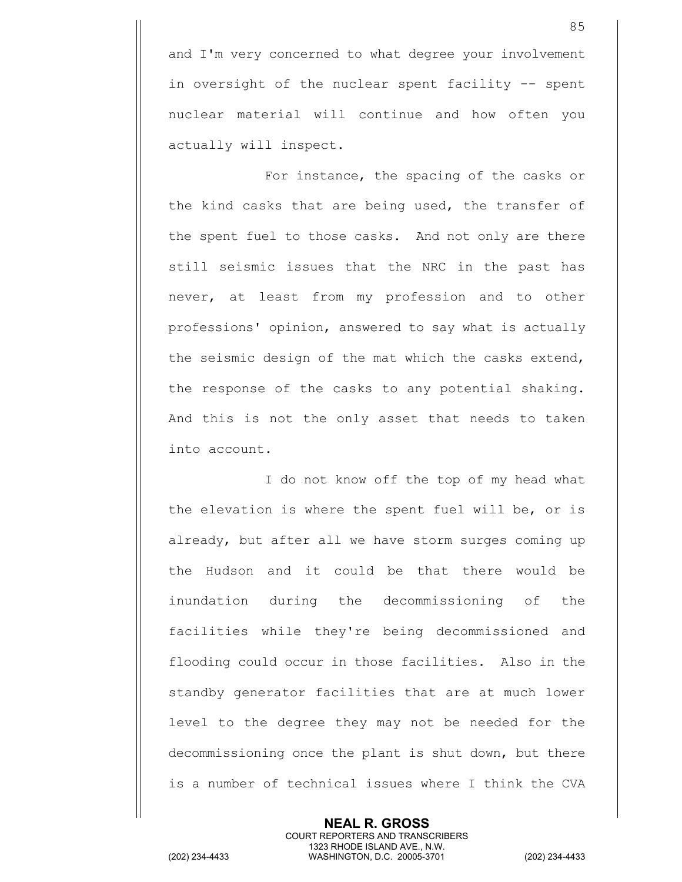and I'm very concerned to what degree your involvement in oversight of the nuclear spent facility -- spent nuclear material will continue and how often you actually will inspect.

For instance, the spacing of the casks or the kind casks that are being used, the transfer of the spent fuel to those casks. And not only are there still seismic issues that the NRC in the past has never, at least from my profession and to other professions' opinion, answered to say what is actually the seismic design of the mat which the casks extend, the response of the casks to any potential shaking. And this is not the only asset that needs to taken into account.

I do not know off the top of my head what the elevation is where the spent fuel will be, or is already, but after all we have storm surges coming up the Hudson and it could be that there would be inundation during the decommissioning of the facilities while they're being decommissioned and flooding could occur in those facilities. Also in the standby generator facilities that are at much lower level to the degree they may not be needed for the decommissioning once the plant is shut down, but there is a number of technical issues where I think the CVA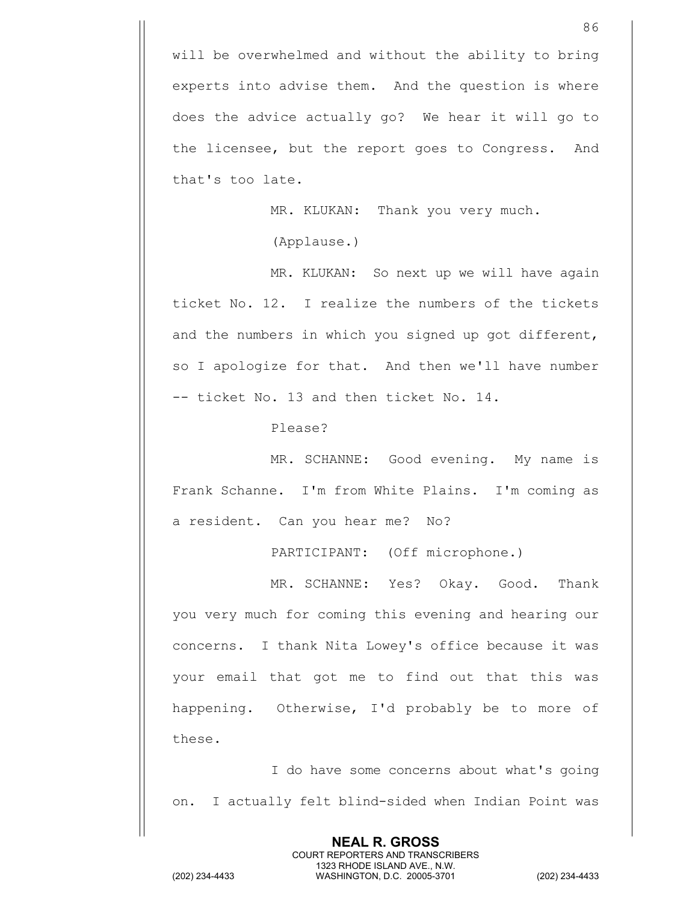will be overwhelmed and without the ability to bring experts into advise them. And the question is where does the advice actually go? We hear it will go to the licensee, but the report goes to Congress. And that's too late.

MR. KLUKAN: Thank you very much.

(Applause.)

MR. KLUKAN: So next up we will have again ticket No. 12. I realize the numbers of the tickets and the numbers in which you signed up got different, so I apologize for that. And then we'll have number -- ticket No. 13 and then ticket No. 14.

Please?

MR. SCHANNE: Good evening. My name is Frank Schanne. I'm from White Plains. I'm coming as a resident. Can you hear me? No?

PARTICIPANT: (Off microphone.)

MR. SCHANNE: Yes? Okay. Good. Thank you very much for coming this evening and hearing our concerns. I thank Nita Lowey's office because it was your email that got me to find out that this was happening. Otherwise, I'd probably be to more of these.

I do have some concerns about what's going on. I actually felt blind-sided when Indian Point was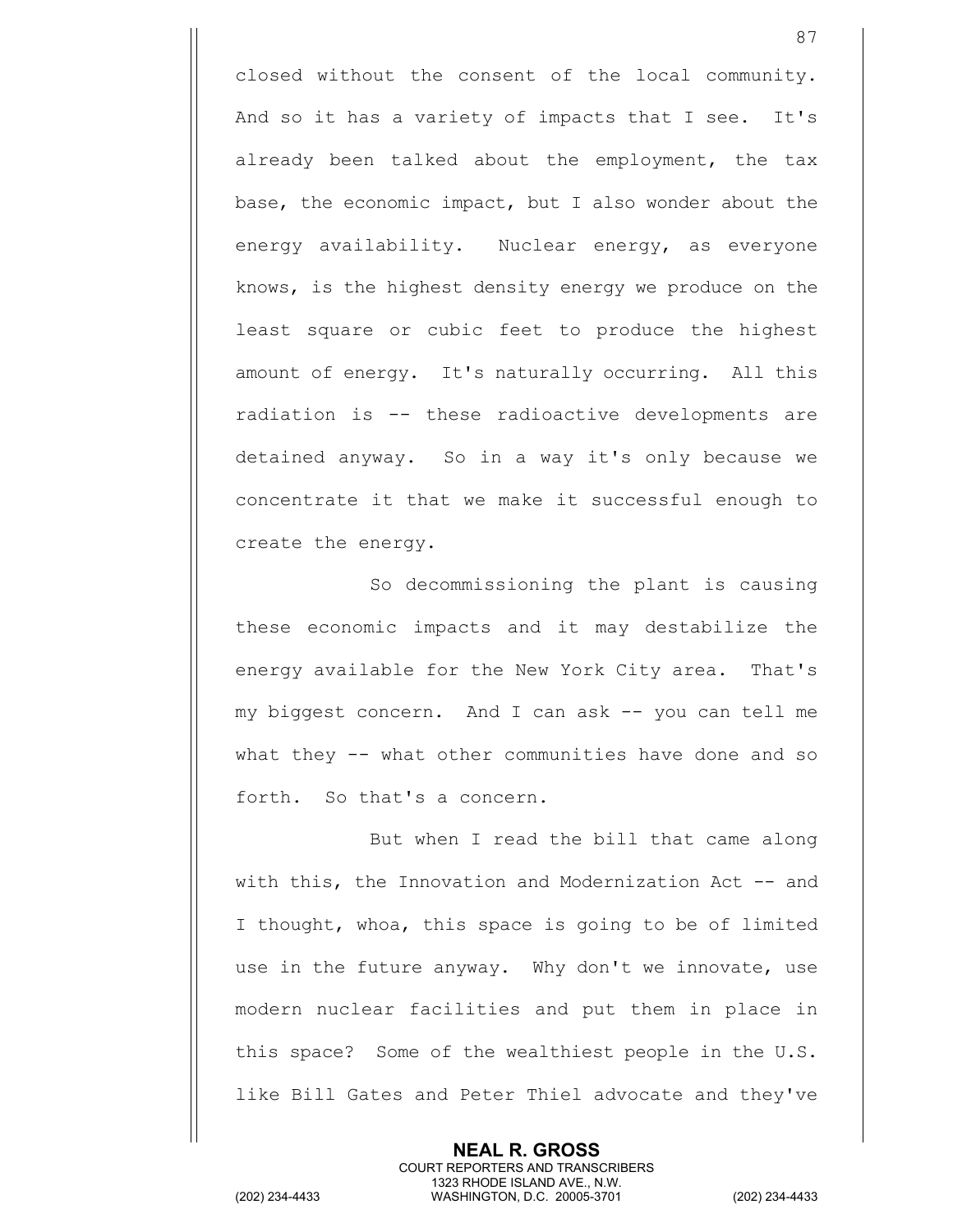closed without the consent of the local community. And so it has a variety of impacts that I see. It's already been talked about the employment, the tax base, the economic impact, but I also wonder about the energy availability. Nuclear energy, as everyone knows, is the highest density energy we produce on the least square or cubic feet to produce the highest amount of energy. It's naturally occurring. All this radiation is -- these radioactive developments are detained anyway. So in a way it's only because we concentrate it that we make it successful enough to create the energy.

So decommissioning the plant is causing these economic impacts and it may destabilize the energy available for the New York City area. That's my biggest concern. And I can ask -- you can tell me what they -- what other communities have done and so forth. So that's a concern.

But when I read the bill that came along with this, the Innovation and Modernization Act -- and I thought, whoa, this space is going to be of limited use in the future anyway. Why don't we innovate, use modern nuclear facilities and put them in place in this space? Some of the wealthiest people in the U.S. like Bill Gates and Peter Thiel advocate and they've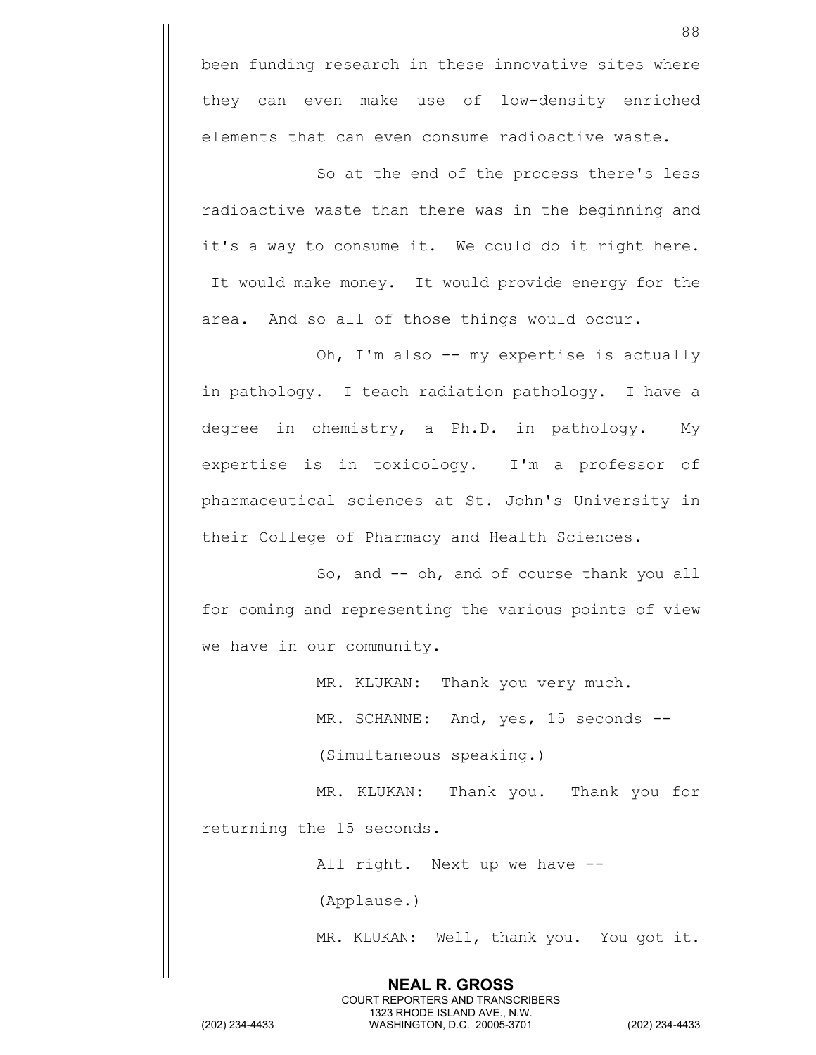been funding research in these innovative sites where they can even make use of low-density enriched elements that can even consume radioactive waste.

So at the end of the process there's less radioactive waste than there was in the beginning and it's a way to consume it. We could do it right here. It would make money. It would provide energy for the area. And so all of those things would occur.

Oh, I'm also -- my expertise is actually in pathology. I teach radiation pathology. I have a degree in chemistry, a Ph.D. in pathology. My expertise is in toxicology. I'm a professor of pharmaceutical sciences at St. John's University in their College of Pharmacy and Health Sciences.

So, and -- oh, and of course thank you all for coming and representing the various points of view we have in our community.

MR. KLUKAN: Thank you very much.

MR. SCHANNE: And, yes, 15 seconds --

(Simultaneous speaking.)

MR. KLUKAN: Thank you. Thank you for returning the 15 seconds.

All right. Next up we have --

(Applause.)

MR. KLUKAN: Well, thank you. You got it.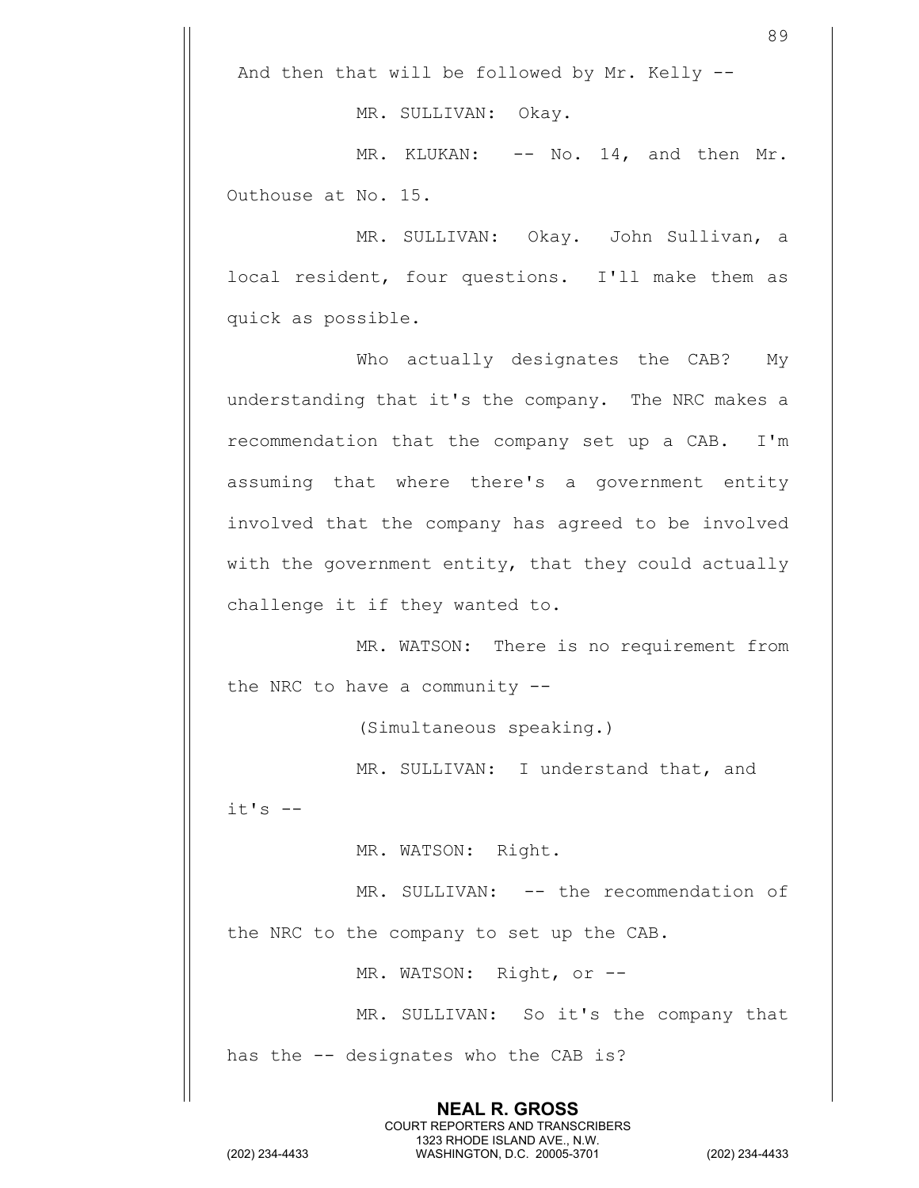And then that will be followed by Mr. Kelly --

MR. SULLIVAN: Okay.

MR. KLUKAN: -- No. 14, and then Mr. Outhouse at No. 15.

MR. SULLIVAN: Okay. John Sullivan, a local resident, four questions. I'll make them as quick as possible.

Who actually designates the CAB? My understanding that it's the company. The NRC makes a recommendation that the company set up a CAB. I'm assuming that where there's a government entity involved that the company has agreed to be involved with the government entity, that they could actually challenge it if they wanted to.

MR. WATSON: There is no requirement from the NRC to have a community --

(Simultaneous speaking.)

MR. SULLIVAN: I understand that, and it's --

MR. WATSON: Right.

MR. SULLIVAN: -- the recommendation of the NRC to the company to set up the CAB.

MR. WATSON: Right, or --

MR. SULLIVAN: So it's the company that has the -- designates who the CAB is?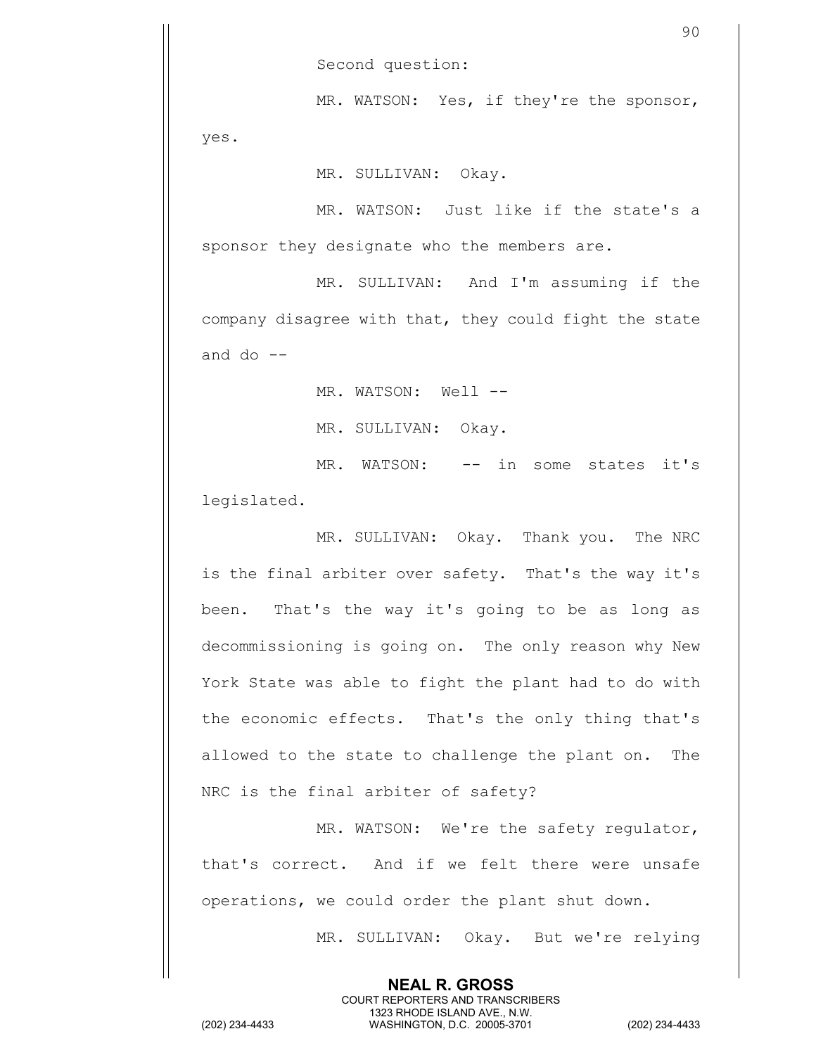Second question:

MR. WATSON: Yes, if they're the sponsor, yes.

MR. SULLIVAN: Okay.

MR. WATSON: Just like if the state's a sponsor they designate who the members are.

MR. SULLIVAN: And I'm assuming if the company disagree with that, they could fight the state and do --

MR. WATSON: Well --

MR. SULLIVAN: Okay.

MR. WATSON: -- in some states it's legislated.

MR. SULLIVAN: Okay. Thank you. The NRC is the final arbiter over safety. That's the way it's been. That's the way it's going to be as long as decommissioning is going on. The only reason why New York State was able to fight the plant had to do with the economic effects. That's the only thing that's allowed to the state to challenge the plant on. The NRC is the final arbiter of safety?

MR. WATSON: We're the safety regulator, that's correct. And if we felt there were unsafe operations, we could order the plant shut down.

MR. SULLIVAN: Okay. But we're relying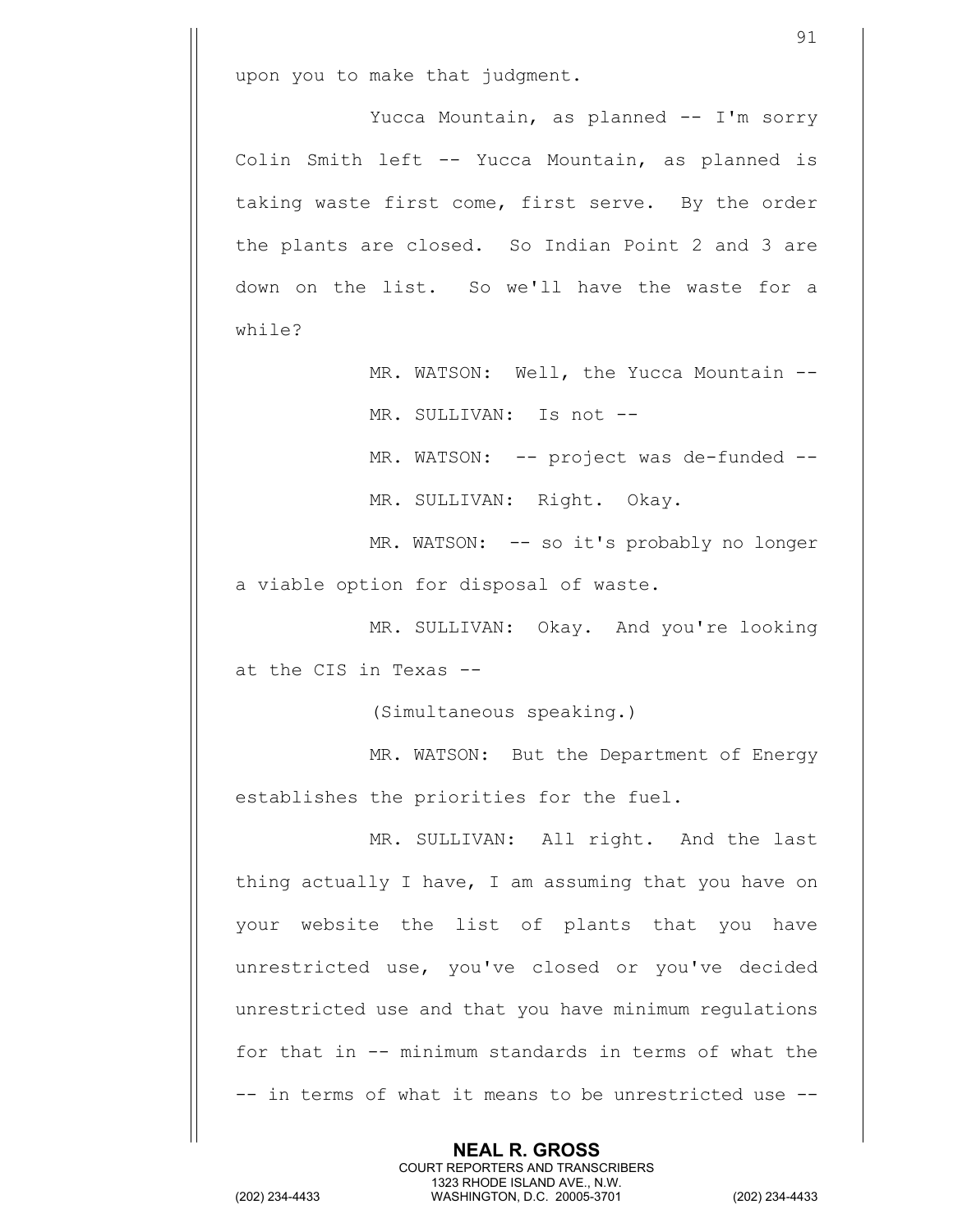upon you to make that judgment.

Yucca Mountain, as planned -- I'm sorry Colin Smith left -- Yucca Mountain, as planned is taking waste first come, first serve. By the order the plants are closed. So Indian Point 2 and 3 are down on the list. So we'll have the waste for a while?

MR. WATSON: Well, the Yucca Mountain --

MR. SULLIVAN: Is not --

MR. WATSON: -- project was de-funded --

MR. SULLIVAN: Right. Okay.

MR. WATSON: -- so it's probably no longer a viable option for disposal of waste.

MR. SULLIVAN: Okay. And you're looking at the CIS in Texas --

(Simultaneous speaking.)

MR. WATSON: But the Department of Energy establishes the priorities for the fuel.

MR. SULLIVAN: All right. And the last thing actually I have, I am assuming that you have on your website the list of plants that you have unrestricted use, you've closed or you've decided unrestricted use and that you have minimum regulations for that in -- minimum standards in terms of what the -- in terms of what it means to be unrestricted use --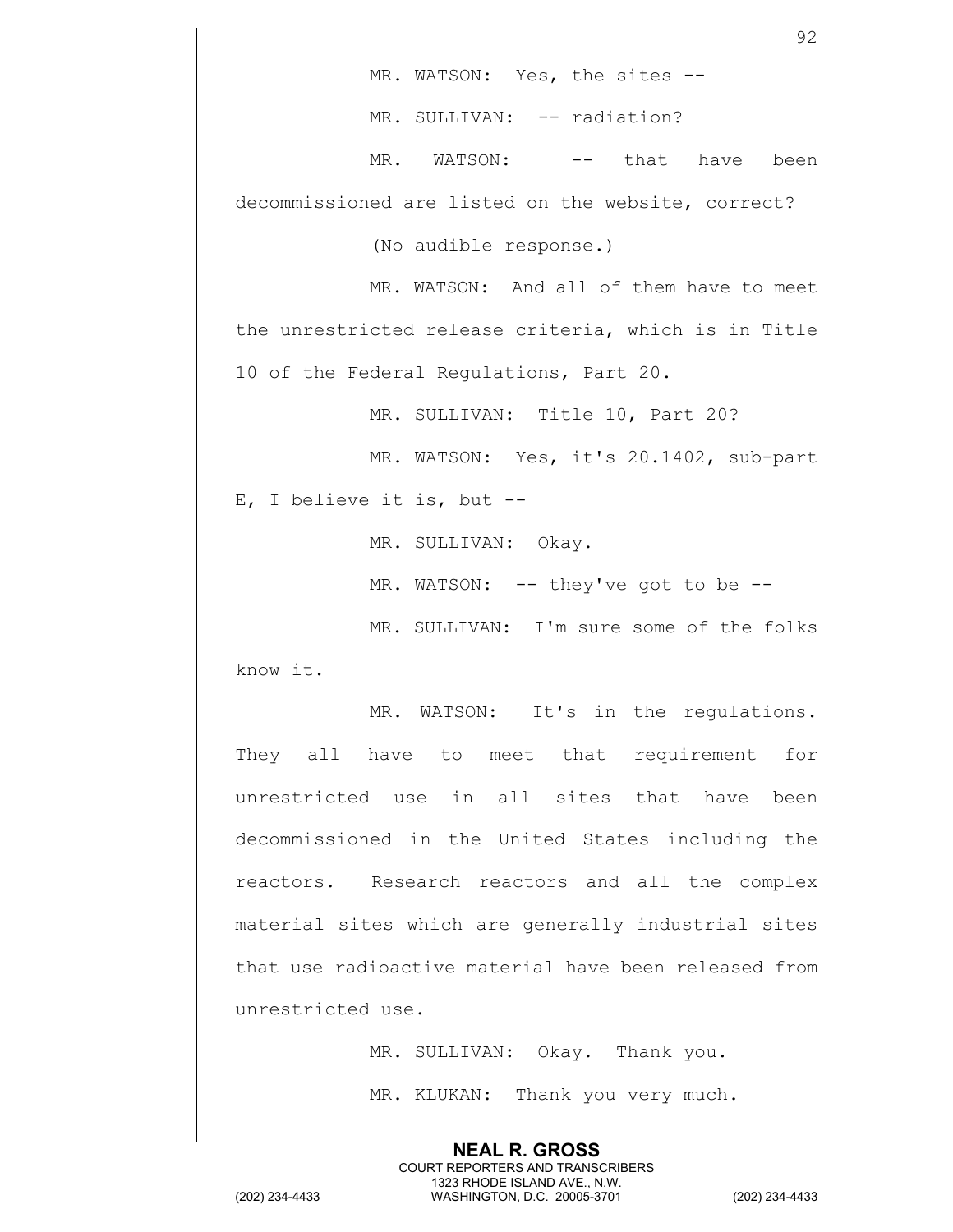MR. WATSON: Yes, the sites --

MR. SULLIVAN: -- radiation?

MR. WATSON: -- that have been decommissioned are listed on the website, correct?

(No audible response.)

MR. WATSON: And all of them have to meet the unrestricted release criteria, which is in Title 10 of the Federal Regulations, Part 20.

MR. SULLIVAN: Title 10, Part 20?

MR. WATSON: Yes, it's 20.1402, sub-part E, I believe it is, but --

MR. SULLIVAN: Okay.

MR. WATSON: -- they've got to be --

MR. SULLIVAN: I'm sure some of the folks know it.

MR. WATSON: It's in the regulations. They all have to meet that requirement for unrestricted use in all sites that have been decommissioned in the United States including the reactors. Research reactors and all the complex material sites which are generally industrial sites that use radioactive material have been released from unrestricted use.

MR. SULLIVAN: Okay. Thank you.

MR. KLUKAN: Thank you very much.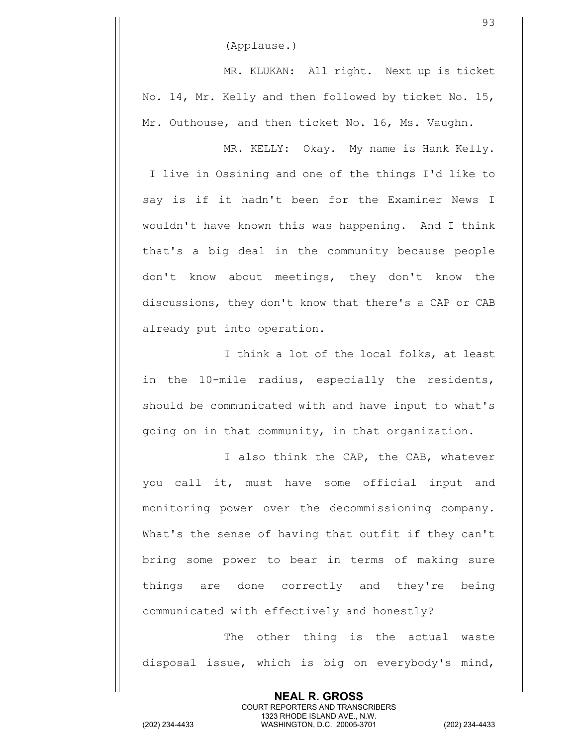(Applause.)

MR. KLUKAN: All right. Next up is ticket No. 14, Mr. Kelly and then followed by ticket No. 15, Mr. Outhouse, and then ticket No. 16, Ms. Vaughn.

MR. KELLY: Okay. My name is Hank Kelly. I live in Ossining and one of the things I'd like to say is if it hadn't been for the Examiner News I wouldn't have known this was happening. And I think that's a big deal in the community because people don't know about meetings, they don't know the discussions, they don't know that there's a CAP or CAB already put into operation.

I think a lot of the local folks, at least in the 10-mile radius, especially the residents, should be communicated with and have input to what's going on in that community, in that organization.

I also think the CAP, the CAB, whatever you call it, must have some official input and monitoring power over the decommissioning company. What's the sense of having that outfit if they can't bring some power to bear in terms of making sure things are done correctly and they're being communicated with effectively and honestly?

The other thing is the actual waste disposal issue, which is big on everybody's mind,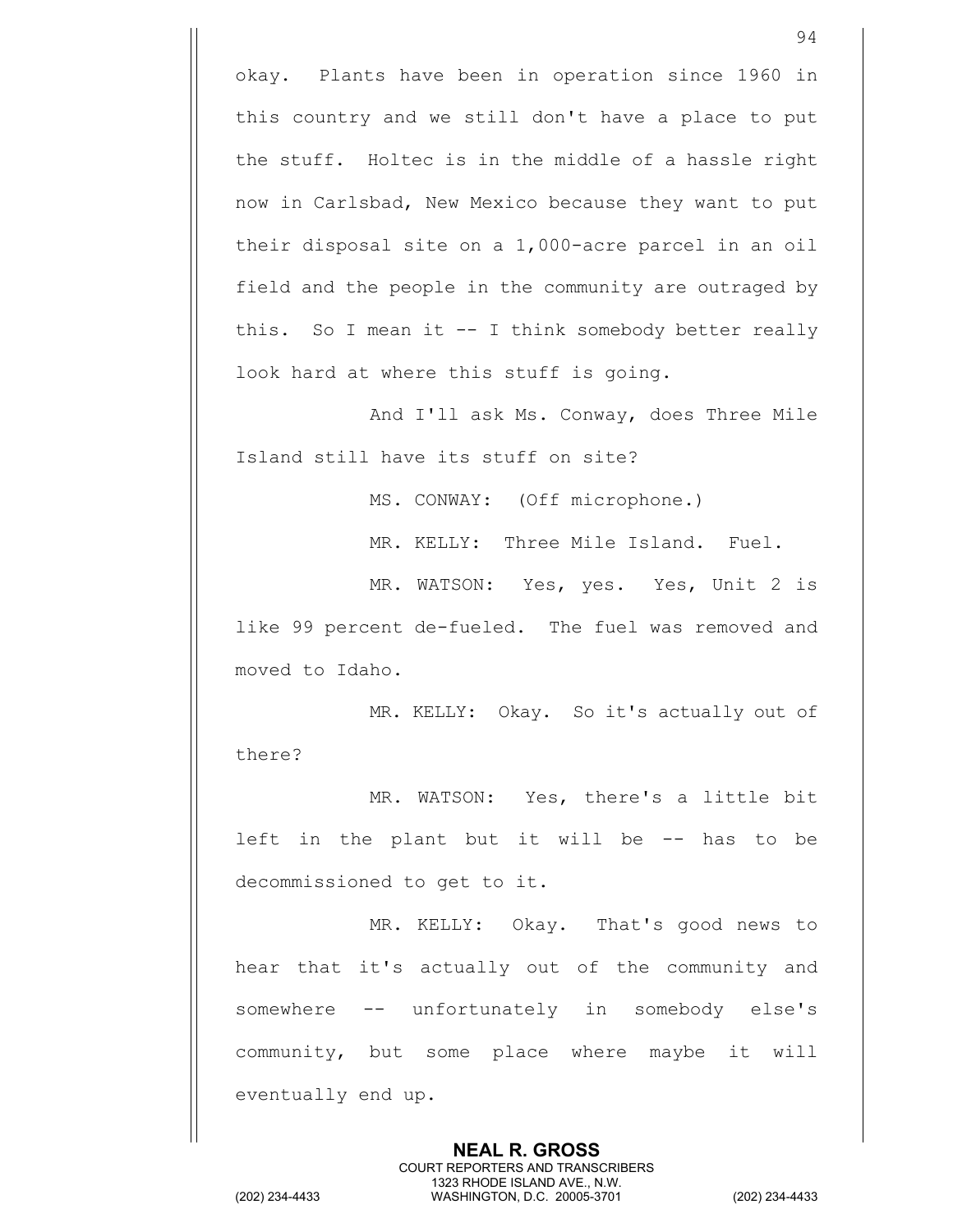okay. Plants have been in operation since 1960 in this country and we still don't have a place to put the stuff. Holtec is in the middle of a hassle right now in Carlsbad, New Mexico because they want to put their disposal site on a 1,000-acre parcel in an oil field and the people in the community are outraged by this. So I mean it -- I think somebody better really look hard at where this stuff is going.

And I'll ask Ms. Conway, does Three Mile Island still have its stuff on site?

MS. CONWAY: (Off microphone.)

MR. KELLY: Three Mile Island. Fuel.

MR. WATSON: Yes, yes. Yes, Unit 2 is like 99 percent de-fueled. The fuel was removed and moved to Idaho.

MR. KELLY: Okay. So it's actually out of there?

MR. WATSON: Yes, there's a little bit left in the plant but it will be -- has to be decommissioned to get to it.

MR. KELLY: Okay. That's good news to hear that it's actually out of the community and somewhere -- unfortunately in somebody else's community, but some place where maybe it will eventually end up.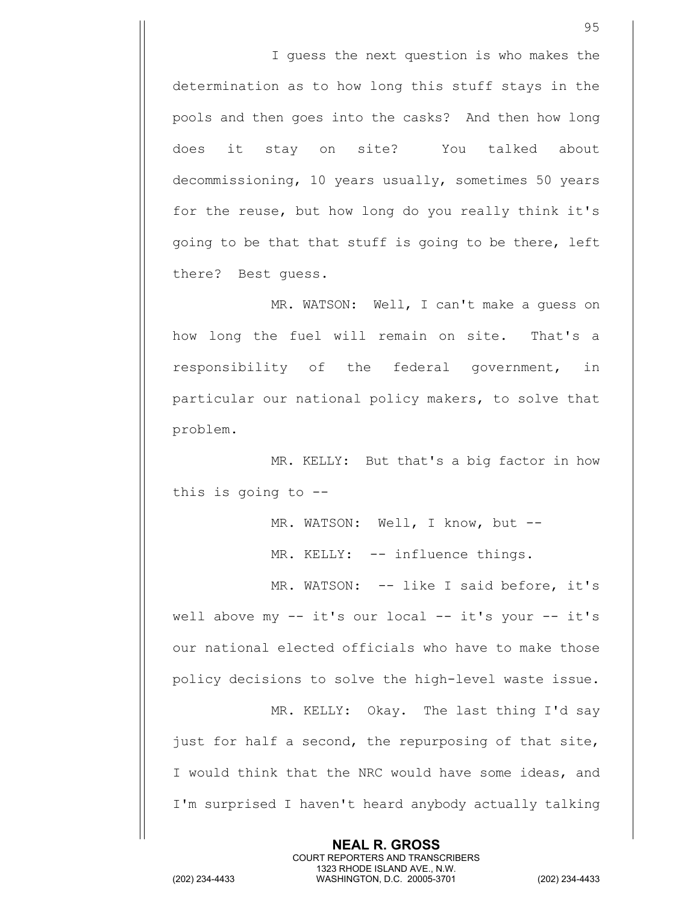I guess the next question is who makes the determination as to how long this stuff stays in the pools and then goes into the casks? And then how long does it stay on site? You talked about decommissioning, 10 years usually, sometimes 50 years for the reuse, but how long do you really think it's going to be that that stuff is going to be there, left there? Best guess.

MR. WATSON: Well, I can't make a guess on how long the fuel will remain on site. That's a responsibility of the federal government, in particular our national policy makers, to solve that problem.

MR. KELLY: But that's a big factor in how this is going to --

MR. WATSON: Well, I know, but --

MR. KELLY: -- influence things.

MR. WATSON: -- like I said before, it's well above my -- it's our local -- it's your -- it's our national elected officials who have to make those policy decisions to solve the high-level waste issue.

MR. KELLY: Okay. The last thing I'd say just for half a second, the repurposing of that site, I would think that the NRC would have some ideas, and I'm surprised I haven't heard anybody actually talking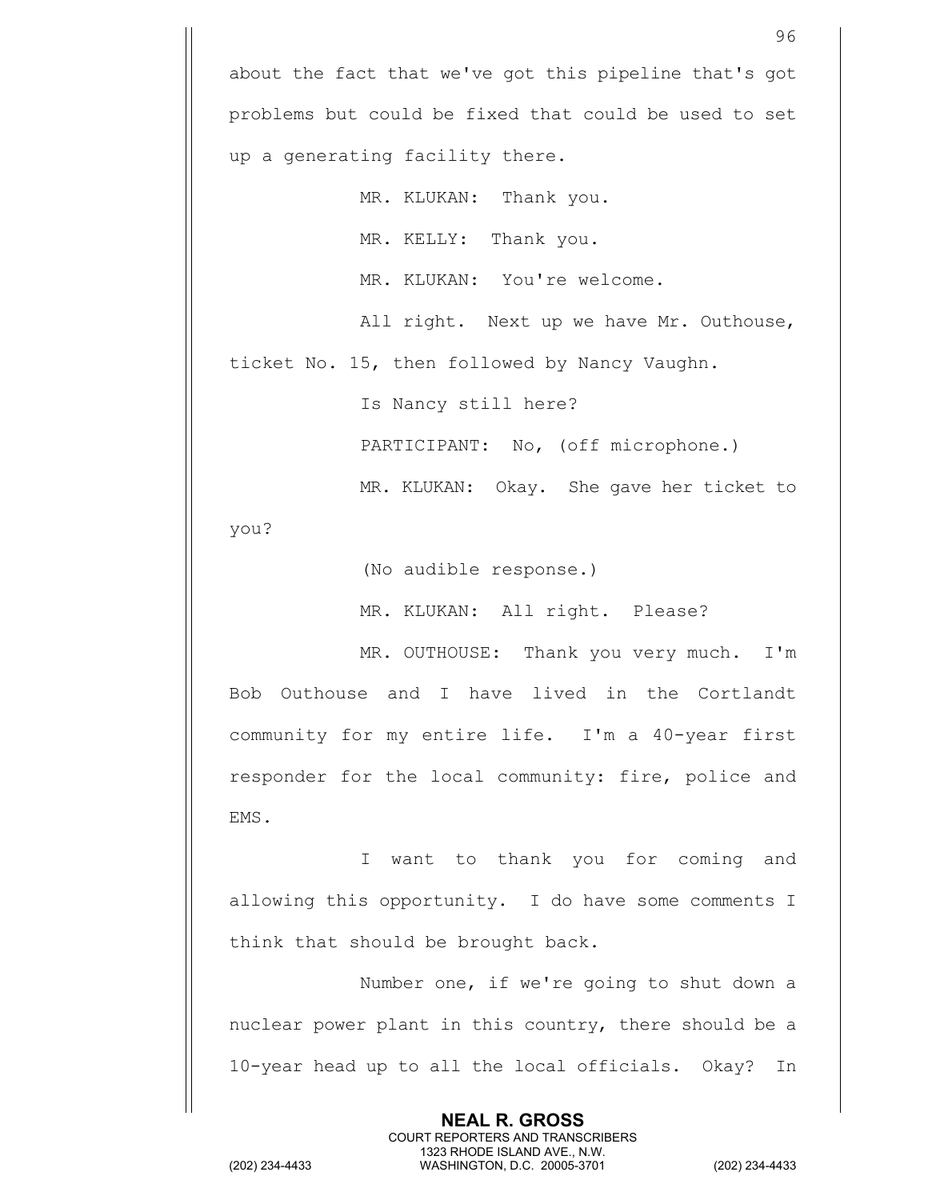about the fact that we've got this pipeline that's got problems but could be fixed that could be used to set up a generating facility there.

MR. KLUKAN: Thank you.

MR. KELLY: Thank you.

MR. KLUKAN: You're welcome.

All right. Next up we have Mr. Outhouse, ticket No. 15, then followed by Nancy Vaughn.

Is Nancy still here?

PARTICIPANT: No, (off microphone.)

MR. KLUKAN: Okay. She gave her ticket to you?

(No audible response.)

MR. KLUKAN: All right. Please?

MR. OUTHOUSE: Thank you very much. I'm Bob Outhouse and I have lived in the Cortlandt community for my entire life. I'm a 40-year first responder for the local community: fire, police and EMS.

I want to thank you for coming and allowing this opportunity. I do have some comments I think that should be brought back.

Number one, if we're going to shut down a nuclear power plant in this country, there should be a 10-year head up to all the local officials. Okay? In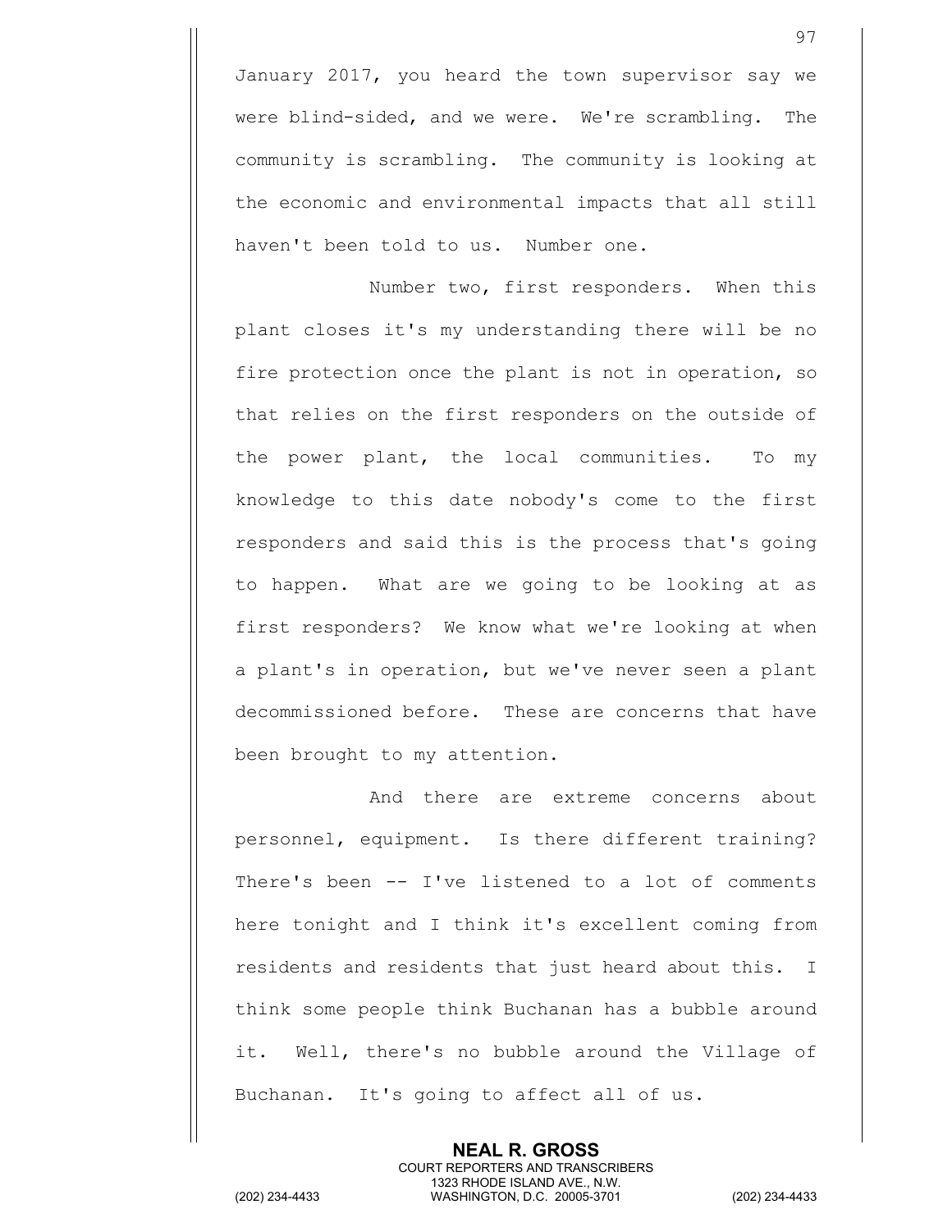January 2017, you heard the town supervisor say we were blind-sided, and we were. We're scrambling. The community is scrambling. The community is looking at the economic and environmental impacts that all still haven't been told to us. Number one.

Number two, first responders. When this plant closes it's my understanding there will be no fire protection once the plant is not in operation, so that relies on the first responders on the outside of the power plant, the local communities. To my knowledge to this date nobody's come to the first responders and said this is the process that's going to happen. What are we going to be looking at as first responders? We know what we're looking at when a plant's in operation, but we've never seen a plant decommissioned before. These are concerns that have been brought to my attention.

And there are extreme concerns about personnel, equipment. Is there different training? There's been -- I've listened to a lot of comments here tonight and I think it's excellent coming from residents and residents that just heard about this. I think some people think Buchanan has a bubble around it. Well, there's no bubble around the Village of Buchanan. It's going to affect all of us.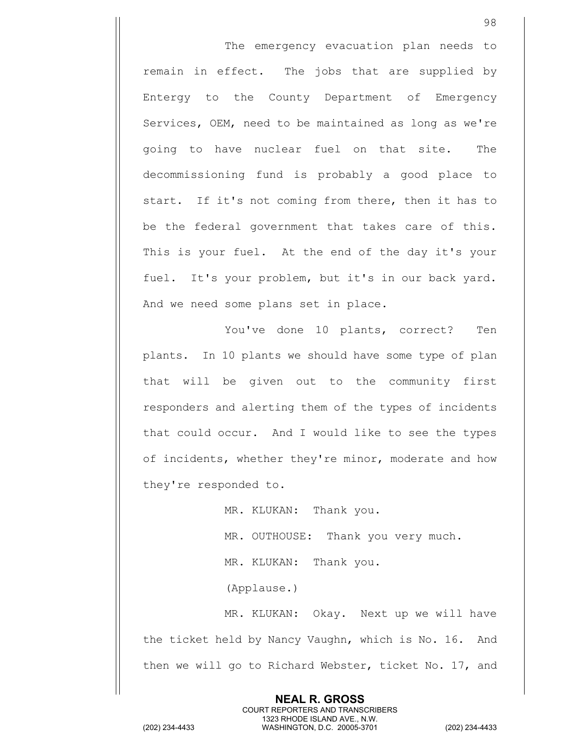The emergency evacuation plan needs to remain in effect. The jobs that are supplied by Entergy to the County Department of Emergency Services, OEM, need to be maintained as long as we're going to have nuclear fuel on that site. The decommissioning fund is probably a good place to start. If it's not coming from there, then it has to be the federal government that takes care of this. This is your fuel. At the end of the day it's your fuel. It's your problem, but it's in our back yard. And we need some plans set in place.

You've done 10 plants, correct? Ten plants. In 10 plants we should have some type of plan that will be given out to the community first responders and alerting them of the types of incidents that could occur. And I would like to see the types of incidents, whether they're minor, moderate and how they're responded to.

MR. KLUKAN: Thank you.

MR. OUTHOUSE: Thank you very much.

MR. KLUKAN: Thank you.

(Applause.)

MR. KLUKAN: Okay. Next up we will have the ticket held by Nancy Vaughn, which is No. 16. And then we will go to Richard Webster, ticket No. 17, and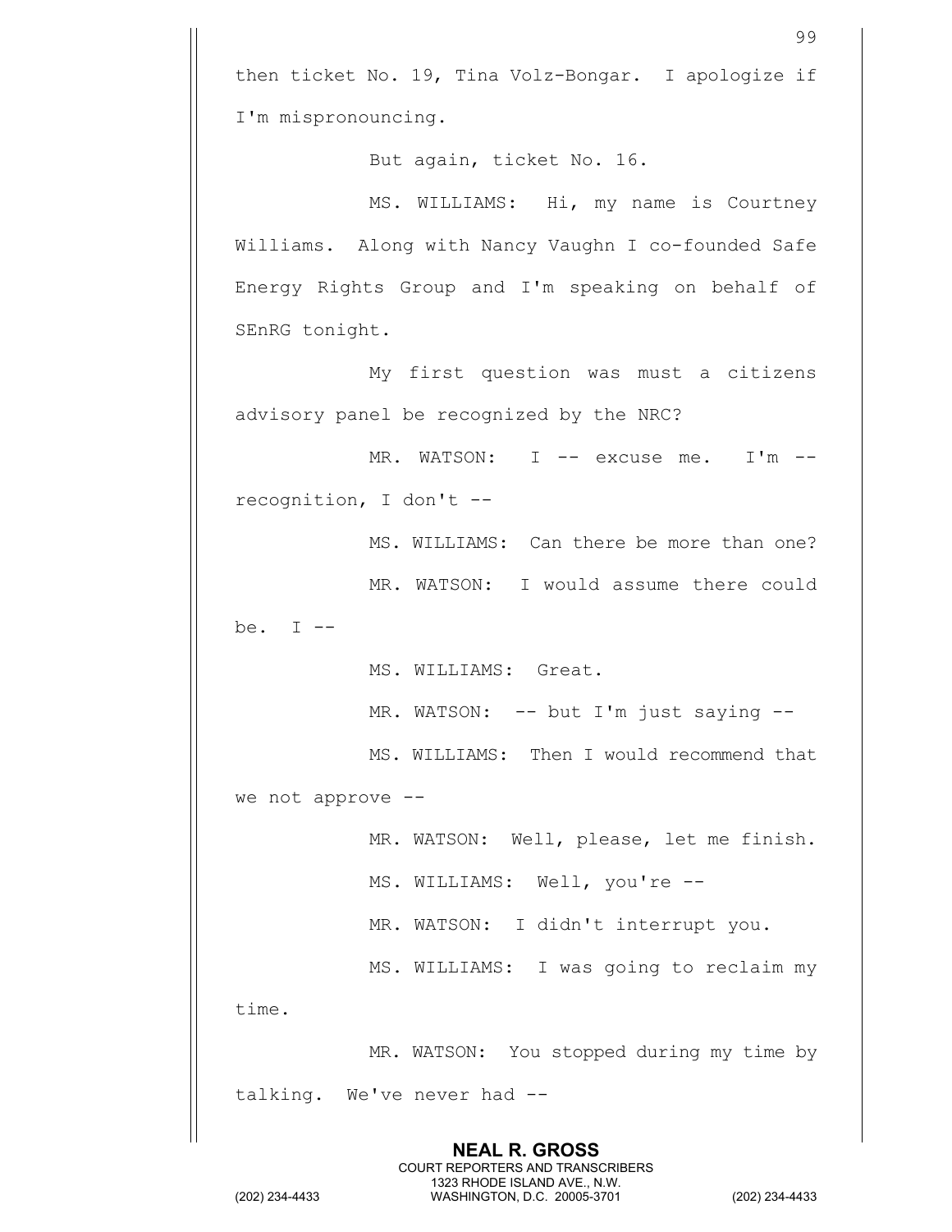then ticket No. 19, Tina Volz-Bongar. I apologize if I'm mispronouncing.

But again, ticket No. 16.

MS. WILLIAMS: Hi, my name is Courtney Williams. Along with Nancy Vaughn I co-founded Safe Energy Rights Group and I'm speaking on behalf of SEnRG tonight.

My first question was must a citizens advisory panel be recognized by the NRC?

MR. WATSON: I -- excuse me. I'm -- recognition, I don't --

MS. WILLIAMS: Can there be more than one?

MR. WATSON: I would assume there could be. I --

MS. WILLIAMS: Great.

MR. WATSON: -- but I'm just saying --

MS. WILLIAMS: Then I would recommend that we not approve --

MR. WATSON: Well, please, let me finish.

MS. WILLIAMS: Well, you're --

MR. WATSON: I didn't interrupt you.

MS. WILLIAMS: I was going to reclaim my time.

MR. WATSON: You stopped during my time by talking. We've never had --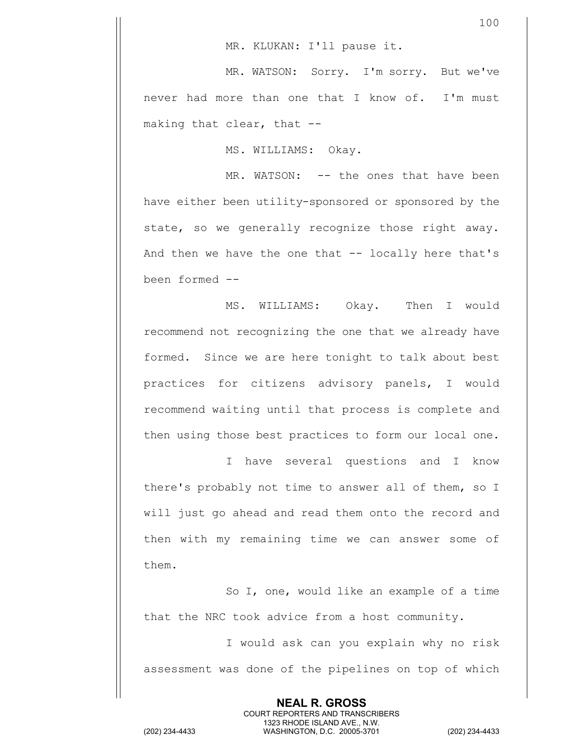MR. KLUKAN: I'll pause it.

MR. WATSON: Sorry. I'm sorry. But we've never had more than one that I know of. I'm must making that clear, that --

MS. WILLIAMS: Okay.

MR. WATSON: -- the ones that have been have either been utility-sponsored or sponsored by the state, so we generally recognize those right away. And then we have the one that -- locally here that's been formed --

MS. WILLIAMS: Okay. Then I would recommend not recognizing the one that we already have formed. Since we are here tonight to talk about best practices for citizens advisory panels, I would recommend waiting until that process is complete and then using those best practices to form our local one.

I have several questions and I know there's probably not time to answer all of them, so I will just go ahead and read them onto the record and then with my remaining time we can answer some of them.

So I, one, would like an example of a time that the NRC took advice from a host community.

I would ask can you explain why no risk assessment was done of the pipelines on top of which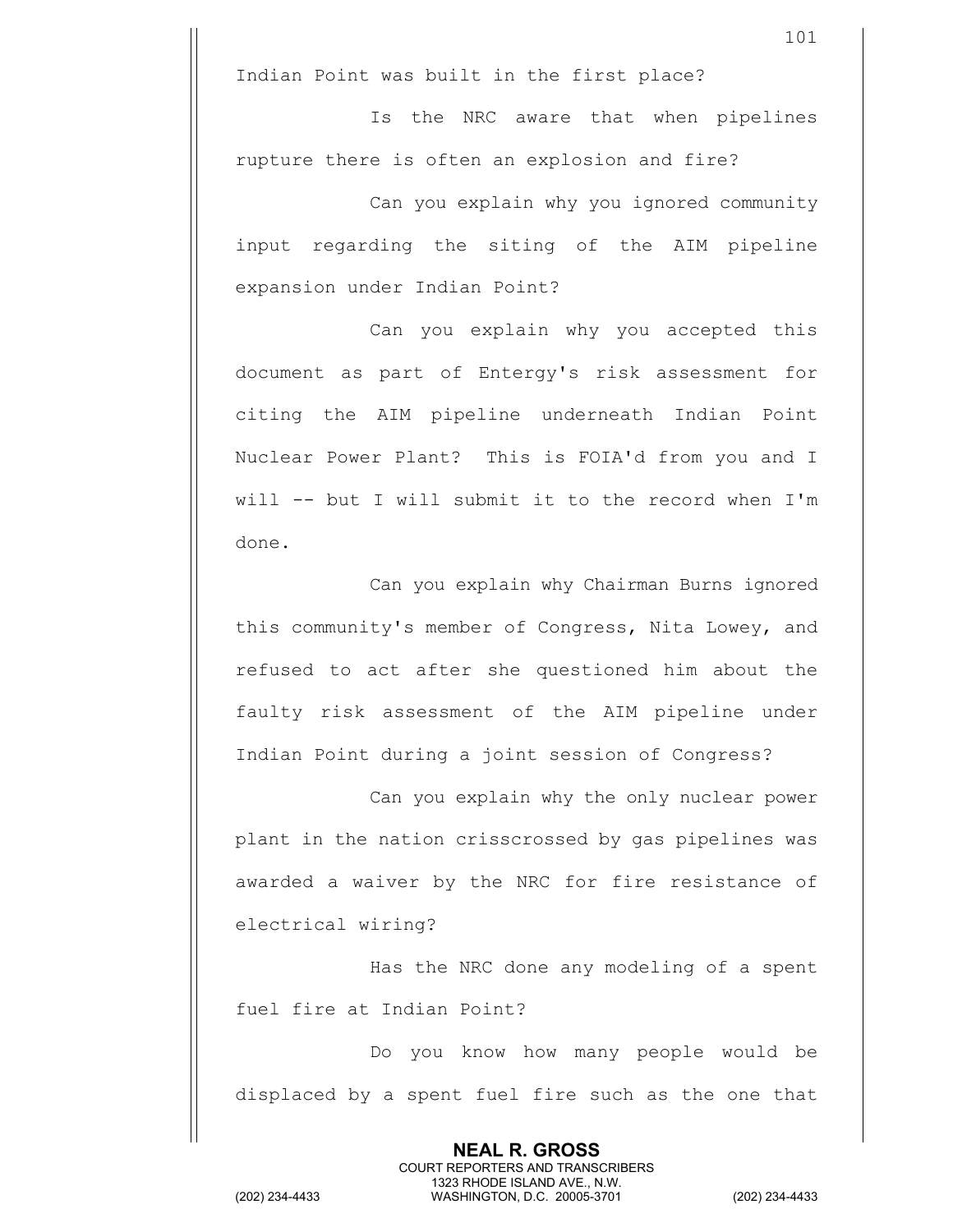Indian Point was built in the first place?

Is the NRC aware that when pipelines rupture there is often an explosion and fire?

Can you explain why you ignored community input regarding the siting of the AIM pipeline expansion under Indian Point?

Can you explain why you accepted this document as part of Entergy's risk assessment for citing the AIM pipeline underneath Indian Point Nuclear Power Plant? This is FOIA'd from you and I will -- but I will submit it to the record when I'm done.

Can you explain why Chairman Burns ignored this community's member of Congress, Nita Lowey, and refused to act after she questioned him about the faulty risk assessment of the AIM pipeline under Indian Point during a joint session of Congress?

Can you explain why the only nuclear power plant in the nation crisscrossed by gas pipelines was awarded a waiver by the NRC for fire resistance of electrical wiring?

Has the NRC done any modeling of a spent fuel fire at Indian Point?

Do you know how many people would be displaced by a spent fuel fire such as the one that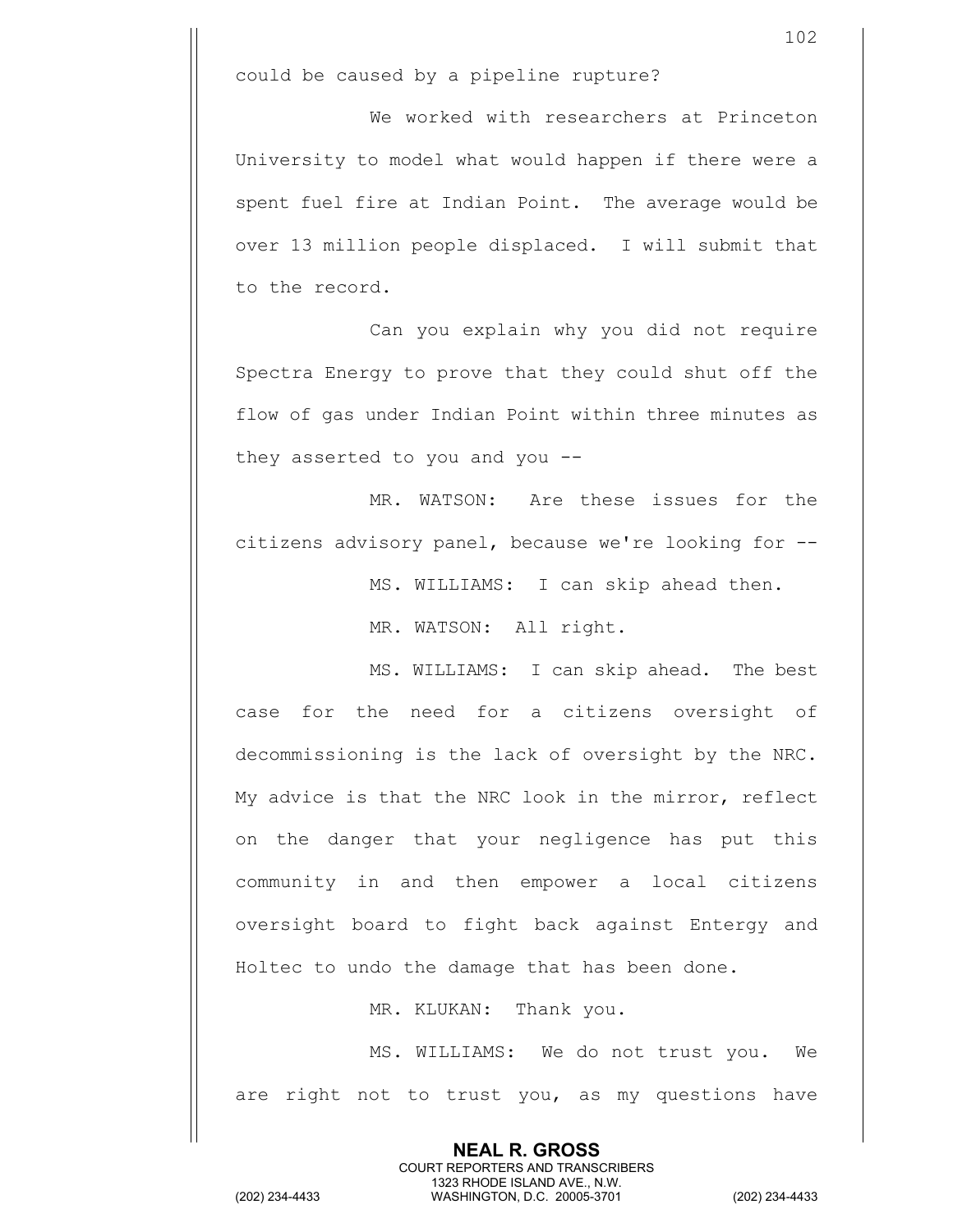could be caused by a pipeline rupture?

We worked with researchers at Princeton University to model what would happen if there were a spent fuel fire at Indian Point. The average would be over 13 million people displaced. I will submit that to the record.

Can you explain why you did not require Spectra Energy to prove that they could shut off the flow of gas under Indian Point within three minutes as they asserted to you and you --

MR. WATSON: Are these issues for the citizens advisory panel, because we're looking for --

MS. WILLIAMS: I can skip ahead then.

MR. WATSON: All right.

MS. WILLIAMS: I can skip ahead. The best case for the need for a citizens oversight of decommissioning is the lack of oversight by the NRC. My advice is that the NRC look in the mirror, reflect on the danger that your negligence has put this community in and then empower a local citizens oversight board to fight back against Entergy and Holtec to undo the damage that has been done.

MR. KLUKAN: Thank you.

MS. WILLIAMS: We do not trust you. We are right not to trust you, as my questions have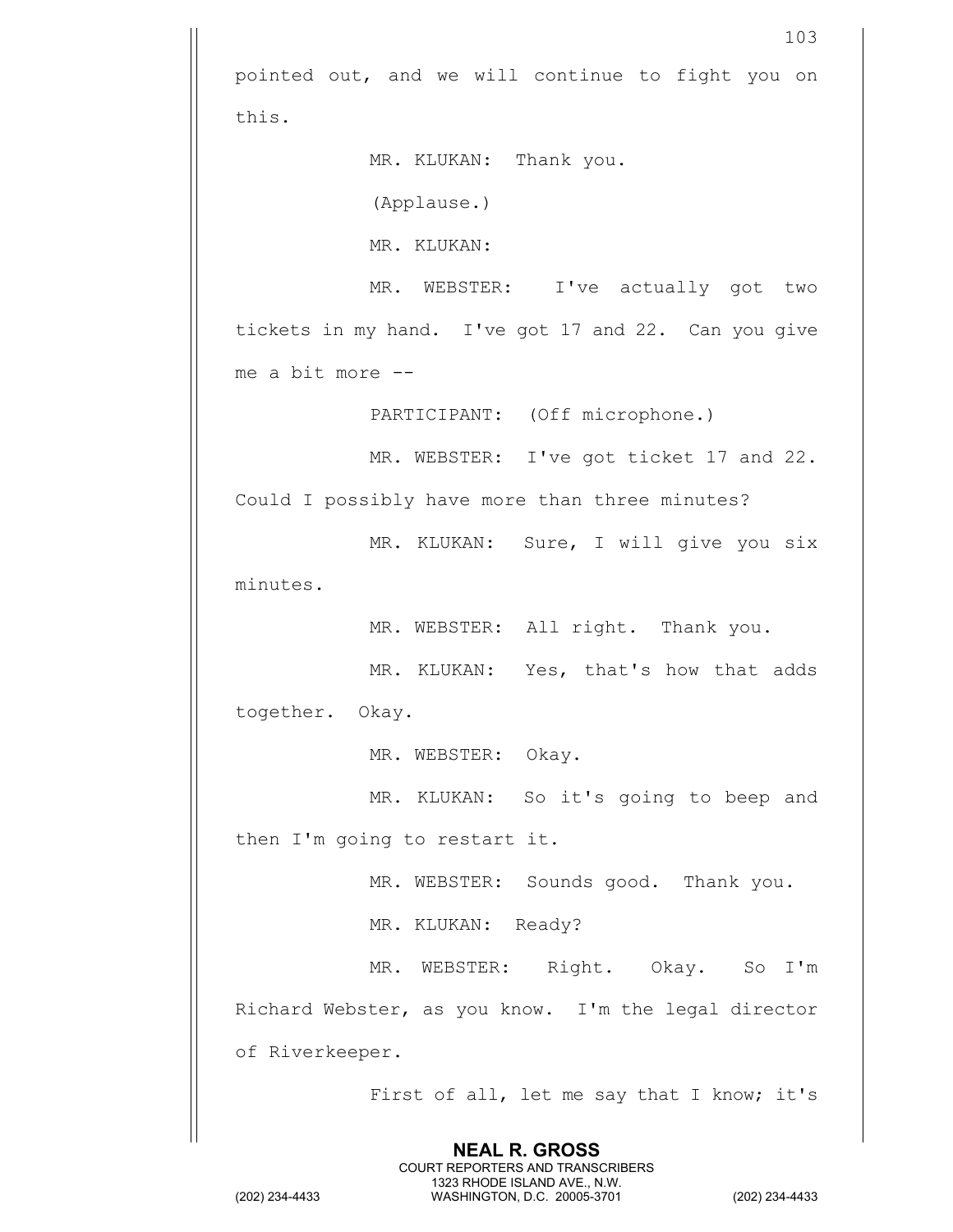pointed out, and we will continue to fight you on this.

MR. KLUKAN: Thank you.

(Applause.)

MR. KLUKAN:

MR. WEBSTER: I've actually got two tickets in my hand. I've got 17 and 22. Can you give me a bit more --

PARTICIPANT: (Off microphone.)

MR. WEBSTER: I've got ticket 17 and 22. Could I possibly have more than three minutes?

MR. KLUKAN: Sure, I will give you six minutes.

MR. WEBSTER: All right. Thank you.

MR. KLUKAN: Yes, that's how that adds together. Okay.

MR. WEBSTER: Okay.

MR. KLUKAN: So it's going to beep and then I'm going to restart it.

MR. WEBSTER: Sounds good. Thank you.

MR. KLUKAN: Ready?

MR. WEBSTER: Right. Okay. So I'm Richard Webster, as you know. I'm the legal director of Riverkeeper.

First of all, let me say that I know; it's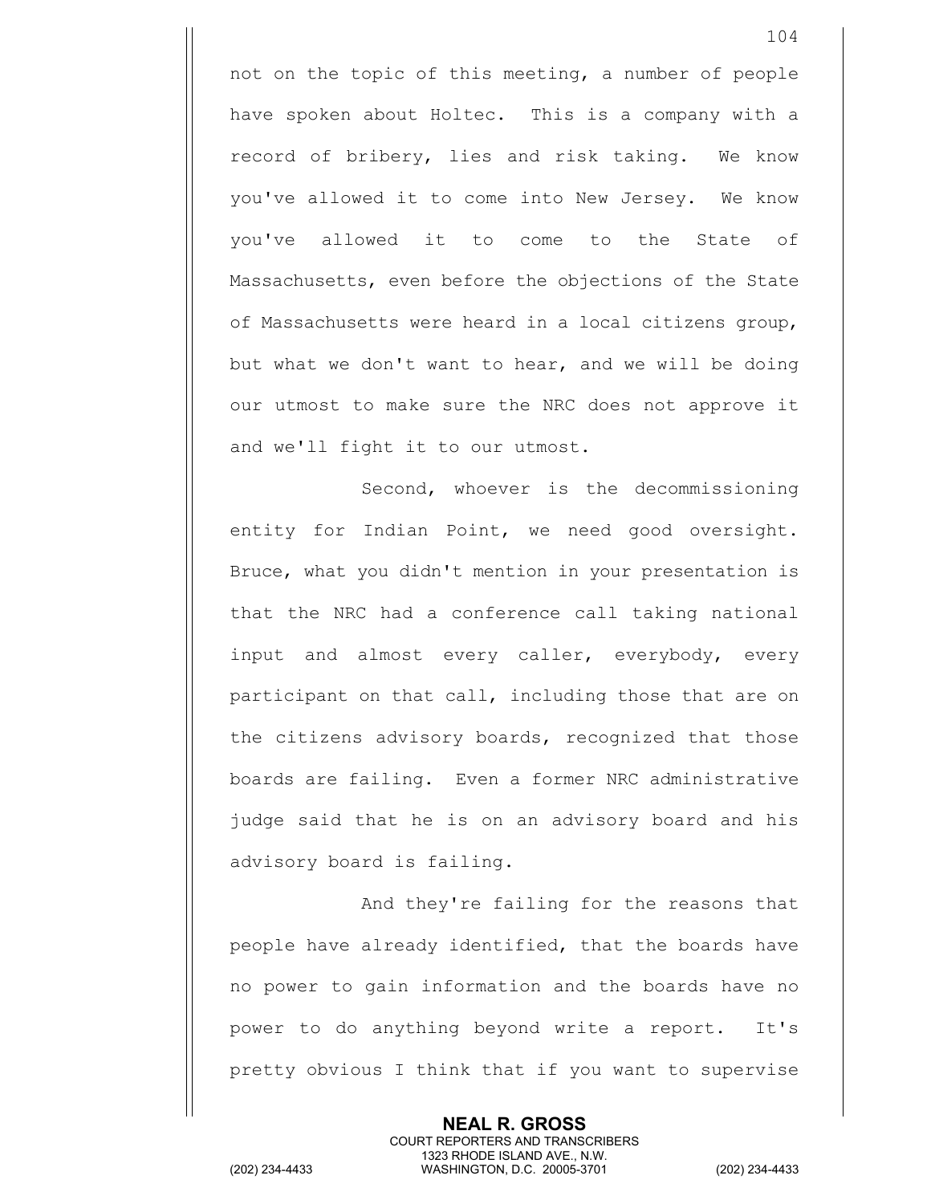not on the topic of this meeting, a number of people have spoken about Holtec. This is a company with a record of bribery, lies and risk taking. We know you've allowed it to come into New Jersey. We know you've allowed it to come to the State of Massachusetts, even before the objections of the State of Massachusetts were heard in a local citizens group, but what we don't want to hear, and we will be doing our utmost to make sure the NRC does not approve it and we'll fight it to our utmost.

Second, whoever is the decommissioning entity for Indian Point, we need good oversight. Bruce, what you didn't mention in your presentation is that the NRC had a conference call taking national input and almost every caller, everybody, every participant on that call, including those that are on the citizens advisory boards, recognized that those boards are failing. Even a former NRC administrative judge said that he is on an advisory board and his advisory board is failing.

And they're failing for the reasons that people have already identified, that the boards have no power to gain information and the boards have no power to do anything beyond write a report. It's pretty obvious I think that if you want to supervise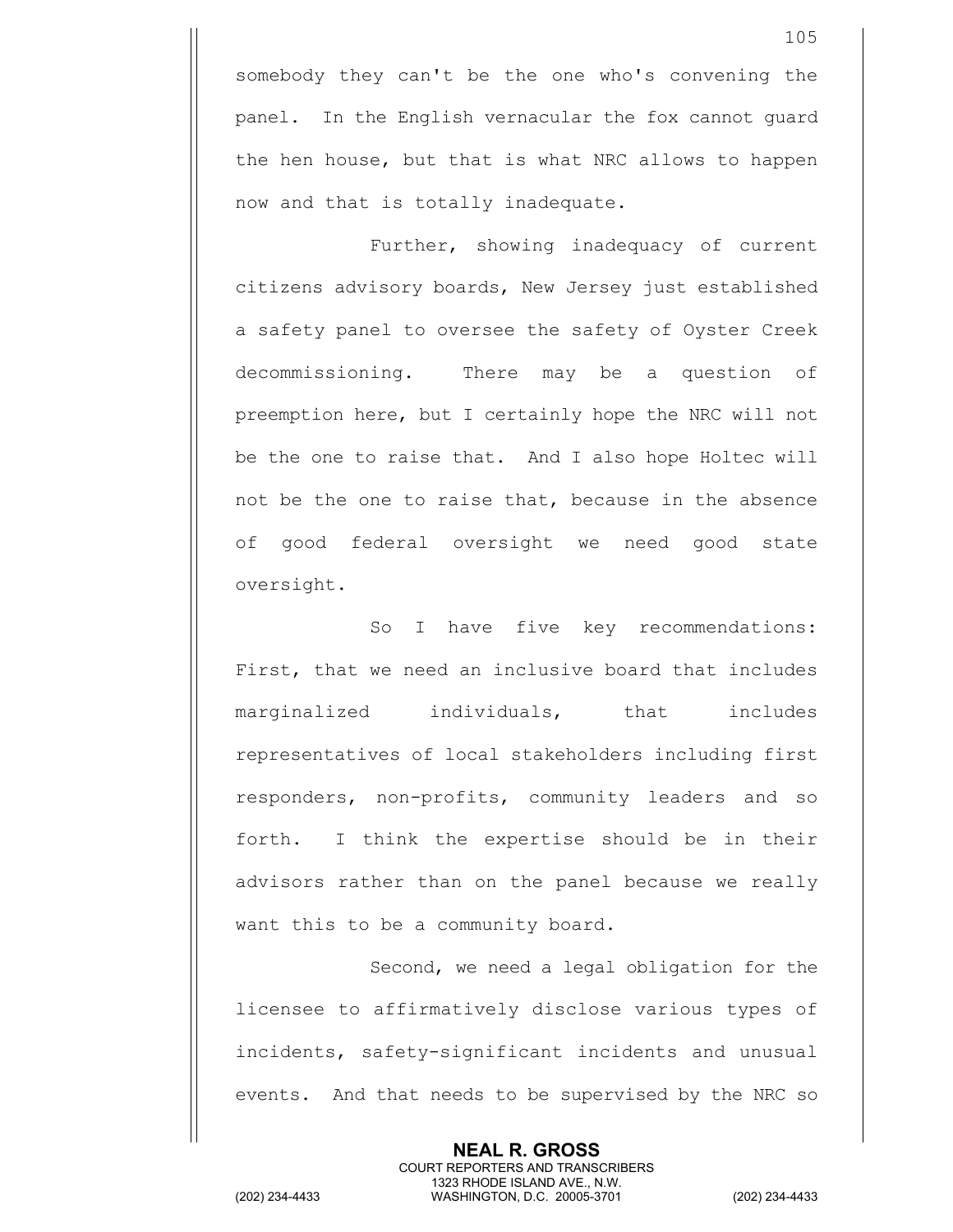somebody they can't be the one who's convening the panel. In the English vernacular the fox cannot guard the hen house, but that is what NRC allows to happen now and that is totally inadequate.

Further, showing inadequacy of current citizens advisory boards, New Jersey just established a safety panel to oversee the safety of Oyster Creek decommissioning. There may be a question of preemption here, but I certainly hope the NRC will not be the one to raise that. And I also hope Holtec will not be the one to raise that, because in the absence of good federal oversight we need good state oversight.

So I have five key recommendations: First, that we need an inclusive board that includes marginalized individuals, that includes representatives of local stakeholders including first responders, non-profits, community leaders and so forth. I think the expertise should be in their advisors rather than on the panel because we really want this to be a community board.

Second, we need a legal obligation for the licensee to affirmatively disclose various types of incidents, safety-significant incidents and unusual events. And that needs to be supervised by the NRC so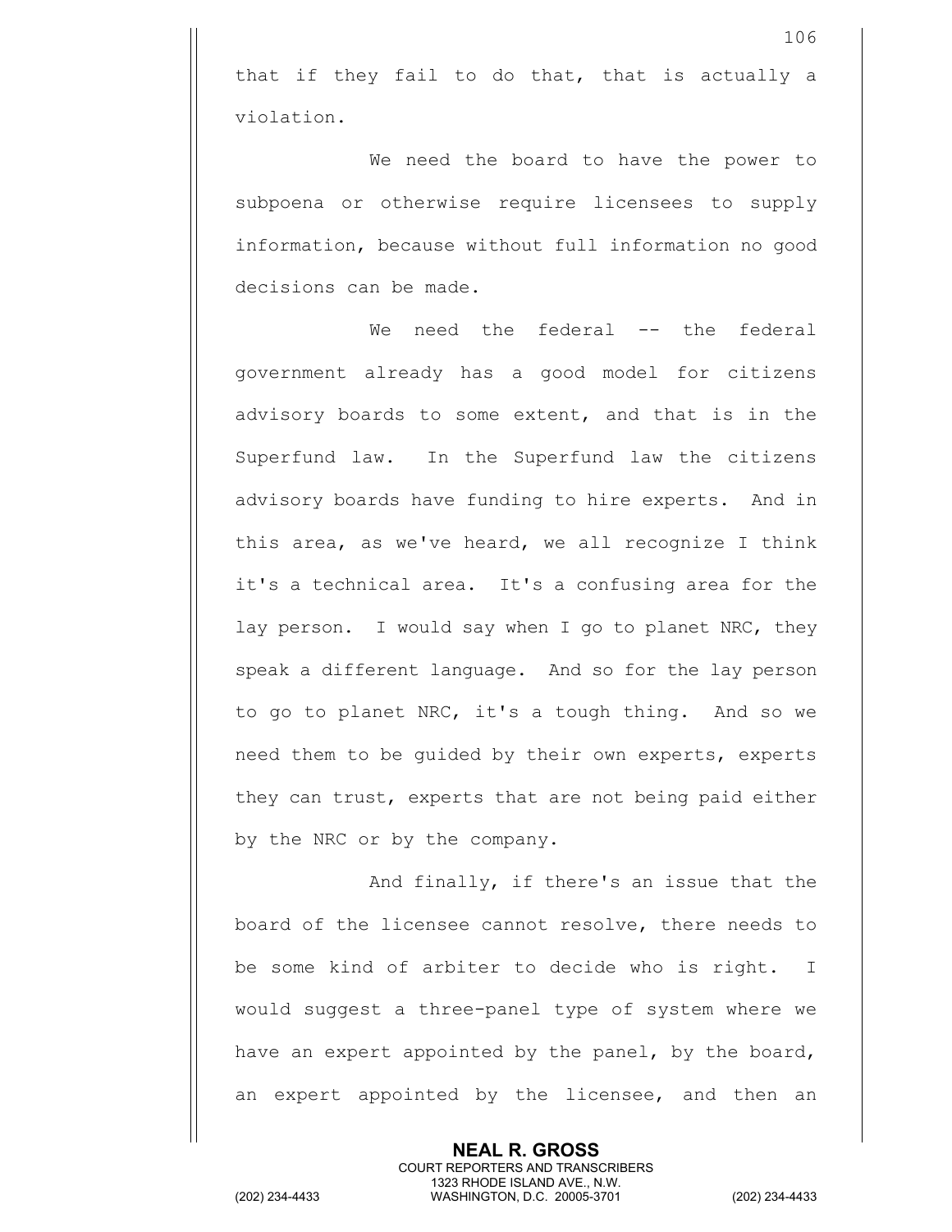that if they fail to do that, that is actually a violation.

We need the board to have the power to subpoena or otherwise require licensees to supply information, because without full information no good decisions can be made.

We need the federal -- the federal government already has a good model for citizens advisory boards to some extent, and that is in the Superfund law. In the Superfund law the citizens advisory boards have funding to hire experts. And in this area, as we've heard, we all recognize I think it's a technical area. It's a confusing area for the lay person. I would say when I go to planet NRC, they speak a different language. And so for the lay person to go to planet NRC, it's a tough thing. And so we need them to be guided by their own experts, experts they can trust, experts that are not being paid either by the NRC or by the company.

And finally, if there's an issue that the board of the licensee cannot resolve, there needs to be some kind of arbiter to decide who is right. I would suggest a three-panel type of system where we have an expert appointed by the panel, by the board, an expert appointed by the licensee, and then an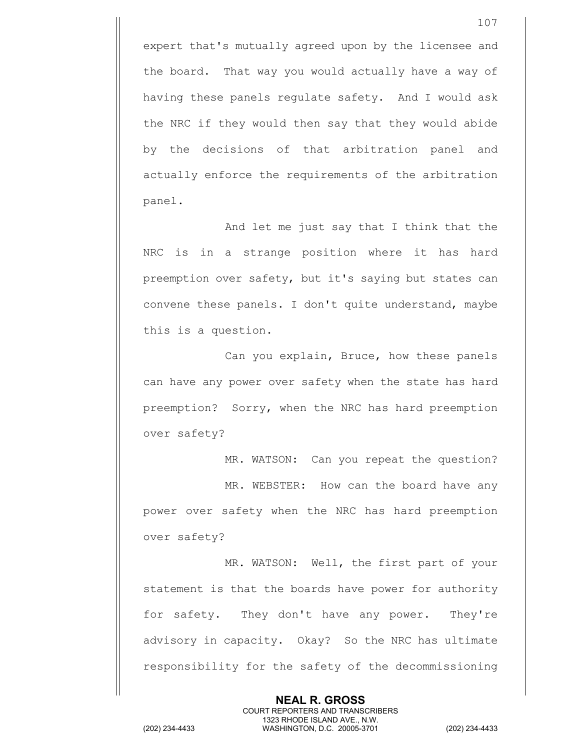expert that's mutually agreed upon by the licensee and the board. That way you would actually have a way of having these panels regulate safety. And I would ask the NRC if they would then say that they would abide by the decisions of that arbitration panel and actually enforce the requirements of the arbitration panel.

And let me just say that I think that the NRC is in a strange position where it has hard preemption over safety, but it's saying but states can convene these panels. I don't quite understand, maybe this is a question.

Can you explain, Bruce, how these panels can have any power over safety when the state has hard preemption? Sorry, when the NRC has hard preemption over safety?

MR. WATSON: Can you repeat the question?

MR. WEBSTER: How can the board have any power over safety when the NRC has hard preemption over safety?

MR. WATSON: Well, the first part of your statement is that the boards have power for authority for safety. They don't have any power. They're advisory in capacity. Okay? So the NRC has ultimate responsibility for the safety of the decommissioning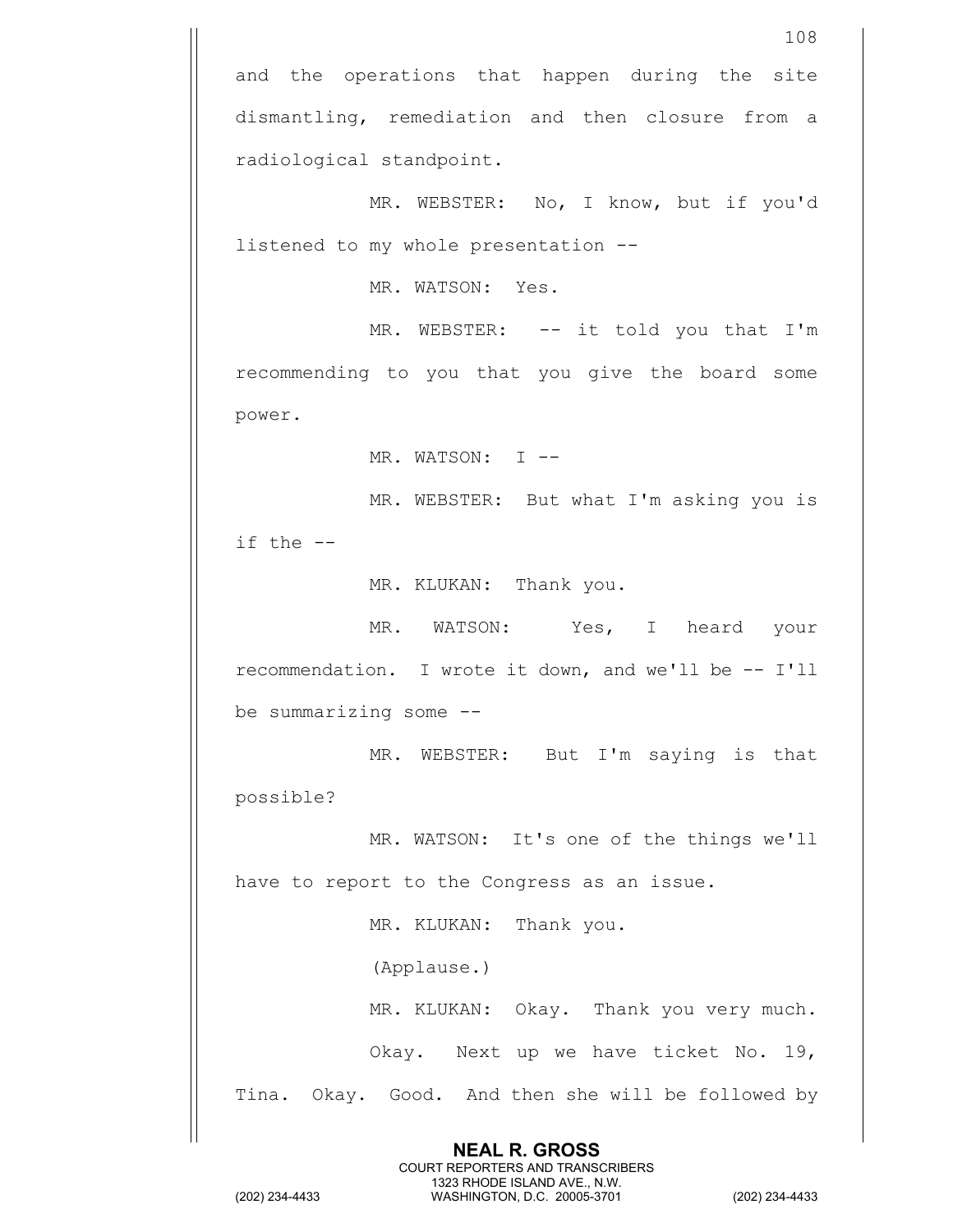and the operations that happen during the site dismantling, remediation and then closure from a radiological standpoint.

MR. WEBSTER: No, I know, but if you'd listened to my whole presentation --

MR. WATSON: Yes.

MR. WEBSTER: -- it told you that I'm recommending to you that you give the board some power.

MR. WATSON: I --

MR. WEBSTER: But what I'm asking you is if the --

MR. KLUKAN: Thank you.

MR. WATSON: Yes, I heard your recommendation. I wrote it down, and we'll be -- I'll be summarizing some --

MR. WEBSTER: But I'm saying is that possible?

MR. WATSON: It's one of the things we'll have to report to the Congress as an issue.

MR. KLUKAN: Thank you.

(Applause.)

MR. KLUKAN: Okay. Thank you very much.

Okay. Next up we have ticket No. 19, Tina. Okay. Good. And then she will be followed by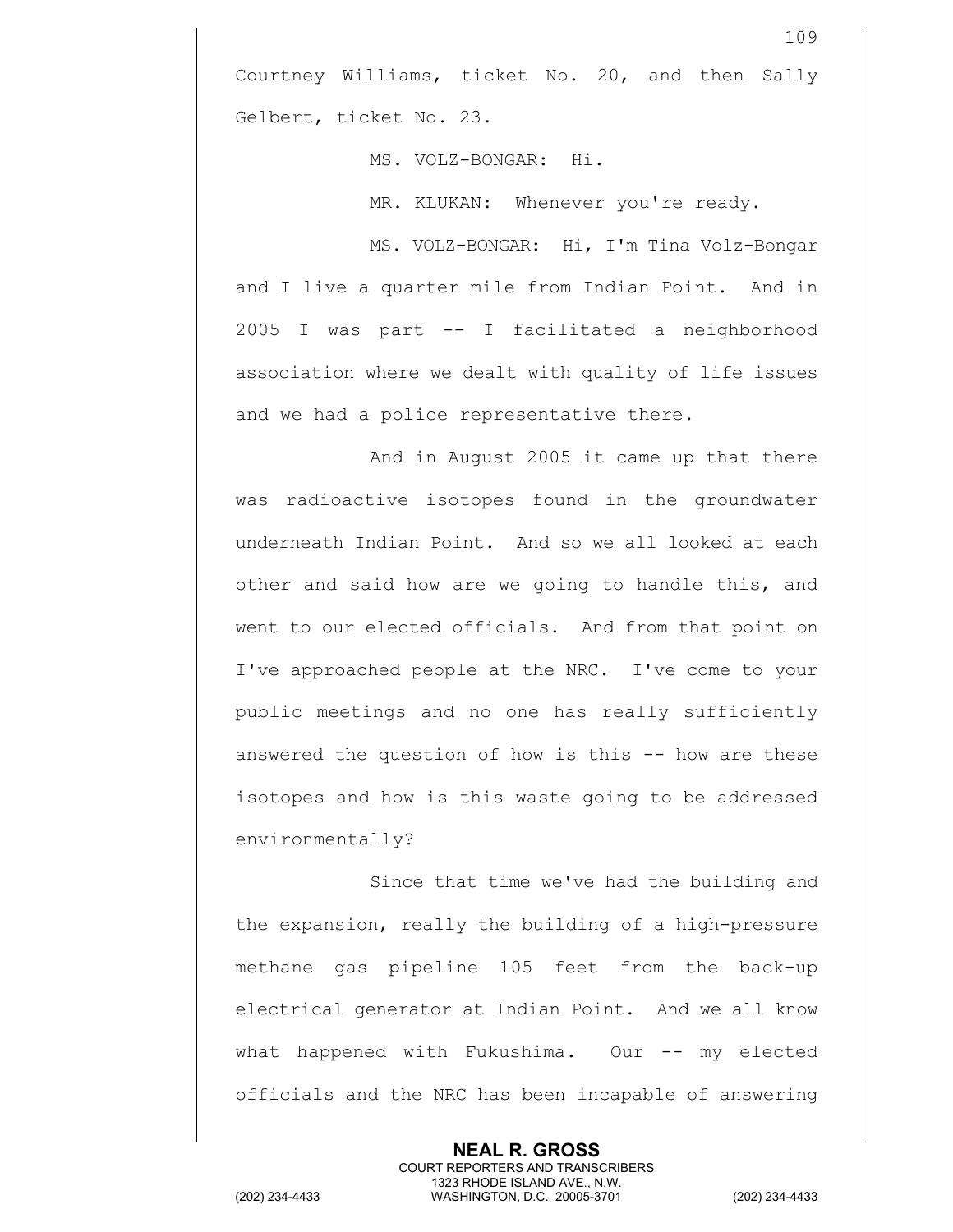Courtney Williams, ticket No. 20, and then Sally Gelbert, ticket No. 23.

MS. VOLZ-BONGAR: Hi.

MR. KLUKAN: Whenever you're ready.

MS. VOLZ-BONGAR: Hi, I'm Tina Volz-Bongar and I live a quarter mile from Indian Point. And in 2005 I was part -- I facilitated a neighborhood association where we dealt with quality of life issues and we had a police representative there.

And in August 2005 it came up that there was radioactive isotopes found in the groundwater underneath Indian Point. And so we all looked at each other and said how are we going to handle this, and went to our elected officials. And from that point on I've approached people at the NRC. I've come to your public meetings and no one has really sufficiently answered the question of how is this -- how are these isotopes and how is this waste going to be addressed environmentally?

Since that time we've had the building and the expansion, really the building of a high-pressure methane gas pipeline 105 feet from the back-up electrical generator at Indian Point. And we all know what happened with Fukushima. Our -- my elected officials and the NRC has been incapable of answering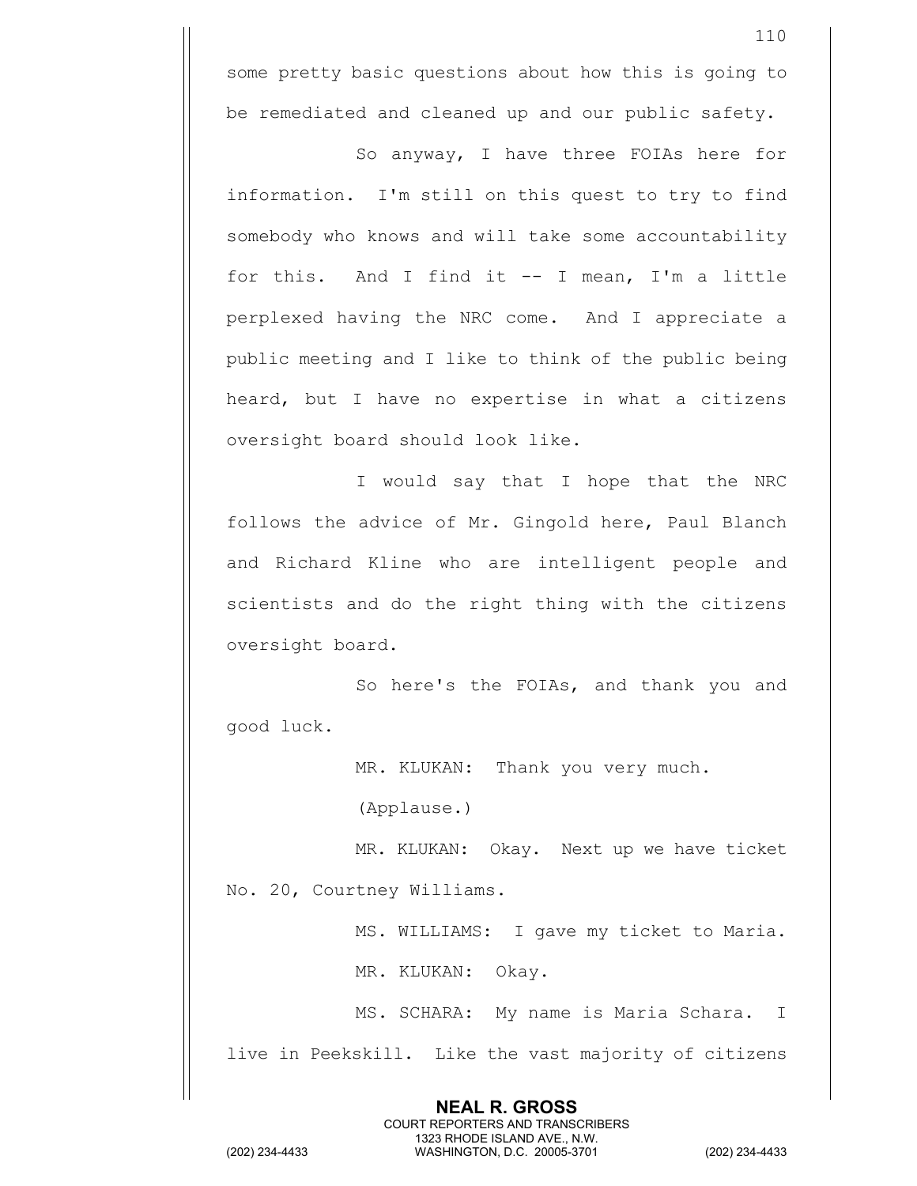some pretty basic questions about how this is going to be remediated and cleaned up and our public safety.

So anyway, I have three FOIAs here for information. I'm still on this quest to try to find somebody who knows and will take some accountability for this. And I find it -- I mean, I'm a little perplexed having the NRC come. And I appreciate a public meeting and I like to think of the public being heard, but I have no expertise in what a citizens oversight board should look like.

I would say that I hope that the NRC follows the advice of Mr. Gingold here, Paul Blanch and Richard Kline who are intelligent people and scientists and do the right thing with the citizens oversight board.

So here's the FOIAs, and thank you and good luck.

MR. KLUKAN: Thank you very much.

(Applause.)

MR. KLUKAN: Okay. Next up we have ticket No. 20, Courtney Williams.

MS. WILLIAMS: I gave my ticket to Maria.

MR. KLUKAN: Okay.

MS. SCHARA: My name is Maria Schara. I live in Peekskill. Like the vast majority of citizens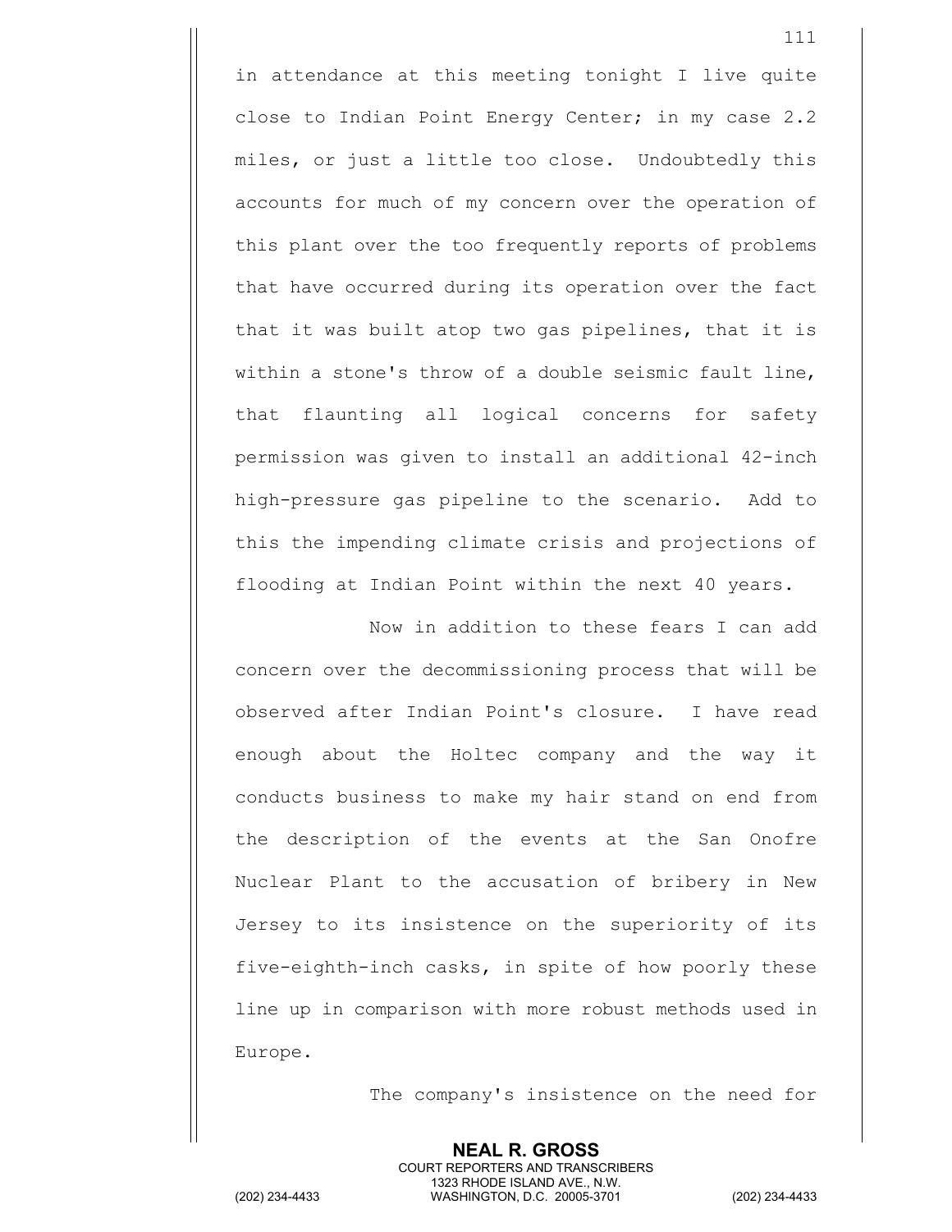in attendance at this meeting tonight I live quite close to Indian Point Energy Center; in my case 2.2 miles, or just a little too close. Undoubtedly this accounts for much of my concern over the operation of this plant over the too frequently reports of problems that have occurred during its operation over the fact that it was built atop two gas pipelines, that it is within a stone's throw of a double seismic fault line, that flaunting all logical concerns for safety permission was given to install an additional 42-inch high-pressure gas pipeline to the scenario. Add to this the impending climate crisis and projections of flooding at Indian Point within the next 40 years.

Now in addition to these fears I can add concern over the decommissioning process that will be observed after Indian Point's closure. I have read enough about the Holtec company and the way it conducts business to make my hair stand on end from the description of the events at the San Onofre Nuclear Plant to the accusation of bribery in New Jersey to its insistence on the superiority of its five-eighth-inch casks, in spite of how poorly these line up in comparison with more robust methods used in Europe.

The company's insistence on the need for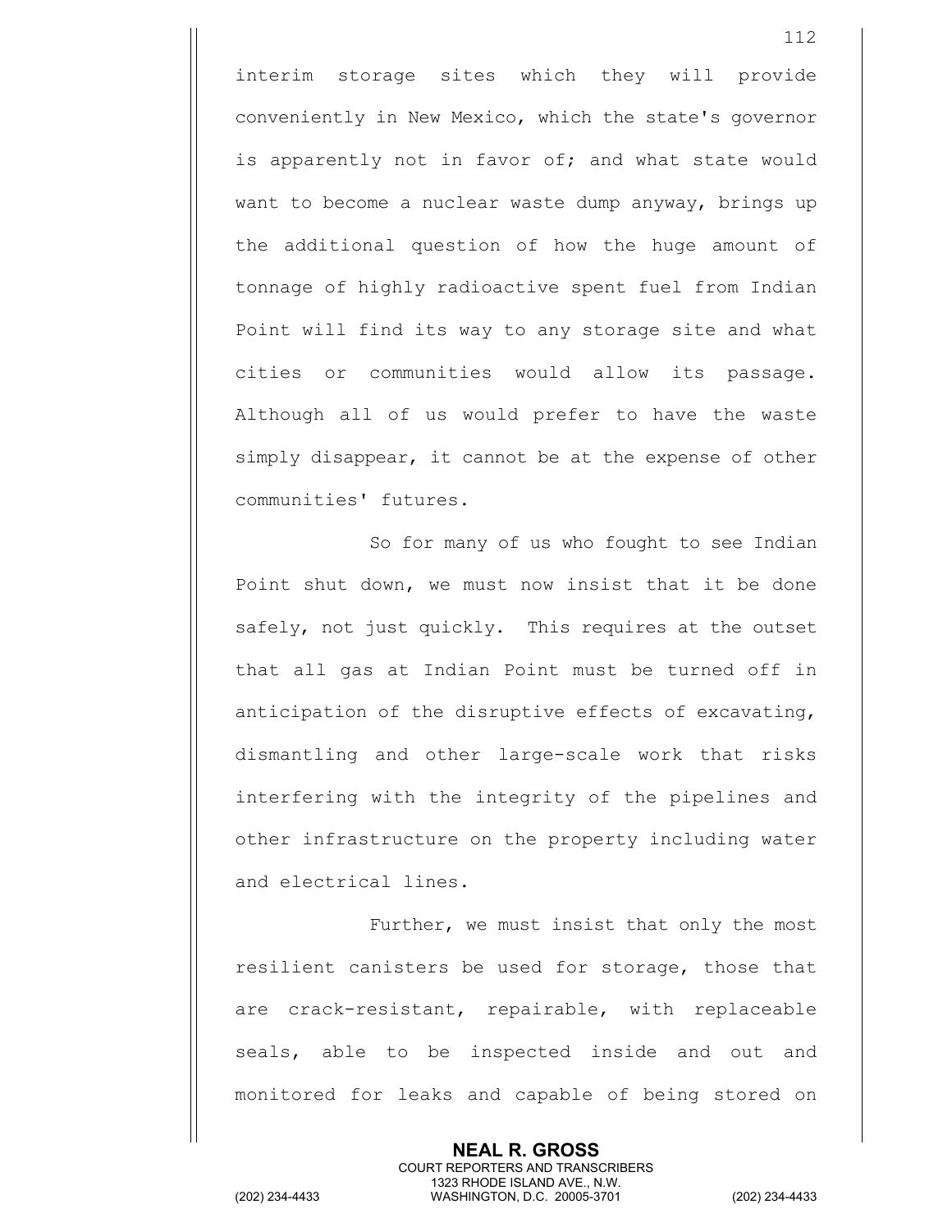interim storage sites which they will provide conveniently in New Mexico, which the state's governor is apparently not in favor of; and what state would want to become a nuclear waste dump anyway, brings up the additional question of how the huge amount of tonnage of highly radioactive spent fuel from Indian Point will find its way to any storage site and what cities or communities would allow its passage. Although all of us would prefer to have the waste simply disappear, it cannot be at the expense of other communities' futures.

So for many of us who fought to see Indian Point shut down, we must now insist that it be done safely, not just quickly. This requires at the outset that all gas at Indian Point must be turned off in anticipation of the disruptive effects of excavating, dismantling and other large-scale work that risks interfering with the integrity of the pipelines and other infrastructure on the property including water and electrical lines.

Further, we must insist that only the most resilient canisters be used for storage, those that are crack-resistant, repairable, with replaceable seals, able to be inspected inside and out and monitored for leaks and capable of being stored on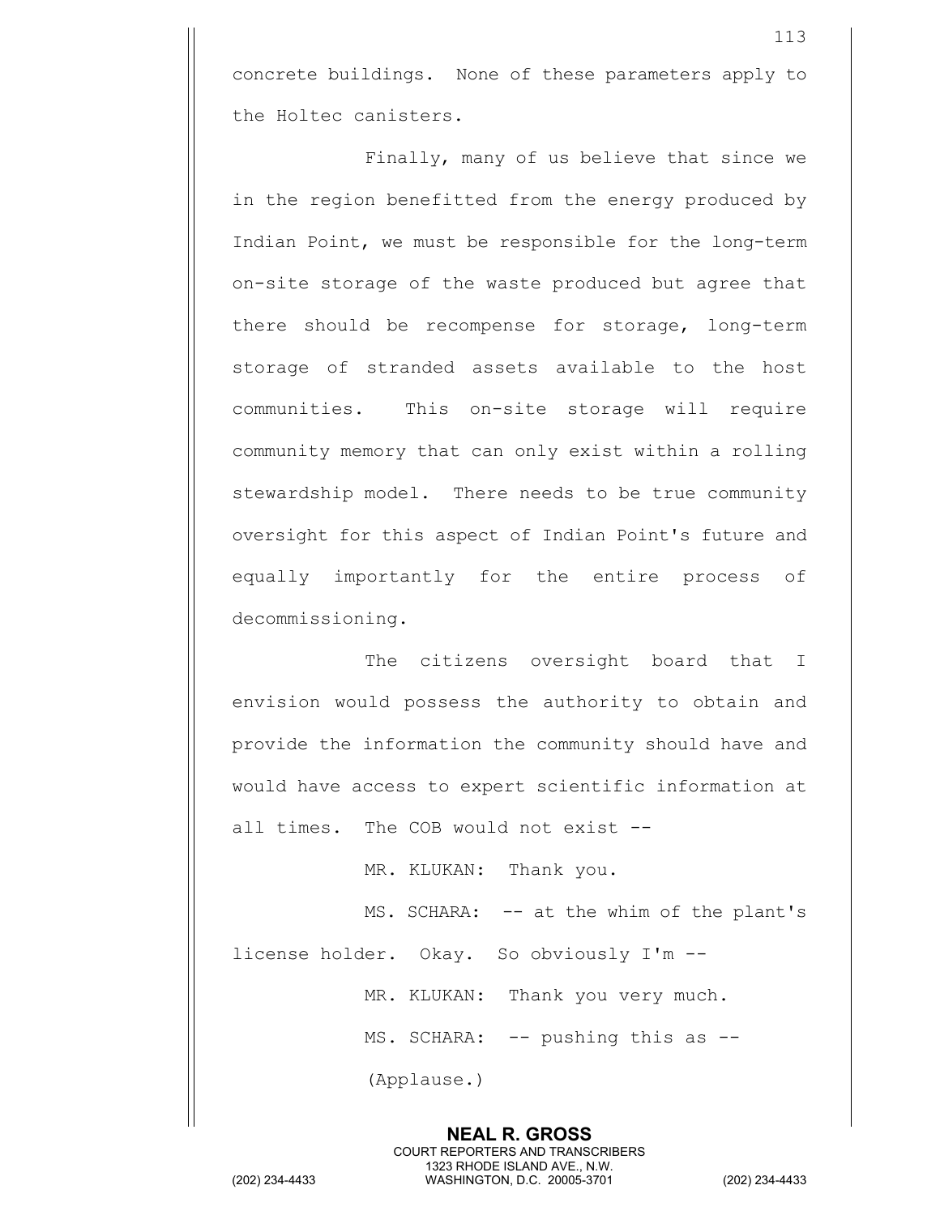concrete buildings. None of these parameters apply to the Holtec canisters.

Finally, many of us believe that since we in the region benefitted from the energy produced by Indian Point, we must be responsible for the long-term on-site storage of the waste produced but agree that there should be recompense for storage, long-term storage of stranded assets available to the host communities. This on-site storage will require community memory that can only exist within a rolling stewardship model. There needs to be true community oversight for this aspect of Indian Point's future and equally importantly for the entire process of decommissioning.

The citizens oversight board that I envision would possess the authority to obtain and provide the information the community should have and would have access to expert scientific information at all times. The COB would not exist --

MR. KLUKAN: Thank you.

MS. SCHARA: -- at the whim of the plant's license holder. Okay. So obviously I'm --

MR. KLUKAN: Thank you very much.

MS. SCHARA: -- pushing this as --

(Applause.)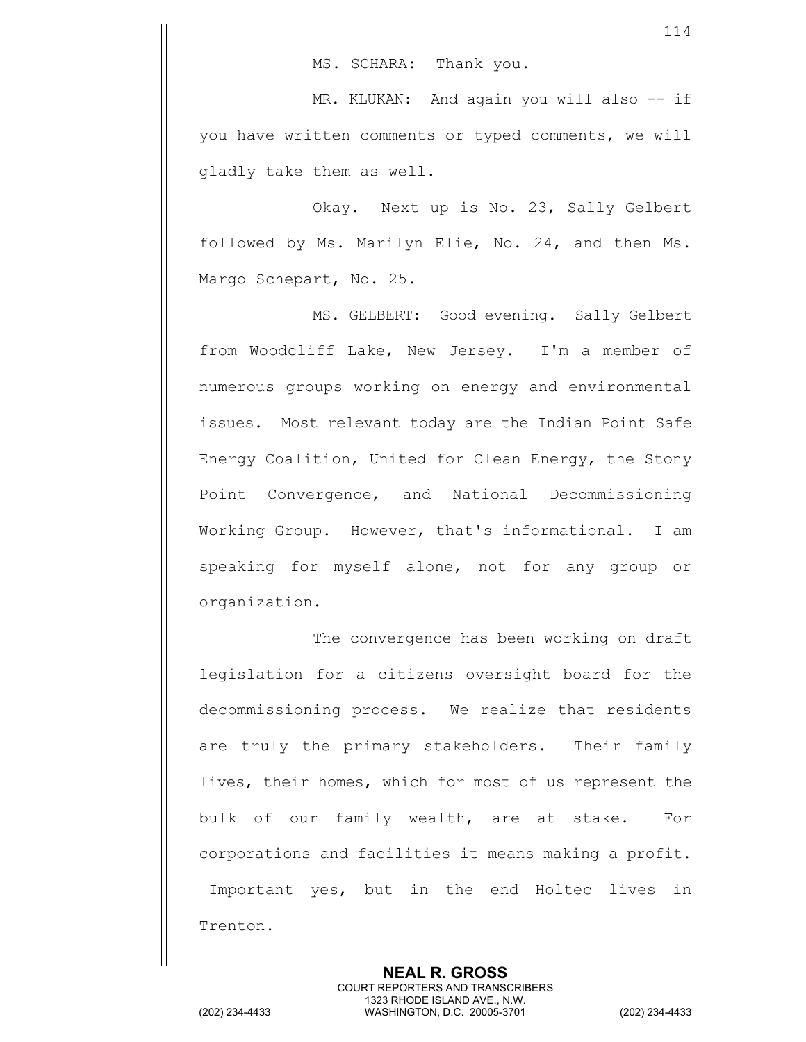MS. SCHARA: Thank you.

MR. KLUKAN: And again you will also -- if you have written comments or typed comments, we will gladly take them as well.

Okay. Next up is No. 23, Sally Gelbert followed by Ms. Marilyn Elie, No. 24, and then Ms. Margo Schepart, No. 25.

MS. GELBERT: Good evening. Sally Gelbert from Woodcliff Lake, New Jersey. I'm a member of numerous groups working on energy and environmental issues. Most relevant today are the Indian Point Safe Energy Coalition, United for Clean Energy, the Stony Point Convergence, and National Decommissioning Working Group. However, that's informational. I am speaking for myself alone, not for any group or organization.

The convergence has been working on draft legislation for a citizens oversight board for the decommissioning process. We realize that residents are truly the primary stakeholders. Their family lives, their homes, which for most of us represent the bulk of our family wealth, are at stake. For corporations and facilities it means making a profit. Important yes, but in the end Holtec lives in Trenton.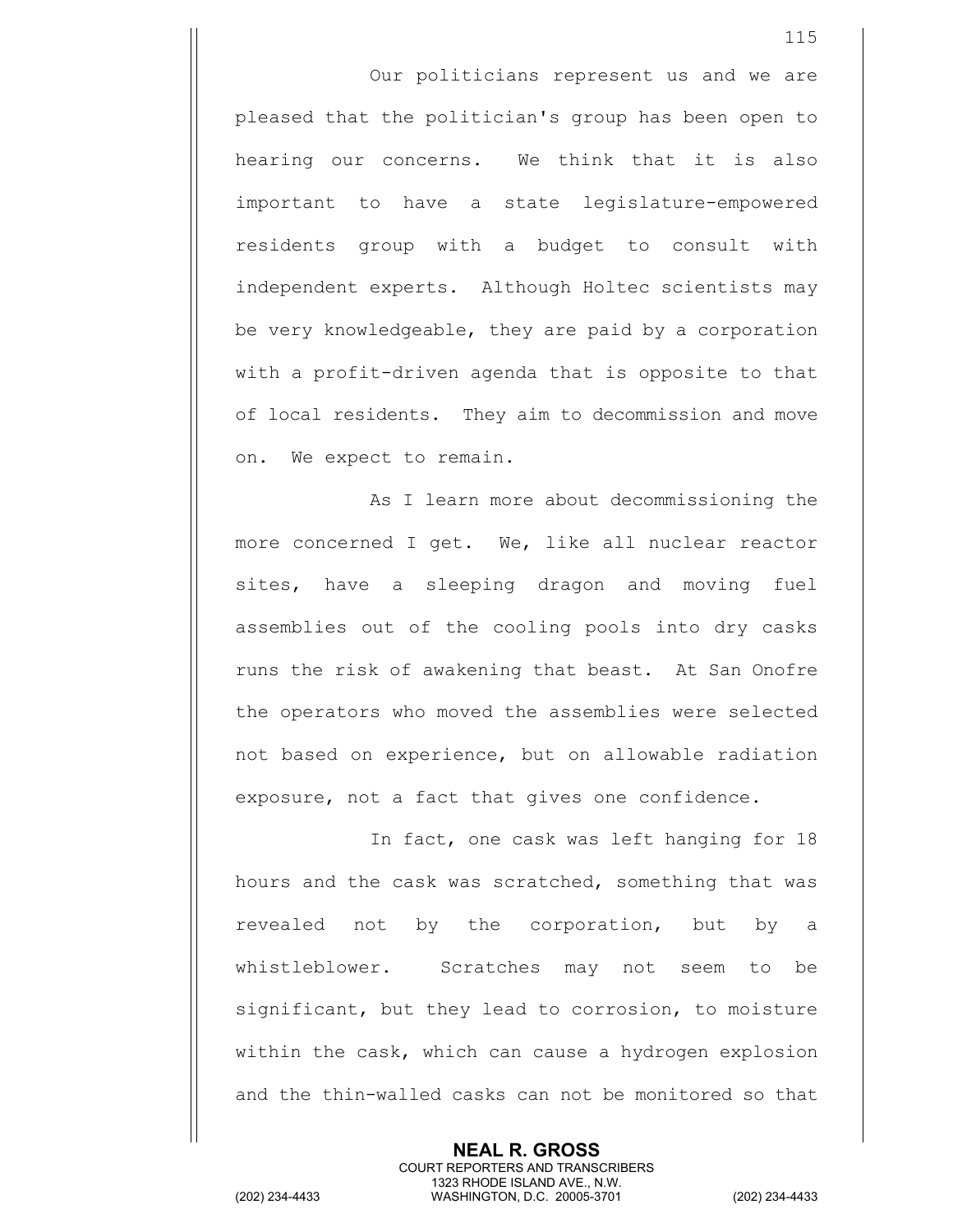Our politicians represent us and we are pleased that the politician's group has been open to hearing our concerns. We think that it is also important to have a state legislature-empowered residents group with a budget to consult with independent experts. Although Holtec scientists may be very knowledgeable, they are paid by a corporation with a profit-driven agenda that is opposite to that of local residents. They aim to decommission and move on. We expect to remain.

As I learn more about decommissioning the more concerned I get. We, like all nuclear reactor sites, have a sleeping dragon and moving fuel assemblies out of the cooling pools into dry casks runs the risk of awakening that beast. At San Onofre the operators who moved the assemblies were selected not based on experience, but on allowable radiation exposure, not a fact that gives one confidence.

In fact, one cask was left hanging for 18 hours and the cask was scratched, something that was revealed not by the corporation, but by a whistleblower. Scratches may not seem to be significant, but they lead to corrosion, to moisture within the cask, which can cause a hydrogen explosion and the thin-walled casks can not be monitored so that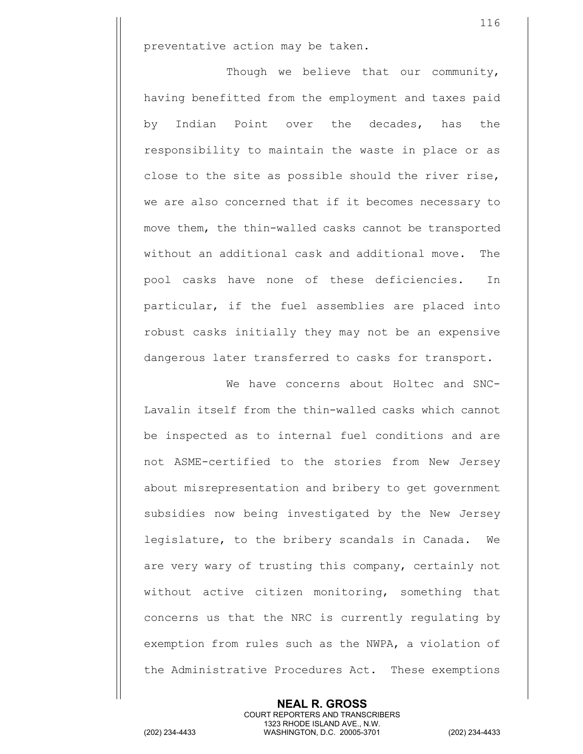preventative action may be taken.

Though we believe that our community, having benefitted from the employment and taxes paid by Indian Point over the decades, has the responsibility to maintain the waste in place or as close to the site as possible should the river rise, we are also concerned that if it becomes necessary to move them, the thin-walled casks cannot be transported without an additional cask and additional move. The pool casks have none of these deficiencies. In particular, if the fuel assemblies are placed into robust casks initially they may not be an expensive dangerous later transferred to casks for transport.

We have concerns about Holtec and SNC-Lavalin itself from the thin-walled casks which cannot be inspected as to internal fuel conditions and are not ASME-certified to the stories from New Jersey about misrepresentation and bribery to get government subsidies now being investigated by the New Jersey legislature, to the bribery scandals in Canada. We are very wary of trusting this company, certainly not without active citizen monitoring, something that concerns us that the NRC is currently regulating by exemption from rules such as the NWPA, a violation of the Administrative Procedures Act. These exemptions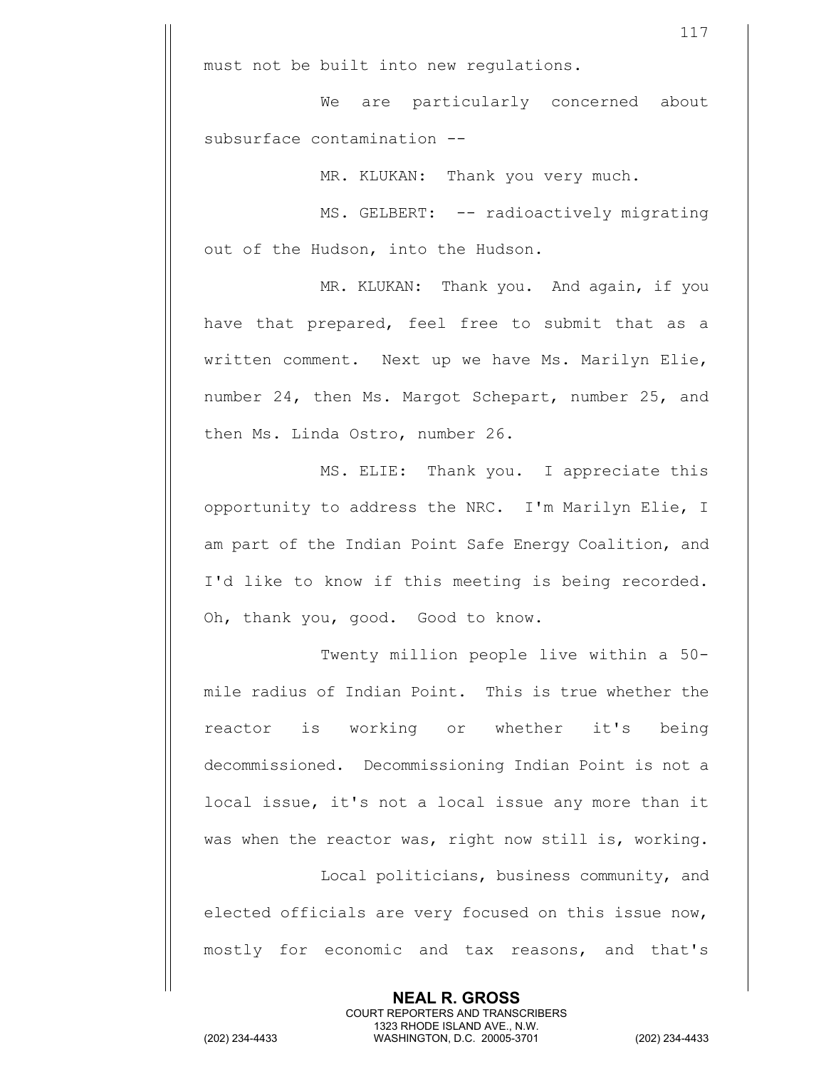must not be built into new regulations.

We are particularly concerned about subsurface contamination --

MR. KLUKAN: Thank you very much.

MS. GELBERT: -- radioactively migrating out of the Hudson, into the Hudson.

MR. KLUKAN: Thank you. And again, if you have that prepared, feel free to submit that as a written comment. Next up we have Ms. Marilyn Elie, number 24, then Ms. Margot Schepart, number 25, and then Ms. Linda Ostro, number 26.

MS. ELIE: Thank you. I appreciate this opportunity to address the NRC. I'm Marilyn Elie, I am part of the Indian Point Safe Energy Coalition, and I'd like to know if this meeting is being recorded. Oh, thank you, good. Good to know.

Twenty million people live within a 50-mile radius of Indian Point. This is true whether the reactor is working or whether it's being decommissioned. Decommissioning Indian Point is not a local issue, it's not a local issue any more than it was when the reactor was, right now still is, working.

Local politicians, business community, and elected officials are very focused on this issue now, mostly for economic and tax reasons, and that's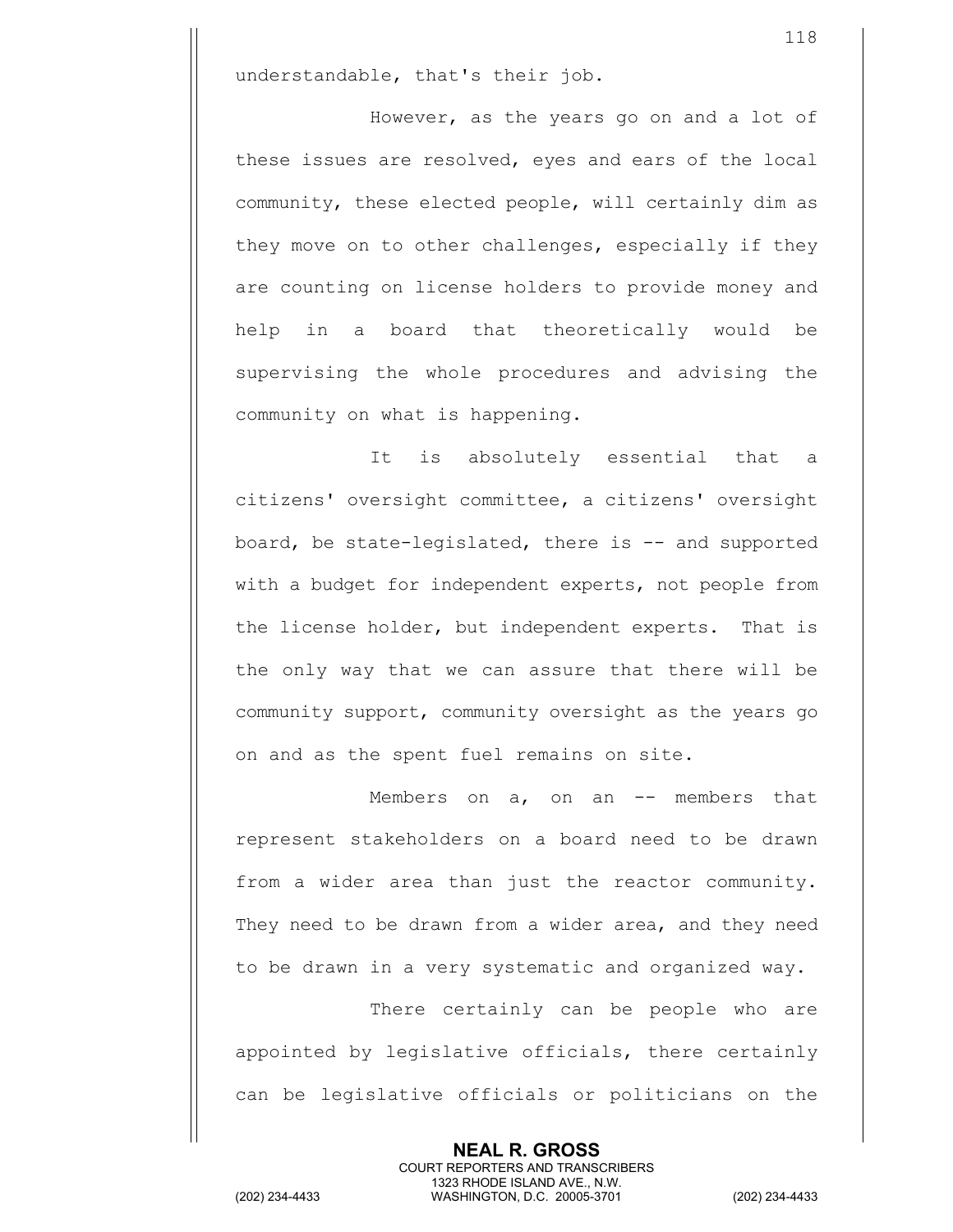understandable, that's their job.

However, as the years go on and a lot of these issues are resolved, eyes and ears of the local community, these elected people, will certainly dim as they move on to other challenges, especially if they are counting on license holders to provide money and help in a board that theoretically would be supervising the whole procedures and advising the community on what is happening.

It is absolutely essential that a citizens' oversight committee, a citizens' oversight board, be state-legislated, there is -- and supported with a budget for independent experts, not people from the license holder, but independent experts. That is the only way that we can assure that there will be community support, community oversight as the years go on and as the spent fuel remains on site.

Members on a, on an -- members that represent stakeholders on a board need to be drawn from a wider area than just the reactor community. They need to be drawn from a wider area, and they need to be drawn in a very systematic and organized way.

There certainly can be people who are appointed by legislative officials, there certainly can be legislative officials or politicians on the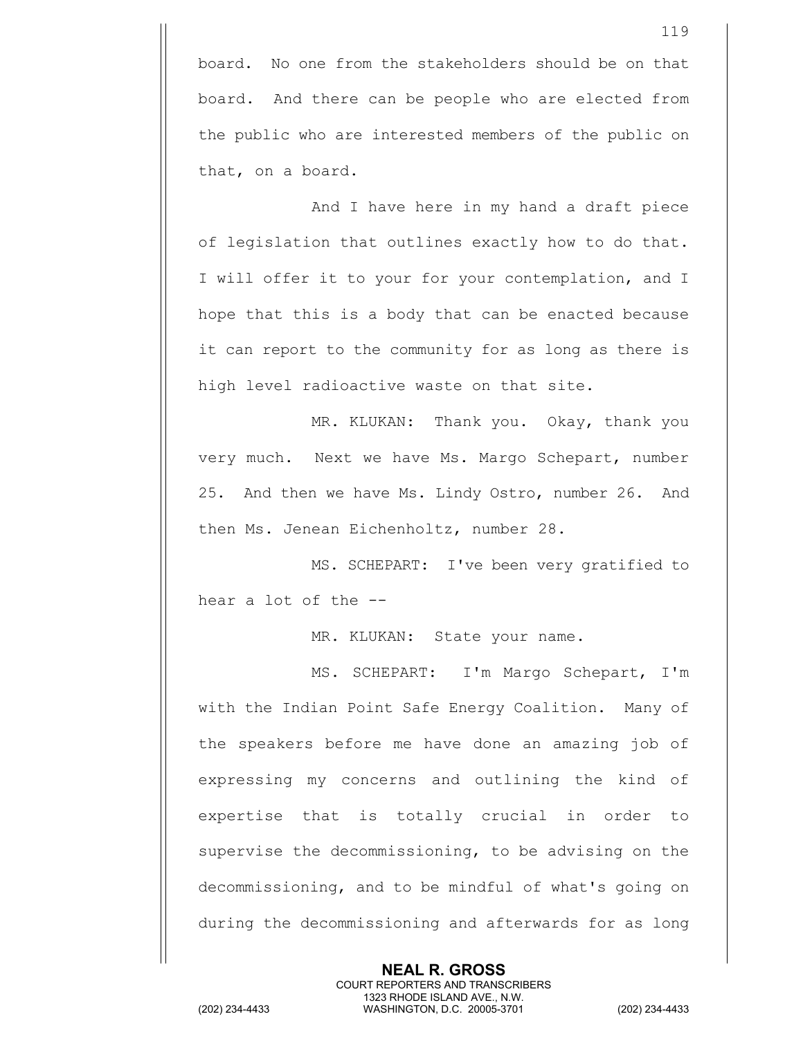board. No one from the stakeholders should be on that board. And there can be people who are elected from the public who are interested members of the public on that, on a board.

And I have here in my hand a draft piece of legislation that outlines exactly how to do that. I will offer it to your for your contemplation, and I hope that this is a body that can be enacted because it can report to the community for as long as there is high level radioactive waste on that site.

MR. KLUKAN: Thank you. Okay, thank you very much. Next we have Ms. Margo Schepart, number 25. And then we have Ms. Lindy Ostro, number 26. And then Ms. Jenean Eichenholtz, number 28.

MS. SCHEPART: I've been very gratified to hear a lot of the --

MR. KLUKAN: State your name.

MS. SCHEPART: I'm Margo Schepart, I'm with the Indian Point Safe Energy Coalition. Many of the speakers before me have done an amazing job of expressing my concerns and outlining the kind of expertise that is totally crucial in order to supervise the decommissioning, to be advising on the decommissioning, and to be mindful of what's going on during the decommissioning and afterwards for as long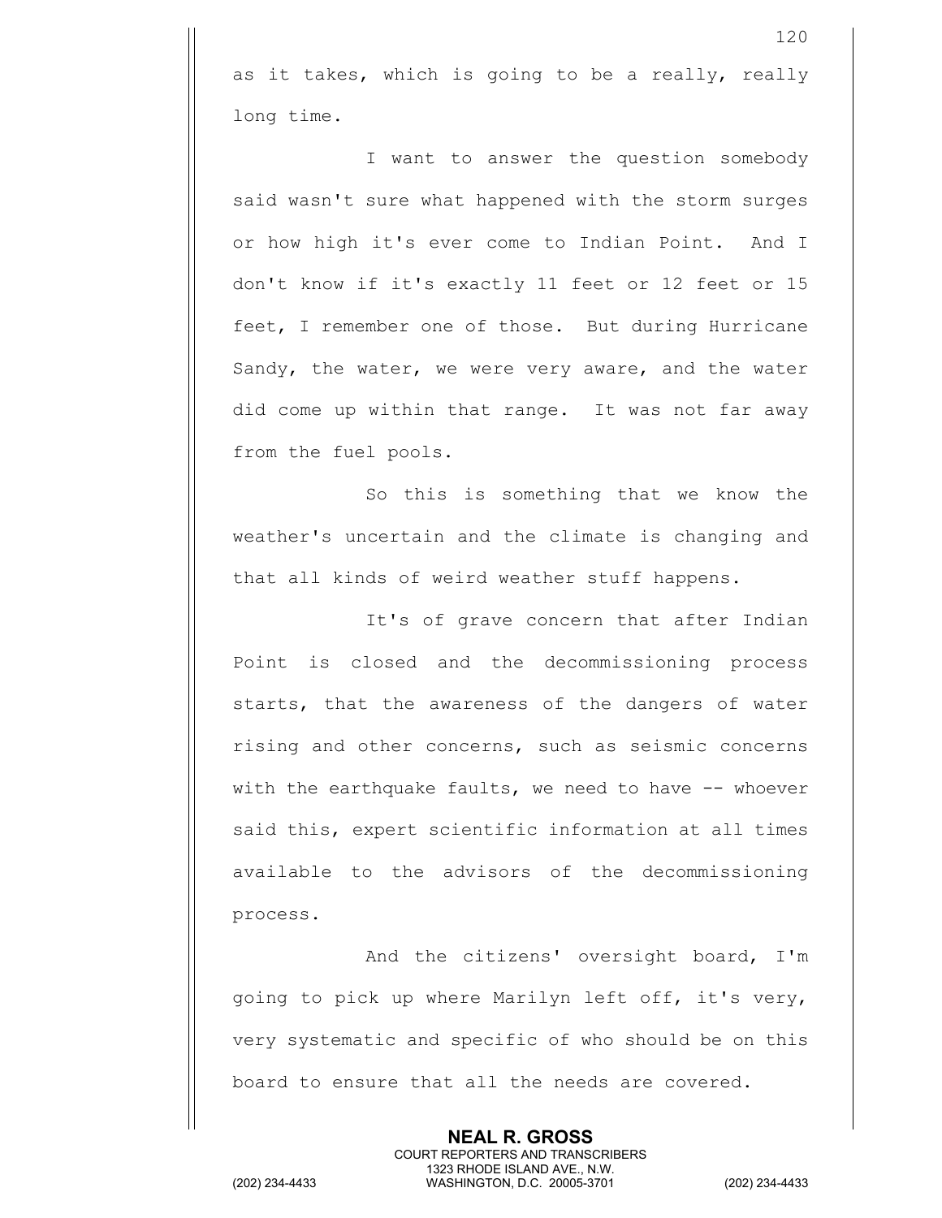as it takes, which is going to be a really, really long time.

I want to answer the question somebody said wasn't sure what happened with the storm surges or how high it's ever come to Indian Point. And I don't know if it's exactly 11 feet or 12 feet or 15 feet, I remember one of those. But during Hurricane Sandy, the water, we were very aware, and the water did come up within that range. It was not far away from the fuel pools.

So this is something that we know the weather's uncertain and the climate is changing and that all kinds of weird weather stuff happens.

It's of grave concern that after Indian Point is closed and the decommissioning process starts, that the awareness of the dangers of water rising and other concerns, such as seismic concerns with the earthquake faults, we need to have -- whoever said this, expert scientific information at all times available to the advisors of the decommissioning process.

And the citizens' oversight board, I'm going to pick up where Marilyn left off, it's very, very systematic and specific of who should be on this board to ensure that all the needs are covered.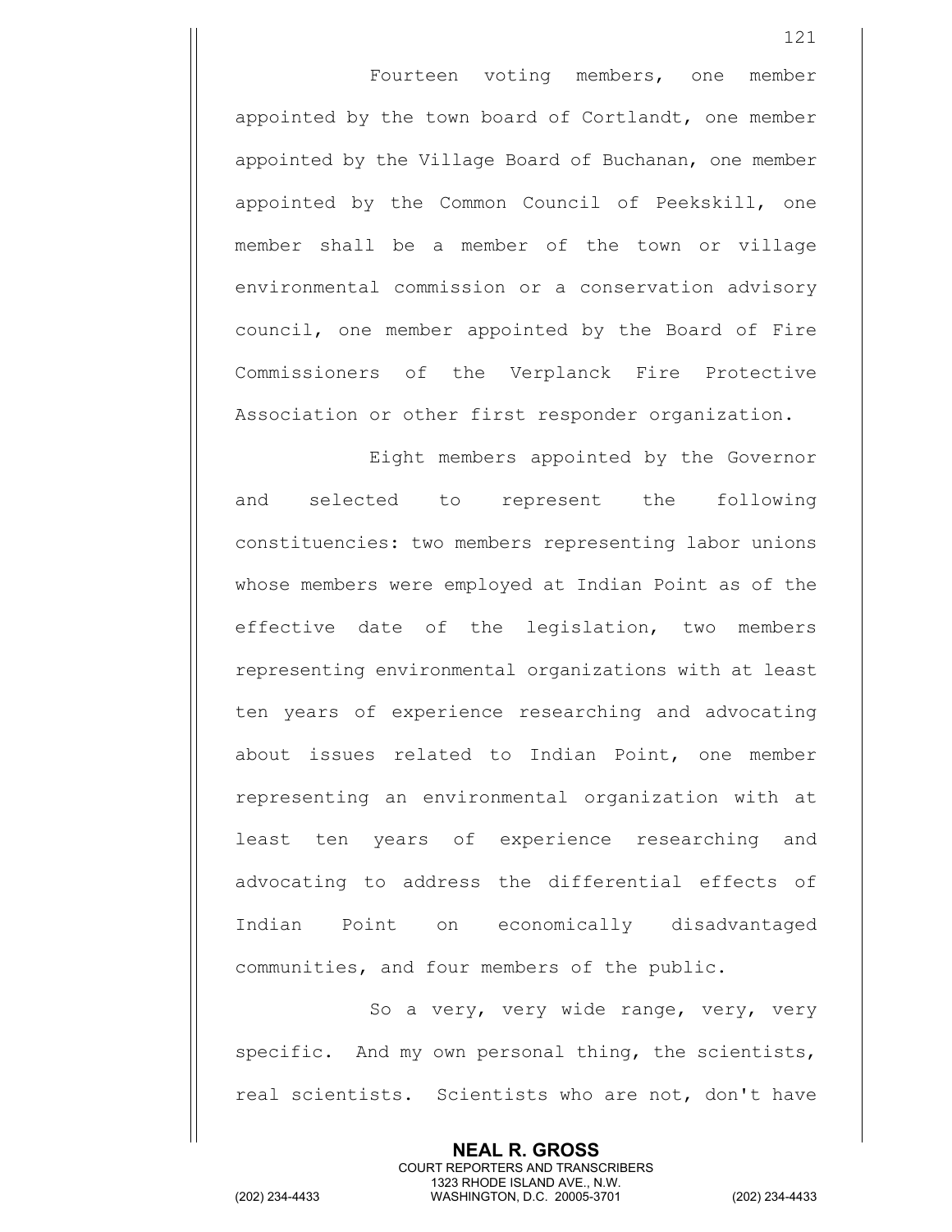Fourteen voting members, one member appointed by the town board of Cortlandt, one member appointed by the Village Board of Buchanan, one member appointed by the Common Council of Peekskill, one member shall be a member of the town or village environmental commission or a conservation advisory council, one member appointed by the Board of Fire Commissioners of the Verplanck Fire Protective Association or other first responder organization.

Eight members appointed by the Governor and selected to represent the following constituencies: two members representing labor unions whose members were employed at Indian Point as of the effective date of the legislation, two members representing environmental organizations with at least ten years of experience researching and advocating about issues related to Indian Point, one member representing an environmental organization with at least ten years of experience researching and advocating to address the differential effects of Indian Point on economically disadvantaged communities, and four members of the public.

So a very, very wide range, very, very specific. And my own personal thing, the scientists, real scientists. Scientists who are not, don't have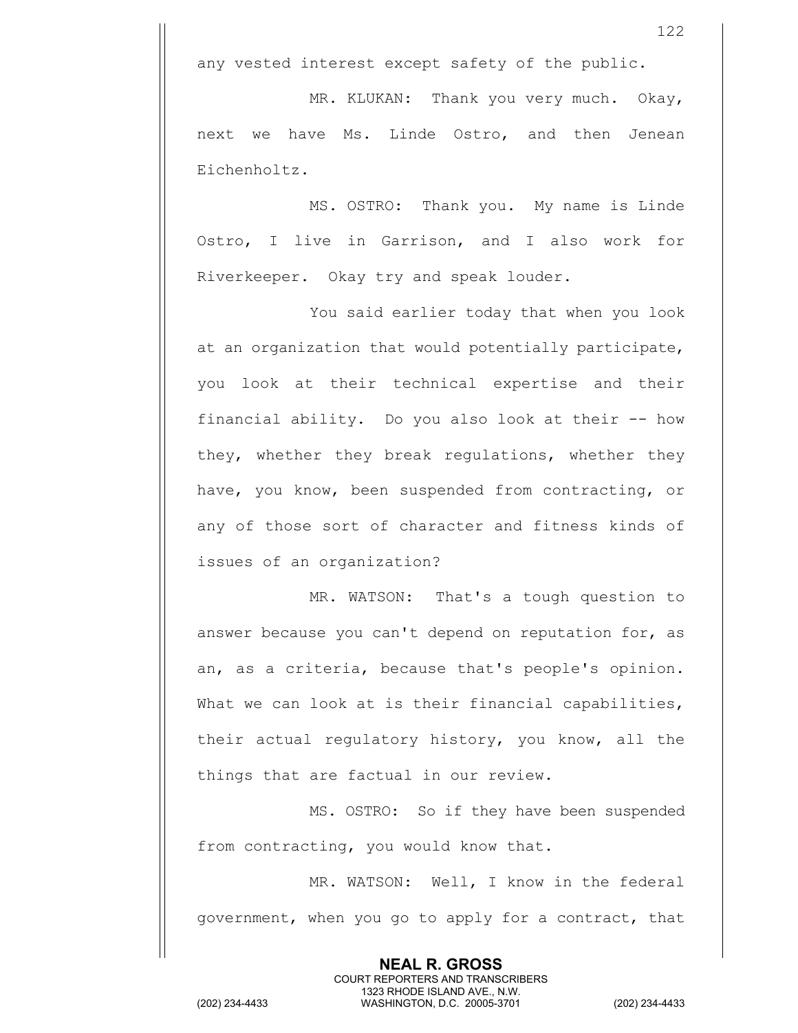any vested interest except safety of the public.

MR. KLUKAN: Thank you very much. Okay, next we have Ms. Linde Ostro, and then Jenean Eichenholtz.

MS. OSTRO: Thank you. My name is Linde Ostro, I live in Garrison, and I also work for Riverkeeper. Okay try and speak louder.

You said earlier today that when you look at an organization that would potentially participate, you look at their technical expertise and their financial ability. Do you also look at their -- how they, whether they break regulations, whether they have, you know, been suspended from contracting, or any of those sort of character and fitness kinds of issues of an organization?

MR. WATSON: That's a tough question to answer because you can't depend on reputation for, as an, as a criteria, because that's people's opinion. What we can look at is their financial capabilities, their actual regulatory history, you know, all the things that are factual in our review.

MS. OSTRO: So if they have been suspended from contracting, you would know that.

MR. WATSON: Well, I know in the federal government, when you go to apply for a contract, that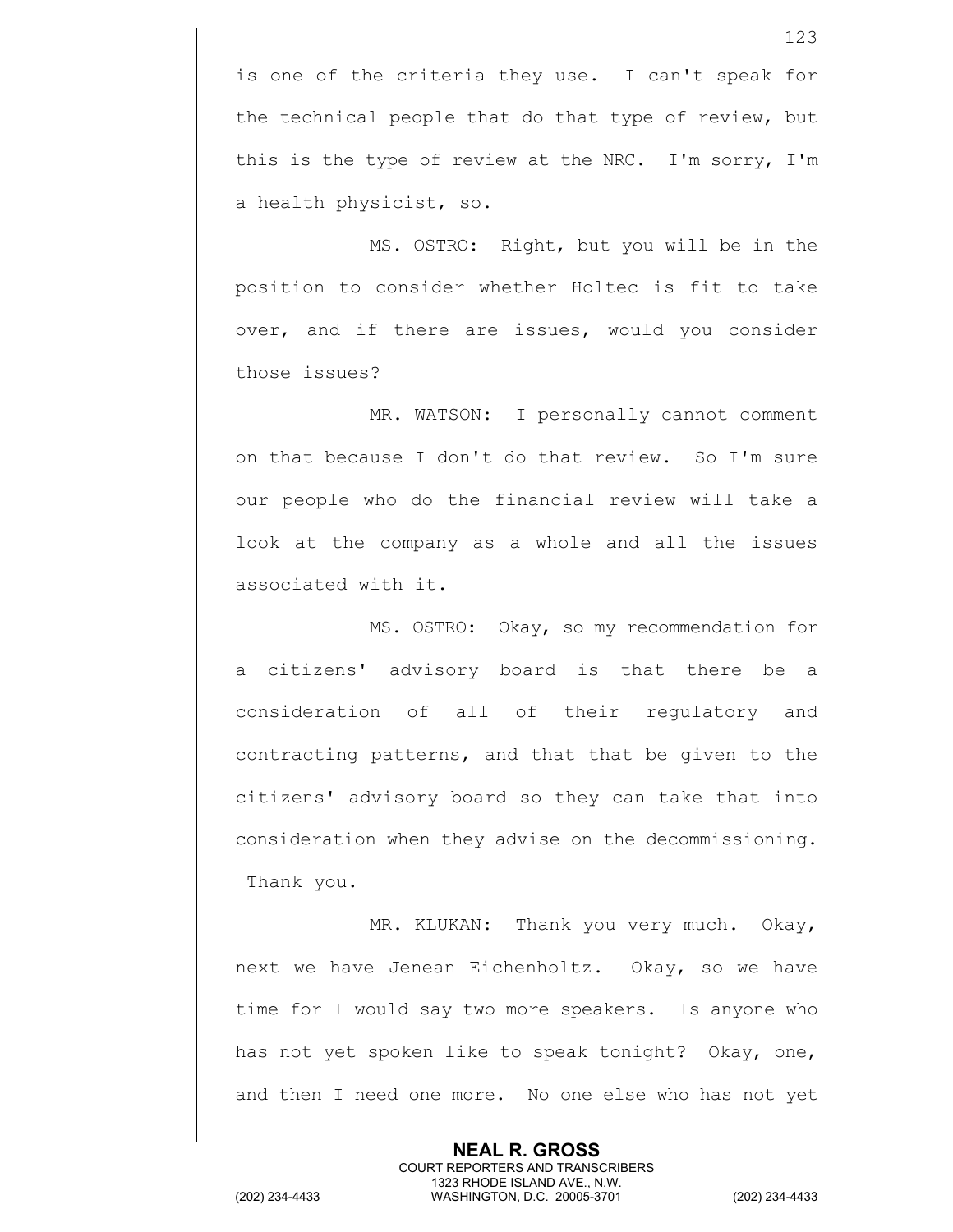is one of the criteria they use. I can't speak for the technical people that do that type of review, but this is the type of review at the NRC. I'm sorry, I'm a health physicist, so.

MS. OSTRO: Right, but you will be in the position to consider whether Holtec is fit to take over, and if there are issues, would you consider those issues?

MR. WATSON: I personally cannot comment on that because I don't do that review. So I'm sure our people who do the financial review will take a look at the company as a whole and all the issues associated with it.

MS. OSTRO: Okay, so my recommendation for a citizens' advisory board is that there be a consideration of all of their regulatory and contracting patterns, and that that be given to the citizens' advisory board so they can take that into consideration when they advise on the decommissioning. Thank you.

MR. KLUKAN: Thank you very much. Okay, next we have Jenean Eichenholtz. Okay, so we have time for I would say two more speakers. Is anyone who has not yet spoken like to speak tonight? Okay, one, and then I need one more. No one else who has not yet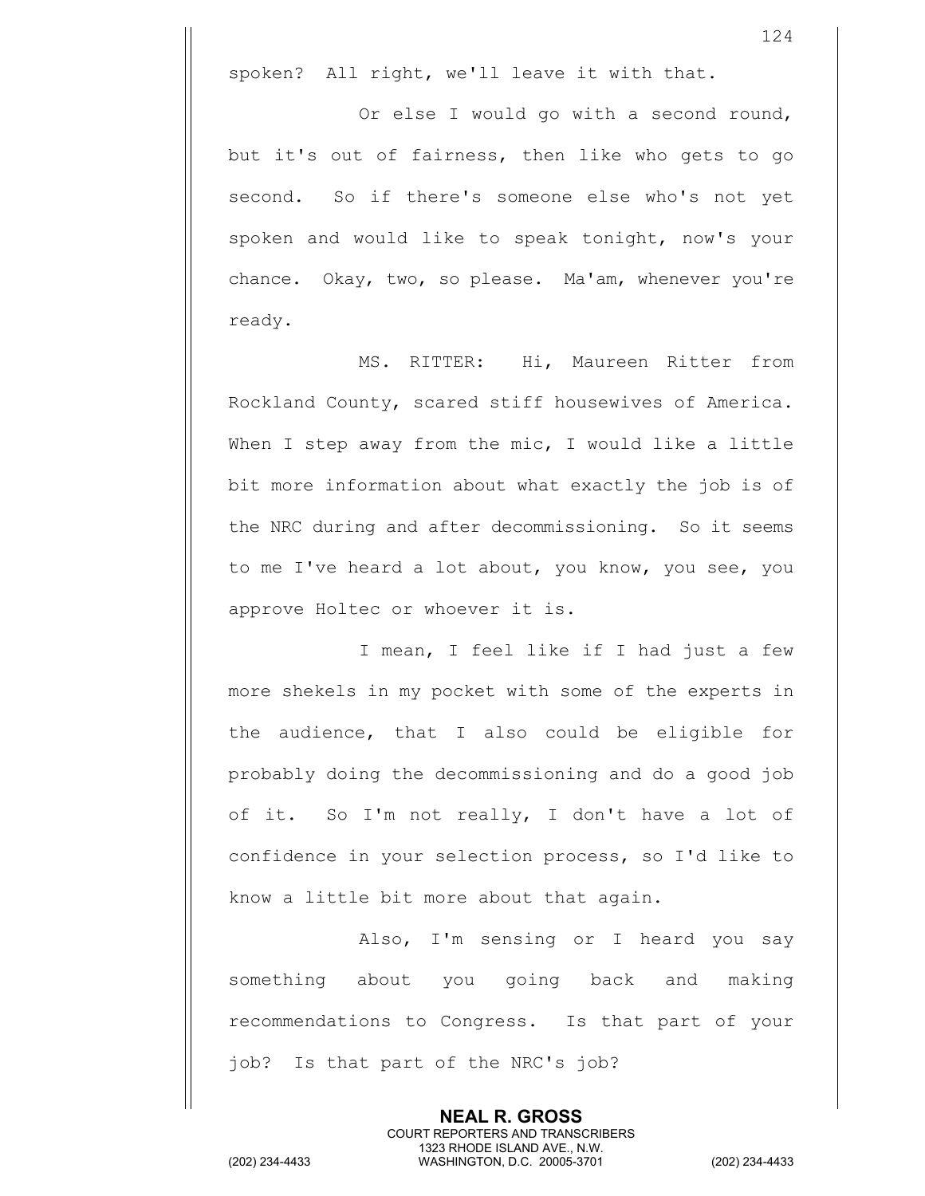spoken? All right, we'll leave it with that.

Or else I would go with a second round, but it's out of fairness, then like who gets to go second. So if there's someone else who's not yet spoken and would like to speak tonight, now's your chance. Okay, two, so please. Ma'am, whenever you're ready.

MS. RITTER: Hi, Maureen Ritter from Rockland County, scared stiff housewives of America. When I step away from the mic, I would like a little bit more information about what exactly the job is of the NRC during and after decommissioning. So it seems to me I've heard a lot about, you know, you see, you approve Holtec or whoever it is.

I mean, I feel like if I had just a few more shekels in my pocket with some of the experts in the audience, that I also could be eligible for probably doing the decommissioning and do a good job of it. So I'm not really, I don't have a lot of confidence in your selection process, so I'd like to know a little bit more about that again.

Also, I'm sensing or I heard you say something about you going back and making recommendations to Congress. Is that part of your job? Is that part of the NRC's job?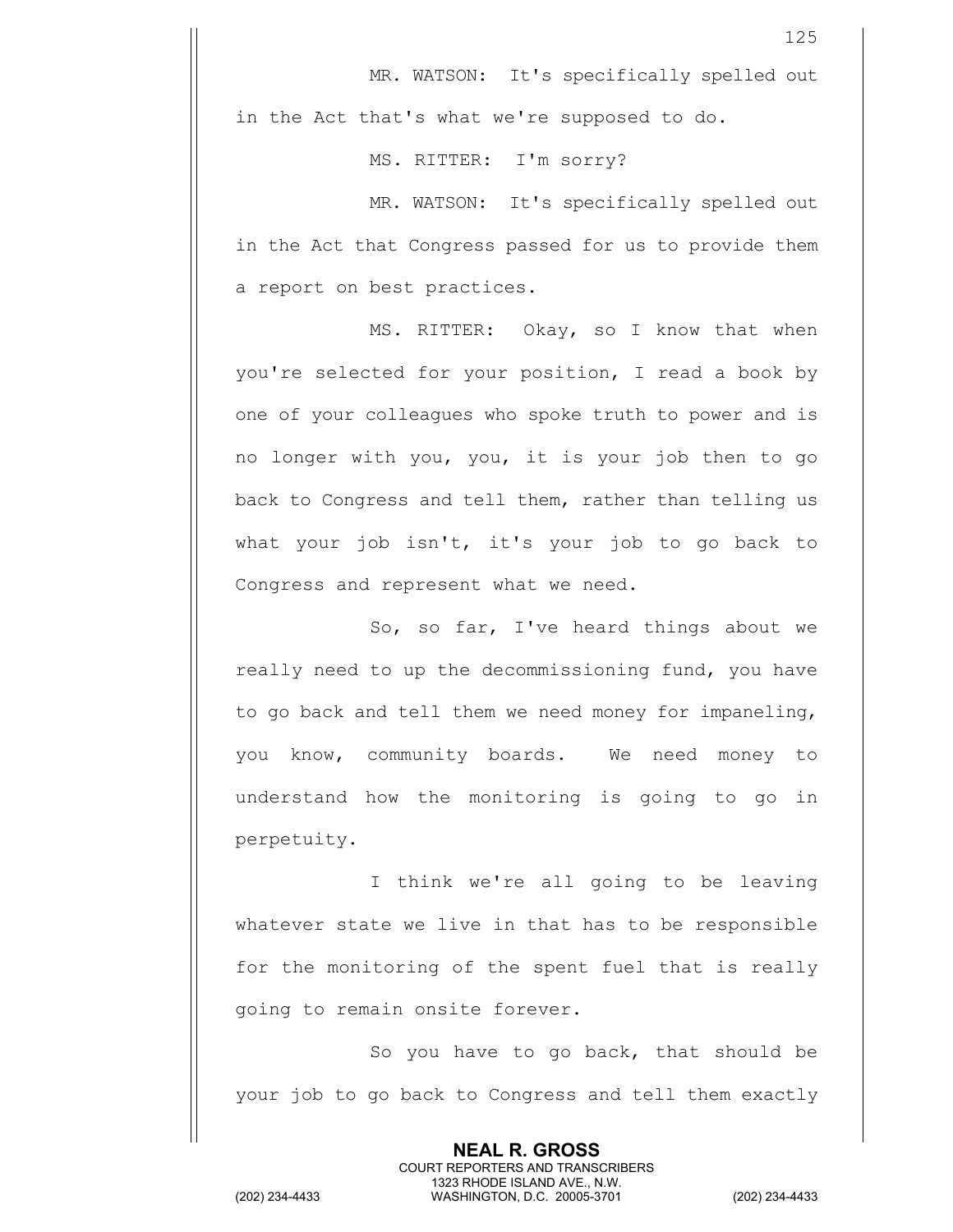MR. WATSON: It's specifically spelled out in the Act that's what we're supposed to do.

MS. RITTER: I'm sorry?

MR. WATSON: It's specifically spelled out in the Act that Congress passed for us to provide them a report on best practices.

MS. RITTER: Okay, so I know that when you're selected for your position, I read a book by one of your colleagues who spoke truth to power and is no longer with you, you, it is your job then to go back to Congress and tell them, rather than telling us what your job isn't, it's your job to go back to Congress and represent what we need.

So, so far, I've heard things about we really need to up the decommissioning fund, you have to go back and tell them we need money for impaneling, you know, community boards. We need money to understand how the monitoring is going to go in perpetuity.

I think we're all going to be leaving whatever state we live in that has to be responsible for the monitoring of the spent fuel that is really going to remain onsite forever.

So you have to go back, that should be your job to go back to Congress and tell them exactly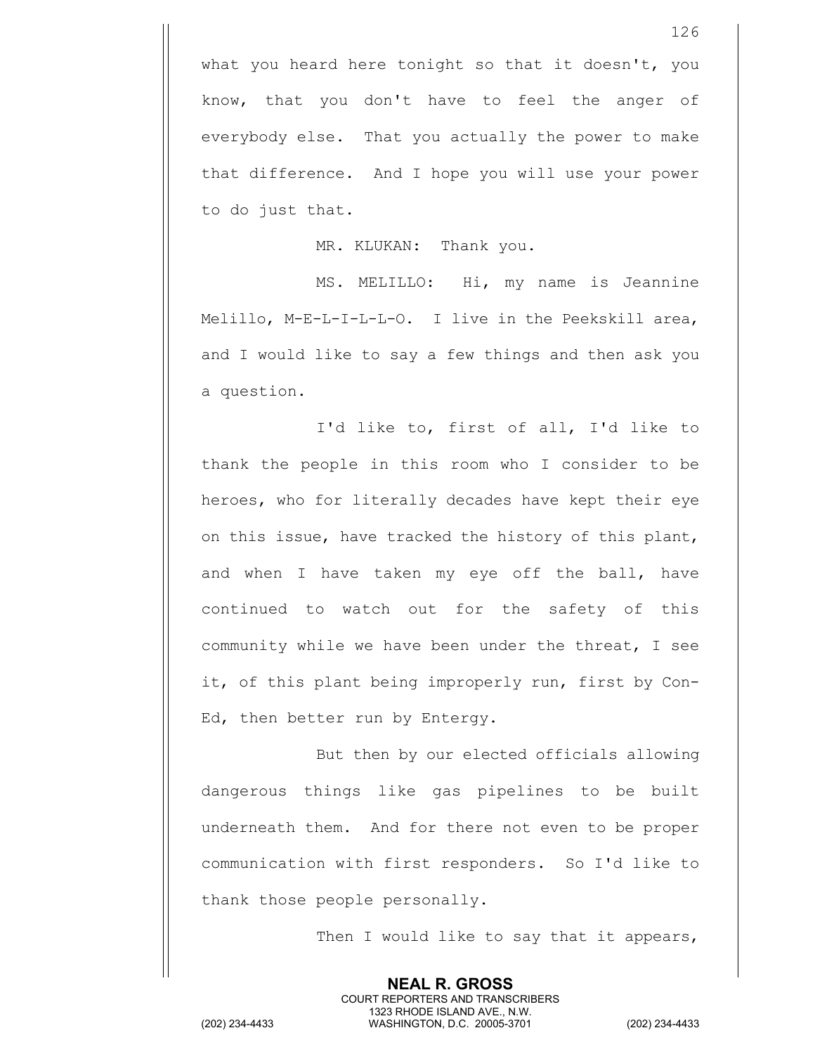what you heard here tonight so that it doesn't, you know, that you don't have to feel the anger of everybody else. That you actually the power to make that difference. And I hope you will use your power to do just that.

MR. KLUKAN: Thank you.

MS. MELILLO: Hi, my name is Jeannine Melillo, M-E-L-I-L-L-O. I live in the Peekskill area, and I would like to say a few things and then ask you a question.

I'd like to, first of all, I'd like to thank the people in this room who I consider to be heroes, who for literally decades have kept their eye on this issue, have tracked the history of this plant, and when I have taken my eye off the ball, have continued to watch out for the safety of this community while we have been under the threat, I see it, of this plant being improperly run, first by Con-Ed, then better run by Entergy.

But then by our elected officials allowing dangerous things like gas pipelines to be built underneath them. And for there not even to be proper communication with first responders. So I'd like to thank those people personally.

Then I would like to say that it appears,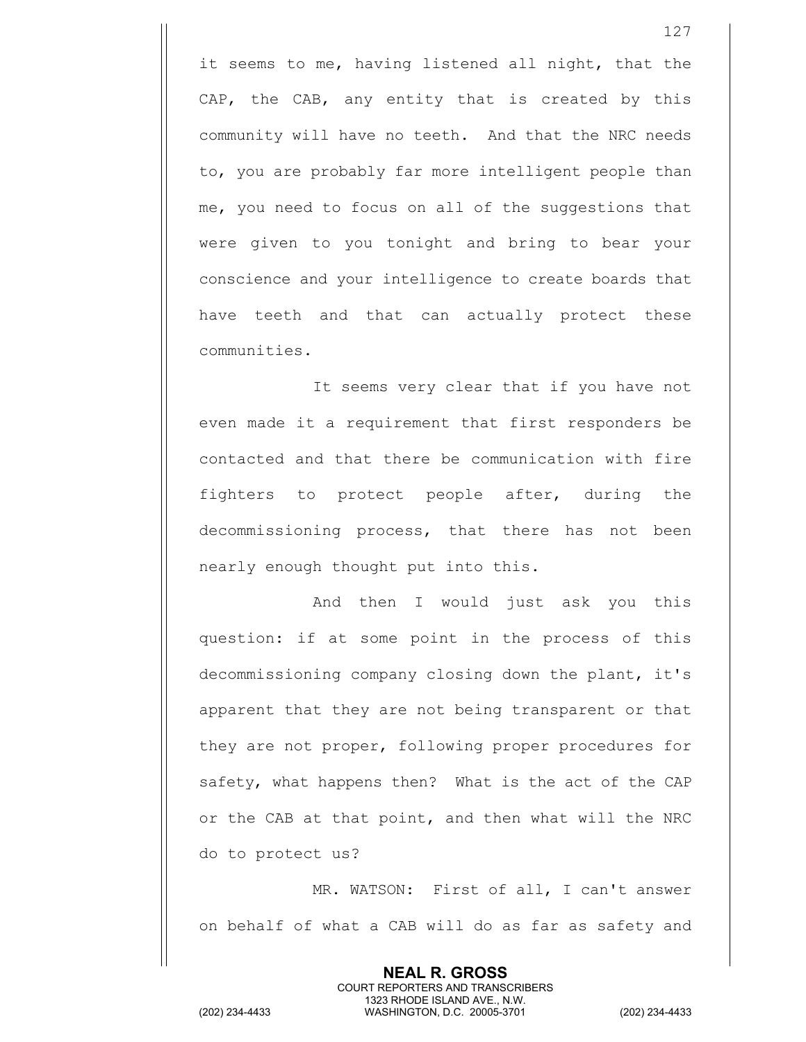it seems to me, having listened all night, that the CAP, the CAB, any entity that is created by this community will have no teeth. And that the NRC needs to, you are probably far more intelligent people than me, you need to focus on all of the suggestions that were given to you tonight and bring to bear your conscience and your intelligence to create boards that have teeth and that can actually protect these communities.

It seems very clear that if you have not even made it a requirement that first responders be contacted and that there be communication with fire fighters to protect people after, during the decommissioning process, that there has not been nearly enough thought put into this.

And then I would just ask you this question: if at some point in the process of this decommissioning company closing down the plant, it's apparent that they are not being transparent or that they are not proper, following proper procedures for safety, what happens then? What is the act of the CAP or the CAB at that point, and then what will the NRC do to protect us?

MR. WATSON: First of all, I can't answer on behalf of what a CAB will do as far as safety and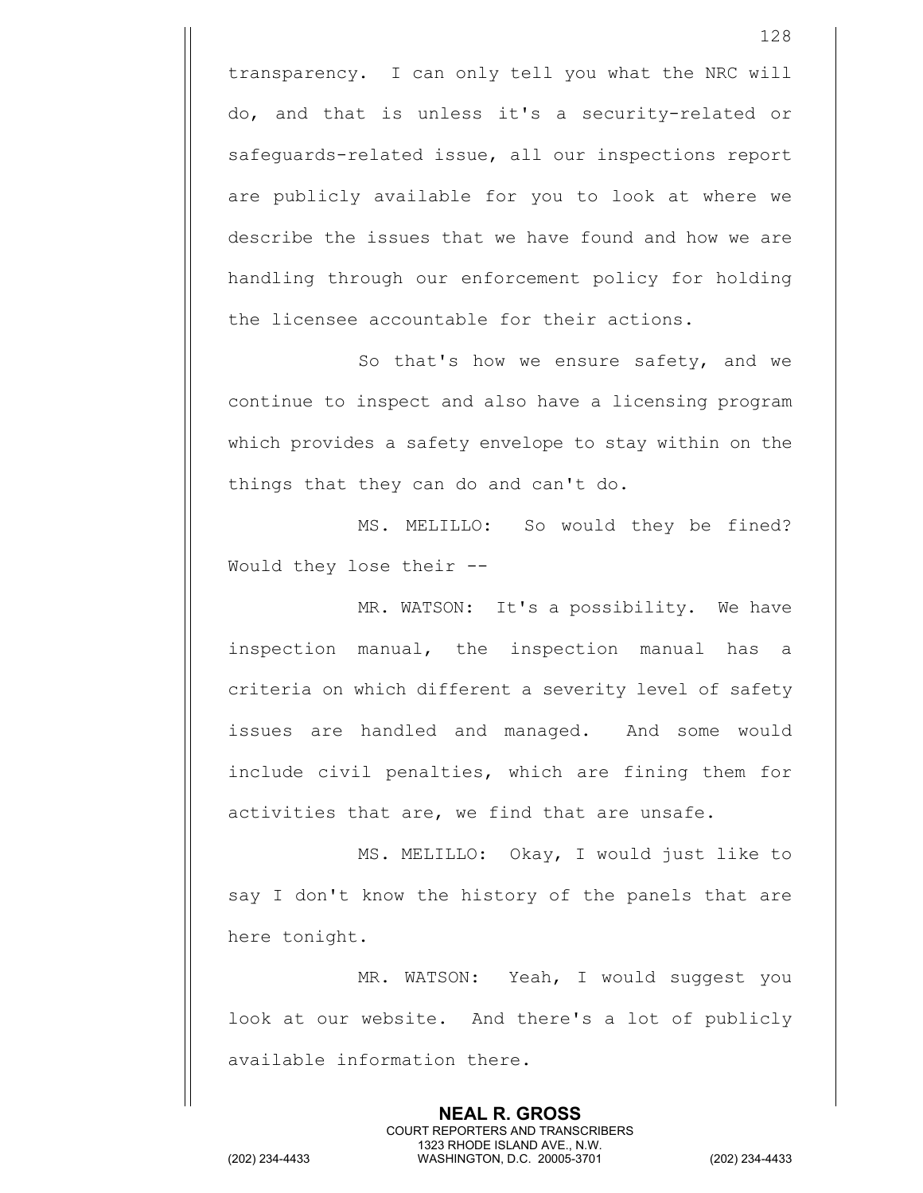transparency. I can only tell you what the NRC will do, and that is unless it's a security-related or safeguards-related issue, all our inspections report are publicly available for you to look at where we describe the issues that we have found and how we are handling through our enforcement policy for holding the licensee accountable for their actions.

So that's how we ensure safety, and we continue to inspect and also have a licensing program which provides a safety envelope to stay within on the things that they can do and can't do.

MS. MELILLO: So would they be fined? Would they lose their --

MR. WATSON: It's a possibility. We have inspection manual, the inspection manual has a criteria on which different a severity level of safety issues are handled and managed. And some would include civil penalties, which are fining them for activities that are, we find that are unsafe.

MS. MELILLO: Okay, I would just like to say I don't know the history of the panels that are here tonight.

MR. WATSON: Yeah, I would suggest you look at our website. And there's a lot of publicly available information there.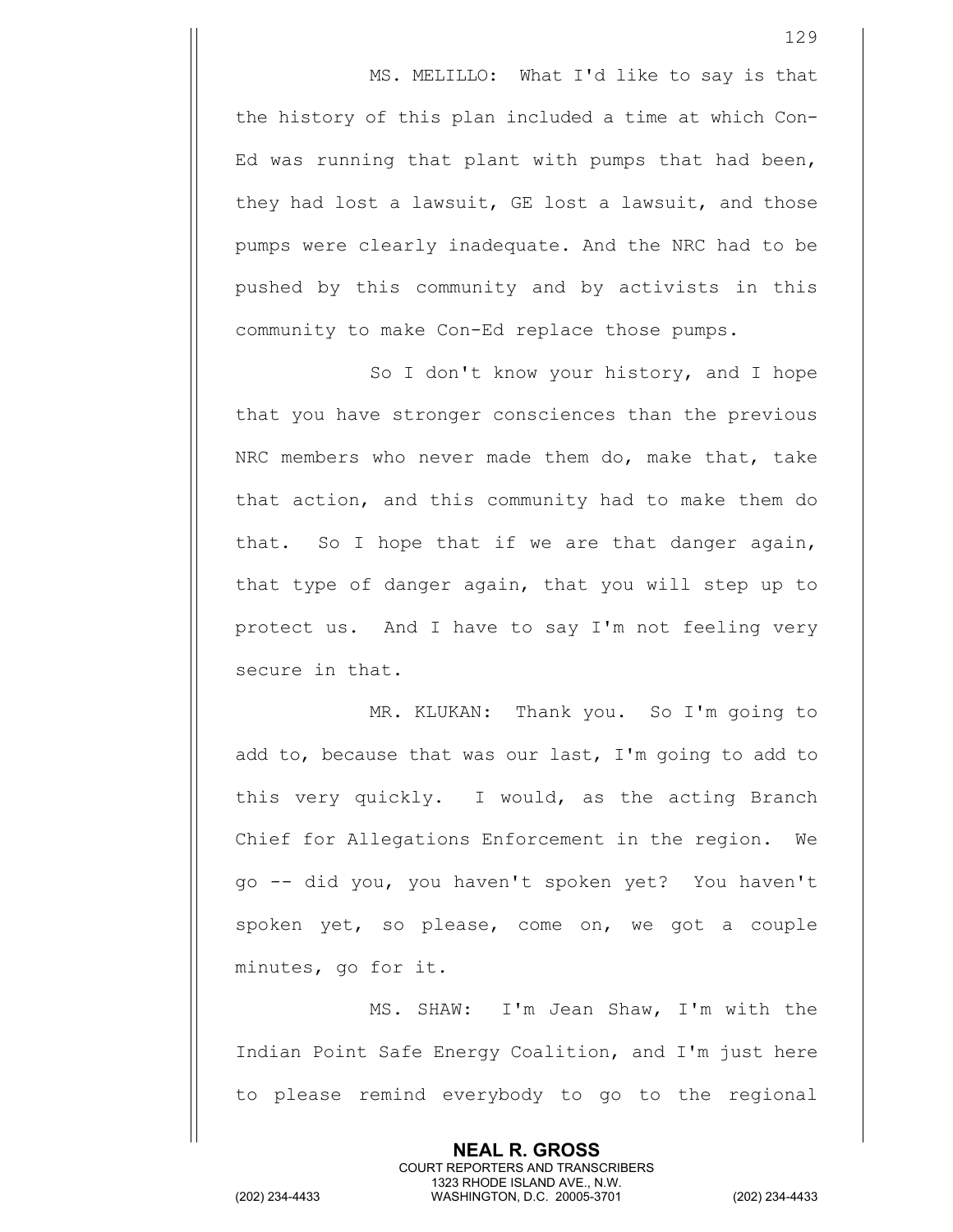MS. MELILLO: What I'd like to say is that the history of this plan included a time at which Con-Ed was running that plant with pumps that had been, they had lost a lawsuit, GE lost a lawsuit, and those pumps were clearly inadequate. And the NRC had to be pushed by this community and by activists in this community to make Con-Ed replace those pumps.

So I don't know your history, and I hope that you have stronger consciences than the previous NRC members who never made them do, make that, take that action, and this community had to make them do that. So I hope that if we are that danger again, that type of danger again, that you will step up to protect us. And I have to say I'm not feeling very secure in that.

MR. KLUKAN: Thank you. So I'm going to add to, because that was our last, I'm going to add to this very quickly. I would, as the acting Branch Chief for Allegations Enforcement in the region. We go -- did you, you haven't spoken yet? You haven't spoken yet, so please, come on, we got a couple minutes, go for it.

MS. SHAW: I'm Jean Shaw, I'm with the Indian Point Safe Energy Coalition, and I'm just here to please remind everybody to go to the regional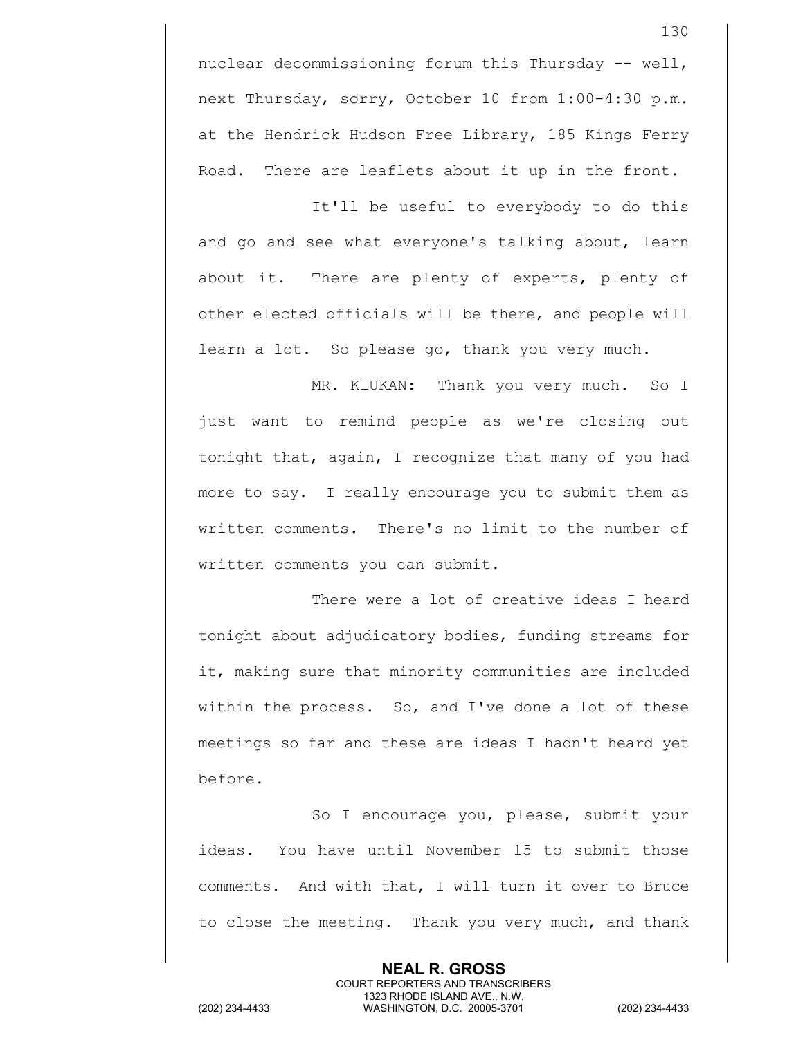nuclear decommissioning forum this Thursday -- well, next Thursday, sorry, October 10 from 1:00-4:30 p.m. at the Hendrick Hudson Free Library, 185 Kings Ferry Road. There are leaflets about it up in the front.

It'll be useful to everybody to do this and go and see what everyone's talking about, learn about it. There are plenty of experts, plenty of other elected officials will be there, and people will learn a lot. So please go, thank you very much.

MR. KLUKAN: Thank you very much. So I just want to remind people as we're closing out tonight that, again, I recognize that many of you had more to say. I really encourage you to submit them as written comments. There's no limit to the number of written comments you can submit.

There were a lot of creative ideas I heard tonight about adjudicatory bodies, funding streams for it, making sure that minority communities are included within the process. So, and I've done a lot of these meetings so far and these are ideas I hadn't heard yet before.

So I encourage you, please, submit your ideas. You have until November 15 to submit those comments. And with that, I will turn it over to Bruce to close the meeting. Thank you very much, and thank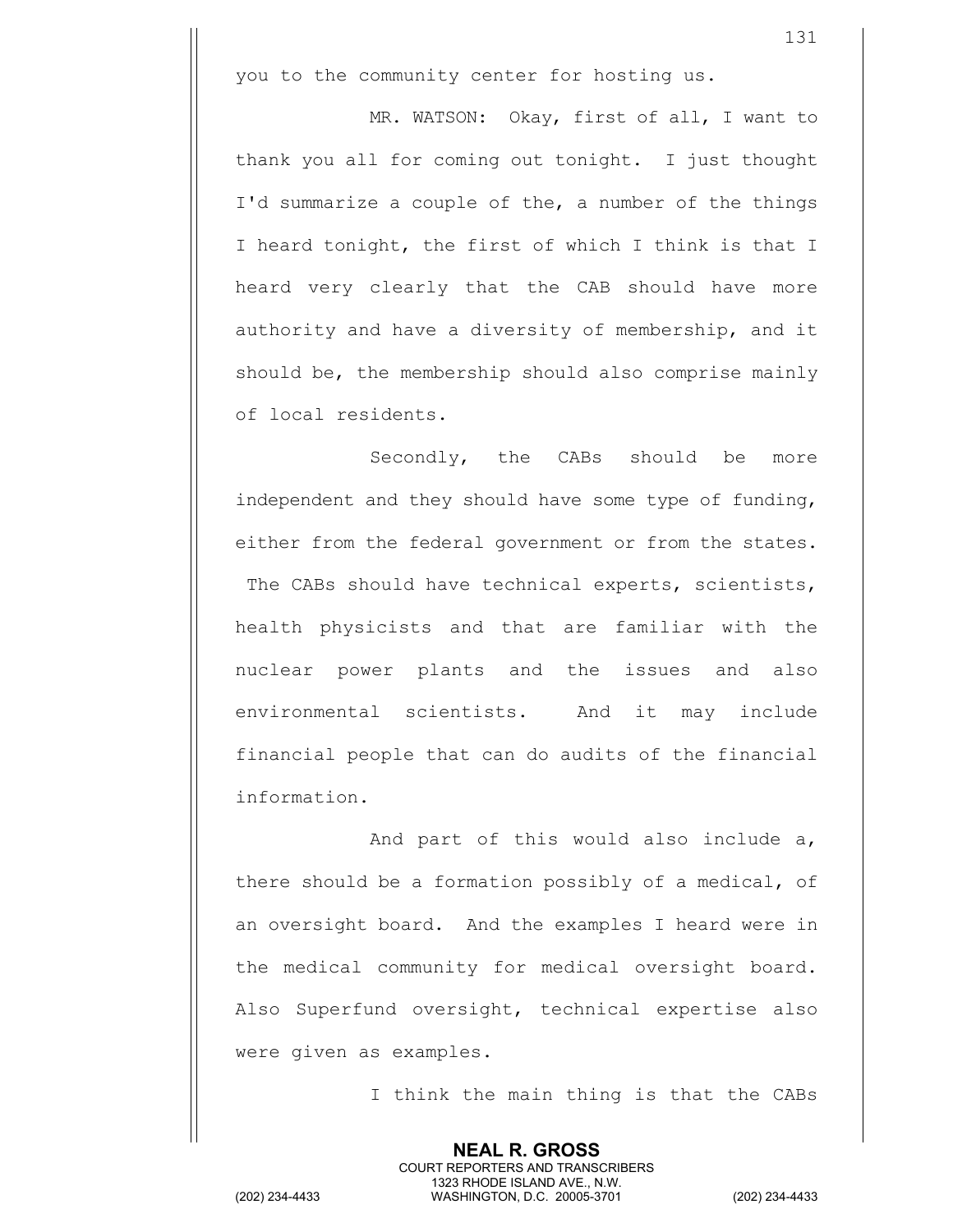you to the community center for hosting us.

MR. WATSON: Okay, first of all, I want to thank you all for coming out tonight. I just thought I'd summarize a couple of the, a number of the things I heard tonight, the first of which I think is that I heard very clearly that the CAB should have more authority and have a diversity of membership, and it should be, the membership should also comprise mainly of local residents.

Secondly, the CABs should be more independent and they should have some type of funding, either from the federal government or from the states. The CABs should have technical experts, scientists, health physicists and that are familiar with the nuclear power plants and the issues and also environmental scientists. And it may include financial people that can do audits of the financial information.

And part of this would also include a, there should be a formation possibly of a medical, of an oversight board. And the examples I heard were in the medical community for medical oversight board. Also Superfund oversight, technical expertise also were given as examples.

I think the main thing is that the CABs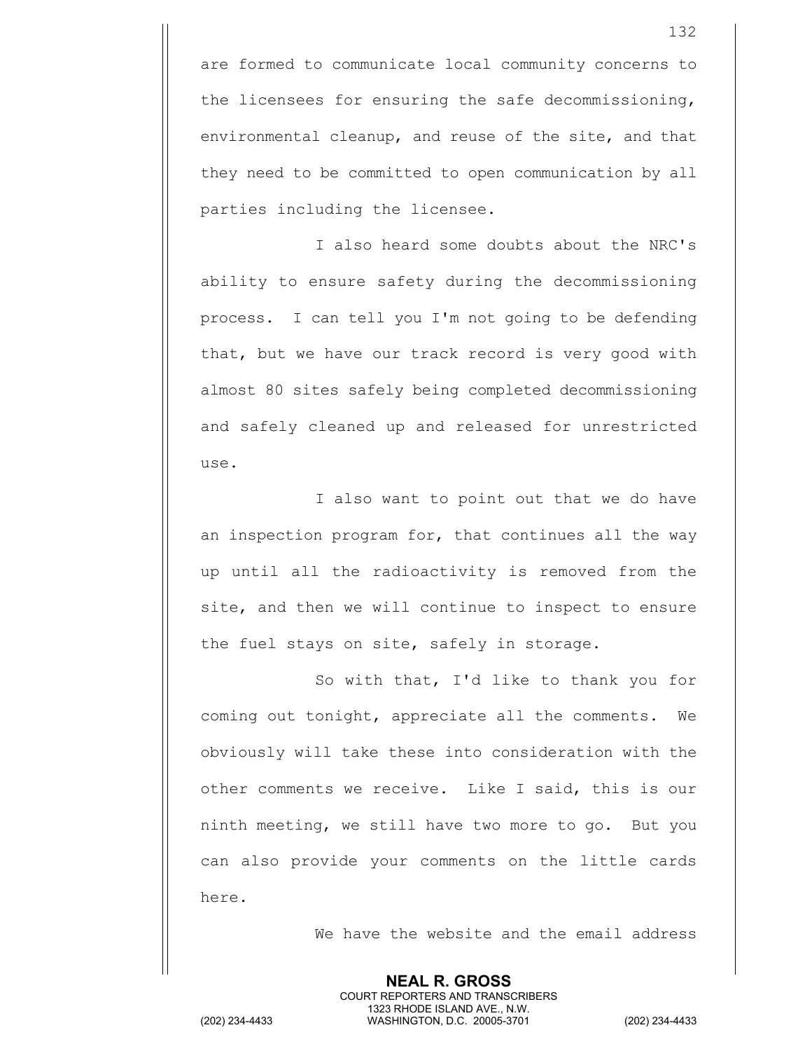are formed to communicate local community concerns to the licensees for ensuring the safe decommissioning, environmental cleanup, and reuse of the site, and that they need to be committed to open communication by all parties including the licensee.

I also heard some doubts about the NRC's ability to ensure safety during the decommissioning process. I can tell you I'm not going to be defending that, but we have our track record is very good with almost 80 sites safely being completed decommissioning and safely cleaned up and released for unrestricted use.

I also want to point out that we do have an inspection program for, that continues all the way up until all the radioactivity is removed from the site, and then we will continue to inspect to ensure the fuel stays on site, safely in storage.

So with that, I'd like to thank you for coming out tonight, appreciate all the comments. We obviously will take these into consideration with the other comments we receive. Like I said, this is our ninth meeting, we still have two more to go. But you can also provide your comments on the little cards here.

We have the website and the email address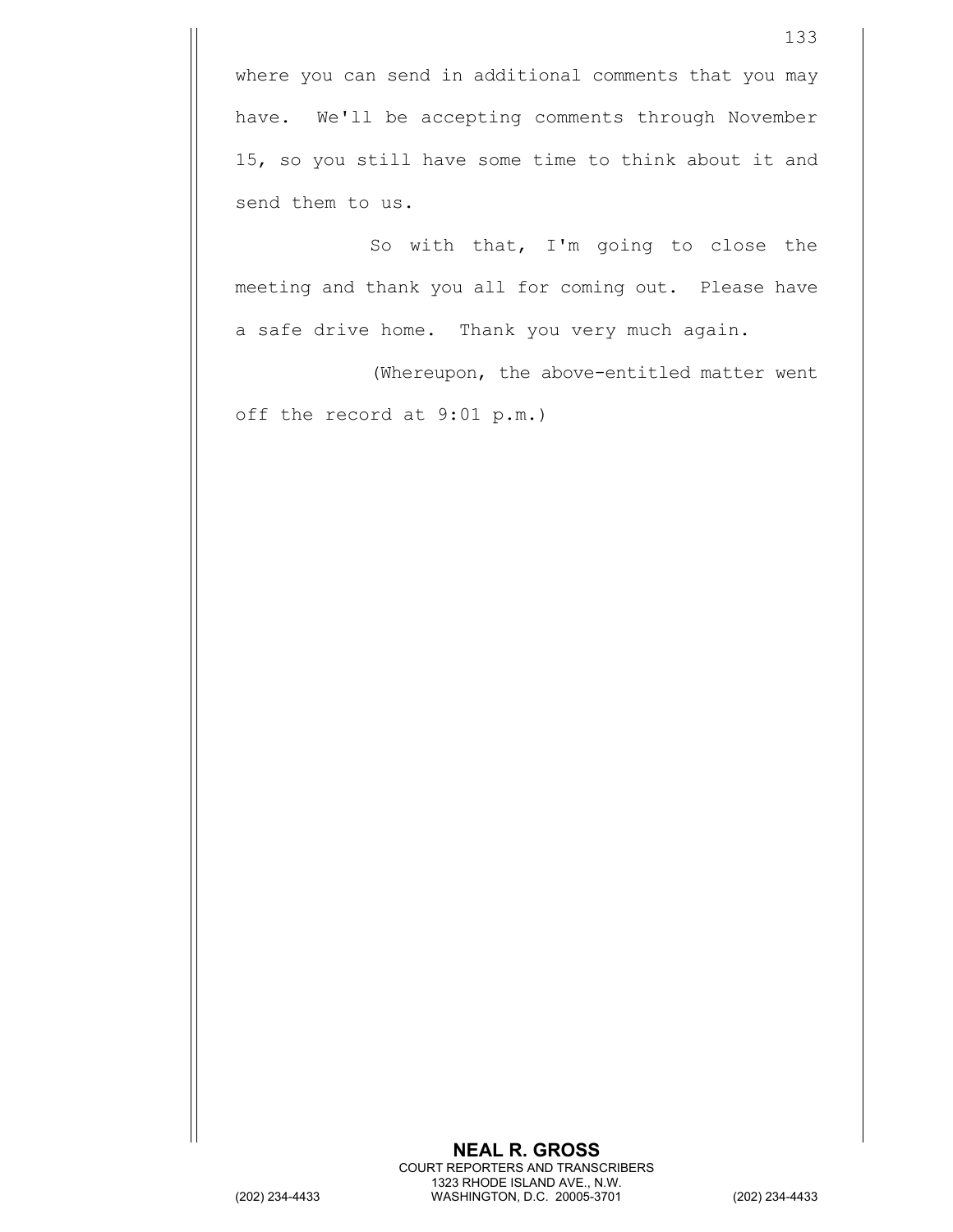where you can send in additional comments that you may have. We'll be accepting comments through November 15, so you still have some time to think about it and send them to us.

So with that, I'm going to close the meeting and thank you all for coming out. Please have a safe drive home. Thank you very much again.

(Whereupon, the above-entitled matter went off the record at 9:01 p.m.)